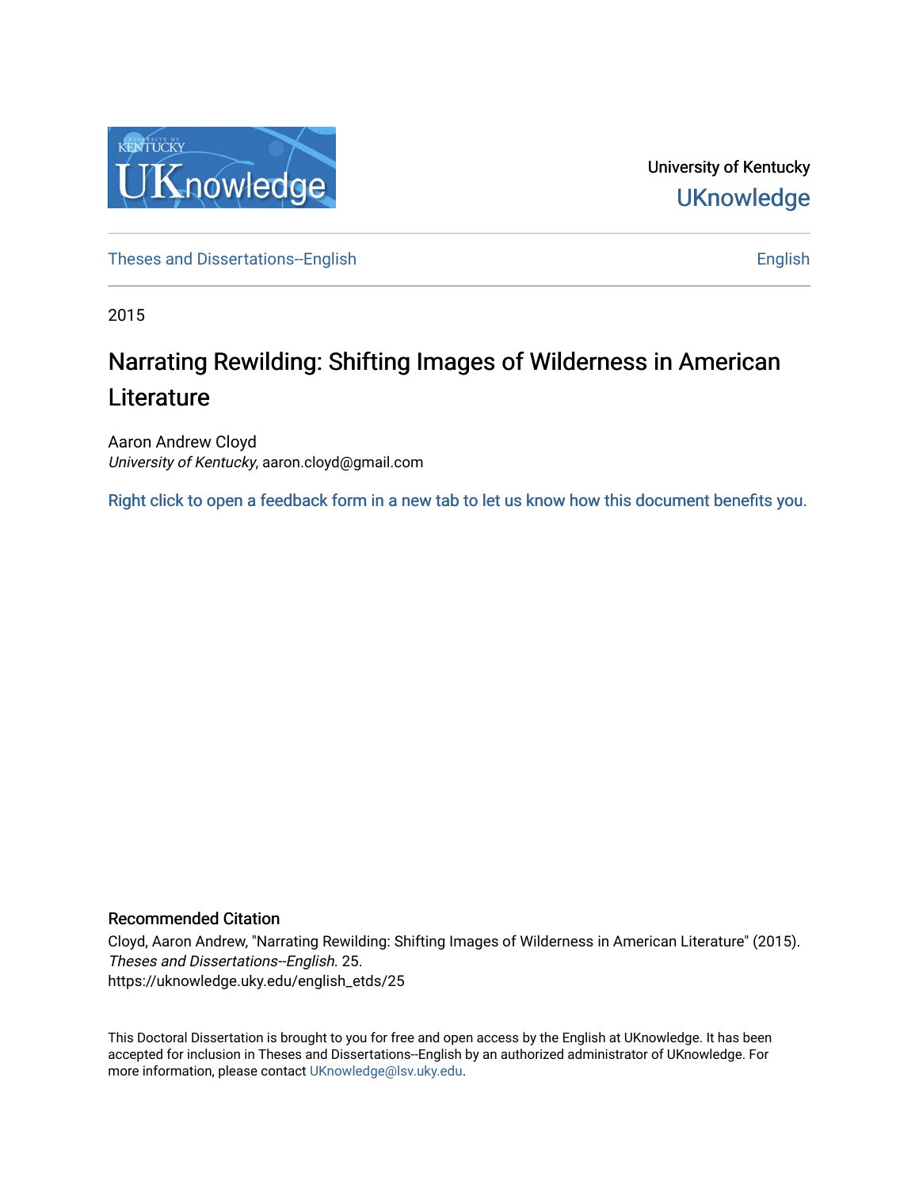University of Kentucky

UKnowledge

Theses and Dissertations--English

English

2015

# Narrating Rewilding: Shifting Images of Wilderness in American Literature

Aaron Andrew Cloyd

*University of Kentucky*, aaron.cloyd@gmail.com

Right click to open a feedback form in a new tab to let us know how this document benefits you.

## Recommended Citation

Cloyd, Aaron Andrew, "Narrating Rewilding: Shifting Images of Wilderness in American Literature" (2015). *Theses and Dissertations--English*. 25.
https://uknowledge.uky.edu/english_etds/25

This Doctoral Dissertation is brought to you for free and open access by the English at UKnowledge. It has been accepted for inclusion in Theses and Dissertations--English by an authorized administrator of UKnowledge. For more information, please contact UKnowledge@lsv.uky.edu.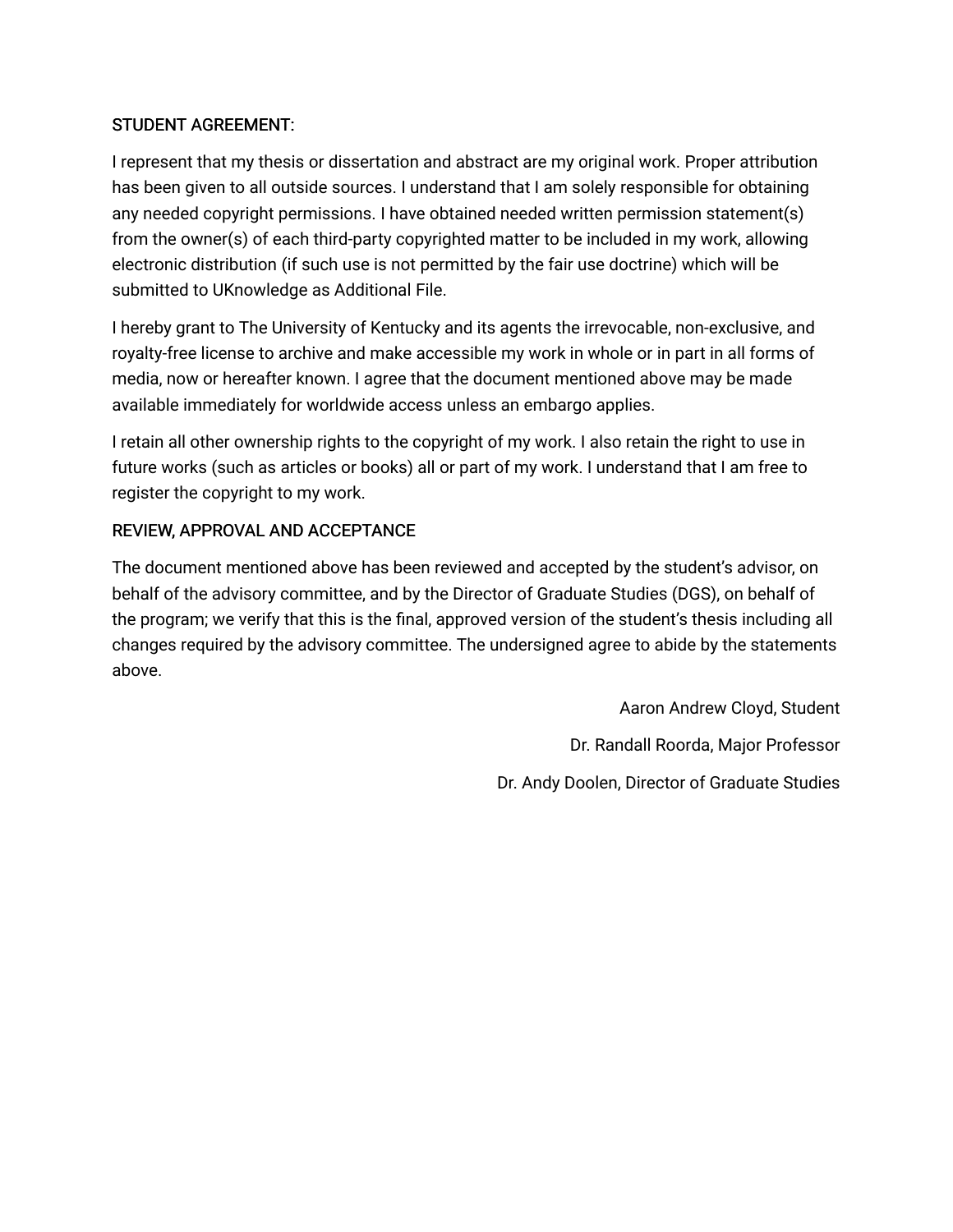STUDENT AGREEMENT:

I represent that my thesis or dissertation and abstract are my original work. Proper attribution has been given to all outside sources. I understand that I am solely responsible for obtaining any needed copyright permissions. I have obtained needed written permission statement(s) from the owner(s) of each third-party copyrighted matter to be included in my work, allowing electronic distribution (if such use is not permitted by the fair use doctrine) which will be submitted to UKnowledge as Additional File.

I hereby grant to The University of Kentucky and its agents the irrevocable, non-exclusive, and royalty-free license to archive and make accessible my work in whole or in part in all forms of media, now or hereafter known. I agree that the document mentioned above may be made available immediately for worldwide access unless an embargo applies.

I retain all other ownership rights to the copyright of my work. I also retain the right to use in future works (such as articles or books) all or part of my work. I understand that I am free to register the copyright to my work.

REVIEW, APPROVAL AND ACCEPTANCE

The document mentioned above has been reviewed and accepted by the student's advisor, on behalf of the advisory committee, and by the Director of Graduate Studies (DGS), on behalf of the program; we verify that this is the final, approved version of the student's thesis including all changes required by the advisory committee. The undersigned agree to abide by the statements above.

Aaron Andrew Cloyd, Student

Dr. Randall Roorda, Major Professor

Dr. Andy Doolen, Director of Graduate Studies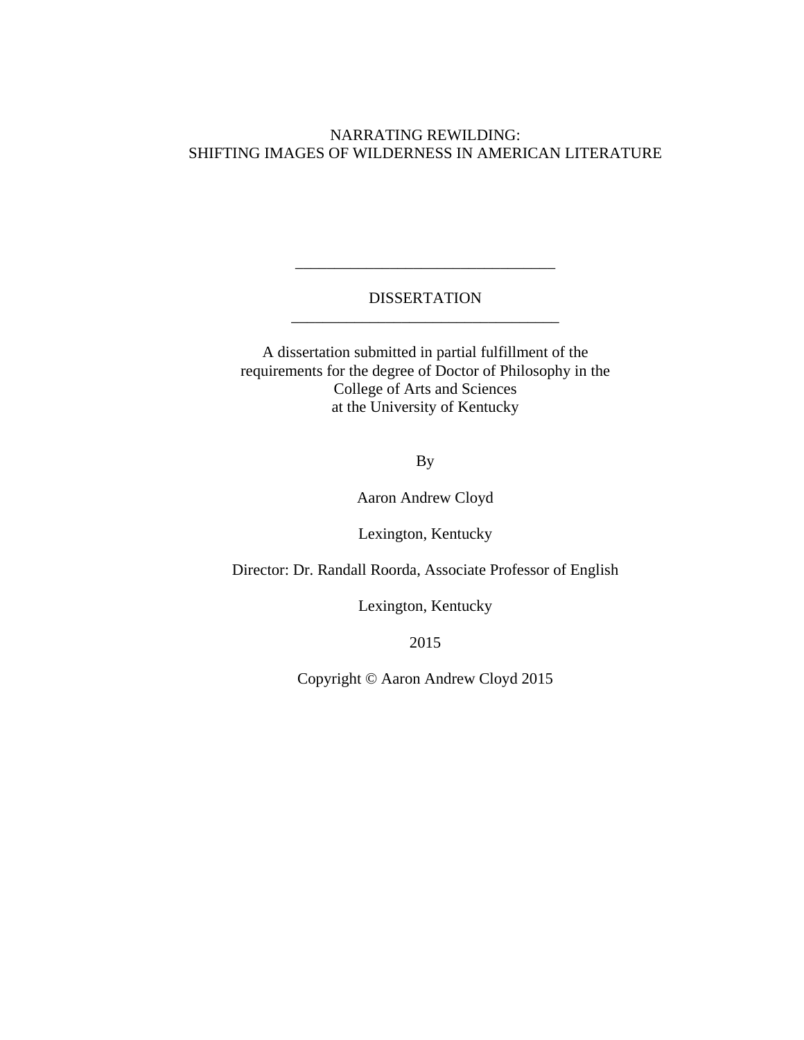NARRATING REWILDING:
SHIFTING IMAGES OF WILDERNESS IN AMERICAN LITERATURE

---

DISSERTATION

---

A dissertation submitted in partial fulfillment of the
requirements for the degree of Doctor of Philosophy in the
College of Arts and Sciences
at the University of Kentucky

By

Aaron Andrew Cloyd

Lexington, Kentucky

Director: Dr. Randall Roorda, Associate Professor of English

Lexington, Kentucky

2015

Copyright © Aaron Andrew Cloyd 2015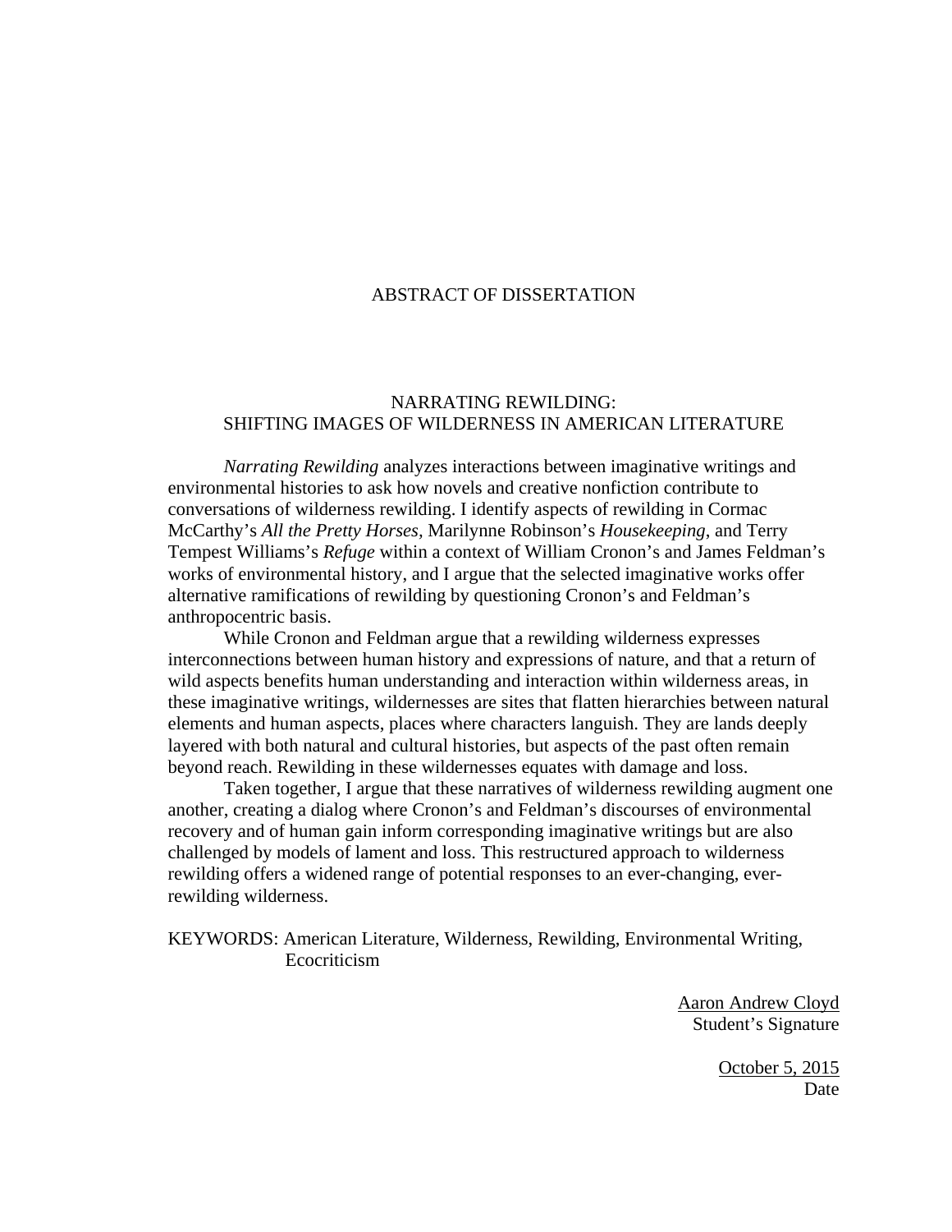# ABSTRACT OF DISSERTATION

## NARRATING REWILDING: SHIFTING IMAGES OF WILDERNESS IN AMERICAN LITERATURE

*Narrating Rewilding* analyzes interactions between imaginative writings and environmental histories to ask how novels and creative nonfiction contribute to conversations of wilderness rewilding. I identify aspects of rewilding in Cormac McCarthy's *All the Pretty Horses,* Marilynne Robinson's *Housekeeping*, and Terry Tempest Williams's *Refuge* within a context of William Cronon's and James Feldman's works of environmental history, and I argue that the selected imaginative works offer alternative ramifications of rewilding by questioning Cronon's and Feldman's anthropocentric basis.

While Cronon and Feldman argue that a rewilding wilderness expresses interconnections between human history and expressions of nature, and that a return of wild aspects benefits human understanding and interaction within wilderness areas, in these imaginative writings, wildernesses are sites that flatten hierarchies between natural elements and human aspects, places where characters languish. They are lands deeply layered with both natural and cultural histories, but aspects of the past often remain beyond reach. Rewilding in these wildernesses equates with damage and loss.

Taken together, I argue that these narratives of wilderness rewilding augment one another, creating a dialog where Cronon's and Feldman's discourses of environmental recovery and of human gain inform corresponding imaginative writings but are also challenged by models of lament and loss. This restructured approach to wilderness rewilding offers a widened range of potential responses to an ever-changing, ever-rewilding wilderness.

KEYWORDS: American Literature, Wilderness, Rewilding, Environmental Writing, Ecocriticism

Aaron Andrew Cloyd
Student's Signature

October 5, 2015
Date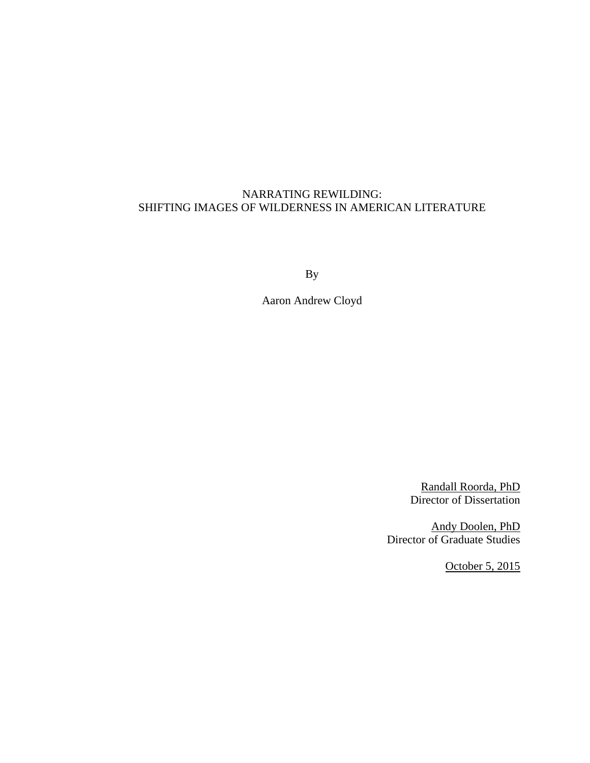# NARRATING REWILDING:
# SHIFTING IMAGES OF WILDERNESS IN AMERICAN LITERATURE

By

Aaron Andrew Cloyd

Randall Roorda, PhD
Director of Dissertation

Andy Doolen, PhD
Director of Graduate Studies

October 5, 2015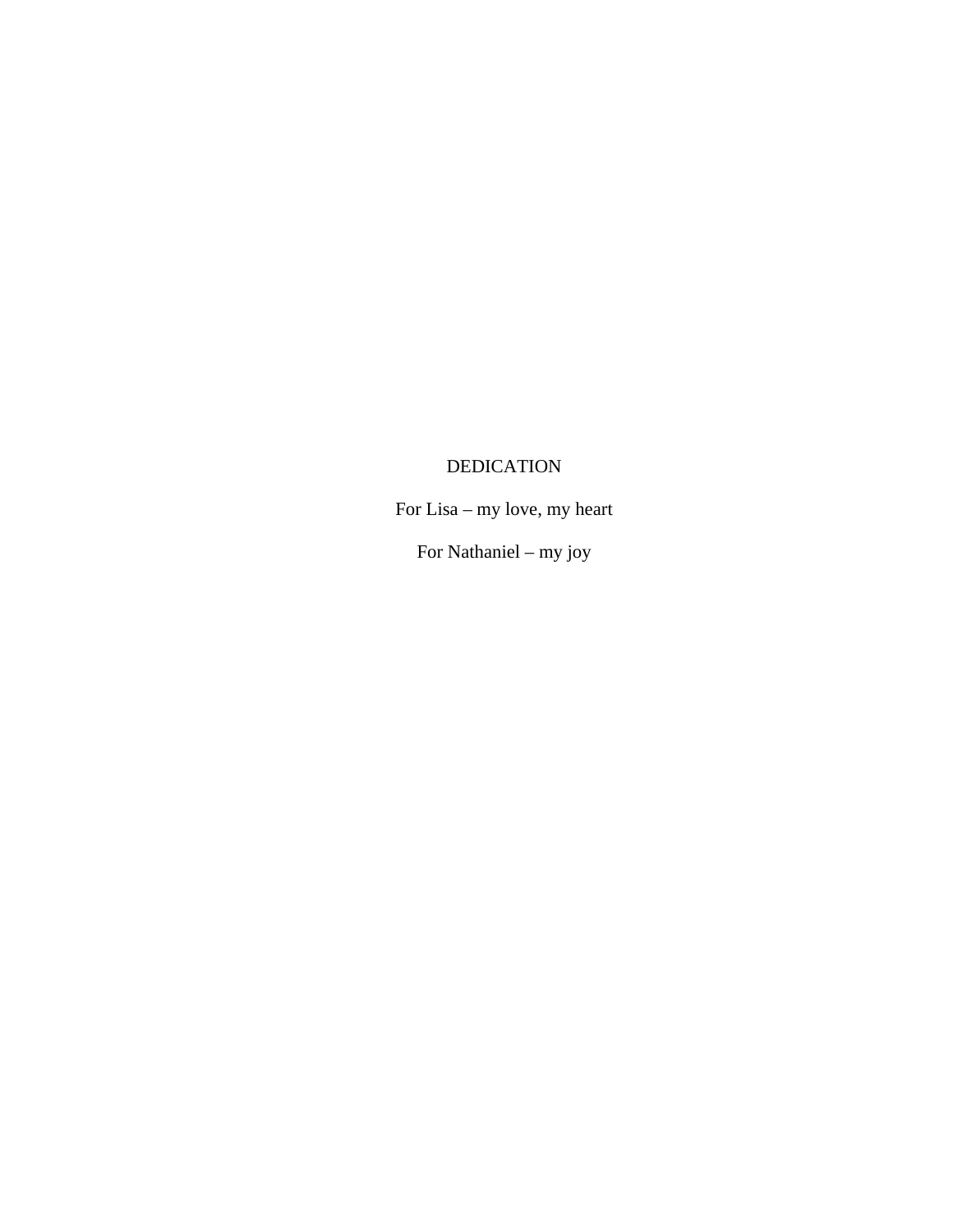# DEDICATION

For Lisa – my love, my heart

For Nathaniel – my joy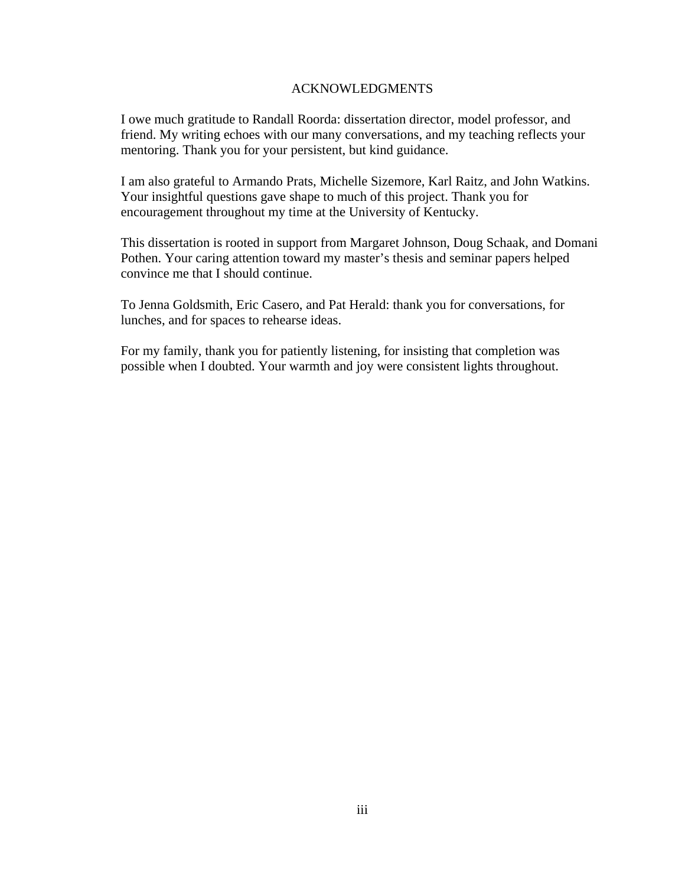# ACKNOWLEDGMENTS

I owe much gratitude to Randall Roorda: dissertation director, model professor, and friend. My writing echoes with our many conversations, and my teaching reflects your mentoring. Thank you for your persistent, but kind guidance.

I am also grateful to Armando Prats, Michelle Sizemore, Karl Raitz, and John Watkins. Your insightful questions gave shape to much of this project. Thank you for encouragement throughout my time at the University of Kentucky.

This dissertation is rooted in support from Margaret Johnson, Doug Schaak, and Domani Pothen. Your caring attention toward my master's thesis and seminar papers helped convince me that I should continue.

To Jenna Goldsmith, Eric Casero, and Pat Herald: thank you for conversations, for lunches, and for spaces to rehearse ideas.

For my family, thank you for patiently listening, for insisting that completion was possible when I doubted. Your warmth and joy were consistent lights throughout.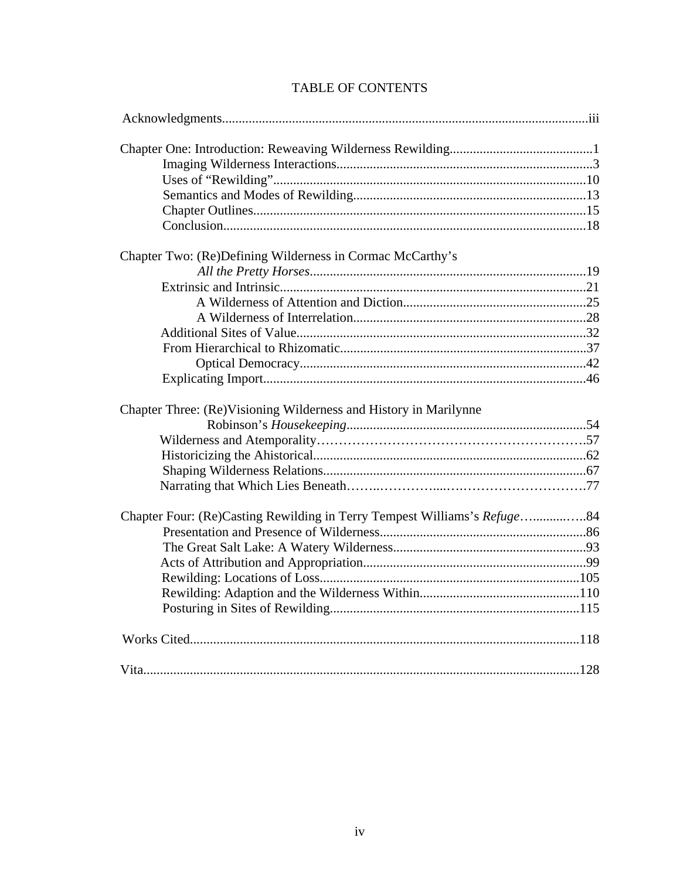# TABLE OF CONTENTS

Acknowledgments.............................................................................................................iii

Chapter One: Introduction: Reweaving Wilderness Rewilding..........................................1
- Imaging Wilderness Interactions............................................................................3
- Uses of "Rewilding"..............................................................................................10
- Semantics and Modes of Rewilding.....................................................................13
- Chapter Outlines...................................................................................................15
- Conclusion............................................................................................................18

Chapter Two: (Re)Defining Wilderness in Cormac McCarthy's *All the Pretty Horses*..................................................................................19
- Extrinsic and Intrinsic...........................................................................................21
  - A Wilderness of Attention and Diction.......................................................25
  - A Wilderness of Interrelation.....................................................................28
- Additional Sites of Value.......................................................................................32
- From Hierarchical to Rhizomatic..........................................................................37
  - Optical Democracy.....................................................................................42
- Explicating Import................................................................................................46

Chapter Three: (Re)Visioning Wilderness and History in Marilynne Robinson's *Housekeeping*.......................................................................54
- Wilderness and Atemporality…………………………………………………….57
- Historicizing the Ahistorical.................................................................................62
- Shaping Wilderness Relations...............................................................................67
- Narrating that Which Lies Beneath……..…………...….………………………….77

Chapter Four: (Re)Casting Rewilding in Terry Tempest Williams's *Refuge*…..........…..84
- Presentation and Presence of Wilderness.............................................................86
- The Great Salt Lake: A Watery Wilderness..........................................................93
- Acts of Attribution and Appropriation..................................................................99
- Rewilding: Locations of Loss..............................................................................105
- Rewilding: Adaption and the Wilderness Within................................................110
- Posturing in Sites of Rewilding...........................................................................115

Works Cited....................................................................................................................118

Vita..................................................................................................................................128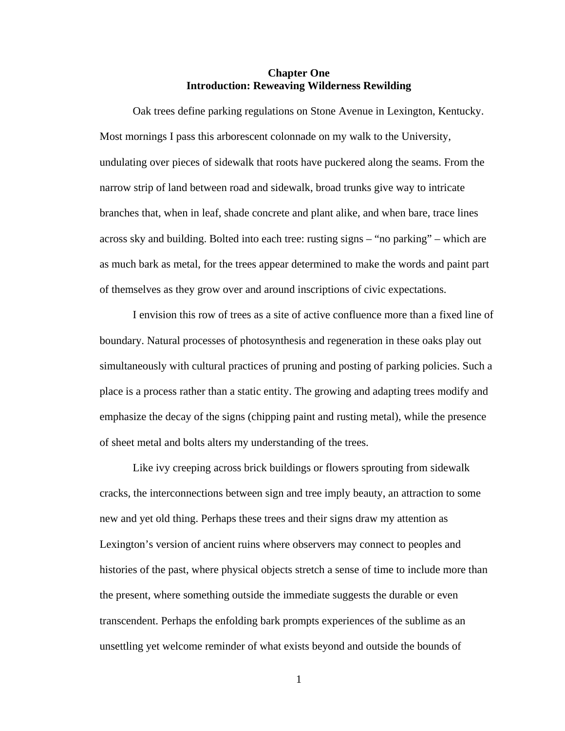# Chapter One
## Introduction: Reweaving Wilderness Rewilding

Oak trees define parking regulations on Stone Avenue in Lexington, Kentucky. Most mornings I pass this arborescent colonnade on my walk to the University, undulating over pieces of sidewalk that roots have puckered along the seams. From the narrow strip of land between road and sidewalk, broad trunks give way to intricate branches that, when in leaf, shade concrete and plant alike, and when bare, trace lines across sky and building. Bolted into each tree: rusting signs – "no parking" – which are as much bark as metal, for the trees appear determined to make the words and paint part of themselves as they grow over and around inscriptions of civic expectations.

I envision this row of trees as a site of active confluence more than a fixed line of boundary. Natural processes of photosynthesis and regeneration in these oaks play out simultaneously with cultural practices of pruning and posting of parking policies. Such a place is a process rather than a static entity. The growing and adapting trees modify and emphasize the decay of the signs (chipping paint and rusting metal), while the presence of sheet metal and bolts alters my understanding of the trees.

Like ivy creeping across brick buildings or flowers sprouting from sidewalk cracks, the interconnections between sign and tree imply beauty, an attraction to some new and yet old thing. Perhaps these trees and their signs draw my attention as Lexington's version of ancient ruins where observers may connect to peoples and histories of the past, where physical objects stretch a sense of time to include more than the present, where something outside the immediate suggests the durable or even transcendent. Perhaps the enfolding bark prompts experiences of the sublime as an unsettling yet welcome reminder of what exists beyond and outside the bounds of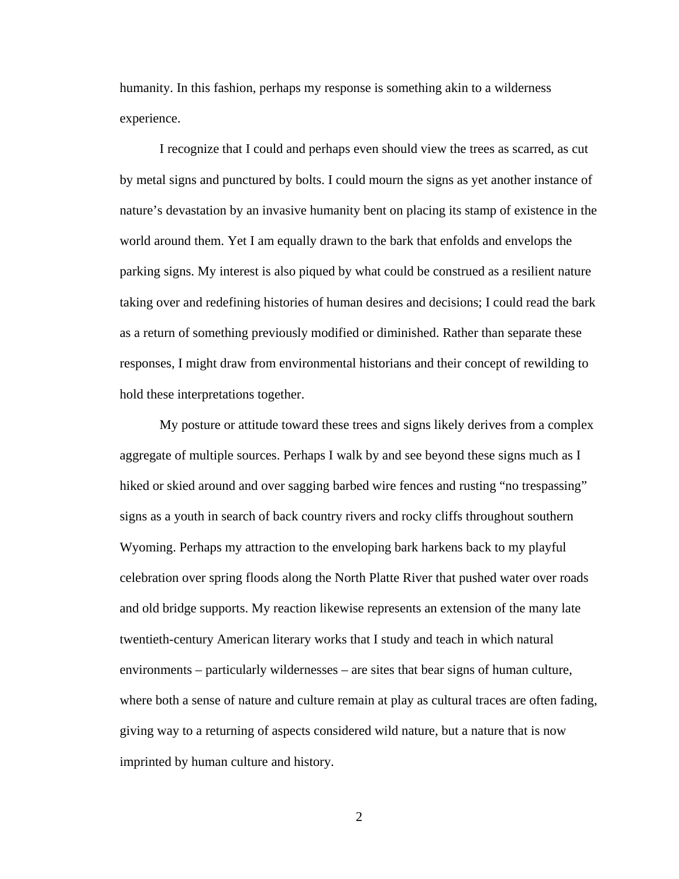humanity. In this fashion, perhaps my response is something akin to a wilderness experience.

I recognize that I could and perhaps even should view the trees as scarred, as cut by metal signs and punctured by bolts. I could mourn the signs as yet another instance of nature's devastation by an invasive humanity bent on placing its stamp of existence in the world around them. Yet I am equally drawn to the bark that enfolds and envelops the parking signs. My interest is also piqued by what could be construed as a resilient nature taking over and redefining histories of human desires and decisions; I could read the bark as a return of something previously modified or diminished. Rather than separate these responses, I might draw from environmental historians and their concept of rewilding to hold these interpretations together.

My posture or attitude toward these trees and signs likely derives from a complex aggregate of multiple sources. Perhaps I walk by and see beyond these signs much as I hiked or skied around and over sagging barbed wire fences and rusting "no trespassing" signs as a youth in search of back country rivers and rocky cliffs throughout southern Wyoming. Perhaps my attraction to the enveloping bark harkens back to my playful celebration over spring floods along the North Platte River that pushed water over roads and old bridge supports. My reaction likewise represents an extension of the many late twentieth-century American literary works that I study and teach in which natural environments – particularly wildernesses – are sites that bear signs of human culture, where both a sense of nature and culture remain at play as cultural traces are often fading, giving way to a returning of aspects considered wild nature, but a nature that is now imprinted by human culture and history.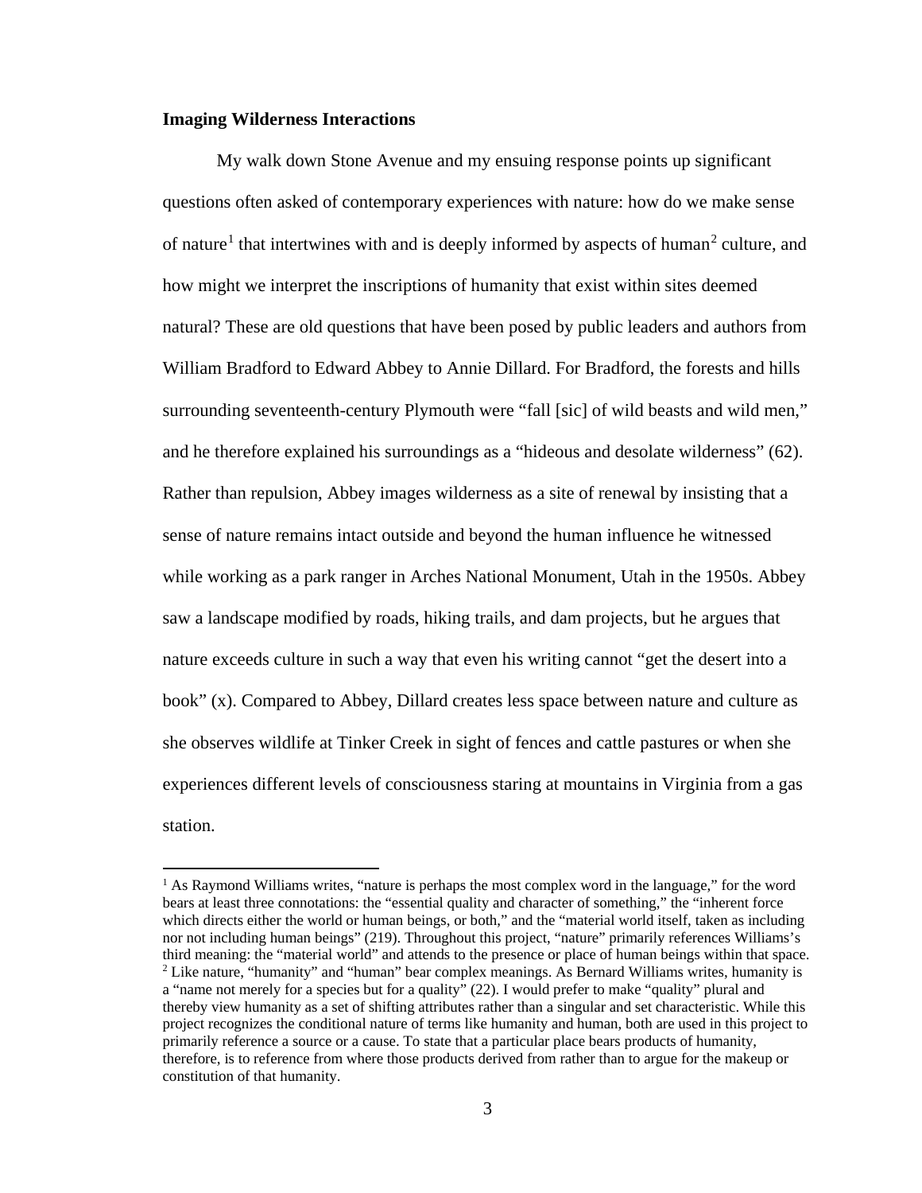**Imaging Wilderness Interactions**

My walk down Stone Avenue and my ensuing response points up significant questions often asked of contemporary experiences with nature: how do we make sense of nature[1] that intertwines with and is deeply informed by aspects of human[2] culture, and how might we interpret the inscriptions of humanity that exist within sites deemed natural? These are old questions that have been posed by public leaders and authors from William Bradford to Edward Abbey to Annie Dillard. For Bradford, the forests and hills surrounding seventeenth-century Plymouth were "fall [sic] of wild beasts and wild men," and he therefore explained his surroundings as a "hideous and desolate wilderness" (62). Rather than repulsion, Abbey images wilderness as a site of renewal by insisting that a sense of nature remains intact outside and beyond the human influence he witnessed while working as a park ranger in Arches National Monument, Utah in the 1950s. Abbey saw a landscape modified by roads, hiking trails, and dam projects, but he argues that nature exceeds culture in such a way that even his writing cannot "get the desert into a book" (x). Compared to Abbey, Dillard creates less space between nature and culture as she observes wildlife at Tinker Creek in sight of fences and cattle pastures or when she experiences different levels of consciousness staring at mountains in Virginia from a gas station.

---

[1] As Raymond Williams writes, "nature is perhaps the most complex word in the language," for the word bears at least three connotations: the "essential quality and character of something," the "inherent force which directs either the world or human beings, or both," and the "material world itself, taken as including nor not including human beings" (219). Throughout this project, "nature" primarily references Williams's third meaning: the "material world" and attends to the presence or place of human beings within that space.

[2] Like nature, "humanity" and "human" bear complex meanings. As Bernard Williams writes, humanity is a "name not merely for a species but for a quality" (22). I would prefer to make "quality" plural and thereby view humanity as a set of shifting attributes rather than a singular and set characteristic. While this project recognizes the conditional nature of terms like humanity and human, both are used in this project to primarily reference a source or a cause. To state that a particular place bears products of humanity, therefore, is to reference from where those products derived from rather than to argue for the makeup or constitution of that humanity.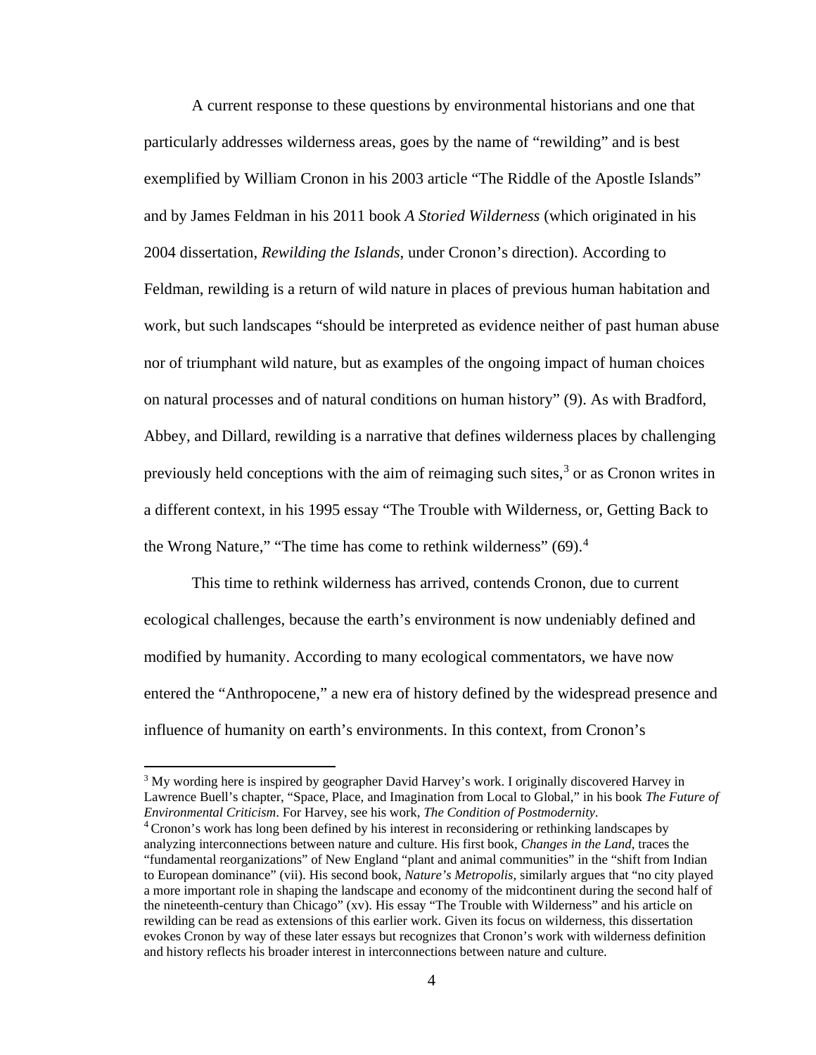A current response to these questions by environmental historians and one that particularly addresses wilderness areas, goes by the name of "rewilding" and is best exemplified by William Cronon in his 2003 article "The Riddle of the Apostle Islands" and by James Feldman in his 2011 book *A Storied Wilderness* (which originated in his 2004 dissertation, *Rewilding the Islands*, under Cronon's direction). According to Feldman, rewilding is a return of wild nature in places of previous human habitation and work, but such landscapes "should be interpreted as evidence neither of past human abuse nor of triumphant wild nature, but as examples of the ongoing impact of human choices on natural processes and of natural conditions on human history" (9). As with Bradford, Abbey, and Dillard, rewilding is a narrative that defines wilderness places by challenging previously held conceptions with the aim of reimaging such sites,[3] or as Cronon writes in a different context, in his 1995 essay "The Trouble with Wilderness, or, Getting Back to the Wrong Nature," "The time has come to rethink wilderness" (69).[4]

This time to rethink wilderness has arrived, contends Cronon, due to current ecological challenges, because the earth's environment is now undeniably defined and modified by humanity. According to many ecological commentators, we have now entered the "Anthropocene," a new era of history defined by the widespread presence and influence of humanity on earth's environments. In this context, from Cronon's

---

[3] My wording here is inspired by geographer David Harvey's work. I originally discovered Harvey in Lawrence Buell's chapter, "Space, Place, and Imagination from Local to Global," in his book *The Future of Environmental Criticism*. For Harvey, see his work, *The Condition of Postmodernity*.

[4] Cronon's work has long been defined by his interest in reconsidering or rethinking landscapes by analyzing interconnections between nature and culture. His first book, *Changes in the Land*, traces the "fundamental reorganizations" of New England "plant and animal communities" in the "shift from Indian to European dominance" (vii). His second book, *Nature's Metropolis*, similarly argues that "no city played a more important role in shaping the landscape and economy of the midcontinent during the second half of the nineteenth-century than Chicago" (xv). His essay "The Trouble with Wilderness" and his article on rewilding can be read as extensions of this earlier work. Given its focus on wilderness, this dissertation evokes Cronon by way of these later essays but recognizes that Cronon's work with wilderness definition and history reflects his broader interest in interconnections between nature and culture.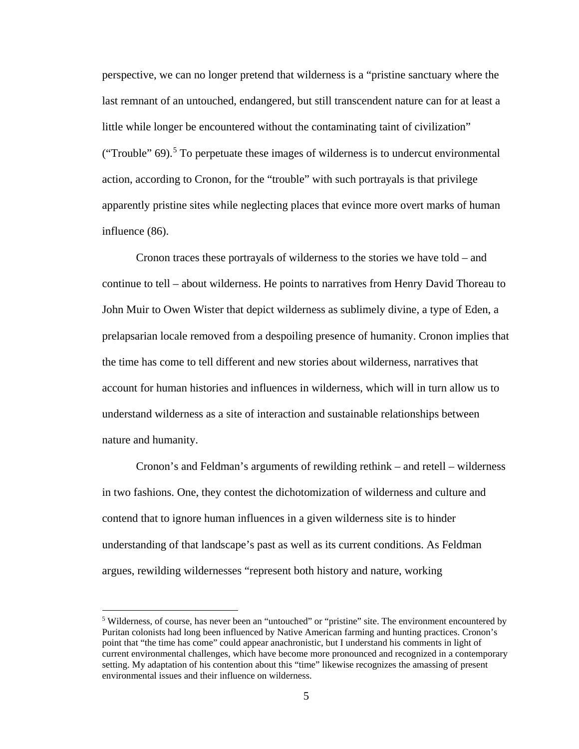perspective, we can no longer pretend that wilderness is a "pristine sanctuary where the last remnant of an untouched, endangered, but still transcendent nature can for at least a little while longer be encountered without the contaminating taint of civilization" ("Trouble" 69).[5] To perpetuate these images of wilderness is to undercut environmental action, according to Cronon, for the "trouble" with such portrayals is that privilege apparently pristine sites while neglecting places that evince more overt marks of human influence (86).

Cronon traces these portrayals of wilderness to the stories we have told – and continue to tell – about wilderness. He points to narratives from Henry David Thoreau to John Muir to Owen Wister that depict wilderness as sublimely divine, a type of Eden, a prelapsarian locale removed from a despoiling presence of humanity. Cronon implies that the time has come to tell different and new stories about wilderness, narratives that account for human histories and influences in wilderness, which will in turn allow us to understand wilderness as a site of interaction and sustainable relationships between nature and humanity.

Cronon's and Feldman's arguments of rewilding rethink – and retell – wilderness in two fashions. One, they contest the dichotomization of wilderness and culture and contend that to ignore human influences in a given wilderness site is to hinder understanding of that landscape's past as well as its current conditions. As Feldman argues, rewilding wildernesses "represent both history and nature, working

[5] Wilderness, of course, has never been an "untouched" or "pristine" site. The environment encountered by Puritan colonists had long been influenced by Native American farming and hunting practices. Cronon's point that "the time has come" could appear anachronistic, but I understand his comments in light of current environmental challenges, which have become more pronounced and recognized in a contemporary setting. My adaptation of his contention about this "time" likewise recognizes the amassing of present environmental issues and their influence on wilderness.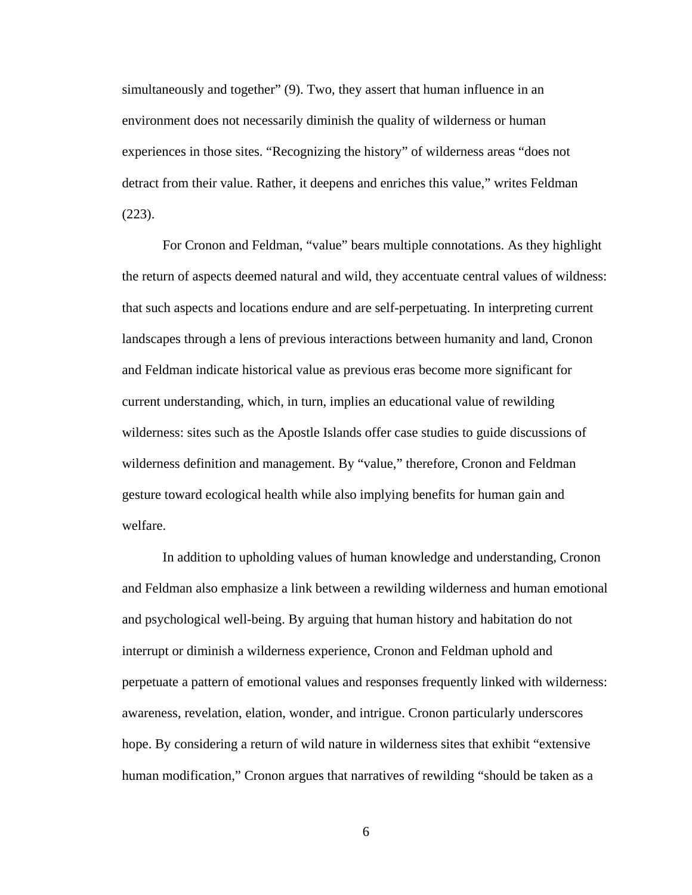simultaneously and together" (9). Two, they assert that human influence in an environment does not necessarily diminish the quality of wilderness or human experiences in those sites. "Recognizing the history" of wilderness areas "does not detract from their value. Rather, it deepens and enriches this value," writes Feldman (223).

For Cronon and Feldman, "value" bears multiple connotations. As they highlight the return of aspects deemed natural and wild, they accentuate central values of wildness: that such aspects and locations endure and are self-perpetuating. In interpreting current landscapes through a lens of previous interactions between humanity and land, Cronon and Feldman indicate historical value as previous eras become more significant for current understanding, which, in turn, implies an educational value of rewilding wilderness: sites such as the Apostle Islands offer case studies to guide discussions of wilderness definition and management. By "value," therefore, Cronon and Feldman gesture toward ecological health while also implying benefits for human gain and welfare.

In addition to upholding values of human knowledge and understanding, Cronon and Feldman also emphasize a link between a rewilding wilderness and human emotional and psychological well-being. By arguing that human history and habitation do not interrupt or diminish a wilderness experience, Cronon and Feldman uphold and perpetuate a pattern of emotional values and responses frequently linked with wilderness: awareness, revelation, elation, wonder, and intrigue. Cronon particularly underscores hope. By considering a return of wild nature in wilderness sites that exhibit "extensive human modification," Cronon argues that narratives of rewilding "should be taken as a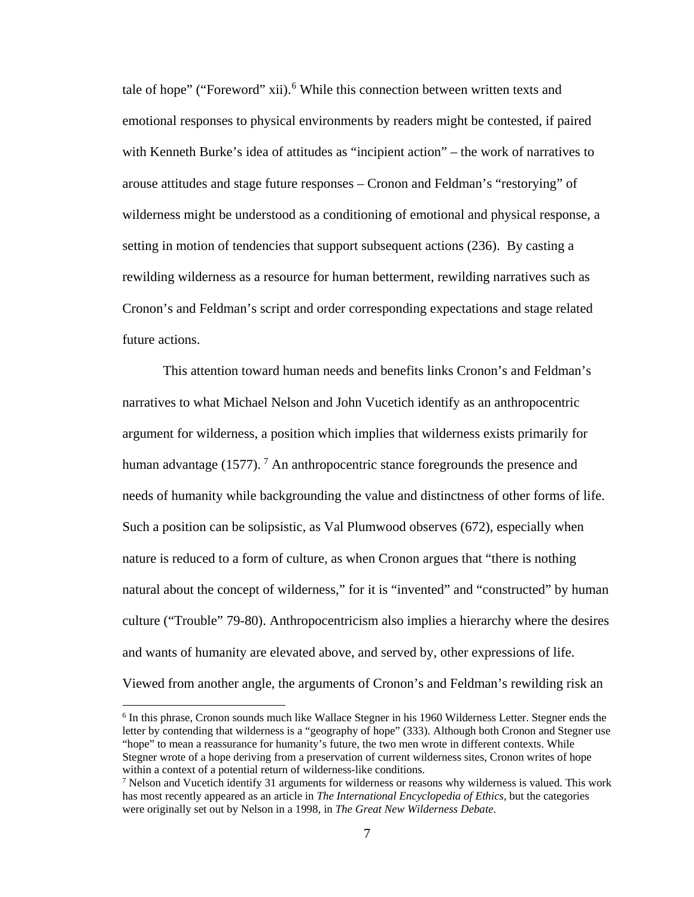tale of hope" ("Foreword" xii).[6] While this connection between written texts and emotional responses to physical environments by readers might be contested, if paired with Kenneth Burke's idea of attitudes as "incipient action" – the work of narratives to arouse attitudes and stage future responses – Cronon and Feldman's "restorying" of wilderness might be understood as a conditioning of emotional and physical response, a setting in motion of tendencies that support subsequent actions (236). By casting a rewilding wilderness as a resource for human betterment, rewilding narratives such as Cronon's and Feldman's script and order corresponding expectations and stage related future actions.

This attention toward human needs and benefits links Cronon's and Feldman's narratives to what Michael Nelson and John Vucetich identify as an anthropocentric argument for wilderness, a position which implies that wilderness exists primarily for human advantage (1577).[7] An anthropocentric stance foregrounds the presence and needs of humanity while backgrounding the value and distinctness of other forms of life. Such a position can be solipsistic, as Val Plumwood observes (672), especially when nature is reduced to a form of culture, as when Cronon argues that "there is nothing natural about the concept of wilderness," for it is "invented" and "constructed" by human culture ("Trouble" 79-80). Anthropocentricism also implies a hierarchy where the desires and wants of humanity are elevated above, and served by, other expressions of life. Viewed from another angle, the arguments of Cronon's and Feldman's rewilding risk an

[6] In this phrase, Cronon sounds much like Wallace Stegner in his 1960 Wilderness Letter. Stegner ends the letter by contending that wilderness is a "geography of hope" (333). Although both Cronon and Stegner use "hope" to mean a reassurance for humanity's future, the two men wrote in different contexts. While Stegner wrote of a hope deriving from a preservation of current wilderness sites, Cronon writes of hope within a context of a potential return of wilderness-like conditions.

[7] Nelson and Vucetich identify 31 arguments for wilderness or reasons why wilderness is valued. This work has most recently appeared as an article in *The International Encyclopedia of Ethics*, but the categories were originally set out by Nelson in a 1998, in *The Great New Wilderness Debate*.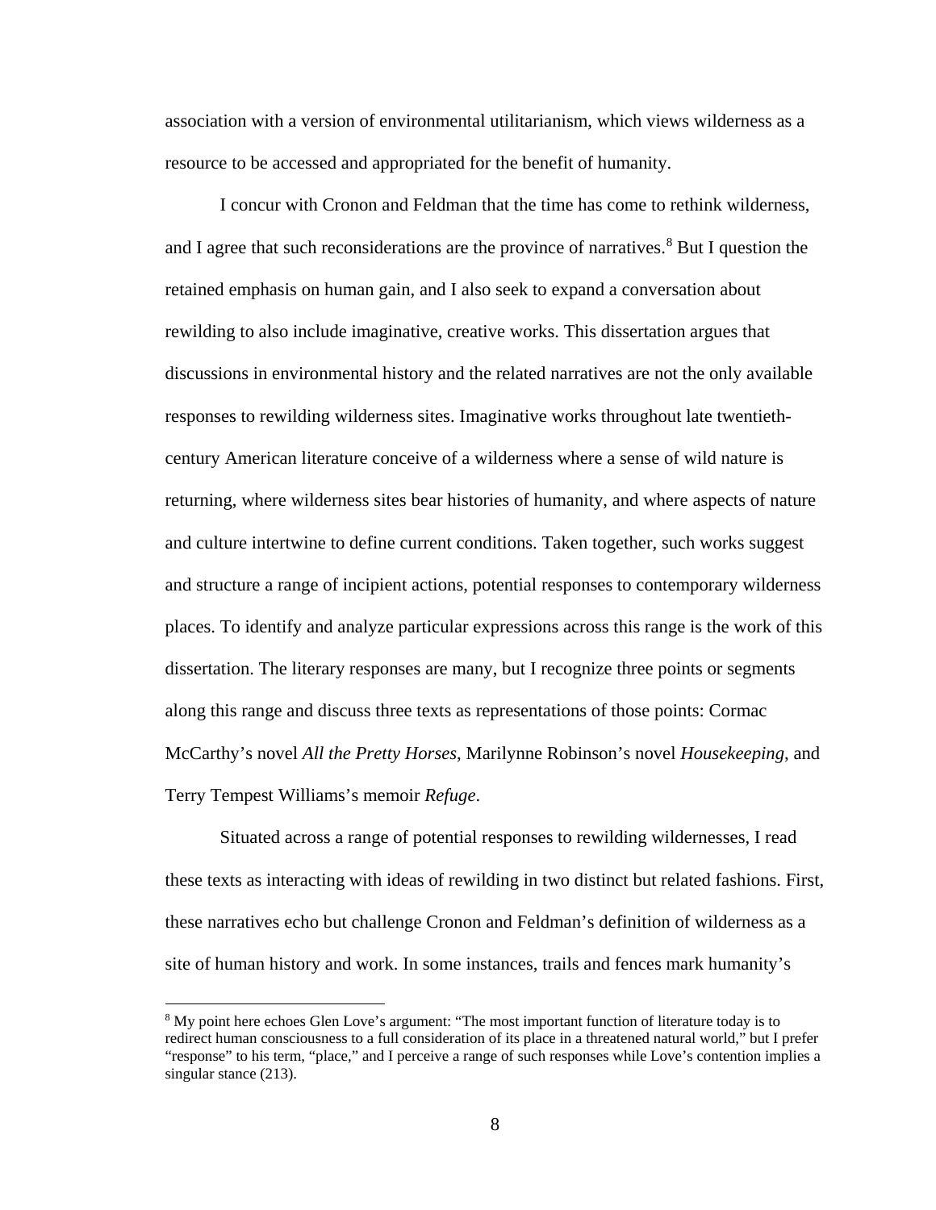association with a version of environmental utilitarianism, which views wilderness as a resource to be accessed and appropriated for the benefit of humanity.

I concur with Cronon and Feldman that the time has come to rethink wilderness, and I agree that such reconsiderations are the province of narratives.[8] But I question the retained emphasis on human gain, and I also seek to expand a conversation about rewilding to also include imaginative, creative works. This dissertation argues that discussions in environmental history and the related narratives are not the only available responses to rewilding wilderness sites. Imaginative works throughout late twentieth-century American literature conceive of a wilderness where a sense of wild nature is returning, where wilderness sites bear histories of humanity, and where aspects of nature and culture intertwine to define current conditions. Taken together, such works suggest and structure a range of incipient actions, potential responses to contemporary wilderness places. To identify and analyze particular expressions across this range is the work of this dissertation. The literary responses are many, but I recognize three points or segments along this range and discuss three texts as representations of those points: Cormac McCarthy's novel *All the Pretty Horses*, Marilynne Robinson's novel *Housekeeping*, and Terry Tempest Williams's memoir *Refuge*.

Situated across a range of potential responses to rewilding wildernesses, I read these texts as interacting with ideas of rewilding in two distinct but related fashions. First, these narratives echo but challenge Cronon and Feldman's definition of wilderness as a site of human history and work. In some instances, trails and fences mark humanity's

[8] My point here echoes Glen Love's argument: "The most important function of literature today is to redirect human consciousness to a full consideration of its place in a threatened natural world," but I prefer "response" to his term, "place," and I perceive a range of such responses while Love's contention implies a singular stance (213).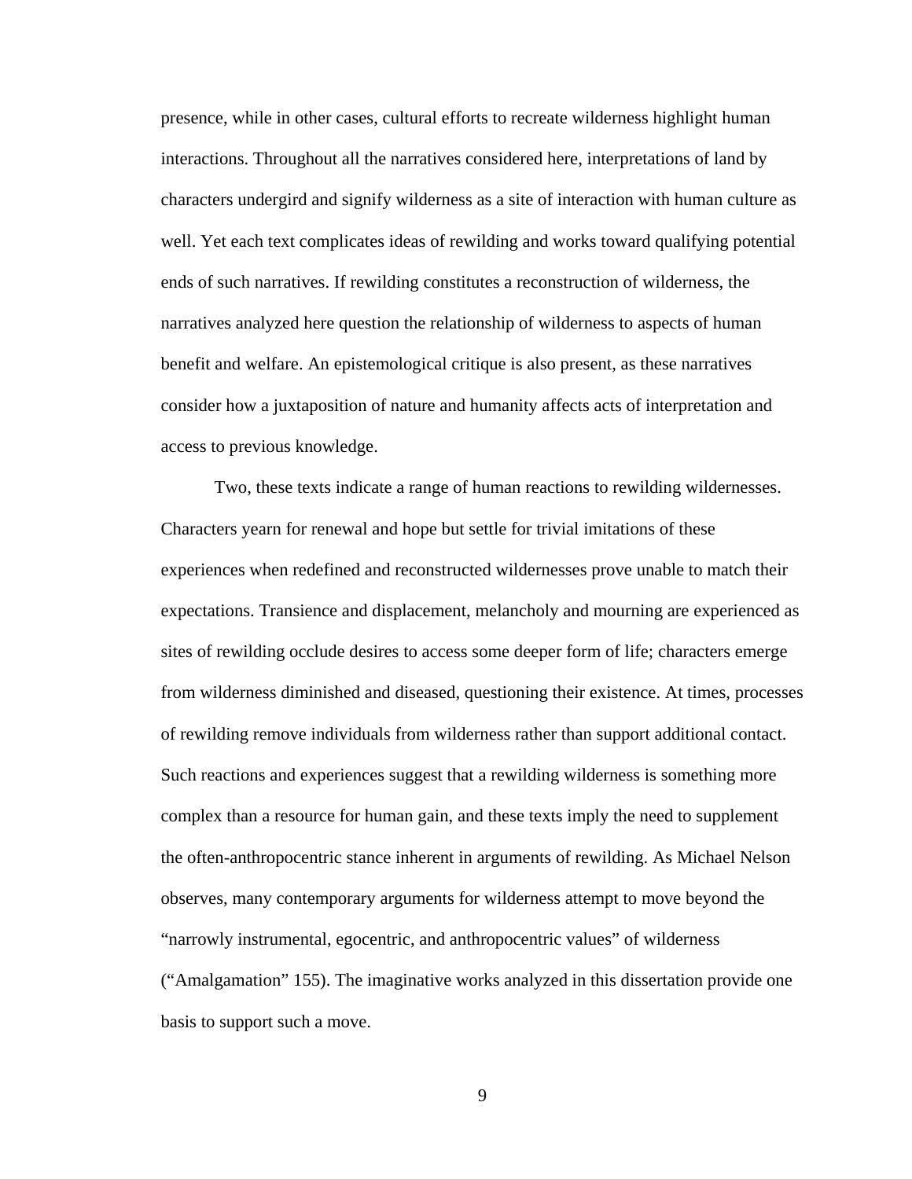presence, while in other cases, cultural efforts to recreate wilderness highlight human interactions. Throughout all the narratives considered here, interpretations of land by characters undergird and signify wilderness as a site of interaction with human culture as well. Yet each text complicates ideas of rewilding and works toward qualifying potential ends of such narratives. If rewilding constitutes a reconstruction of wilderness, the narratives analyzed here question the relationship of wilderness to aspects of human benefit and welfare. An epistemological critique is also present, as these narratives consider how a juxtaposition of nature and humanity affects acts of interpretation and access to previous knowledge.

Two, these texts indicate a range of human reactions to rewilding wildernesses. Characters yearn for renewal and hope but settle for trivial imitations of these experiences when redefined and reconstructed wildernesses prove unable to match their expectations. Transience and displacement, melancholy and mourning are experienced as sites of rewilding occlude desires to access some deeper form of life; characters emerge from wilderness diminished and diseased, questioning their existence. At times, processes of rewilding remove individuals from wilderness rather than support additional contact. Such reactions and experiences suggest that a rewilding wilderness is something more complex than a resource for human gain, and these texts imply the need to supplement the often-anthropocentric stance inherent in arguments of rewilding. As Michael Nelson observes, many contemporary arguments for wilderness attempt to move beyond the "narrowly instrumental, egocentric, and anthropocentric values" of wilderness ("Amalgamation" 155). The imaginative works analyzed in this dissertation provide one basis to support such a move.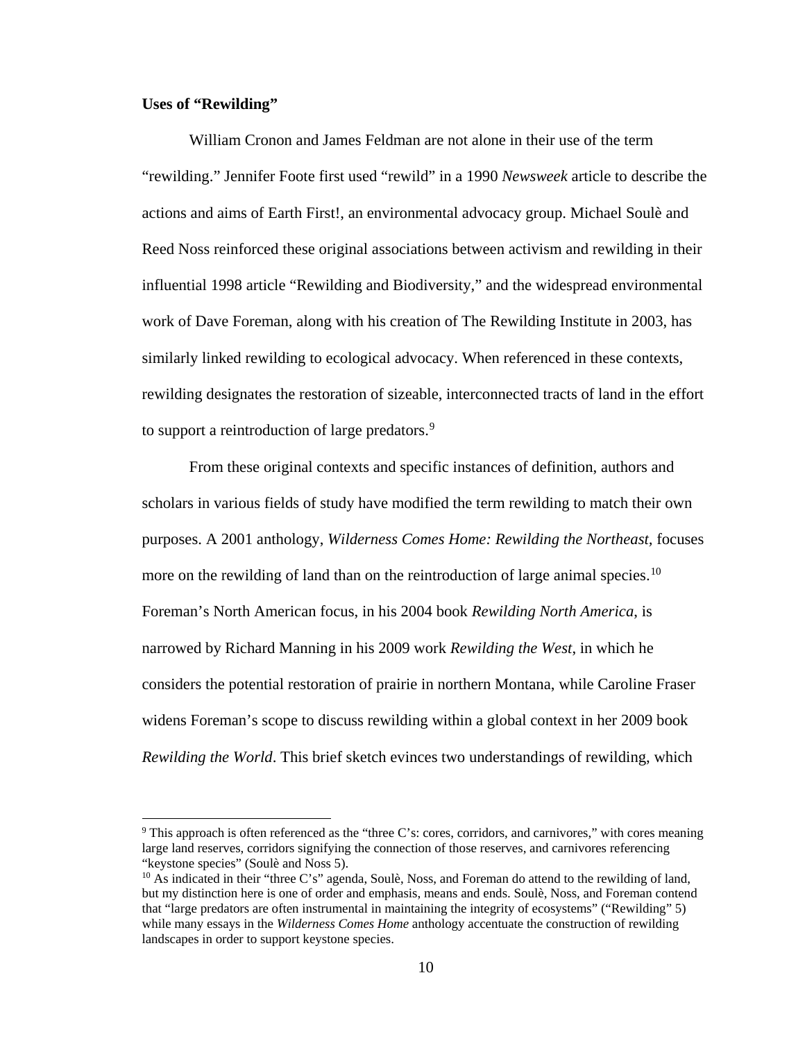**Uses of "Rewilding"**

William Cronon and James Feldman are not alone in their use of the term "rewilding." Jennifer Foote first used "rewild" in a 1990 *Newsweek* article to describe the actions and aims of Earth First!, an environmental advocacy group. Michael Soulè and Reed Noss reinforced these original associations between activism and rewilding in their influential 1998 article "Rewilding and Biodiversity," and the widespread environmental work of Dave Foreman, along with his creation of The Rewilding Institute in 2003, has similarly linked rewilding to ecological advocacy. When referenced in these contexts, rewilding designates the restoration of sizeable, interconnected tracts of land in the effort to support a reintroduction of large predators.[9]

From these original contexts and specific instances of definition, authors and scholars in various fields of study have modified the term rewilding to match their own purposes. A 2001 anthology, *Wilderness Comes Home: Rewilding the Northeast,* focuses more on the rewilding of land than on the reintroduction of large animal species.[10] Foreman's North American focus, in his 2004 book *Rewilding North America,* is narrowed by Richard Manning in his 2009 work *Rewilding the West*, in which he considers the potential restoration of prairie in northern Montana, while Caroline Fraser widens Foreman's scope to discuss rewilding within a global context in her 2009 book *Rewilding the World*. This brief sketch evinces two understandings of rewilding, which

---

[9] This approach is often referenced as the "three C's: cores, corridors, and carnivores," with cores meaning large land reserves, corridors signifying the connection of those reserves, and carnivores referencing "keystone species" (Soulè and Noss 5).

[10] As indicated in their "three C's" agenda, Soulè, Noss, and Foreman do attend to the rewilding of land, but my distinction here is one of order and emphasis, means and ends. Soulè, Noss, and Foreman contend that "large predators are often instrumental in maintaining the integrity of ecosystems" ("Rewilding" 5) while many essays in the *Wilderness Comes Home* anthology accentuate the construction of rewilding landscapes in order to support keystone species.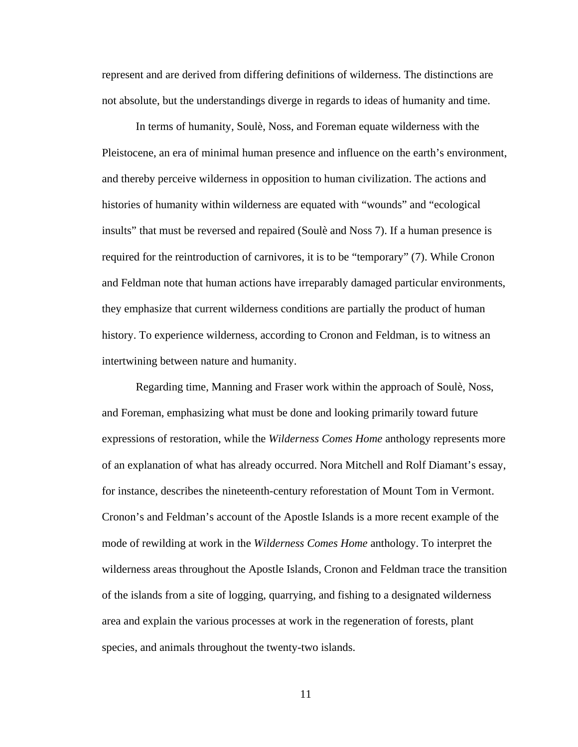represent and are derived from differing definitions of wilderness. The distinctions are not absolute, but the understandings diverge in regards to ideas of humanity and time.

In terms of humanity, Soulè, Noss, and Foreman equate wilderness with the Pleistocene, an era of minimal human presence and influence on the earth's environment, and thereby perceive wilderness in opposition to human civilization. The actions and histories of humanity within wilderness are equated with "wounds" and "ecological insults" that must be reversed and repaired (Soulè and Noss 7). If a human presence is required for the reintroduction of carnivores, it is to be "temporary" (7). While Cronon and Feldman note that human actions have irreparably damaged particular environments, they emphasize that current wilderness conditions are partially the product of human history. To experience wilderness, according to Cronon and Feldman, is to witness an intertwining between nature and humanity.

Regarding time, Manning and Fraser work within the approach of Soulè, Noss, and Foreman, emphasizing what must be done and looking primarily toward future expressions of restoration, while the *Wilderness Comes Home* anthology represents more of an explanation of what has already occurred. Nora Mitchell and Rolf Diamant's essay, for instance, describes the nineteenth-century reforestation of Mount Tom in Vermont. Cronon's and Feldman's account of the Apostle Islands is a more recent example of the mode of rewilding at work in the *Wilderness Comes Home* anthology. To interpret the wilderness areas throughout the Apostle Islands, Cronon and Feldman trace the transition of the islands from a site of logging, quarrying, and fishing to a designated wilderness area and explain the various processes at work in the regeneration of forests, plant species, and animals throughout the twenty-two islands.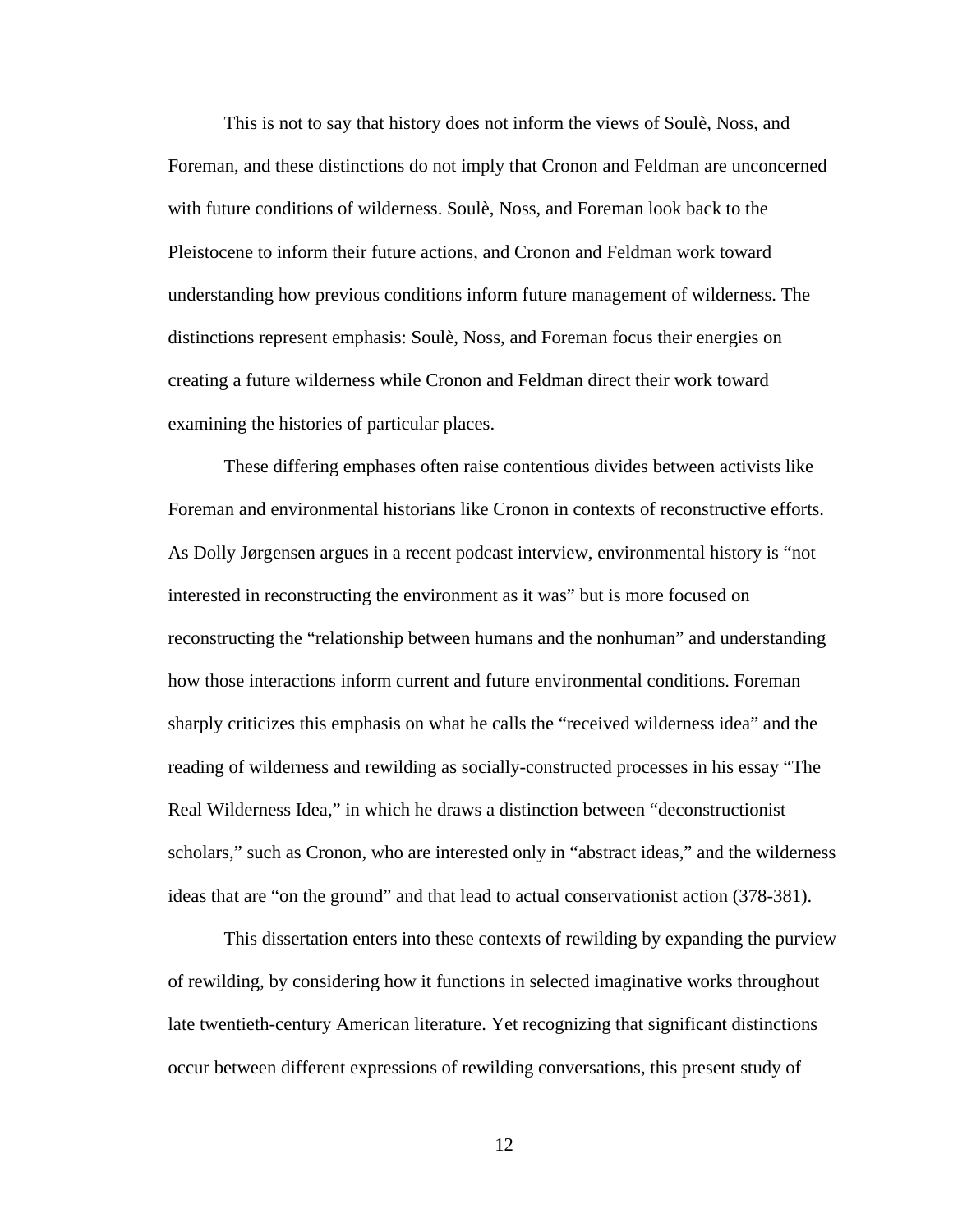This is not to say that history does not inform the views of Soulè, Noss, and Foreman, and these distinctions do not imply that Cronon and Feldman are unconcerned with future conditions of wilderness. Soulè, Noss, and Foreman look back to the Pleistocene to inform their future actions, and Cronon and Feldman work toward understanding how previous conditions inform future management of wilderness. The distinctions represent emphasis: Soulè, Noss, and Foreman focus their energies on creating a future wilderness while Cronon and Feldman direct their work toward examining the histories of particular places.

These differing emphases often raise contentious divides between activists like Foreman and environmental historians like Cronon in contexts of reconstructive efforts. As Dolly Jørgensen argues in a recent podcast interview, environmental history is "not interested in reconstructing the environment as it was" but is more focused on reconstructing the "relationship between humans and the nonhuman" and understanding how those interactions inform current and future environmental conditions. Foreman sharply criticizes this emphasis on what he calls the "received wilderness idea" and the reading of wilderness and rewilding as socially-constructed processes in his essay "The Real Wilderness Idea," in which he draws a distinction between "deconstructionist scholars," such as Cronon, who are interested only in "abstract ideas," and the wilderness ideas that are "on the ground" and that lead to actual conservationist action (378-381).

This dissertation enters into these contexts of rewilding by expanding the purview of rewilding, by considering how it functions in selected imaginative works throughout late twentieth-century American literature. Yet recognizing that significant distinctions occur between different expressions of rewilding conversations, this present study of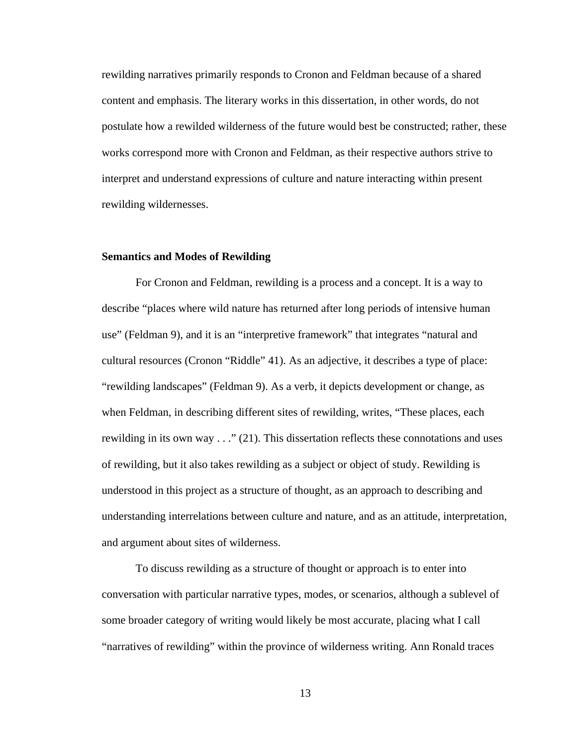rewilding narratives primarily responds to Cronon and Feldman because of a shared content and emphasis. The literary works in this dissertation, in other words, do not postulate how a rewilded wilderness of the future would best be constructed; rather, these works correspond more with Cronon and Feldman, as their respective authors strive to interpret and understand expressions of culture and nature interacting within present rewilding wildernesses.

**Semantics and Modes of Rewilding**

For Cronon and Feldman, rewilding is a process and a concept. It is a way to describe "places where wild nature has returned after long periods of intensive human use" (Feldman 9), and it is an "interpretive framework" that integrates "natural and cultural resources (Cronon "Riddle" 41). As an adjective, it describes a type of place: "rewilding landscapes" (Feldman 9). As a verb, it depicts development or change, as when Feldman, in describing different sites of rewilding, writes, "These places, each rewilding in its own way . . ." (21). This dissertation reflects these connotations and uses of rewilding, but it also takes rewilding as a subject or object of study. Rewilding is understood in this project as a structure of thought, as an approach to describing and understanding interrelations between culture and nature, and as an attitude, interpretation, and argument about sites of wilderness.

To discuss rewilding as a structure of thought or approach is to enter into conversation with particular narrative types, modes, or scenarios, although a sublevel of some broader category of writing would likely be most accurate, placing what I call "narratives of rewilding" within the province of wilderness writing. Ann Ronald traces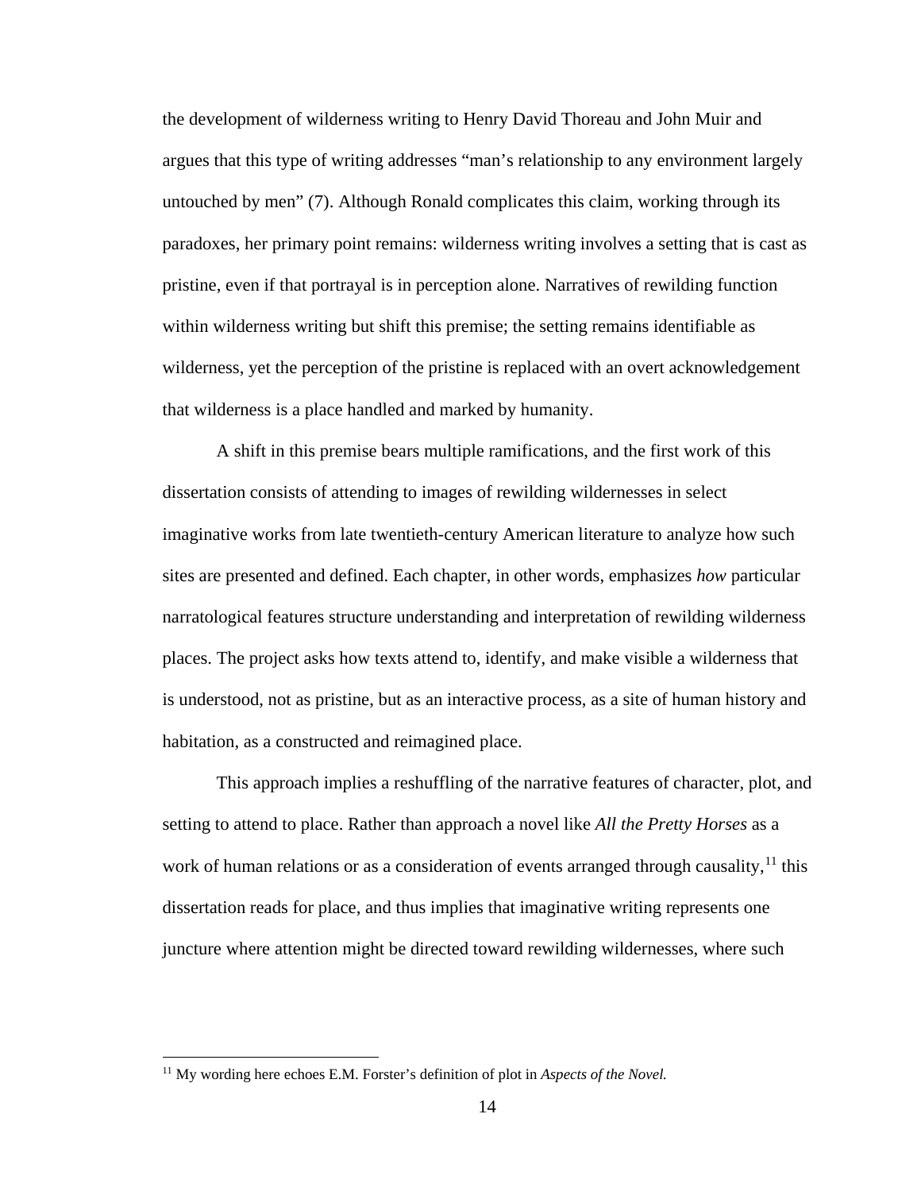the development of wilderness writing to Henry David Thoreau and John Muir and argues that this type of writing addresses "man's relationship to any environment largely untouched by men" (7). Although Ronald complicates this claim, working through its paradoxes, her primary point remains: wilderness writing involves a setting that is cast as pristine, even if that portrayal is in perception alone. Narratives of rewilding function within wilderness writing but shift this premise; the setting remains identifiable as wilderness, yet the perception of the pristine is replaced with an overt acknowledgement that wilderness is a place handled and marked by humanity.

A shift in this premise bears multiple ramifications, and the first work of this dissertation consists of attending to images of rewilding wildernesses in select imaginative works from late twentieth-century American literature to analyze how such sites are presented and defined. Each chapter, in other words, emphasizes *how* particular narratological features structure understanding and interpretation of rewilding wilderness places. The project asks how texts attend to, identify, and make visible a wilderness that is understood, not as pristine, but as an interactive process, as a site of human history and habitation, as a constructed and reimagined place.

This approach implies a reshuffling of the narrative features of character, plot, and setting to attend to place. Rather than approach a novel like *All the Pretty Horses* as a work of human relations or as a consideration of events arranged through causality,[11] this dissertation reads for place, and thus implies that imaginative writing represents one juncture where attention might be directed toward rewilding wildernesses, where such

[11] My wording here echoes E.M. Forster's definition of plot in *Aspects of the Novel.*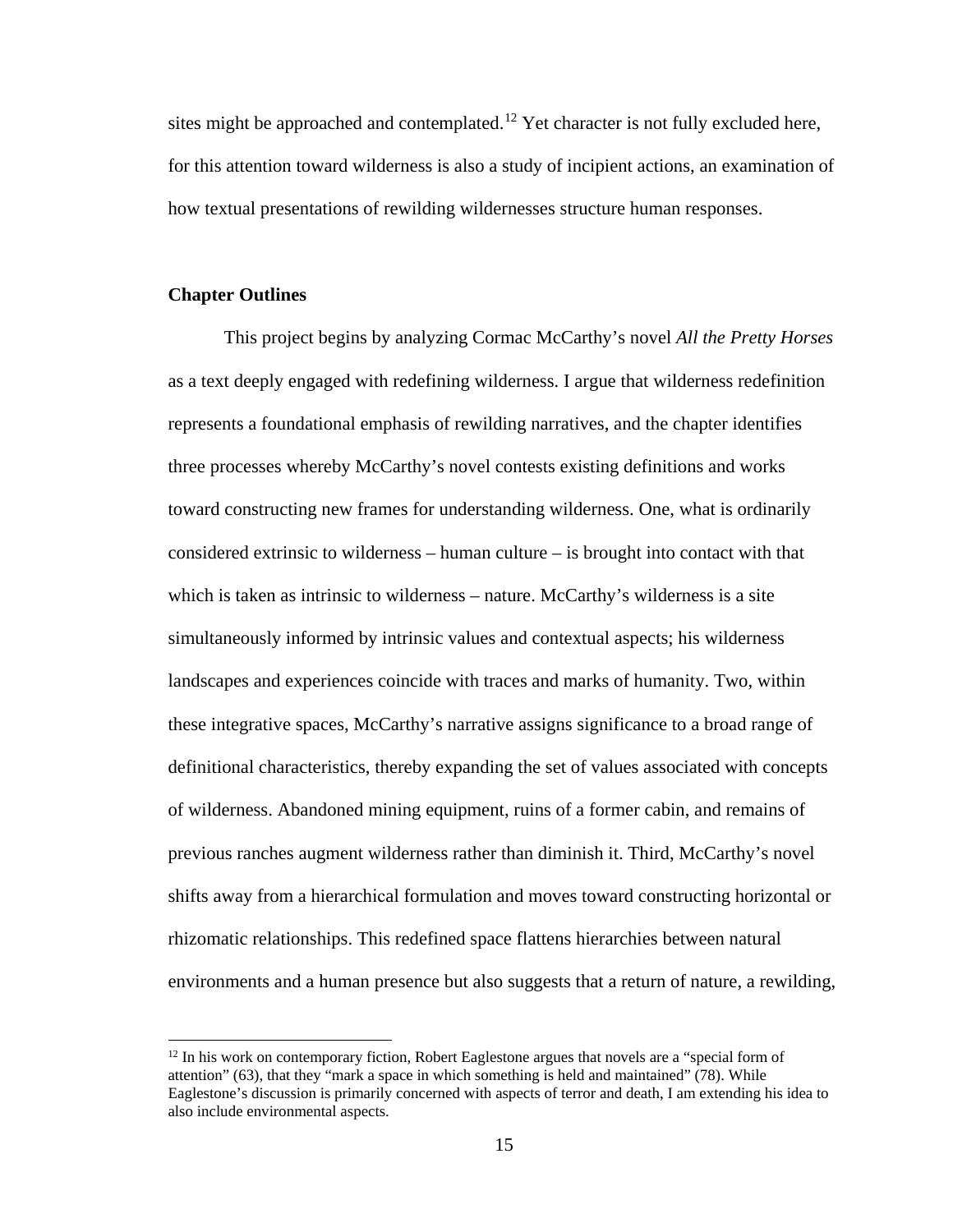sites might be approached and contemplated.[12] Yet character is not fully excluded here, for this attention toward wilderness is also a study of incipient actions, an examination of how textual presentations of rewilding wildernesses structure human responses.

**Chapter Outlines**

This project begins by analyzing Cormac McCarthy's novel *All the Pretty Horses* as a text deeply engaged with redefining wilderness. I argue that wilderness redefinition represents a foundational emphasis of rewilding narratives, and the chapter identifies three processes whereby McCarthy's novel contests existing definitions and works toward constructing new frames for understanding wilderness. One, what is ordinarily considered extrinsic to wilderness – human culture – is brought into contact with that which is taken as intrinsic to wilderness – nature. McCarthy's wilderness is a site simultaneously informed by intrinsic values and contextual aspects; his wilderness landscapes and experiences coincide with traces and marks of humanity. Two, within these integrative spaces, McCarthy's narrative assigns significance to a broad range of definitional characteristics, thereby expanding the set of values associated with concepts of wilderness. Abandoned mining equipment, ruins of a former cabin, and remains of previous ranches augment wilderness rather than diminish it. Third, McCarthy's novel shifts away from a hierarchical formulation and moves toward constructing horizontal or rhizomatic relationships. This redefined space flattens hierarchies between natural environments and a human presence but also suggests that a return of nature, a rewilding,

[12] In his work on contemporary fiction, Robert Eaglestone argues that novels are a "special form of attention" (63), that they "mark a space in which something is held and maintained" (78). While Eaglestone's discussion is primarily concerned with aspects of terror and death, I am extending his idea to also include environmental aspects.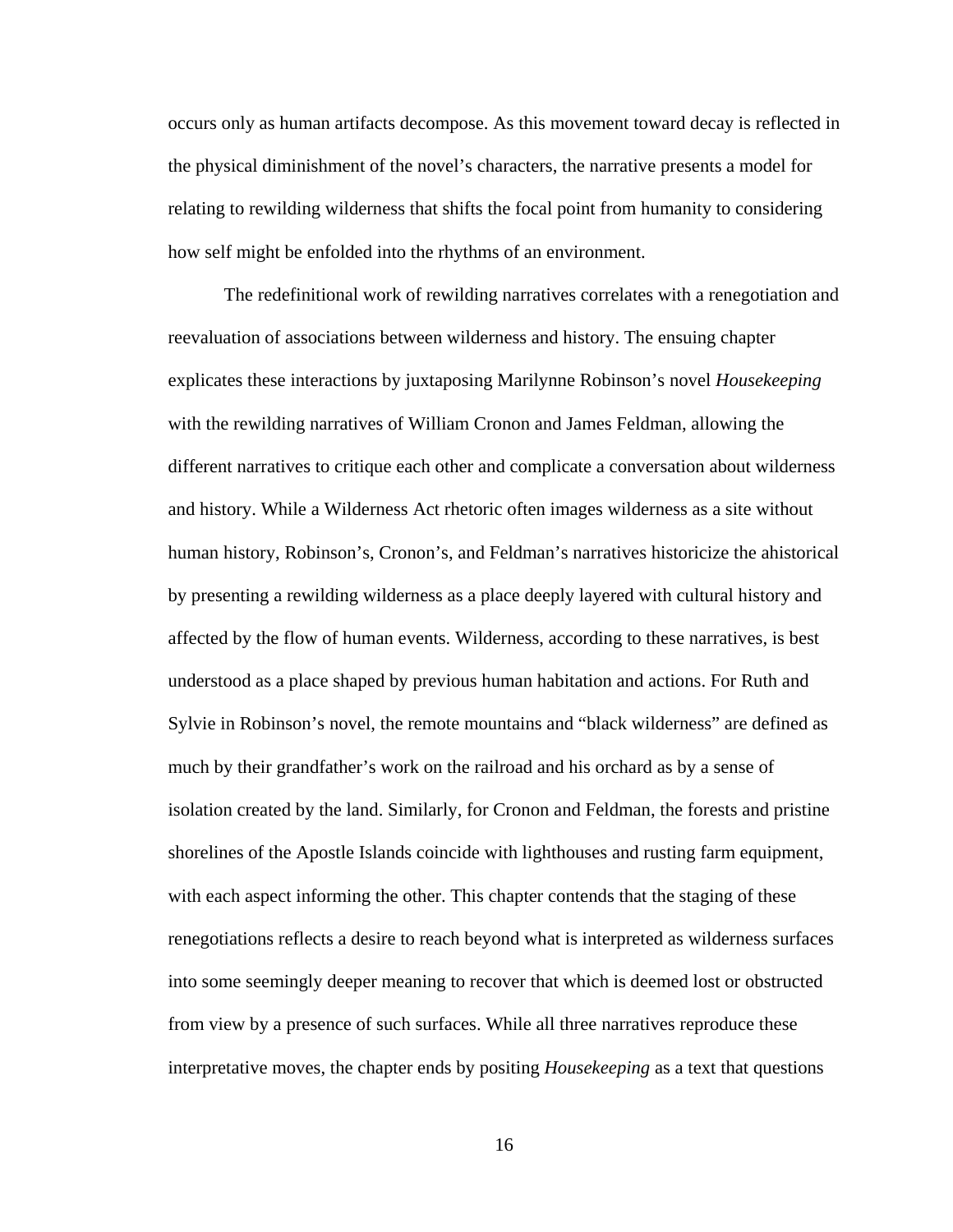occurs only as human artifacts decompose. As this movement toward decay is reflected in the physical diminishment of the novel's characters, the narrative presents a model for relating to rewilding wilderness that shifts the focal point from humanity to considering how self might be enfolded into the rhythms of an environment.

The redefinitional work of rewilding narratives correlates with a renegotiation and reevaluation of associations between wilderness and history. The ensuing chapter explicates these interactions by juxtaposing Marilynne Robinson's novel *Housekeeping* with the rewilding narratives of William Cronon and James Feldman, allowing the different narratives to critique each other and complicate a conversation about wilderness and history. While a Wilderness Act rhetoric often images wilderness as a site without human history, Robinson's, Cronon's, and Feldman's narratives historicize the ahistorical by presenting a rewilding wilderness as a place deeply layered with cultural history and affected by the flow of human events. Wilderness, according to these narratives, is best understood as a place shaped by previous human habitation and actions. For Ruth and Sylvie in Robinson's novel, the remote mountains and "black wilderness" are defined as much by their grandfather's work on the railroad and his orchard as by a sense of isolation created by the land. Similarly, for Cronon and Feldman, the forests and pristine shorelines of the Apostle Islands coincide with lighthouses and rusting farm equipment, with each aspect informing the other. This chapter contends that the staging of these renegotiations reflects a desire to reach beyond what is interpreted as wilderness surfaces into some seemingly deeper meaning to recover that which is deemed lost or obstructed from view by a presence of such surfaces. While all three narratives reproduce these interpretative moves, the chapter ends by positing *Housekeeping* as a text that questions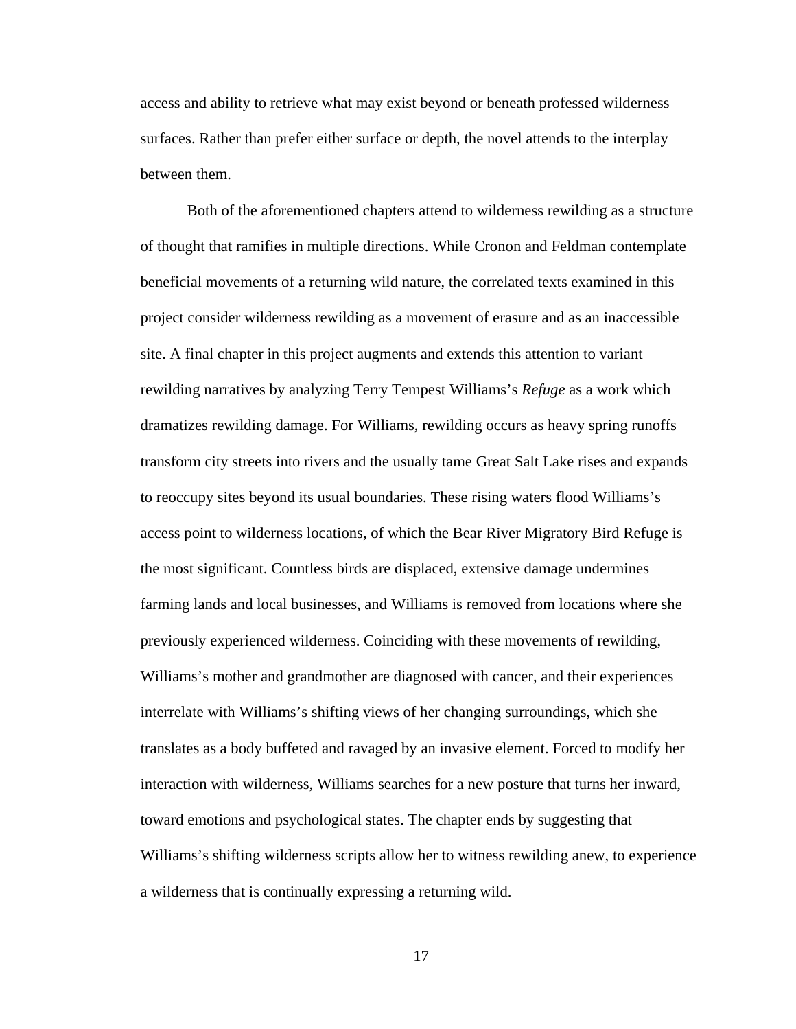access and ability to retrieve what may exist beyond or beneath professed wilderness surfaces. Rather than prefer either surface or depth, the novel attends to the interplay between them.

Both of the aforementioned chapters attend to wilderness rewilding as a structure of thought that ramifies in multiple directions. While Cronon and Feldman contemplate beneficial movements of a returning wild nature, the correlated texts examined in this project consider wilderness rewilding as a movement of erasure and as an inaccessible site. A final chapter in this project augments and extends this attention to variant rewilding narratives by analyzing Terry Tempest Williams's *Refuge* as a work which dramatizes rewilding damage. For Williams, rewilding occurs as heavy spring runoffs transform city streets into rivers and the usually tame Great Salt Lake rises and expands to reoccupy sites beyond its usual boundaries. These rising waters flood Williams's access point to wilderness locations, of which the Bear River Migratory Bird Refuge is the most significant. Countless birds are displaced, extensive damage undermines farming lands and local businesses, and Williams is removed from locations where she previously experienced wilderness. Coinciding with these movements of rewilding, Williams's mother and grandmother are diagnosed with cancer, and their experiences interrelate with Williams's shifting views of her changing surroundings, which she translates as a body buffeted and ravaged by an invasive element. Forced to modify her interaction with wilderness, Williams searches for a new posture that turns her inward, toward emotions and psychological states. The chapter ends by suggesting that Williams's shifting wilderness scripts allow her to witness rewilding anew, to experience a wilderness that is continually expressing a returning wild.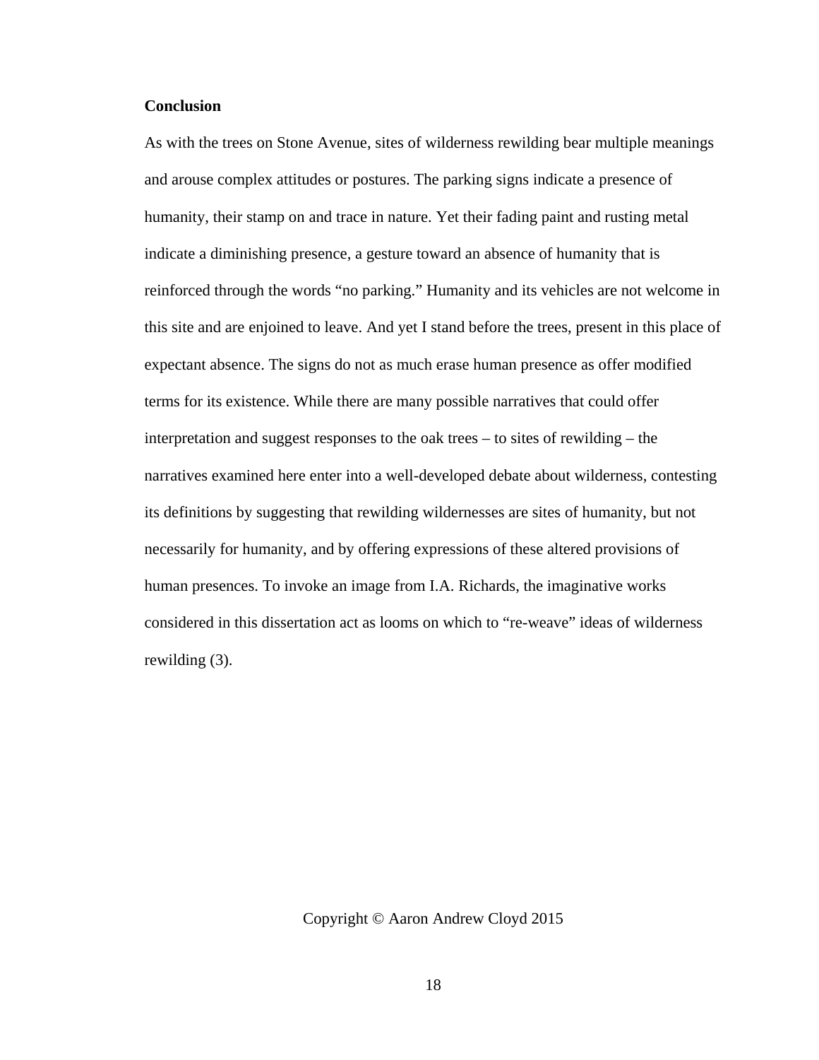**Conclusion**

As with the trees on Stone Avenue, sites of wilderness rewilding bear multiple meanings and arouse complex attitudes or postures. The parking signs indicate a presence of humanity, their stamp on and trace in nature. Yet their fading paint and rusting metal indicate a diminishing presence, a gesture toward an absence of humanity that is reinforced through the words "no parking." Humanity and its vehicles are not welcome in this site and are enjoined to leave. And yet I stand before the trees, present in this place of expectant absence. The signs do not as much erase human presence as offer modified terms for its existence. While there are many possible narratives that could offer interpretation and suggest responses to the oak trees – to sites of rewilding – the narratives examined here enter into a well-developed debate about wilderness, contesting its definitions by suggesting that rewilding wildernesses are sites of humanity, but not necessarily for humanity, and by offering expressions of these altered provisions of human presences. To invoke an image from I.A. Richards, the imaginative works considered in this dissertation act as looms on which to "re-weave" ideas of wilderness rewilding (3).

Copyright © Aaron Andrew Cloyd 2015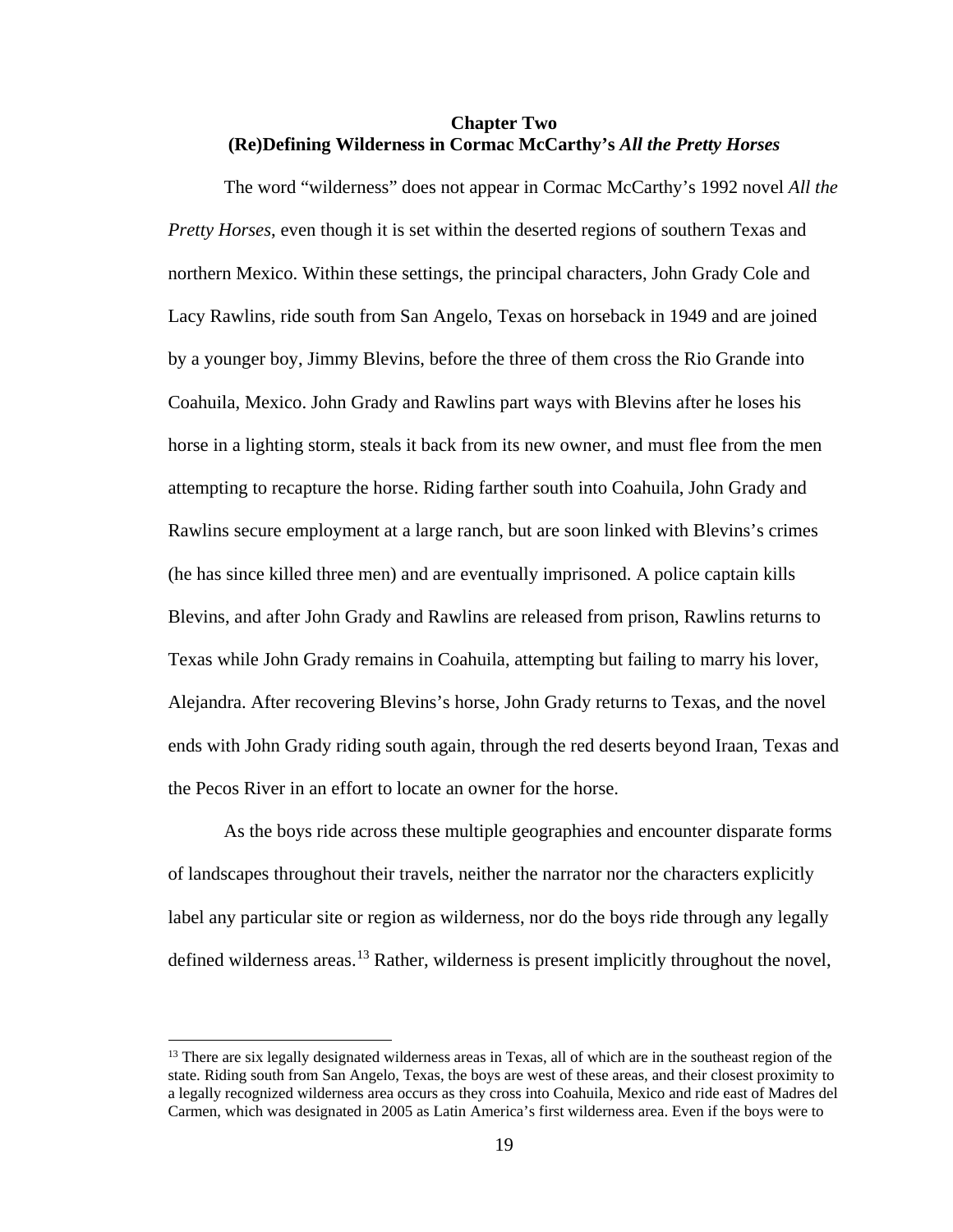## Chapter Two
## (Re)Defining Wilderness in Cormac McCarthy's *All the Pretty Horses*

The word "wilderness" does not appear in Cormac McCarthy's 1992 novel *All the Pretty Horses*, even though it is set within the deserted regions of southern Texas and northern Mexico. Within these settings, the principal characters, John Grady Cole and Lacy Rawlins, ride south from San Angelo, Texas on horseback in 1949 and are joined by a younger boy, Jimmy Blevins, before the three of them cross the Rio Grande into Coahuila, Mexico. John Grady and Rawlins part ways with Blevins after he loses his horse in a lighting storm, steals it back from its new owner, and must flee from the men attempting to recapture the horse. Riding farther south into Coahuila, John Grady and Rawlins secure employment at a large ranch, but are soon linked with Blevins's crimes (he has since killed three men) and are eventually imprisoned. A police captain kills Blevins, and after John Grady and Rawlins are released from prison, Rawlins returns to Texas while John Grady remains in Coahuila, attempting but failing to marry his lover, Alejandra. After recovering Blevins's horse, John Grady returns to Texas, and the novel ends with John Grady riding south again, through the red deserts beyond Iraan, Texas and the Pecos River in an effort to locate an owner for the horse.

As the boys ride across these multiple geographies and encounter disparate forms of landscapes throughout their travels, neither the narrator nor the characters explicitly label any particular site or region as wilderness, nor do the boys ride through any legally defined wilderness areas.[13] Rather, wilderness is present implicitly throughout the novel,

[13] There are six legally designated wilderness areas in Texas, all of which are in the southeast region of the state. Riding south from San Angelo, Texas, the boys are west of these areas, and their closest proximity to a legally recognized wilderness area occurs as they cross into Coahuila, Mexico and ride east of Madres del Carmen, which was designated in 2005 as Latin America's first wilderness area. Even if the boys were to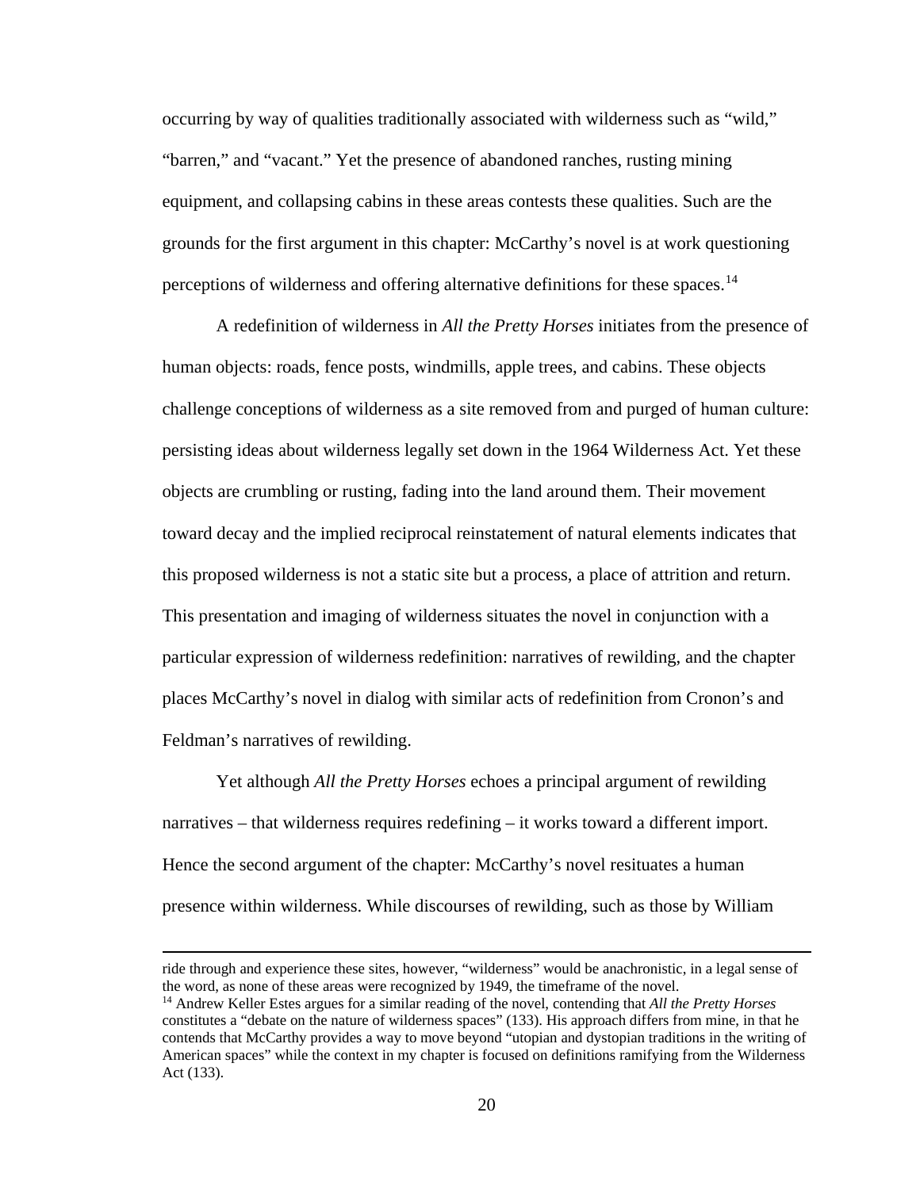occurring by way of qualities traditionally associated with wilderness such as "wild," "barren," and "vacant." Yet the presence of abandoned ranches, rusting mining equipment, and collapsing cabins in these areas contests these qualities. Such are the grounds for the first argument in this chapter: McCarthy's novel is at work questioning perceptions of wilderness and offering alternative definitions for these spaces.[14]

A redefinition of wilderness in *All the Pretty Horses* initiates from the presence of human objects: roads, fence posts, windmills, apple trees, and cabins. These objects challenge conceptions of wilderness as a site removed from and purged of human culture: persisting ideas about wilderness legally set down in the 1964 Wilderness Act. Yet these objects are crumbling or rusting, fading into the land around them. Their movement toward decay and the implied reciprocal reinstatement of natural elements indicates that this proposed wilderness is not a static site but a process, a place of attrition and return. This presentation and imaging of wilderness situates the novel in conjunction with a particular expression of wilderness redefinition: narratives of rewilding, and the chapter places McCarthy's novel in dialog with similar acts of redefinition from Cronon's and Feldman's narratives of rewilding.

Yet although *All the Pretty Horses* echoes a principal argument of rewilding narratives – that wilderness requires redefining – it works toward a different import. Hence the second argument of the chapter: McCarthy's novel resituates a human presence within wilderness. While discourses of rewilding, such as those by William

---

ride through and experience these sites, however, "wilderness" would be anachronistic, in a legal sense of the word, as none of these areas were recognized by 1949, the timeframe of the novel.

[14] Andrew Keller Estes argues for a similar reading of the novel, contending that *All the Pretty Horses* constitutes a "debate on the nature of wilderness spaces" (133). His approach differs from mine, in that he contends that McCarthy provides a way to move beyond "utopian and dystopian traditions in the writing of American spaces" while the context in my chapter is focused on definitions ramifying from the Wilderness Act (133).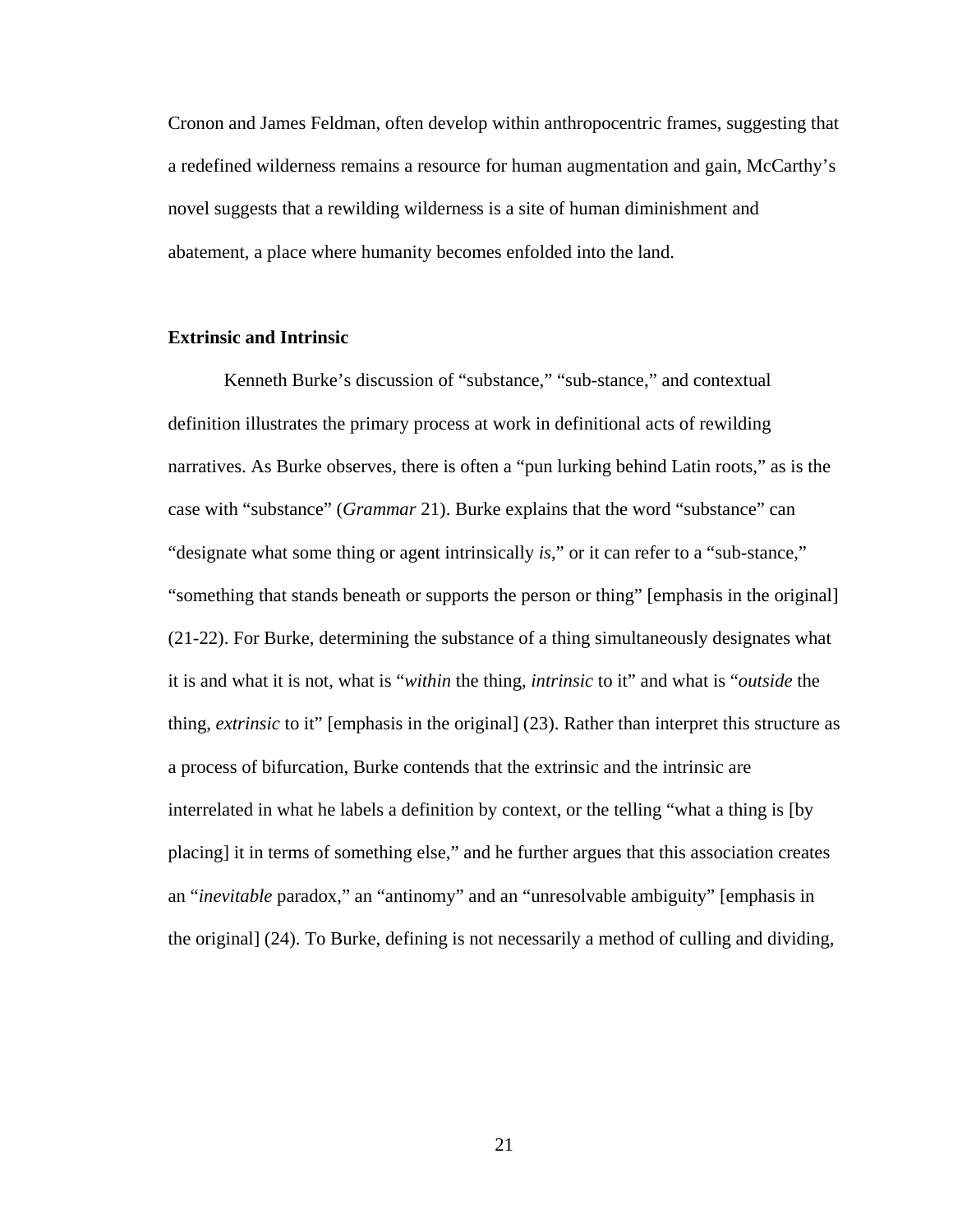Cronon and James Feldman, often develop within anthropocentric frames, suggesting that a redefined wilderness remains a resource for human augmentation and gain, McCarthy's novel suggests that a rewilding wilderness is a site of human diminishment and abatement, a place where humanity becomes enfolded into the land.

**Extrinsic and Intrinsic**

Kenneth Burke's discussion of "substance," "sub-stance," and contextual definition illustrates the primary process at work in definitional acts of rewilding narratives. As Burke observes, there is often a "pun lurking behind Latin roots," as is the case with "substance" (*Grammar* 21). Burke explains that the word "substance" can "designate what some thing or agent intrinsically *is*," or it can refer to a "sub-stance," "something that stands beneath or supports the person or thing" [emphasis in the original] (21-22). For Burke, determining the substance of a thing simultaneously designates what it is and what it is not, what is "*within* the thing, *intrinsic* to it" and what is "*outside* the thing, *extrinsic* to it" [emphasis in the original] (23). Rather than interpret this structure as a process of bifurcation, Burke contends that the extrinsic and the intrinsic are interrelated in what he labels a definition by context, or the telling "what a thing is [by placing] it in terms of something else," and he further argues that this association creates an "*inevitable* paradox," an "antinomy" and an "unresolvable ambiguity" [emphasis in the original] (24). To Burke, defining is not necessarily a method of culling and dividing,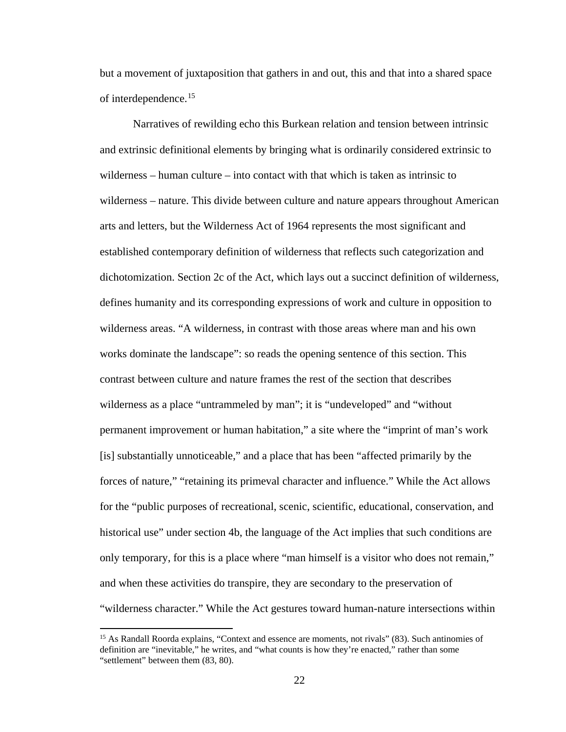but a movement of juxtaposition that gathers in and out, this and that into a shared space of interdependence.[15]

Narratives of rewilding echo this Burkean relation and tension between intrinsic and extrinsic definitional elements by bringing what is ordinarily considered extrinsic to wilderness – human culture – into contact with that which is taken as intrinsic to wilderness – nature. This divide between culture and nature appears throughout American arts and letters, but the Wilderness Act of 1964 represents the most significant and established contemporary definition of wilderness that reflects such categorization and dichotomization. Section 2c of the Act, which lays out a succinct definition of wilderness, defines humanity and its corresponding expressions of work and culture in opposition to wilderness areas. "A wilderness, in contrast with those areas where man and his own works dominate the landscape": so reads the opening sentence of this section. This contrast between culture and nature frames the rest of the section that describes wilderness as a place "untrammeled by man"; it is "undeveloped" and "without permanent improvement or human habitation," a site where the "imprint of man's work [is] substantially unnoticeable," and a place that has been "affected primarily by the forces of nature," "retaining its primeval character and influence." While the Act allows for the "public purposes of recreational, scenic, scientific, educational, conservation, and historical use" under section 4b, the language of the Act implies that such conditions are only temporary, for this is a place where "man himself is a visitor who does not remain," and when these activities do transpire, they are secondary to the preservation of "wilderness character." While the Act gestures toward human-nature intersections within

---

[15] As Randall Roorda explains, "Context and essence are moments, not rivals" (83). Such antinomies of definition are "inevitable," he writes, and "what counts is how they're enacted," rather than some "settlement" between them (83, 80).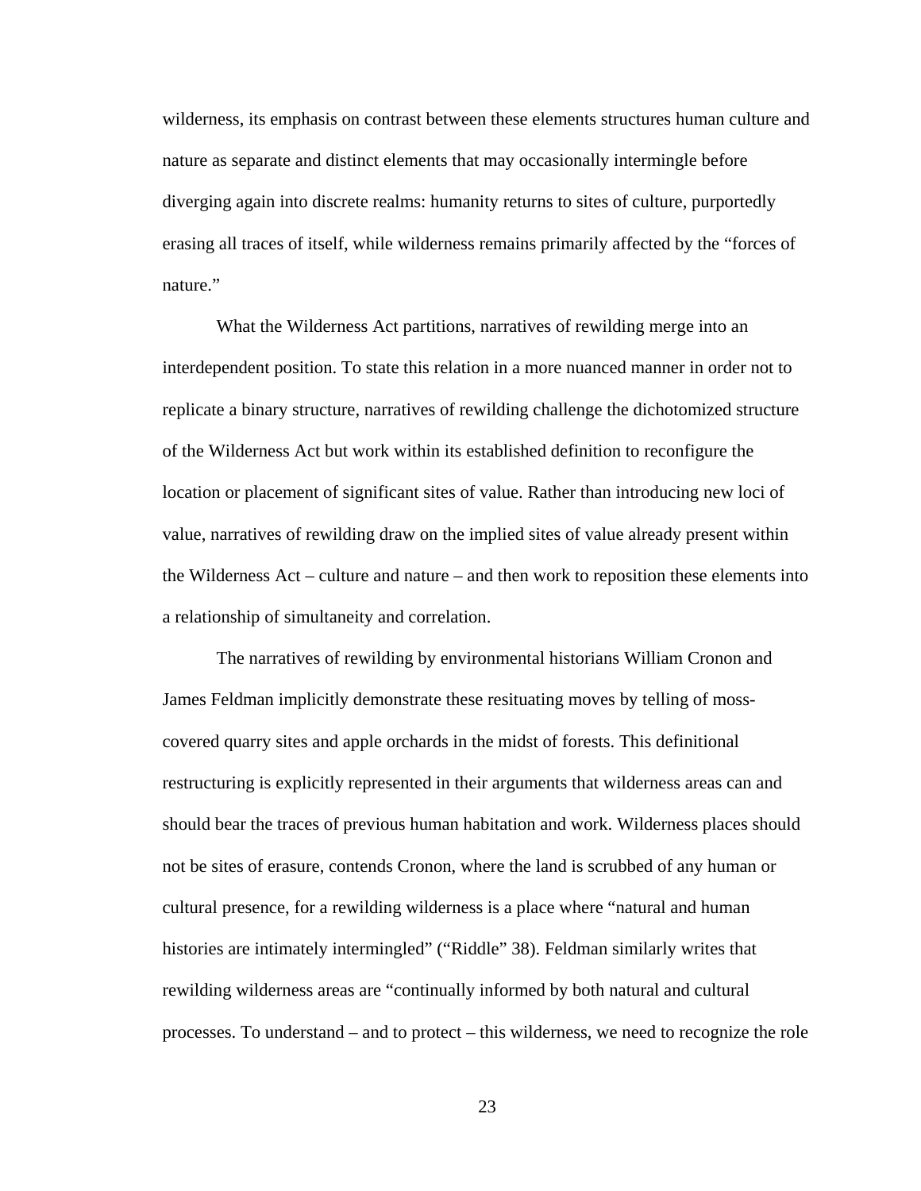wilderness, its emphasis on contrast between these elements structures human culture and nature as separate and distinct elements that may occasionally intermingle before diverging again into discrete realms: humanity returns to sites of culture, purportedly erasing all traces of itself, while wilderness remains primarily affected by the "forces of nature."

What the Wilderness Act partitions, narratives of rewilding merge into an interdependent position. To state this relation in a more nuanced manner in order not to replicate a binary structure, narratives of rewilding challenge the dichotomized structure of the Wilderness Act but work within its established definition to reconfigure the location or placement of significant sites of value. Rather than introducing new loci of value, narratives of rewilding draw on the implied sites of value already present within the Wilderness Act – culture and nature – and then work to reposition these elements into a relationship of simultaneity and correlation.

The narratives of rewilding by environmental historians William Cronon and James Feldman implicitly demonstrate these resituating moves by telling of moss-covered quarry sites and apple orchards in the midst of forests. This definitional restructuring is explicitly represented in their arguments that wilderness areas can and should bear the traces of previous human habitation and work. Wilderness places should not be sites of erasure, contends Cronon, where the land is scrubbed of any human or cultural presence, for a rewilding wilderness is a place where "natural and human histories are intimately intermingled" ("Riddle" 38). Feldman similarly writes that rewilding wilderness areas are "continually informed by both natural and cultural processes. To understand – and to protect – this wilderness, we need to recognize the role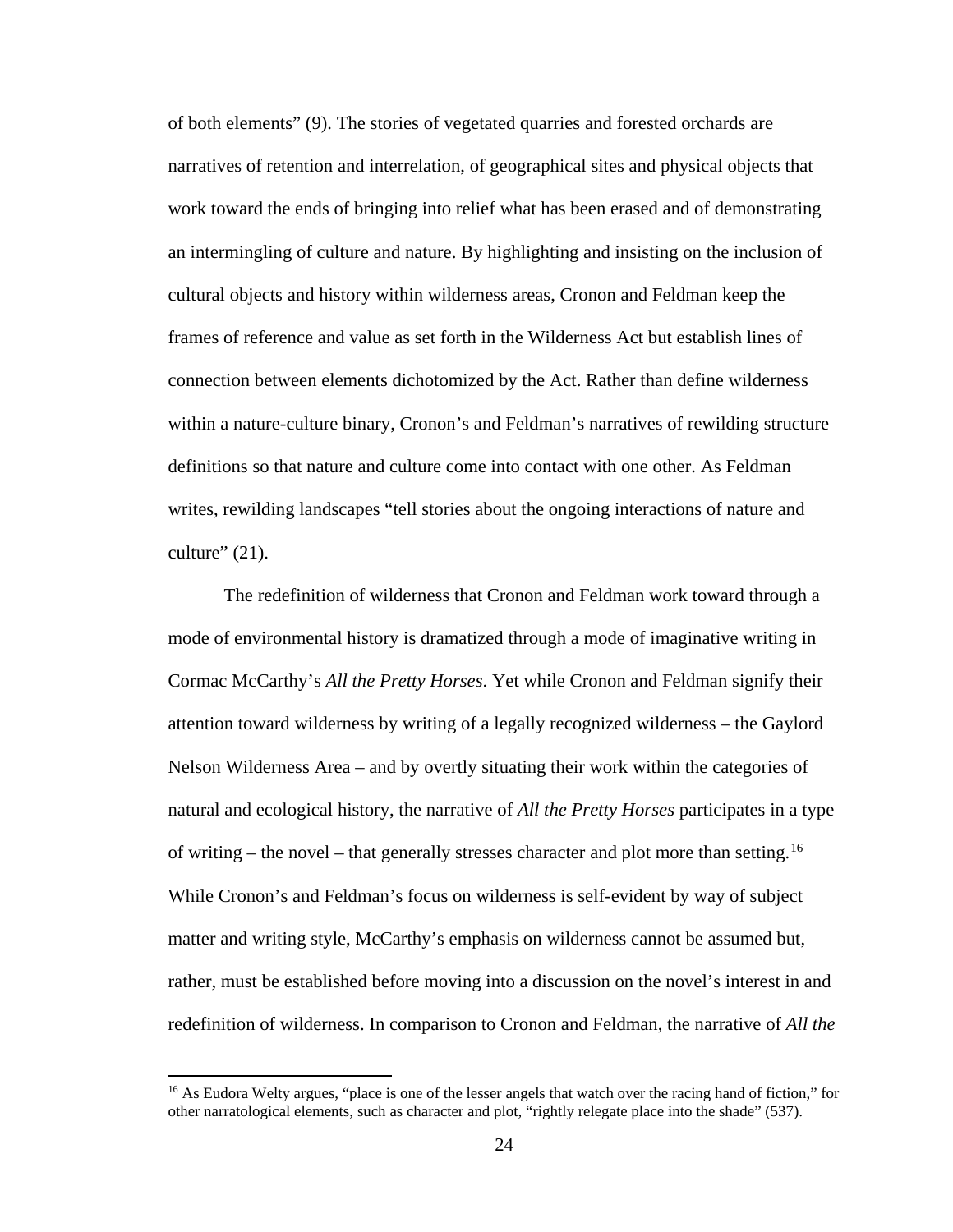of both elements" (9). The stories of vegetated quarries and forested orchards are narratives of retention and interrelation, of geographical sites and physical objects that work toward the ends of bringing into relief what has been erased and of demonstrating an intermingling of culture and nature. By highlighting and insisting on the inclusion of cultural objects and history within wilderness areas, Cronon and Feldman keep the frames of reference and value as set forth in the Wilderness Act but establish lines of connection between elements dichotomized by the Act. Rather than define wilderness within a nature-culture binary, Cronon's and Feldman's narratives of rewilding structure definitions so that nature and culture come into contact with one other. As Feldman writes, rewilding landscapes "tell stories about the ongoing interactions of nature and culture" (21).

The redefinition of wilderness that Cronon and Feldman work toward through a mode of environmental history is dramatized through a mode of imaginative writing in Cormac McCarthy's *All the Pretty Horses*. Yet while Cronon and Feldman signify their attention toward wilderness by writing of a legally recognized wilderness – the Gaylord Nelson Wilderness Area – and by overtly situating their work within the categories of natural and ecological history, the narrative of *All the Pretty Horses* participates in a type of writing – the novel – that generally stresses character and plot more than setting.[16] While Cronon's and Feldman's focus on wilderness is self-evident by way of subject matter and writing style, McCarthy's emphasis on wilderness cannot be assumed but, rather, must be established before moving into a discussion on the novel's interest in and redefinition of wilderness. In comparison to Cronon and Feldman, the narrative of *All the*

[16] As Eudora Welty argues, "place is one of the lesser angels that watch over the racing hand of fiction," for other narratological elements, such as character and plot, "rightly relegate place into the shade" (537).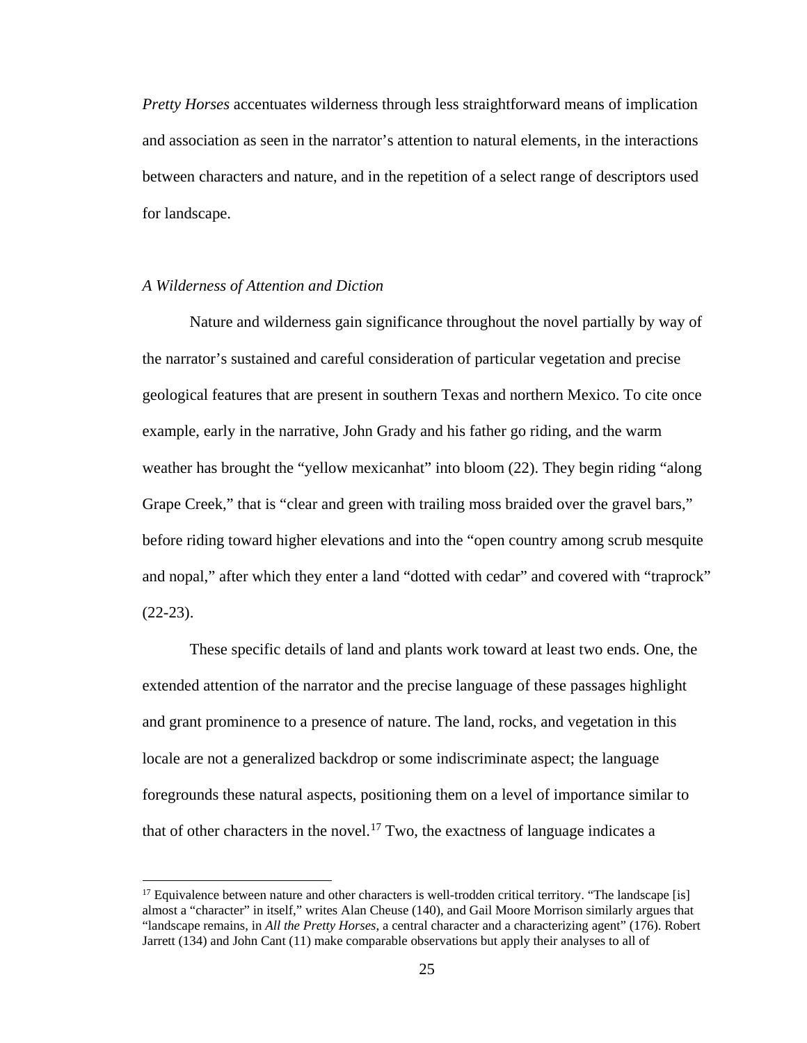*Pretty Horses* accentuates wilderness through less straightforward means of implication and association as seen in the narrator's attention to natural elements, in the interactions between characters and nature, and in the repetition of a select range of descriptors used for landscape.

### *A Wilderness of Attention and Diction*

Nature and wilderness gain significance throughout the novel partially by way of the narrator's sustained and careful consideration of particular vegetation and precise geological features that are present in southern Texas and northern Mexico. To cite once example, early in the narrative, John Grady and his father go riding, and the warm weather has brought the "yellow mexicanhat" into bloom (22). They begin riding "along Grape Creek," that is "clear and green with trailing moss braided over the gravel bars," before riding toward higher elevations and into the "open country among scrub mesquite and nopal," after which they enter a land "dotted with cedar" and covered with "traprock" (22-23).

These specific details of land and plants work toward at least two ends. One, the extended attention of the narrator and the precise language of these passages highlight and grant prominence to a presence of nature. The land, rocks, and vegetation in this locale are not a generalized backdrop or some indiscriminate aspect; the language foregrounds these natural aspects, positioning them on a level of importance similar to that of other characters in the novel.[17] Two, the exactness of language indicates a

[17] Equivalence between nature and other characters is well-trodden critical territory. "The landscape [is] almost a "character" in itself," writes Alan Cheuse (140), and Gail Moore Morrison similarly argues that "landscape remains, in *All the Pretty Horses*, a central character and a characterizing agent" (176). Robert Jarrett (134) and John Cant (11) make comparable observations but apply their analyses to all of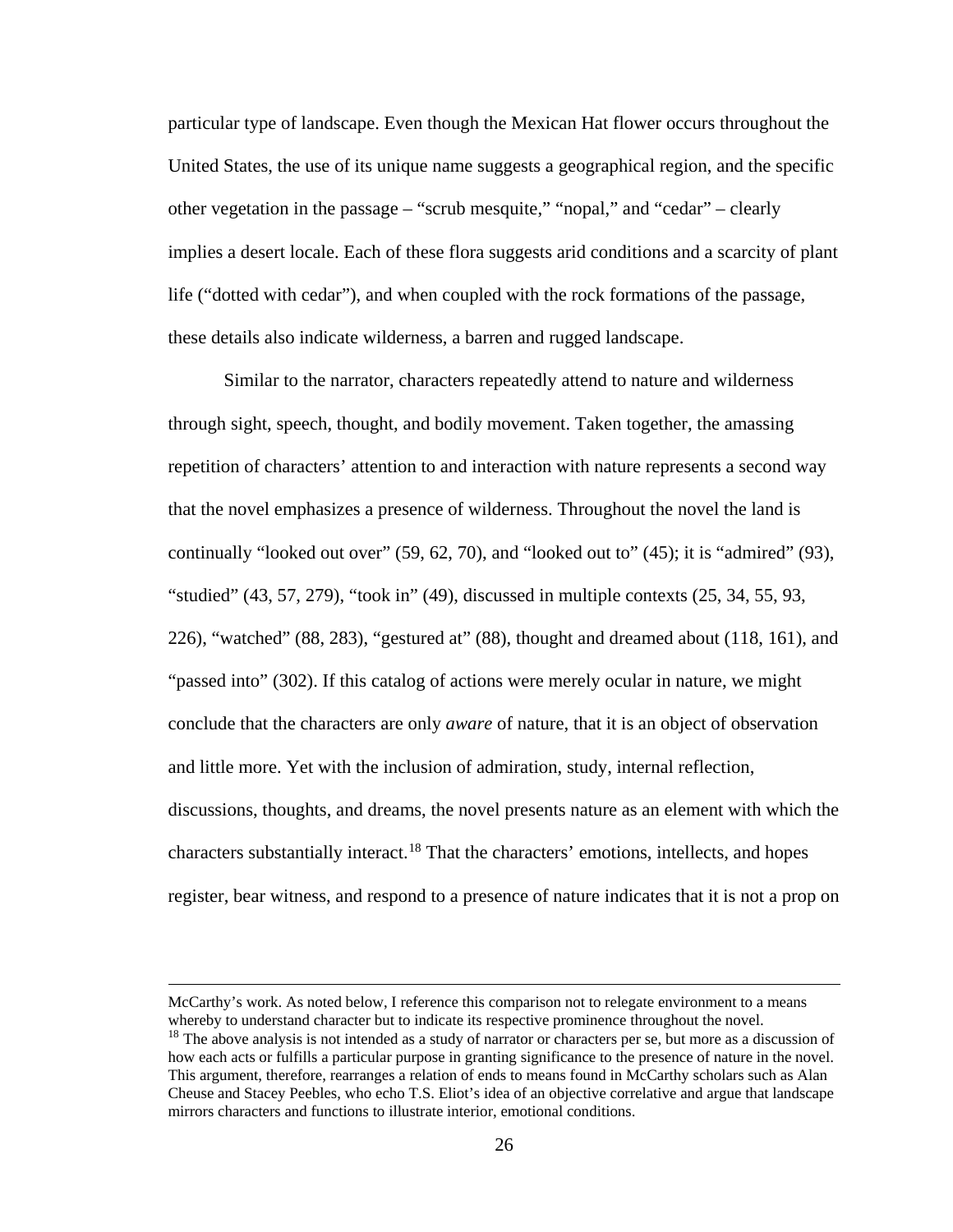particular type of landscape. Even though the Mexican Hat flower occurs throughout the United States, the use of its unique name suggests a geographical region, and the specific other vegetation in the passage – "scrub mesquite," "nopal," and "cedar" – clearly implies a desert locale. Each of these flora suggests arid conditions and a scarcity of plant life ("dotted with cedar"), and when coupled with the rock formations of the passage, these details also indicate wilderness, a barren and rugged landscape.

Similar to the narrator, characters repeatedly attend to nature and wilderness through sight, speech, thought, and bodily movement. Taken together, the amassing repetition of characters' attention to and interaction with nature represents a second way that the novel emphasizes a presence of wilderness. Throughout the novel the land is continually "looked out over" (59, 62, 70), and "looked out to" (45); it is "admired" (93), "studied" (43, 57, 279), "took in" (49), discussed in multiple contexts (25, 34, 55, 93, 226), "watched" (88, 283), "gestured at" (88), thought and dreamed about (118, 161), and "passed into" (302). If this catalog of actions were merely ocular in nature, we might conclude that the characters are only *aware* of nature, that it is an object of observation and little more. Yet with the inclusion of admiration, study, internal reflection, discussions, thoughts, and dreams, the novel presents nature as an element with which the characters substantially interact.[18] That the characters' emotions, intellects, and hopes register, bear witness, and respond to a presence of nature indicates that it is not a prop on

---

McCarthy's work. As noted below, I reference this comparison not to relegate environment to a means whereby to understand character but to indicate its respective prominence throughout the novel.

[18] The above analysis is not intended as a study of narrator or characters per se, but more as a discussion of how each acts or fulfills a particular purpose in granting significance to the presence of nature in the novel. This argument, therefore, rearranges a relation of ends to means found in McCarthy scholars such as Alan Cheuse and Stacey Peebles, who echo T.S. Eliot's idea of an objective correlative and argue that landscape mirrors characters and functions to illustrate interior, emotional conditions.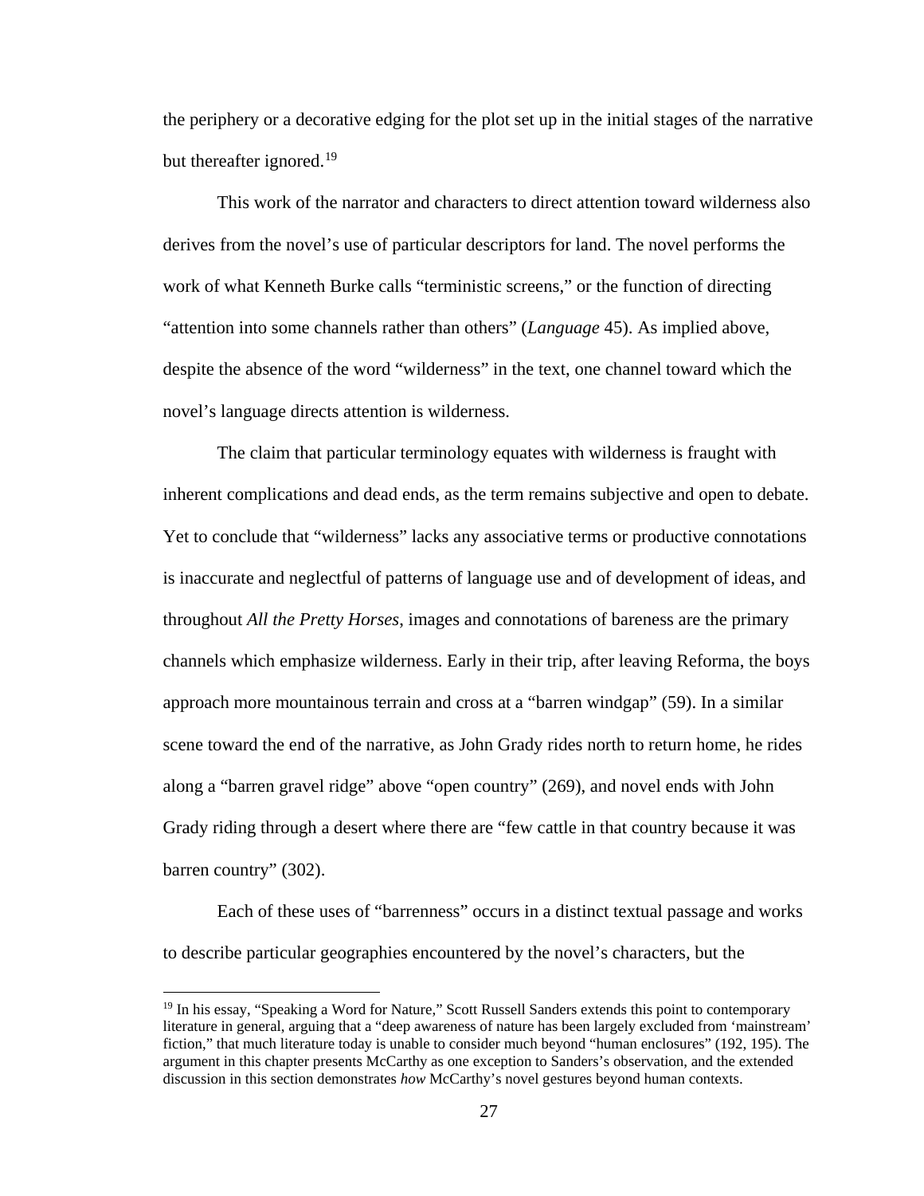the periphery or a decorative edging for the plot set up in the initial stages of the narrative but thereafter ignored.[19]

This work of the narrator and characters to direct attention toward wilderness also derives from the novel's use of particular descriptors for land. The novel performs the work of what Kenneth Burke calls "terministic screens," or the function of directing "attention into some channels rather than others" (*Language* 45). As implied above, despite the absence of the word "wilderness" in the text, one channel toward which the novel's language directs attention is wilderness.

The claim that particular terminology equates with wilderness is fraught with inherent complications and dead ends, as the term remains subjective and open to debate. Yet to conclude that "wilderness" lacks any associative terms or productive connotations is inaccurate and neglectful of patterns of language use and of development of ideas, and throughout *All the Pretty Horses*, images and connotations of bareness are the primary channels which emphasize wilderness. Early in their trip, after leaving Reforma, the boys approach more mountainous terrain and cross at a "barren windgap" (59). In a similar scene toward the end of the narrative, as John Grady rides north to return home, he rides along a "barren gravel ridge" above "open country" (269), and novel ends with John Grady riding through a desert where there are "few cattle in that country because it was barren country" (302).

Each of these uses of "barrenness" occurs in a distinct textual passage and works to describe particular geographies encountered by the novel's characters, but the

[19] In his essay, "Speaking a Word for Nature," Scott Russell Sanders extends this point to contemporary literature in general, arguing that a "deep awareness of nature has been largely excluded from 'mainstream' fiction," that much literature today is unable to consider much beyond "human enclosures" (192, 195). The argument in this chapter presents McCarthy as one exception to Sanders's observation, and the extended discussion in this section demonstrates *how* McCarthy's novel gestures beyond human contexts.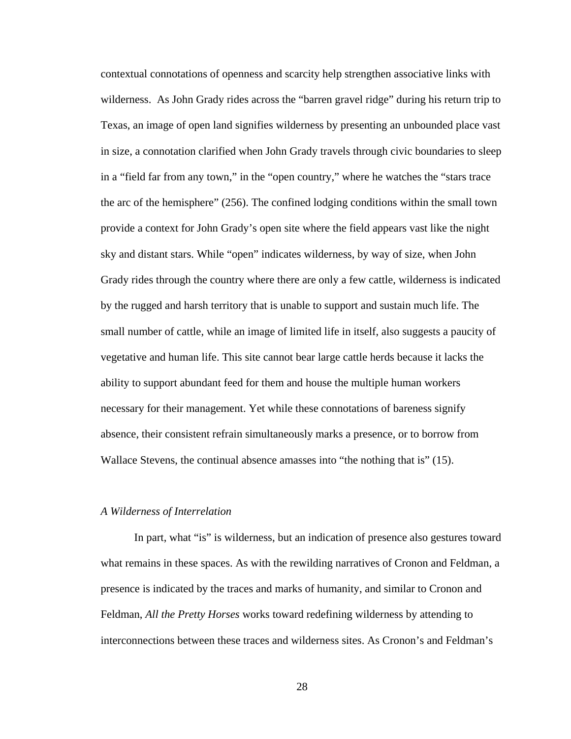contextual connotations of openness and scarcity help strengthen associative links with wilderness. As John Grady rides across the "barren gravel ridge" during his return trip to Texas, an image of open land signifies wilderness by presenting an unbounded place vast in size, a connotation clarified when John Grady travels through civic boundaries to sleep in a "field far from any town," in the "open country," where he watches the "stars trace the arc of the hemisphere" (256). The confined lodging conditions within the small town provide a context for John Grady's open site where the field appears vast like the night sky and distant stars. While "open" indicates wilderness, by way of size, when John Grady rides through the country where there are only a few cattle, wilderness is indicated by the rugged and harsh territory that is unable to support and sustain much life. The small number of cattle, while an image of limited life in itself, also suggests a paucity of vegetative and human life. This site cannot bear large cattle herds because it lacks the ability to support abundant feed for them and house the multiple human workers necessary for their management. Yet while these connotations of bareness signify absence, their consistent refrain simultaneously marks a presence, or to borrow from Wallace Stevens, the continual absence amasses into "the nothing that is" (15).

### *A Wilderness of Interrelation*

In part, what "is" is wilderness, but an indication of presence also gestures toward what remains in these spaces. As with the rewilding narratives of Cronon and Feldman, a presence is indicated by the traces and marks of humanity, and similar to Cronon and Feldman, *All the Pretty Horses* works toward redefining wilderness by attending to interconnections between these traces and wilderness sites. As Cronon's and Feldman's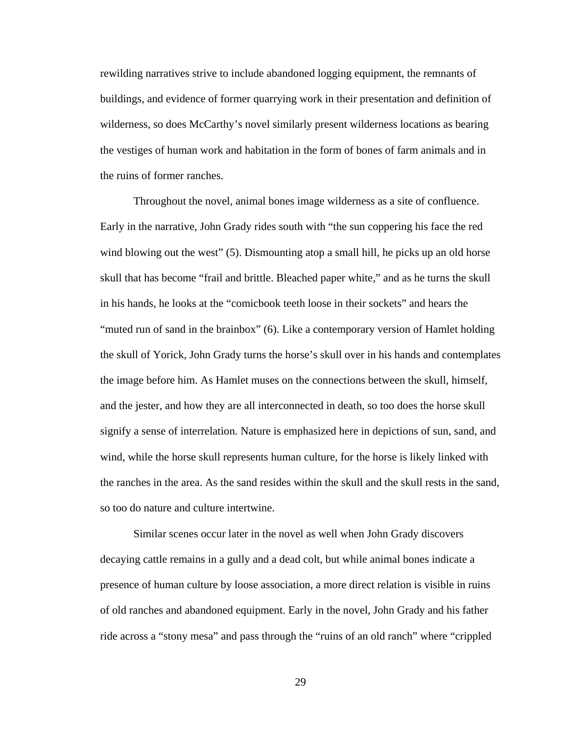rewilding narratives strive to include abandoned logging equipment, the remnants of buildings, and evidence of former quarrying work in their presentation and definition of wilderness, so does McCarthy's novel similarly present wilderness locations as bearing the vestiges of human work and habitation in the form of bones of farm animals and in the ruins of former ranches.

Throughout the novel, animal bones image wilderness as a site of confluence. Early in the narrative, John Grady rides south with "the sun coppering his face the red wind blowing out the west" (5). Dismounting atop a small hill, he picks up an old horse skull that has become "frail and brittle. Bleached paper white," and as he turns the skull in his hands, he looks at the "comicbook teeth loose in their sockets" and hears the "muted run of sand in the brainbox" (6). Like a contemporary version of Hamlet holding the skull of Yorick, John Grady turns the horse's skull over in his hands and contemplates the image before him. As Hamlet muses on the connections between the skull, himself, and the jester, and how they are all interconnected in death, so too does the horse skull signify a sense of interrelation. Nature is emphasized here in depictions of sun, sand, and wind, while the horse skull represents human culture, for the horse is likely linked with the ranches in the area. As the sand resides within the skull and the skull rests in the sand, so too do nature and culture intertwine.

Similar scenes occur later in the novel as well when John Grady discovers decaying cattle remains in a gully and a dead colt, but while animal bones indicate a presence of human culture by loose association, a more direct relation is visible in ruins of old ranches and abandoned equipment. Early in the novel, John Grady and his father ride across a "stony mesa" and pass through the "ruins of an old ranch" where "crippled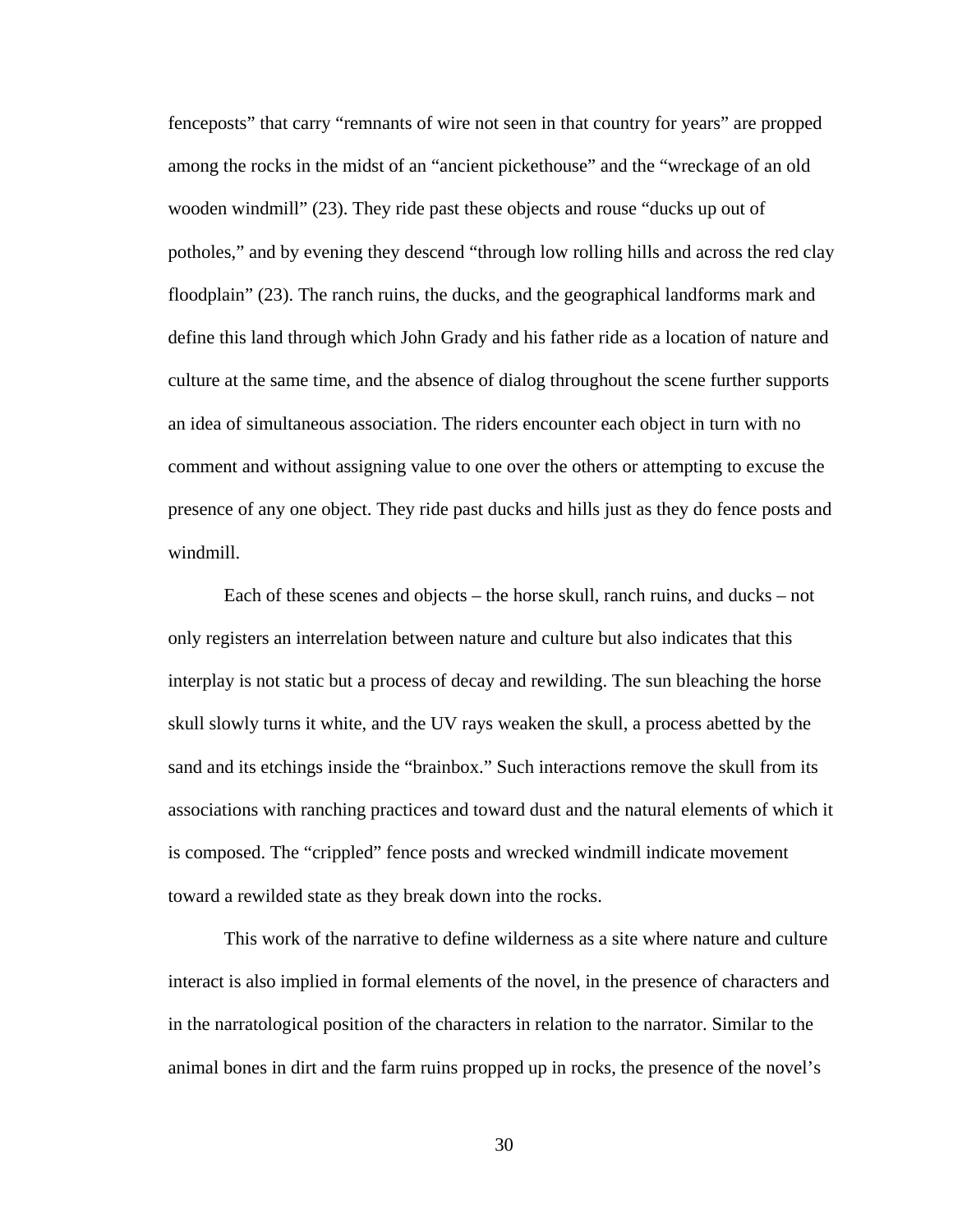fenceposts" that carry "remnants of wire not seen in that country for years" are propped among the rocks in the midst of an "ancient pickethouse" and the "wreckage of an old wooden windmill" (23). They ride past these objects and rouse "ducks up out of potholes," and by evening they descend "through low rolling hills and across the red clay floodplain" (23). The ranch ruins, the ducks, and the geographical landforms mark and define this land through which John Grady and his father ride as a location of nature and culture at the same time, and the absence of dialog throughout the scene further supports an idea of simultaneous association. The riders encounter each object in turn with no comment and without assigning value to one over the others or attempting to excuse the presence of any one object. They ride past ducks and hills just as they do fence posts and windmill.

Each of these scenes and objects – the horse skull, ranch ruins, and ducks – not only registers an interrelation between nature and culture but also indicates that this interplay is not static but a process of decay and rewilding. The sun bleaching the horse skull slowly turns it white, and the UV rays weaken the skull, a process abetted by the sand and its etchings inside the "brainbox." Such interactions remove the skull from its associations with ranching practices and toward dust and the natural elements of which it is composed. The "crippled" fence posts and wrecked windmill indicate movement toward a rewilded state as they break down into the rocks.

This work of the narrative to define wilderness as a site where nature and culture interact is also implied in formal elements of the novel, in the presence of characters and in the narratological position of the characters in relation to the narrator. Similar to the animal bones in dirt and the farm ruins propped up in rocks, the presence of the novel's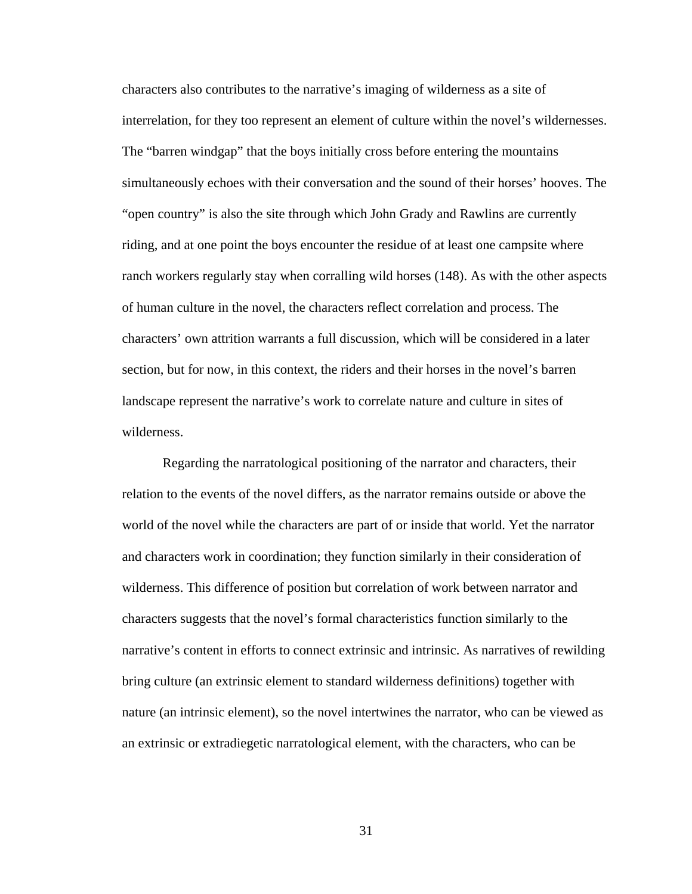characters also contributes to the narrative's imaging of wilderness as a site of interrelation, for they too represent an element of culture within the novel's wildernesses. The "barren windgap" that the boys initially cross before entering the mountains simultaneously echoes with their conversation and the sound of their horses' hooves. The "open country" is also the site through which John Grady and Rawlins are currently riding, and at one point the boys encounter the residue of at least one campsite where ranch workers regularly stay when corralling wild horses (148). As with the other aspects of human culture in the novel, the characters reflect correlation and process. The characters' own attrition warrants a full discussion, which will be considered in a later section, but for now, in this context, the riders and their horses in the novel's barren landscape represent the narrative's work to correlate nature and culture in sites of wilderness.

Regarding the narratological positioning of the narrator and characters, their relation to the events of the novel differs, as the narrator remains outside or above the world of the novel while the characters are part of or inside that world. Yet the narrator and characters work in coordination; they function similarly in their consideration of wilderness. This difference of position but correlation of work between narrator and characters suggests that the novel's formal characteristics function similarly to the narrative's content in efforts to connect extrinsic and intrinsic. As narratives of rewilding bring culture (an extrinsic element to standard wilderness definitions) together with nature (an intrinsic element), so the novel intertwines the narrator, who can be viewed as an extrinsic or extradiegetic narratological element, with the characters, who can be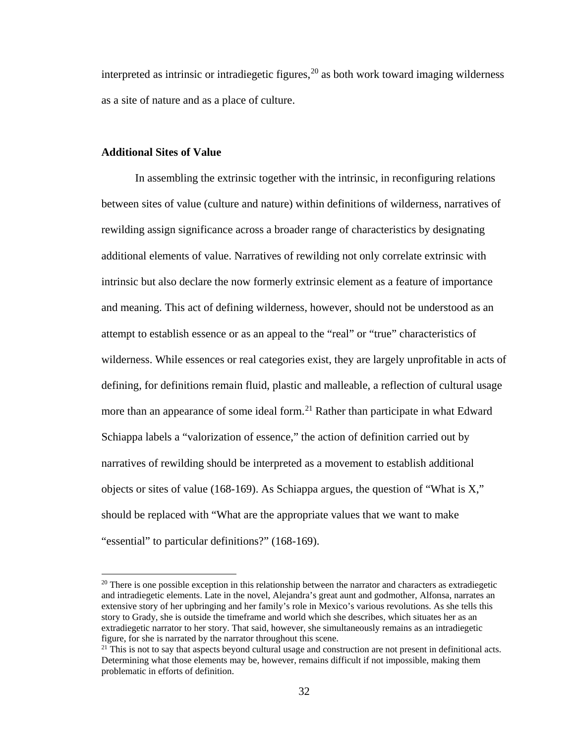interpreted as intrinsic or intradiegetic figures,[20] as both work toward imaging wilderness as a site of nature and as a place of culture.

## Additional Sites of Value

In assembling the extrinsic together with the intrinsic, in reconfiguring relations between sites of value (culture and nature) within definitions of wilderness, narratives of rewilding assign significance across a broader range of characteristics by designating additional elements of value. Narratives of rewilding not only correlate extrinsic with intrinsic but also declare the now formerly extrinsic element as a feature of importance and meaning. This act of defining wilderness, however, should not be understood as an attempt to establish essence or as an appeal to the "real" or "true" characteristics of wilderness. While essences or real categories exist, they are largely unprofitable in acts of defining, for definitions remain fluid, plastic and malleable, a reflection of cultural usage more than an appearance of some ideal form.[21] Rather than participate in what Edward Schiappa labels a "valorization of essence," the action of definition carried out by narratives of rewilding should be interpreted as a movement to establish additional objects or sites of value (168-169). As Schiappa argues, the question of "What is X," should be replaced with "What are the appropriate values that we want to make "essential" to particular definitions?" (168-169).

[20] There is one possible exception in this relationship between the narrator and characters as extradiegetic and intradiegetic elements. Late in the novel, Alejandra's great aunt and godmother, Alfonsa, narrates an extensive story of her upbringing and her family's role in Mexico's various revolutions. As she tells this story to Grady, she is outside the timeframe and world which she describes, which situates her as an extradiegetic narrator to her story. That said, however, she simultaneously remains as an intradiegetic figure, for she is narrated by the narrator throughout this scene.

[21] This is not to say that aspects beyond cultural usage and construction are not present in definitional acts. Determining what those elements may be, however, remains difficult if not impossible, making them problematic in efforts of definition.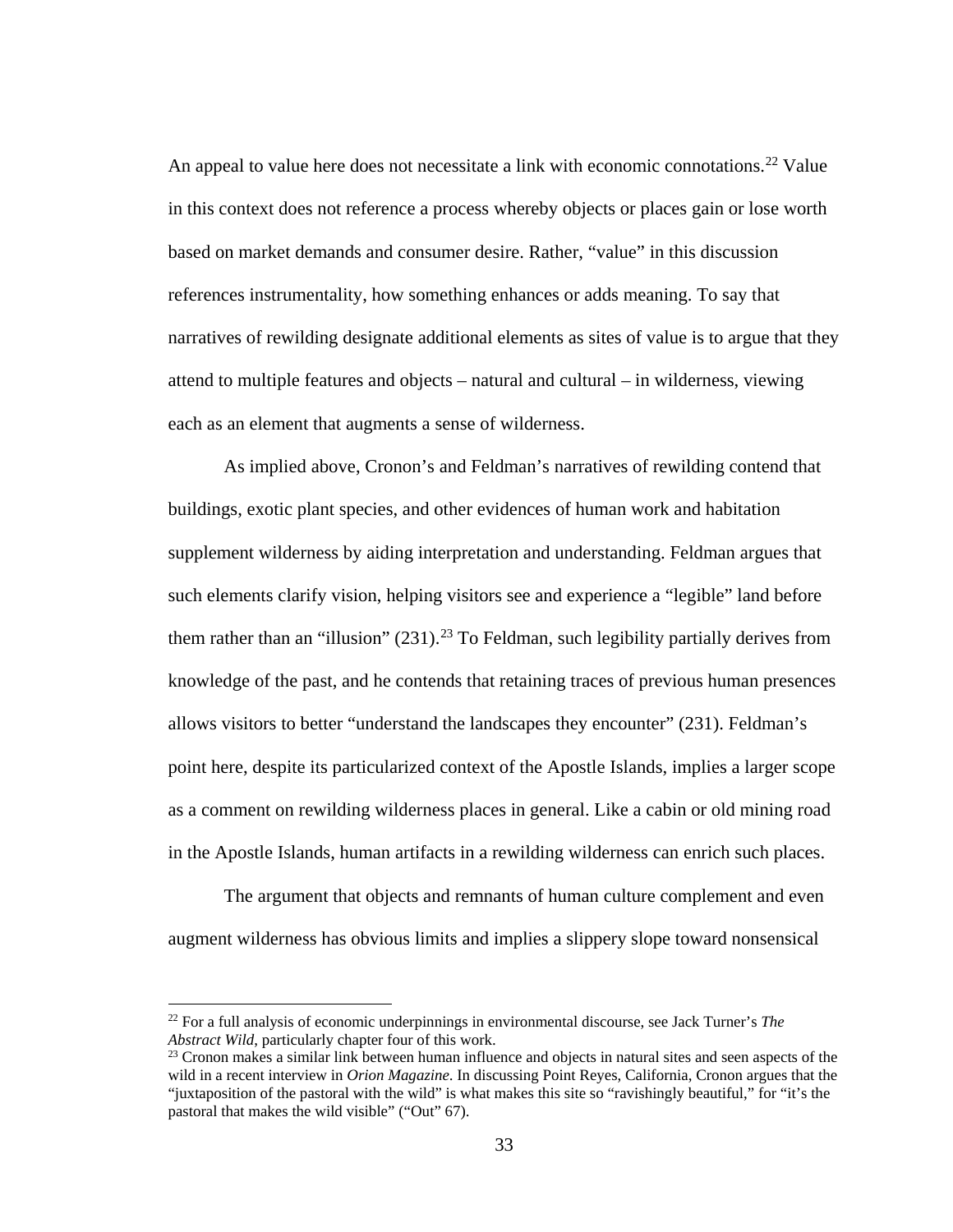An appeal to value here does not necessitate a link with economic connotations.[22] Value in this context does not reference a process whereby objects or places gain or lose worth based on market demands and consumer desire. Rather, "value" in this discussion references instrumentality, how something enhances or adds meaning. To say that narratives of rewilding designate additional elements as sites of value is to argue that they attend to multiple features and objects – natural and cultural – in wilderness, viewing each as an element that augments a sense of wilderness.

As implied above, Cronon's and Feldman's narratives of rewilding contend that buildings, exotic plant species, and other evidences of human work and habitation supplement wilderness by aiding interpretation and understanding. Feldman argues that such elements clarify vision, helping visitors see and experience a "legible" land before them rather than an "illusion" (231).[23] To Feldman, such legibility partially derives from knowledge of the past, and he contends that retaining traces of previous human presences allows visitors to better "understand the landscapes they encounter" (231). Feldman's point here, despite its particularized context of the Apostle Islands, implies a larger scope as a comment on rewilding wilderness places in general. Like a cabin or old mining road in the Apostle Islands, human artifacts in a rewilding wilderness can enrich such places.

The argument that objects and remnants of human culture complement and even augment wilderness has obvious limits and implies a slippery slope toward nonsensical

---

[22] For a full analysis of economic underpinnings in environmental discourse, see Jack Turner's *The Abstract Wild*, particularly chapter four of this work.

[23] Cronon makes a similar link between human influence and objects in natural sites and seen aspects of the wild in a recent interview in *Orion Magazine*. In discussing Point Reyes, California, Cronon argues that the "juxtaposition of the pastoral with the wild" is what makes this site so "ravishingly beautiful," for "it's the pastoral that makes the wild visible" ("Out" 67).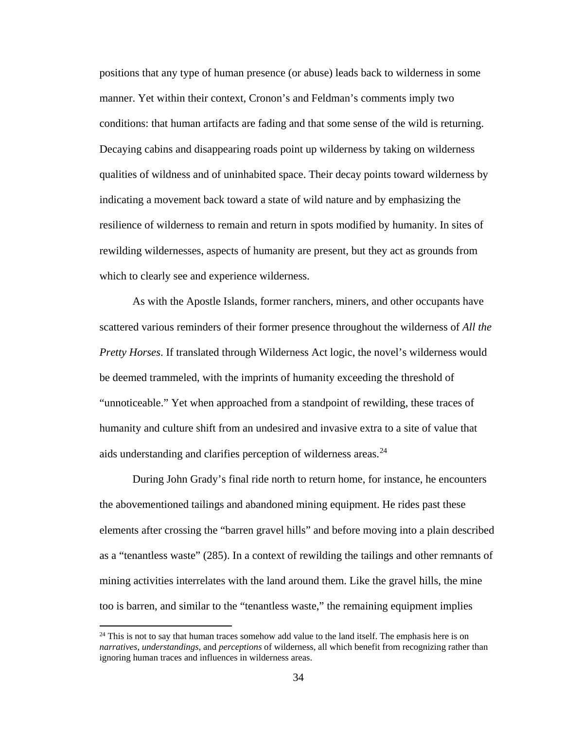positions that any type of human presence (or abuse) leads back to wilderness in some manner. Yet within their context, Cronon's and Feldman's comments imply two conditions: that human artifacts are fading and that some sense of the wild is returning. Decaying cabins and disappearing roads point up wilderness by taking on wilderness qualities of wildness and of uninhabited space. Their decay points toward wilderness by indicating a movement back toward a state of wild nature and by emphasizing the resilience of wilderness to remain and return in spots modified by humanity. In sites of rewilding wildernesses, aspects of humanity are present, but they act as grounds from which to clearly see and experience wilderness.

As with the Apostle Islands, former ranchers, miners, and other occupants have scattered various reminders of their former presence throughout the wilderness of *All the Pretty Horses*. If translated through Wilderness Act logic, the novel's wilderness would be deemed trammeled, with the imprints of humanity exceeding the threshold of "unnoticeable." Yet when approached from a standpoint of rewilding, these traces of humanity and culture shift from an undesired and invasive extra to a site of value that aids understanding and clarifies perception of wilderness areas.[24]

During John Grady's final ride north to return home, for instance, he encounters the abovementioned tailings and abandoned mining equipment. He rides past these elements after crossing the "barren gravel hills" and before moving into a plain described as a "tenantless waste" (285). In a context of rewilding the tailings and other remnants of mining activities interrelates with the land around them. Like the gravel hills, the mine too is barren, and similar to the "tenantless waste," the remaining equipment implies

[24] This is not to say that human traces somehow add value to the land itself. The emphasis here is on *narratives*, *understandings*, and *perceptions* of wilderness, all which benefit from recognizing rather than ignoring human traces and influences in wilderness areas.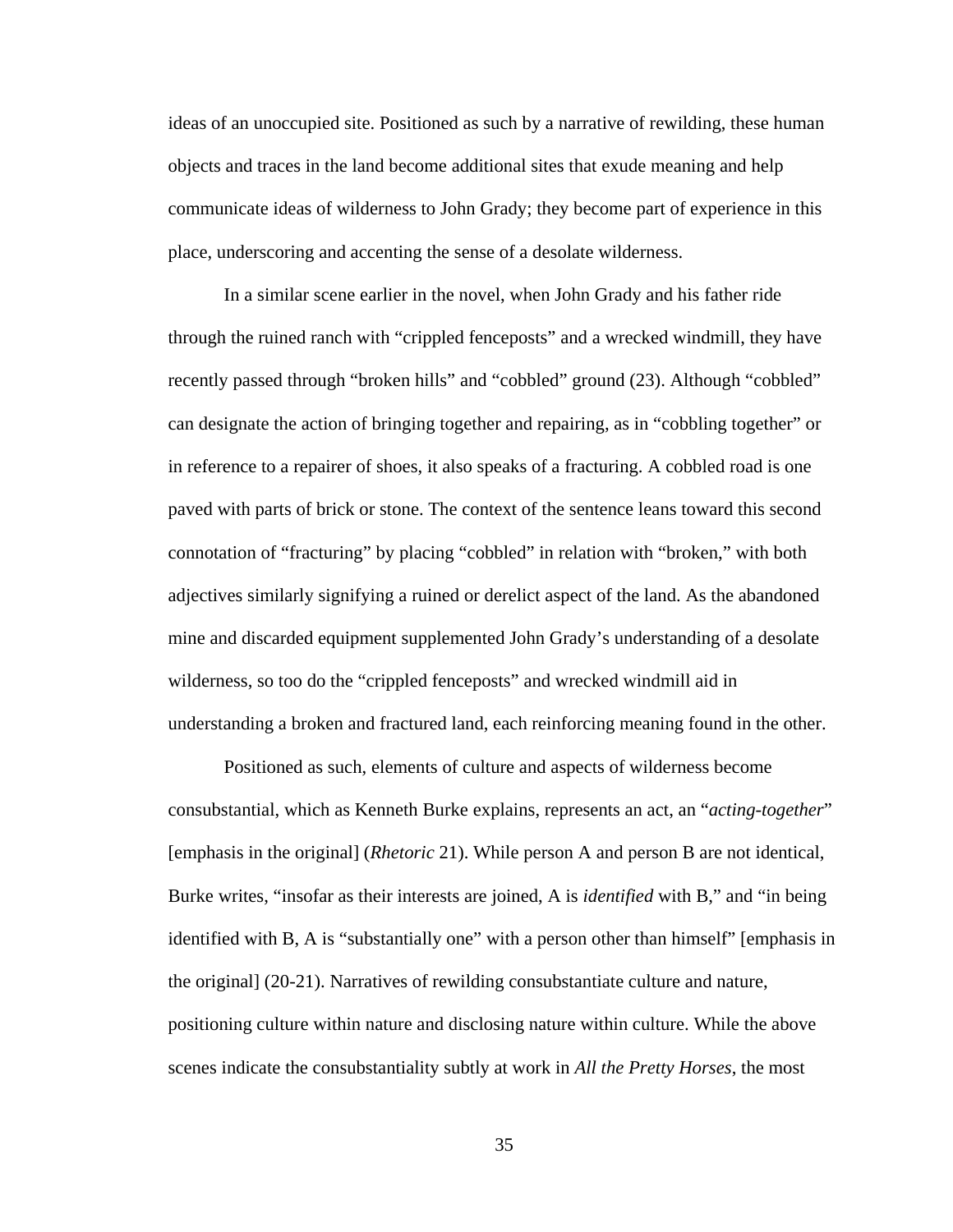ideas of an unoccupied site. Positioned as such by a narrative of rewilding, these human objects and traces in the land become additional sites that exude meaning and help communicate ideas of wilderness to John Grady; they become part of experience in this place, underscoring and accenting the sense of a desolate wilderness.

In a similar scene earlier in the novel, when John Grady and his father ride through the ruined ranch with "crippled fenceposts" and a wrecked windmill, they have recently passed through "broken hills" and "cobbled" ground (23). Although "cobbled" can designate the action of bringing together and repairing, as in "cobbling together" or in reference to a repairer of shoes, it also speaks of a fracturing. A cobbled road is one paved with parts of brick or stone. The context of the sentence leans toward this second connotation of "fracturing" by placing "cobbled" in relation with "broken," with both adjectives similarly signifying a ruined or derelict aspect of the land. As the abandoned mine and discarded equipment supplemented John Grady's understanding of a desolate wilderness, so too do the "crippled fenceposts" and wrecked windmill aid in understanding a broken and fractured land, each reinforcing meaning found in the other.

Positioned as such, elements of culture and aspects of wilderness become consubstantial, which as Kenneth Burke explains, represents an act, an "*acting-together*" [emphasis in the original] (*Rhetoric* 21). While person A and person B are not identical, Burke writes, "insofar as their interests are joined, A is *identified* with B," and "in being identified with B, A is "substantially one" with a person other than himself" [emphasis in the original] (20-21). Narratives of rewilding consubstantiate culture and nature, positioning culture within nature and disclosing nature within culture. While the above scenes indicate the consubstantiality subtly at work in *All the Pretty Horses*, the most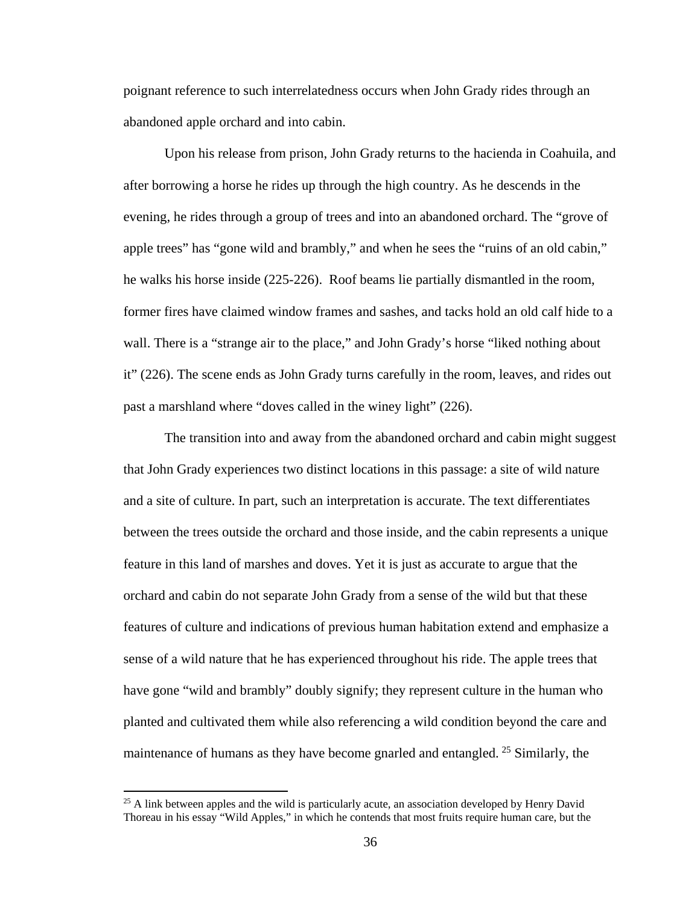poignant reference to such interrelatedness occurs when John Grady rides through an abandoned apple orchard and into cabin.

Upon his release from prison, John Grady returns to the hacienda in Coahuila, and after borrowing a horse he rides up through the high country. As he descends in the evening, he rides through a group of trees and into an abandoned orchard. The "grove of apple trees" has "gone wild and brambly," and when he sees the "ruins of an old cabin," he walks his horse inside (225-226). Roof beams lie partially dismantled in the room, former fires have claimed window frames and sashes, and tacks hold an old calf hide to a wall. There is a "strange air to the place," and John Grady's horse "liked nothing about it" (226). The scene ends as John Grady turns carefully in the room, leaves, and rides out past a marshland where "doves called in the winey light" (226).

The transition into and away from the abandoned orchard and cabin might suggest that John Grady experiences two distinct locations in this passage: a site of wild nature and a site of culture. In part, such an interpretation is accurate. The text differentiates between the trees outside the orchard and those inside, and the cabin represents a unique feature in this land of marshes and doves. Yet it is just as accurate to argue that the orchard and cabin do not separate John Grady from a sense of the wild but that these features of culture and indications of previous human habitation extend and emphasize a sense of a wild nature that he has experienced throughout his ride. The apple trees that have gone "wild and brambly" doubly signify; they represent culture in the human who planted and cultivated them while also referencing a wild condition beyond the care and maintenance of humans as they have become gnarled and entangled. [25] Similarly, the

---

[25] A link between apples and the wild is particularly acute, an association developed by Henry David Thoreau in his essay "Wild Apples," in which he contends that most fruits require human care, but the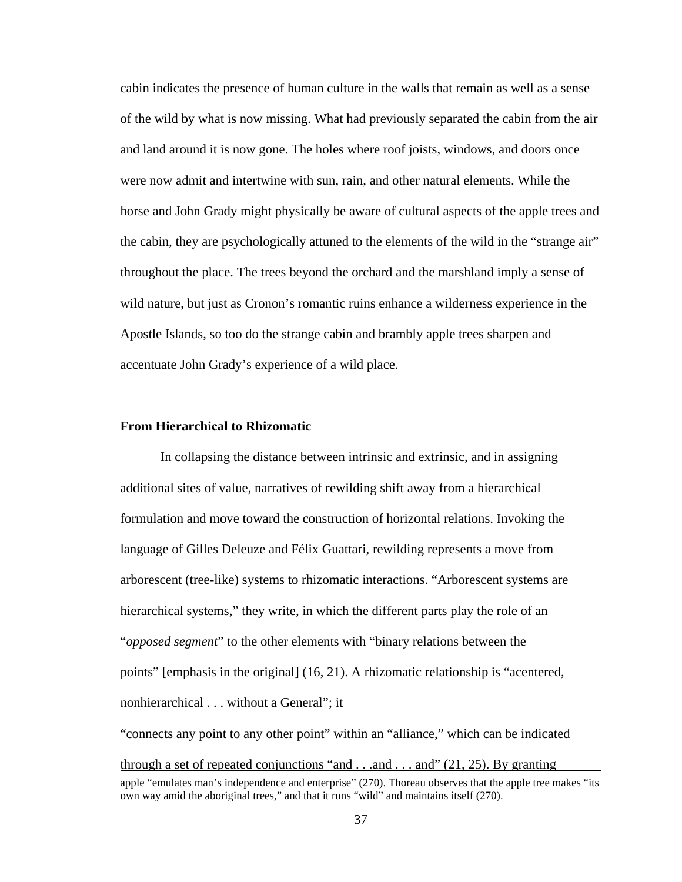cabin indicates the presence of human culture in the walls that remain as well as a sense of the wild by what is now missing. What had previously separated the cabin from the air and land around it is now gone. The holes where roof joists, windows, and doors once were now admit and intertwine with sun, rain, and other natural elements. While the horse and John Grady might physically be aware of cultural aspects of the apple trees and the cabin, they are psychologically attuned to the elements of the wild in the "strange air" throughout the place. The trees beyond the orchard and the marshland imply a sense of wild nature, but just as Cronon's romantic ruins enhance a wilderness experience in the Apostle Islands, so too do the strange cabin and brambly apple trees sharpen and accentuate John Grady's experience of a wild place.

**From Hierarchical to Rhizomatic**

In collapsing the distance between intrinsic and extrinsic, and in assigning additional sites of value, narratives of rewilding shift away from a hierarchical formulation and move toward the construction of horizontal relations. Invoking the language of Gilles Deleuze and Félix Guattari, rewilding represents a move from arborescent (tree-like) systems to rhizomatic interactions. "Arborescent systems are hierarchical systems," they write, in which the different parts play the role of an "*opposed segment*" to the other elements with "binary relations between the points" [emphasis in the original] (16, 21). A rhizomatic relationship is "acentered, nonhierarchical . . . without a General"; it "connects any point to any other point" within an "alliance," which can be indicated through a set of repeated conjunctions "and . . .and . . . and" (21, 25). By granting

apple "emulates man's independence and enterprise" (270). Thoreau observes that the apple tree makes "its own way amid the aboriginal trees," and that it runs "wild" and maintains itself (270).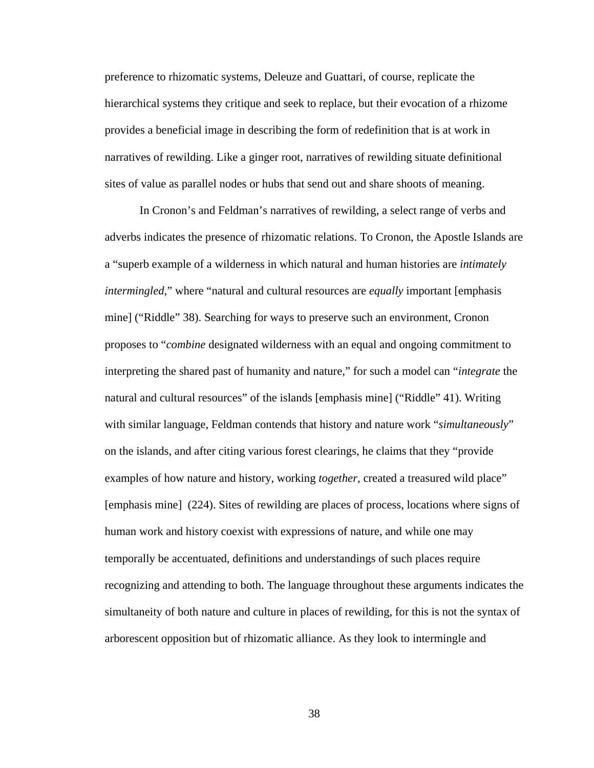preference to rhizomatic systems, Deleuze and Guattari, of course, replicate the hierarchical systems they critique and seek to replace, but their evocation of a rhizome provides a beneficial image in describing the form of redefinition that is at work in narratives of rewilding. Like a ginger root, narratives of rewilding situate definitional sites of value as parallel nodes or hubs that send out and share shoots of meaning.

In Cronon's and Feldman's narratives of rewilding, a select range of verbs and adverbs indicates the presence of rhizomatic relations. To Cronon, the Apostle Islands are a "superb example of a wilderness in which natural and human histories are *intimately intermingled*," where "natural and cultural resources are *equally* important [emphasis mine] ("Riddle" 38). Searching for ways to preserve such an environment, Cronon proposes to "*combine* designated wilderness with an equal and ongoing commitment to interpreting the shared past of humanity and nature," for such a model can "*integrate* the natural and cultural resources" of the islands [emphasis mine] ("Riddle" 41). Writing with similar language, Feldman contends that history and nature work "*simultaneously*" on the islands, and after citing various forest clearings, he claims that they "provide examples of how nature and history, working *together*, created a treasured wild place" [emphasis mine] (224). Sites of rewilding are places of process, locations where signs of human work and history coexist with expressions of nature, and while one may temporally be accentuated, definitions and understandings of such places require recognizing and attending to both. The language throughout these arguments indicates the simultaneity of both nature and culture in places of rewilding, for this is not the syntax of arborescent opposition but of rhizomatic alliance. As they look to intermingle and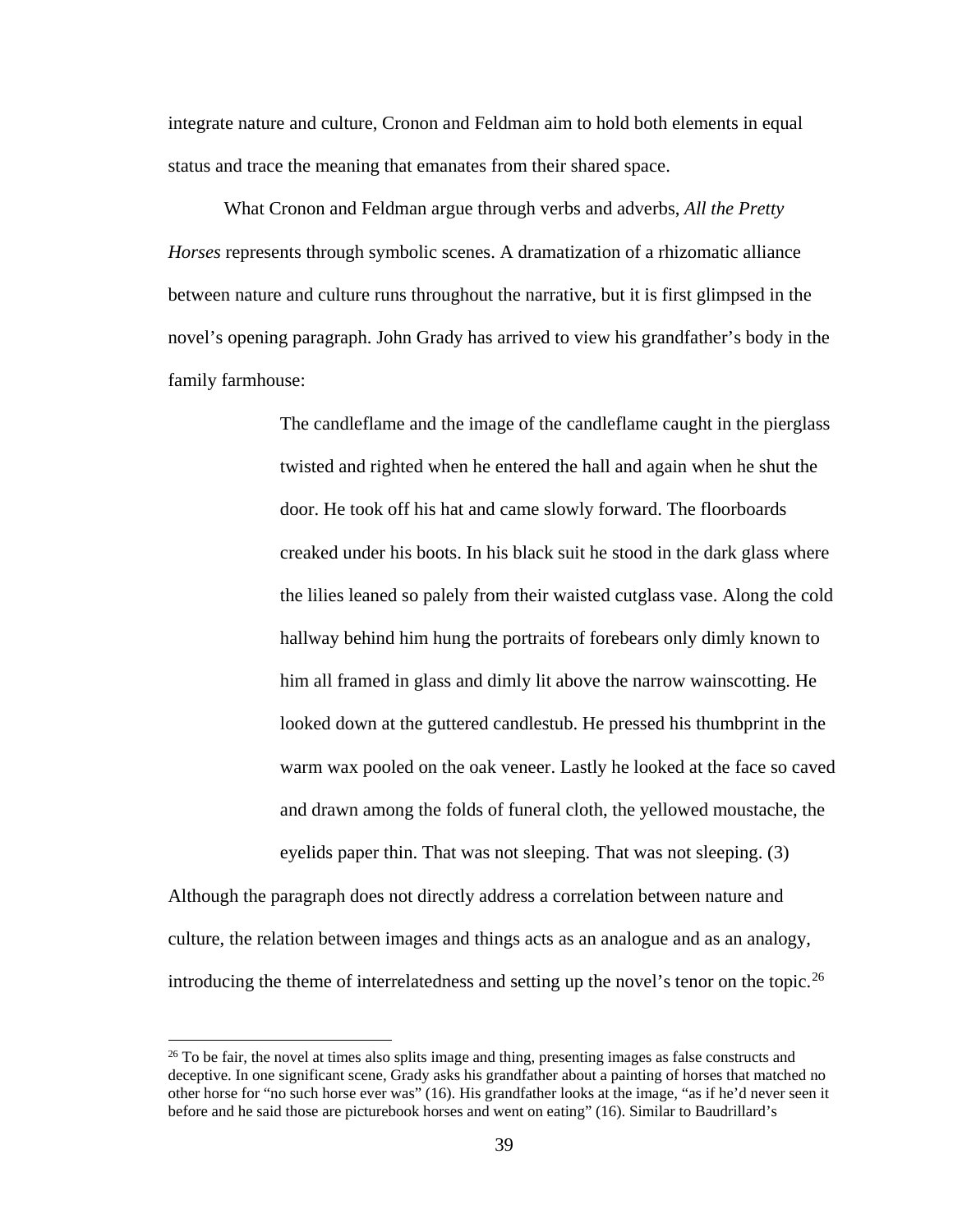integrate nature and culture, Cronon and Feldman aim to hold both elements in equal status and trace the meaning that emanates from their shared space.

What Cronon and Feldman argue through verbs and adverbs, *All the Pretty Horses* represents through symbolic scenes. A dramatization of a rhizomatic alliance between nature and culture runs throughout the narrative, but it is first glimpsed in the novel's opening paragraph. John Grady has arrived to view his grandfather's body in the family farmhouse:

> The candleflame and the image of the candleflame caught in the pierglass twisted and righted when he entered the hall and again when he shut the door. He took off his hat and came slowly forward. The floorboards creaked under his boots. In his black suit he stood in the dark glass where the lilies leaned so palely from their waisted cutglass vase. Along the cold hallway behind him hung the portraits of forebears only dimly known to him all framed in glass and dimly lit above the narrow wainscotting. He looked down at the guttered candlestub. He pressed his thumbprint in the warm wax pooled on the oak veneer. Lastly he looked at the face so caved and drawn among the folds of funeral cloth, the yellowed moustache, the eyelids paper thin. That was not sleeping. That was not sleeping. (3)

Although the paragraph does not directly address a correlation between nature and culture, the relation between images and things acts as an analogue and as an analogy, introducing the theme of interrelatedness and setting up the novel's tenor on the topic.[26]

---

[26] To be fair, the novel at times also splits image and thing, presenting images as false constructs and deceptive. In one significant scene, Grady asks his grandfather about a painting of horses that matched no other horse for "no such horse ever was" (16). His grandfather looks at the image, "as if he'd never seen it before and he said those are picturebook horses and went on eating" (16). Similar to Baudrillard's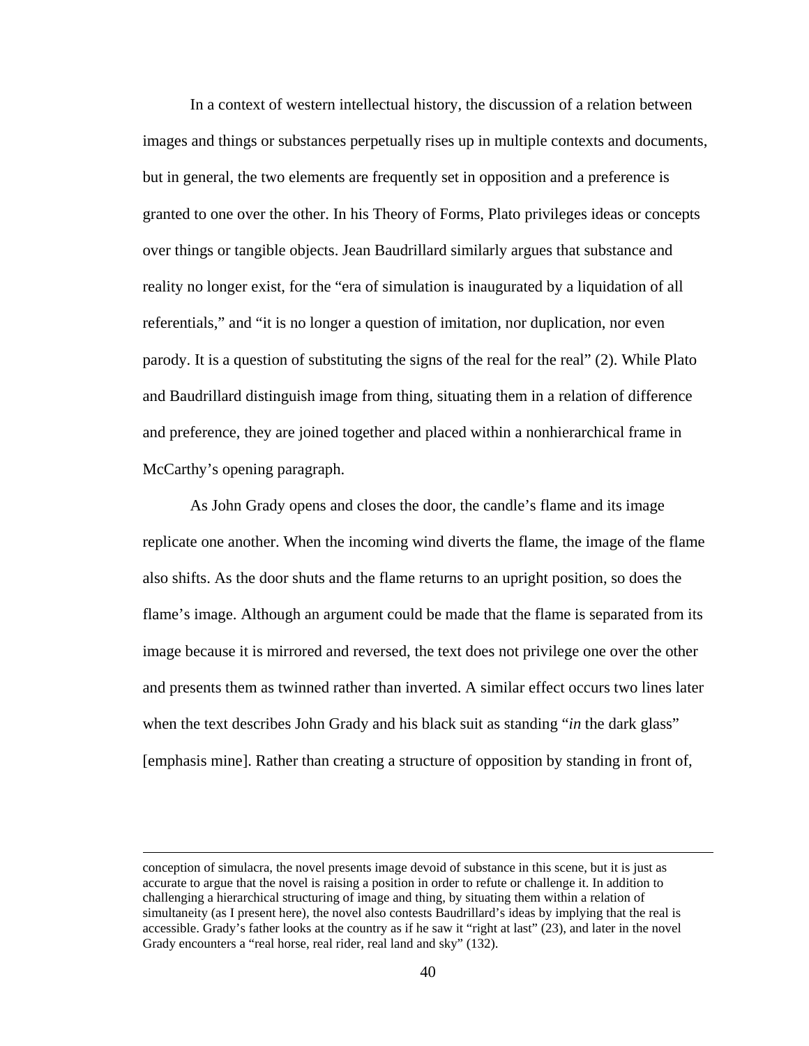In a context of western intellectual history, the discussion of a relation between images and things or substances perpetually rises up in multiple contexts and documents, but in general, the two elements are frequently set in opposition and a preference is granted to one over the other. In his Theory of Forms, Plato privileges ideas or concepts over things or tangible objects. Jean Baudrillard similarly argues that substance and reality no longer exist, for the "era of simulation is inaugurated by a liquidation of all referentials," and "it is no longer a question of imitation, nor duplication, nor even parody. It is a question of substituting the signs of the real for the real" (2). While Plato and Baudrillard distinguish image from thing, situating them in a relation of difference and preference, they are joined together and placed within a nonhierarchical frame in McCarthy's opening paragraph.

As John Grady opens and closes the door, the candle's flame and its image replicate one another. When the incoming wind diverts the flame, the image of the flame also shifts. As the door shuts and the flame returns to an upright position, so does the flame's image. Although an argument could be made that the flame is separated from its image because it is mirrored and reversed, the text does not privilege one over the other and presents them as twinned rather than inverted. A similar effect occurs two lines later when the text describes John Grady and his black suit as standing "*in* the dark glass" [emphasis mine]. Rather than creating a structure of opposition by standing in front of,

---

conception of simulacra, the novel presents image devoid of substance in this scene, but it is just as accurate to argue that the novel is raising a position in order to refute or challenge it. In addition to challenging a hierarchical structuring of image and thing, by situating them within a relation of simultaneity (as I present here), the novel also contests Baudrillard's ideas by implying that the real is accessible. Grady's father looks at the country as if he saw it "right at last" (23), and later in the novel Grady encounters a "real horse, real rider, real land and sky" (132).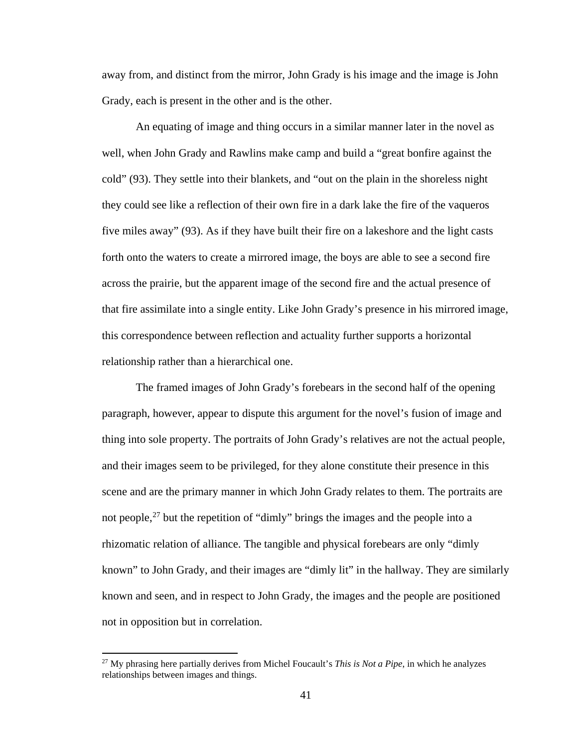away from, and distinct from the mirror, John Grady is his image and the image is John Grady, each is present in the other and is the other.

An equating of image and thing occurs in a similar manner later in the novel as well, when John Grady and Rawlins make camp and build a "great bonfire against the cold" (93). They settle into their blankets, and "out on the plain in the shoreless night they could see like a reflection of their own fire in a dark lake the fire of the vaqueros five miles away" (93). As if they have built their fire on a lakeshore and the light casts forth onto the waters to create a mirrored image, the boys are able to see a second fire across the prairie, but the apparent image of the second fire and the actual presence of that fire assimilate into a single entity. Like John Grady's presence in his mirrored image, this correspondence between reflection and actuality further supports a horizontal relationship rather than a hierarchical one.

The framed images of John Grady's forebears in the second half of the opening paragraph, however, appear to dispute this argument for the novel's fusion of image and thing into sole property. The portraits of John Grady's relatives are not the actual people, and their images seem to be privileged, for they alone constitute their presence in this scene and are the primary manner in which John Grady relates to them. The portraits are not people,[27] but the repetition of "dimly" brings the images and the people into a rhizomatic relation of alliance. The tangible and physical forebears are only "dimly known" to John Grady, and their images are "dimly lit" in the hallway. They are similarly known and seen, and in respect to John Grady, the images and the people are positioned not in opposition but in correlation.

[27] My phrasing here partially derives from Michel Foucault's *This is Not a Pipe*, in which he analyzes relationships between images and things.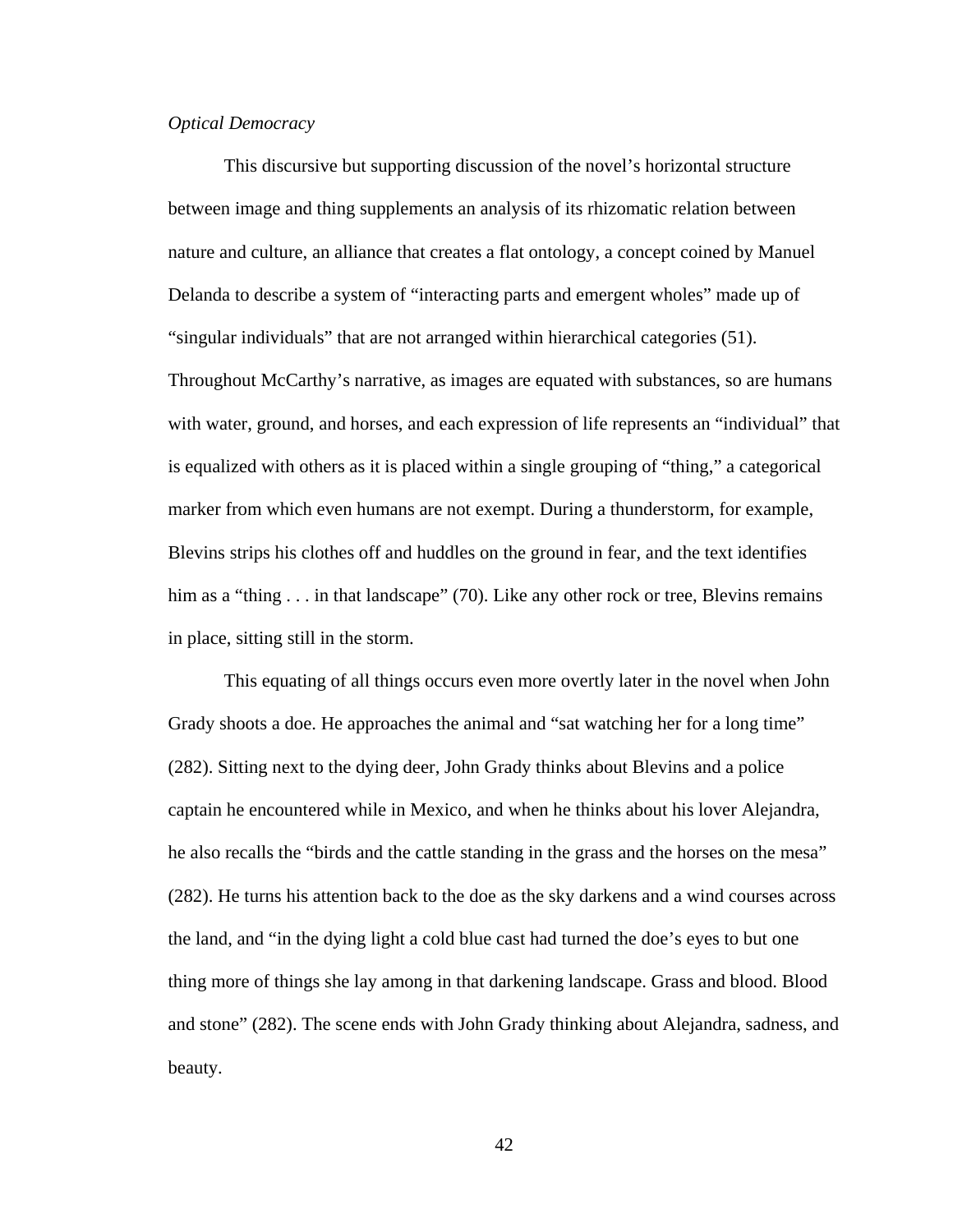*Optical Democracy*

This discursive but supporting discussion of the novel's horizontal structure between image and thing supplements an analysis of its rhizomatic relation between nature and culture, an alliance that creates a flat ontology, a concept coined by Manuel Delanda to describe a system of "interacting parts and emergent wholes" made up of "singular individuals" that are not arranged within hierarchical categories (51). Throughout McCarthy's narrative, as images are equated with substances, so are humans with water, ground, and horses, and each expression of life represents an "individual" that is equalized with others as it is placed within a single grouping of "thing," a categorical marker from which even humans are not exempt. During a thunderstorm, for example, Blevins strips his clothes off and huddles on the ground in fear, and the text identifies him as a "thing . . . in that landscape" (70). Like any other rock or tree, Blevins remains in place, sitting still in the storm.

This equating of all things occurs even more overtly later in the novel when John Grady shoots a doe. He approaches the animal and "sat watching her for a long time" (282). Sitting next to the dying deer, John Grady thinks about Blevins and a police captain he encountered while in Mexico, and when he thinks about his lover Alejandra, he also recalls the "birds and the cattle standing in the grass and the horses on the mesa" (282). He turns his attention back to the doe as the sky darkens and a wind courses across the land, and "in the dying light a cold blue cast had turned the doe's eyes to but one thing more of things she lay among in that darkening landscape. Grass and blood. Blood and stone" (282). The scene ends with John Grady thinking about Alejandra, sadness, and beauty.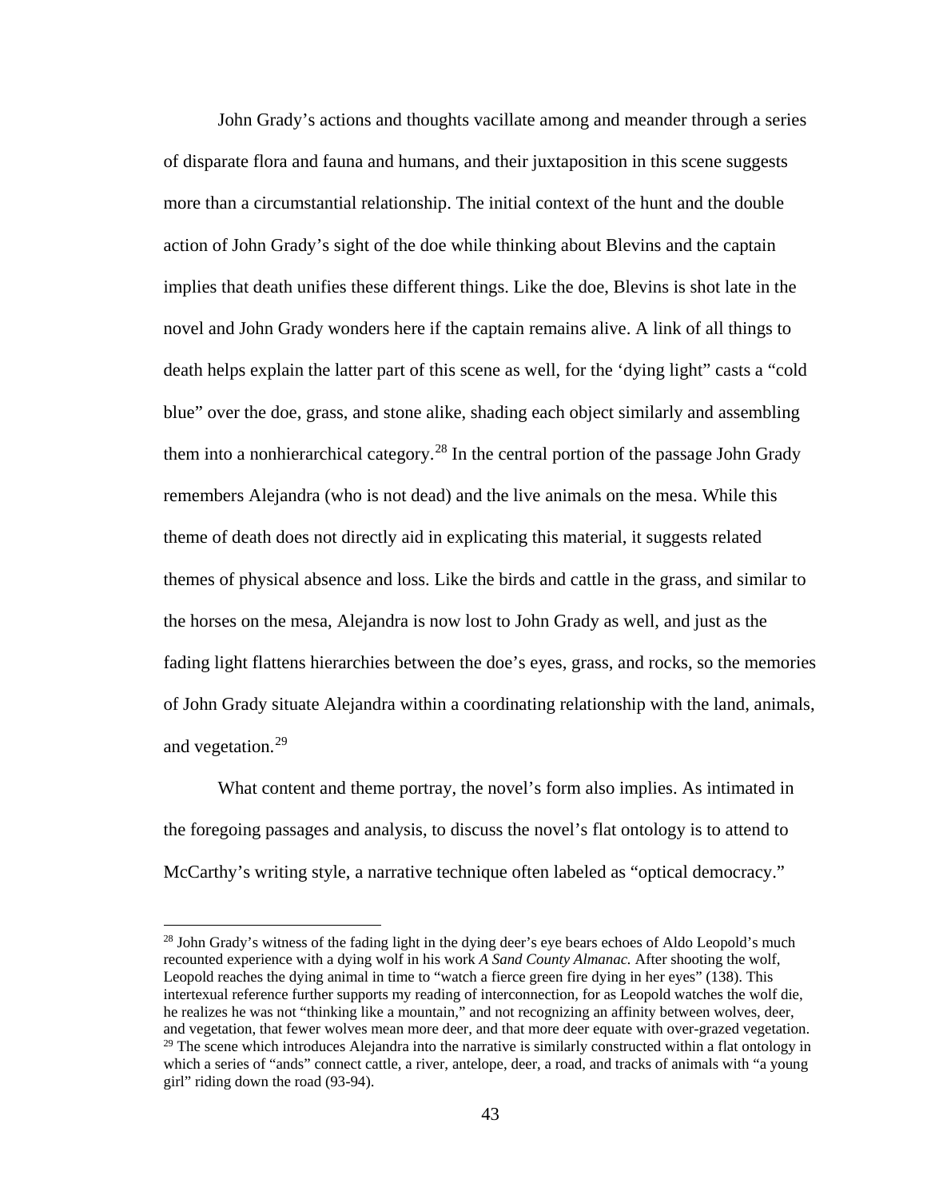John Grady's actions and thoughts vacillate among and meander through a series of disparate flora and fauna and humans, and their juxtaposition in this scene suggests more than a circumstantial relationship. The initial context of the hunt and the double action of John Grady's sight of the doe while thinking about Blevins and the captain implies that death unifies these different things. Like the doe, Blevins is shot late in the novel and John Grady wonders here if the captain remains alive. A link of all things to death helps explain the latter part of this scene as well, for the 'dying light" casts a "cold blue" over the doe, grass, and stone alike, shading each object similarly and assembling them into a nonhierarchical category.[28] In the central portion of the passage John Grady remembers Alejandra (who is not dead) and the live animals on the mesa. While this theme of death does not directly aid in explicating this material, it suggests related themes of physical absence and loss. Like the birds and cattle in the grass, and similar to the horses on the mesa, Alejandra is now lost to John Grady as well, and just as the fading light flattens hierarchies between the doe's eyes, grass, and rocks, so the memories of John Grady situate Alejandra within a coordinating relationship with the land, animals, and vegetation.[29]

What content and theme portray, the novel's form also implies. As intimated in the foregoing passages and analysis, to discuss the novel's flat ontology is to attend to McCarthy's writing style, a narrative technique often labeled as "optical democracy."

---

[28] John Grady's witness of the fading light in the dying deer's eye bears echoes of Aldo Leopold's much recounted experience with a dying wolf in his work *A Sand County Almanac.* After shooting the wolf, Leopold reaches the dying animal in time to "watch a fierce green fire dying in her eyes" (138). This intertexual reference further supports my reading of interconnection, for as Leopold watches the wolf die, he realizes he was not "thinking like a mountain," and not recognizing an affinity between wolves, deer, and vegetation, that fewer wolves mean more deer, and that more deer equate with over-grazed vegetation.

[29] The scene which introduces Alejandra into the narrative is similarly constructed within a flat ontology in which a series of "ands" connect cattle, a river, antelope, deer, a road, and tracks of animals with "a young girl" riding down the road (93-94).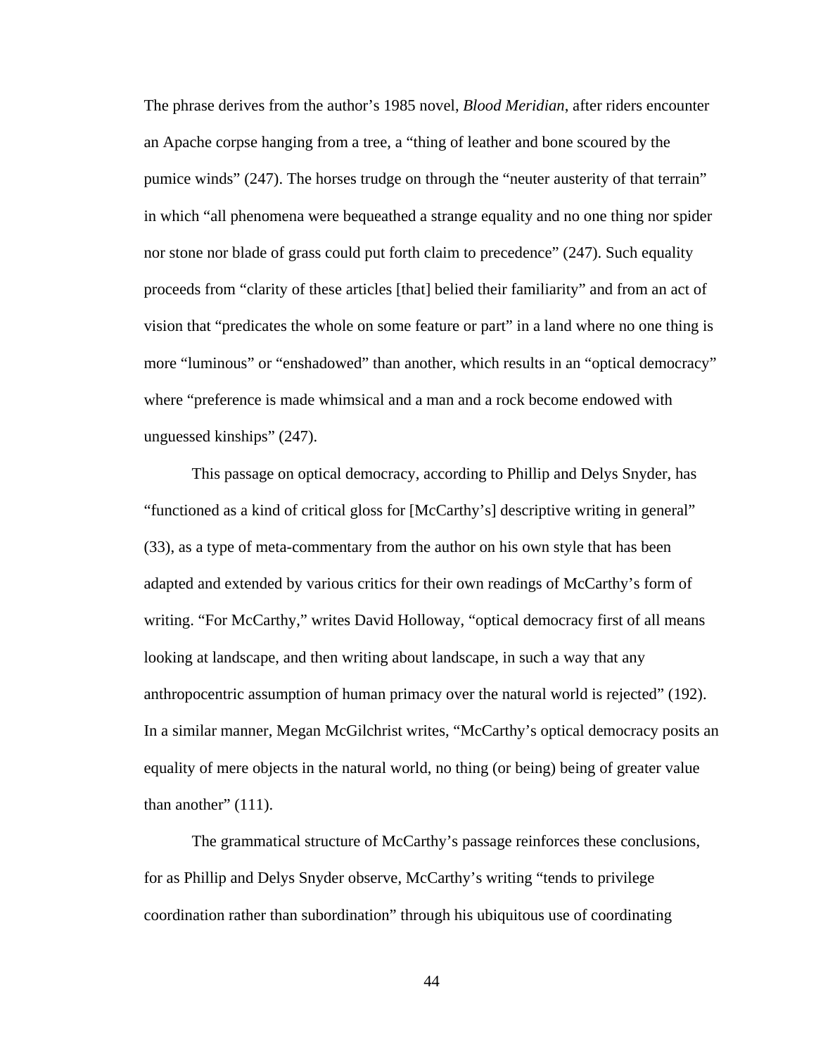The phrase derives from the author's 1985 novel, *Blood Meridian*, after riders encounter an Apache corpse hanging from a tree, a "thing of leather and bone scoured by the pumice winds" (247). The horses trudge on through the "neuter austerity of that terrain" in which "all phenomena were bequeathed a strange equality and no one thing nor spider nor stone nor blade of grass could put forth claim to precedence" (247). Such equality proceeds from "clarity of these articles [that] belied their familiarity" and from an act of vision that "predicates the whole on some feature or part" in a land where no one thing is more "luminous" or "enshadowed" than another, which results in an "optical democracy" where "preference is made whimsical and a man and a rock become endowed with unguessed kinships" (247).

This passage on optical democracy, according to Phillip and Delys Snyder, has "functioned as a kind of critical gloss for [McCarthy's] descriptive writing in general" (33), as a type of meta-commentary from the author on his own style that has been adapted and extended by various critics for their own readings of McCarthy's form of writing. "For McCarthy," writes David Holloway, "optical democracy first of all means looking at landscape, and then writing about landscape, in such a way that any anthropocentric assumption of human primacy over the natural world is rejected" (192). In a similar manner, Megan McGilchrist writes, "McCarthy's optical democracy posits an equality of mere objects in the natural world, no thing (or being) being of greater value than another" (111).

The grammatical structure of McCarthy's passage reinforces these conclusions, for as Phillip and Delys Snyder observe, McCarthy's writing "tends to privilege coordination rather than subordination" through his ubiquitous use of coordinating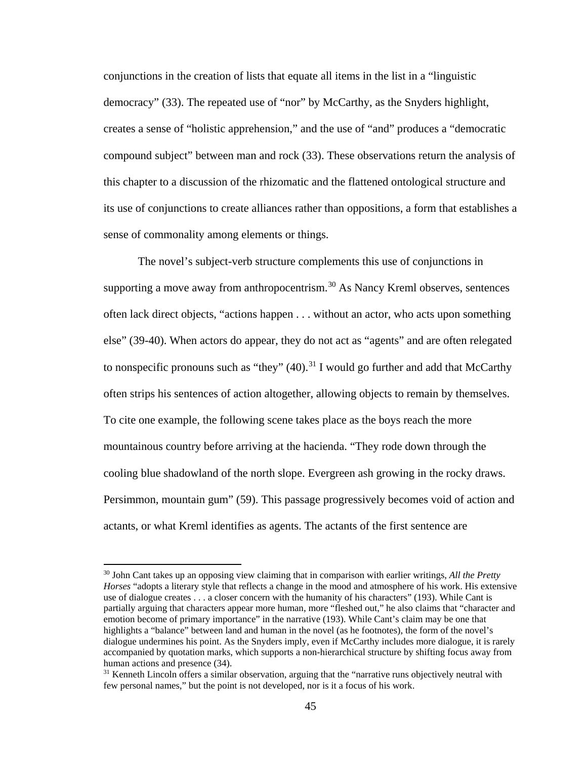conjunctions in the creation of lists that equate all items in the list in a "linguistic democracy" (33). The repeated use of "nor" by McCarthy, as the Snyders highlight, creates a sense of "holistic apprehension," and the use of "and" produces a "democratic compound subject" between man and rock (33). These observations return the analysis of this chapter to a discussion of the rhizomatic and the flattened ontological structure and its use of conjunctions to create alliances rather than oppositions, a form that establishes a sense of commonality among elements or things.

The novel's subject-verb structure complements this use of conjunctions in supporting a move away from anthropocentrism.[30] As Nancy Kreml observes, sentences often lack direct objects, "actions happen . . . without an actor, who acts upon something else" (39-40). When actors do appear, they do not act as "agents" and are often relegated to nonspecific pronouns such as "they" (40).[31] I would go further and add that McCarthy often strips his sentences of action altogether, allowing objects to remain by themselves. To cite one example, the following scene takes place as the boys reach the more mountainous country before arriving at the hacienda. "They rode down through the cooling blue shadowland of the north slope. Evergreen ash growing in the rocky draws. Persimmon, mountain gum" (59). This passage progressively becomes void of action and actants, or what Kreml identifies as agents. The actants of the first sentence are

---

[30] John Cant takes up an opposing view claiming that in comparison with earlier writings, *All the Pretty Horses* "adopts a literary style that reflects a change in the mood and atmosphere of his work. His extensive use of dialogue creates . . . a closer concern with the humanity of his characters" (193). While Cant is partially arguing that characters appear more human, more "fleshed out," he also claims that "character and emotion become of primary importance" in the narrative (193). While Cant's claim may be one that highlights a "balance" between land and human in the novel (as he footnotes), the form of the novel's dialogue undermines his point. As the Snyders imply, even if McCarthy includes more dialogue, it is rarely accompanied by quotation marks, which supports a non-hierarchical structure by shifting focus away from human actions and presence (34).

[31] Kenneth Lincoln offers a similar observation, arguing that the "narrative runs objectively neutral with few personal names," but the point is not developed, nor is it a focus of his work.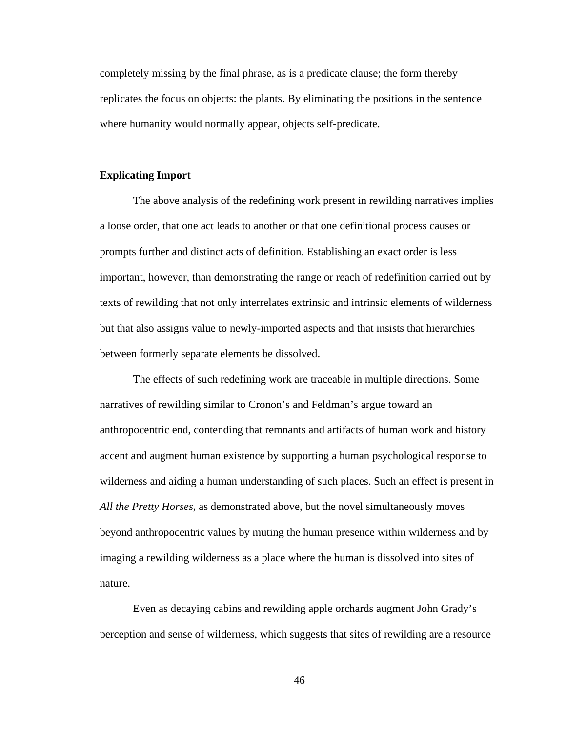completely missing by the final phrase, as is a predicate clause; the form thereby replicates the focus on objects: the plants. By eliminating the positions in the sentence where humanity would normally appear, objects self-predicate.

**Explicating Import**

The above analysis of the redefining work present in rewilding narratives implies a loose order, that one act leads to another or that one definitional process causes or prompts further and distinct acts of definition. Establishing an exact order is less important, however, than demonstrating the range or reach of redefinition carried out by texts of rewilding that not only interrelates extrinsic and intrinsic elements of wilderness but that also assigns value to newly-imported aspects and that insists that hierarchies between formerly separate elements be dissolved.

The effects of such redefining work are traceable in multiple directions. Some narratives of rewilding similar to Cronon's and Feldman's argue toward an anthropocentric end, contending that remnants and artifacts of human work and history accent and augment human existence by supporting a human psychological response to wilderness and aiding a human understanding of such places. Such an effect is present in *All the Pretty Horses*, as demonstrated above, but the novel simultaneously moves beyond anthropocentric values by muting the human presence within wilderness and by imaging a rewilding wilderness as a place where the human is dissolved into sites of nature.

Even as decaying cabins and rewilding apple orchards augment John Grady's perception and sense of wilderness, which suggests that sites of rewilding are a resource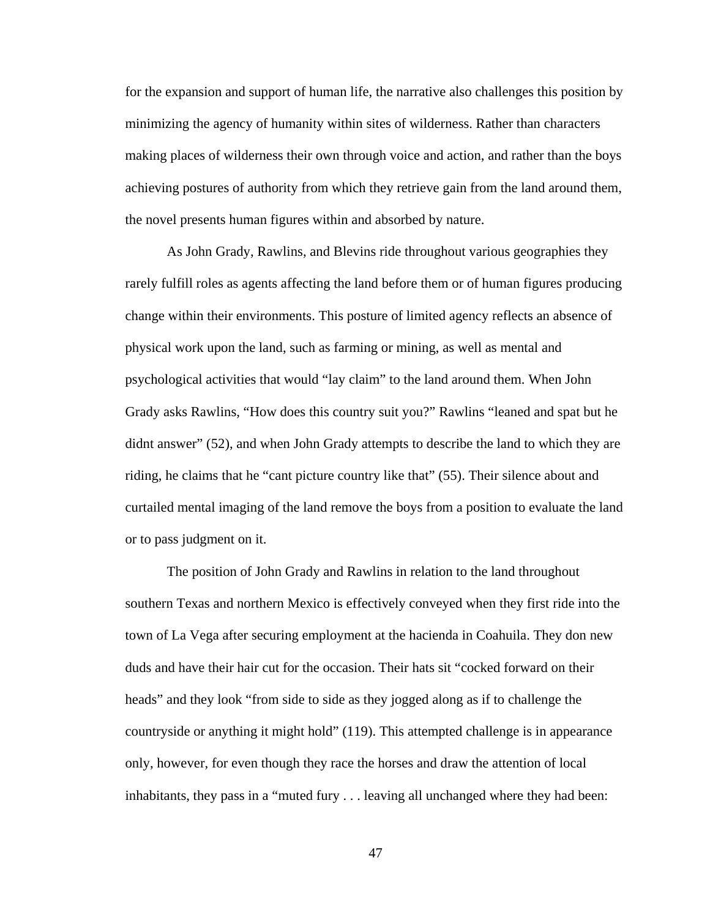for the expansion and support of human life, the narrative also challenges this position by minimizing the agency of humanity within sites of wilderness. Rather than characters making places of wilderness their own through voice and action, and rather than the boys achieving postures of authority from which they retrieve gain from the land around them, the novel presents human figures within and absorbed by nature.

As John Grady, Rawlins, and Blevins ride throughout various geographies they rarely fulfill roles as agents affecting the land before them or of human figures producing change within their environments. This posture of limited agency reflects an absence of physical work upon the land, such as farming or mining, as well as mental and psychological activities that would "lay claim" to the land around them. When John Grady asks Rawlins, "How does this country suit you?" Rawlins "leaned and spat but he didnt answer" (52), and when John Grady attempts to describe the land to which they are riding, he claims that he "cant picture country like that" (55). Their silence about and curtailed mental imaging of the land remove the boys from a position to evaluate the land or to pass judgment on it.

The position of John Grady and Rawlins in relation to the land throughout southern Texas and northern Mexico is effectively conveyed when they first ride into the town of La Vega after securing employment at the hacienda in Coahuila. They don new duds and have their hair cut for the occasion. Their hats sit "cocked forward on their heads" and they look "from side to side as they jogged along as if to challenge the countryside or anything it might hold" (119). This attempted challenge is in appearance only, however, for even though they race the horses and draw the attention of local inhabitants, they pass in a "muted fury . . . leaving all unchanged where they had been: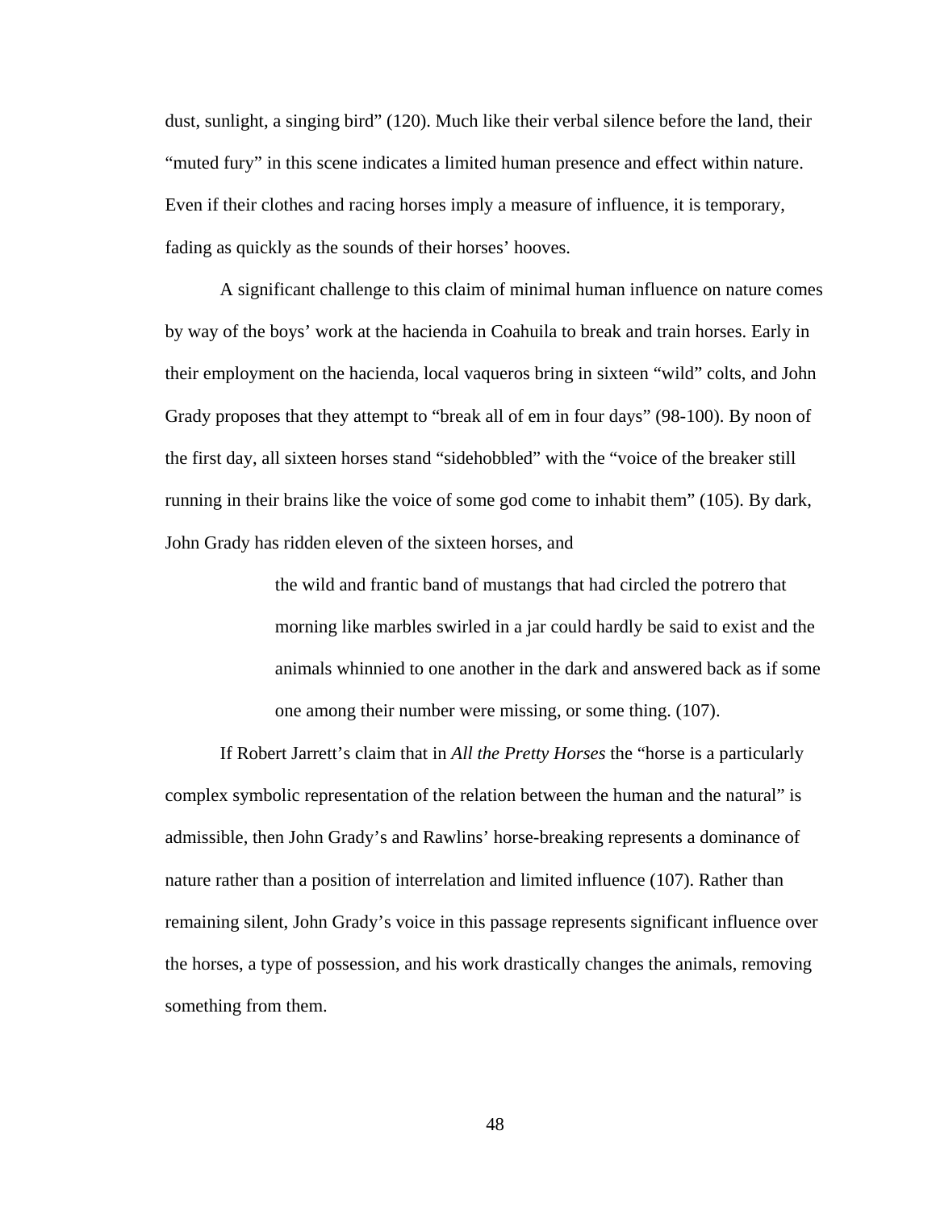dust, sunlight, a singing bird" (120). Much like their verbal silence before the land, their "muted fury" in this scene indicates a limited human presence and effect within nature. Even if their clothes and racing horses imply a measure of influence, it is temporary, fading as quickly as the sounds of their horses' hooves.

A significant challenge to this claim of minimal human influence on nature comes by way of the boys' work at the hacienda in Coahuila to break and train horses. Early in their employment on the hacienda, local vaqueros bring in sixteen "wild" colts, and John Grady proposes that they attempt to "break all of em in four days" (98-100). By noon of the first day, all sixteen horses stand "sidehobbled" with the "voice of the breaker still running in their brains like the voice of some god come to inhabit them" (105). By dark, John Grady has ridden eleven of the sixteen horses, and

> the wild and frantic band of mustangs that had circled the potrero that morning like marbles swirled in a jar could hardly be said to exist and the animals whinnied to one another in the dark and answered back as if some one among their number were missing, or some thing. (107).

If Robert Jarrett's claim that in *All the Pretty Horses* the "horse is a particularly complex symbolic representation of the relation between the human and the natural" is admissible, then John Grady's and Rawlins' horse-breaking represents a dominance of nature rather than a position of interrelation and limited influence (107). Rather than remaining silent, John Grady's voice in this passage represents significant influence over the horses, a type of possession, and his work drastically changes the animals, removing something from them.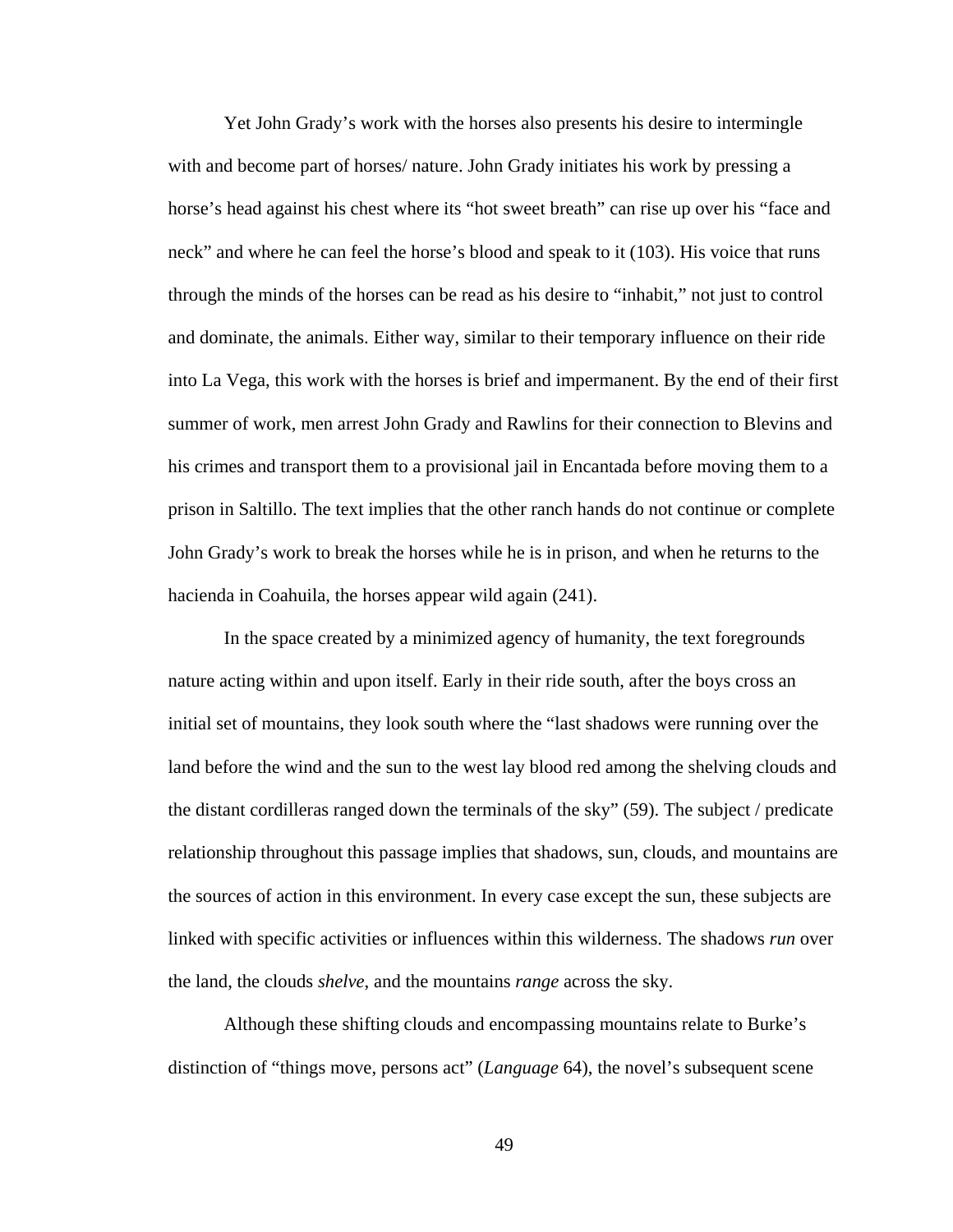Yet John Grady's work with the horses also presents his desire to intermingle with and become part of horses/ nature. John Grady initiates his work by pressing a horse's head against his chest where its "hot sweet breath" can rise up over his "face and neck" and where he can feel the horse's blood and speak to it (103). His voice that runs through the minds of the horses can be read as his desire to "inhabit," not just to control and dominate, the animals. Either way, similar to their temporary influence on their ride into La Vega, this work with the horses is brief and impermanent. By the end of their first summer of work, men arrest John Grady and Rawlins for their connection to Blevins and his crimes and transport them to a provisional jail in Encantada before moving them to a prison in Saltillo. The text implies that the other ranch hands do not continue or complete John Grady's work to break the horses while he is in prison, and when he returns to the hacienda in Coahuila, the horses appear wild again (241).

In the space created by a minimized agency of humanity, the text foregrounds nature acting within and upon itself. Early in their ride south, after the boys cross an initial set of mountains, they look south where the "last shadows were running over the land before the wind and the sun to the west lay blood red among the shelving clouds and the distant cordilleras ranged down the terminals of the sky" (59). The subject / predicate relationship throughout this passage implies that shadows, sun, clouds, and mountains are the sources of action in this environment. In every case except the sun, these subjects are linked with specific activities or influences within this wilderness. The shadows *run* over the land, the clouds *shelve*, and the mountains *range* across the sky.

Although these shifting clouds and encompassing mountains relate to Burke's distinction of "things move, persons act" (*Language* 64), the novel's subsequent scene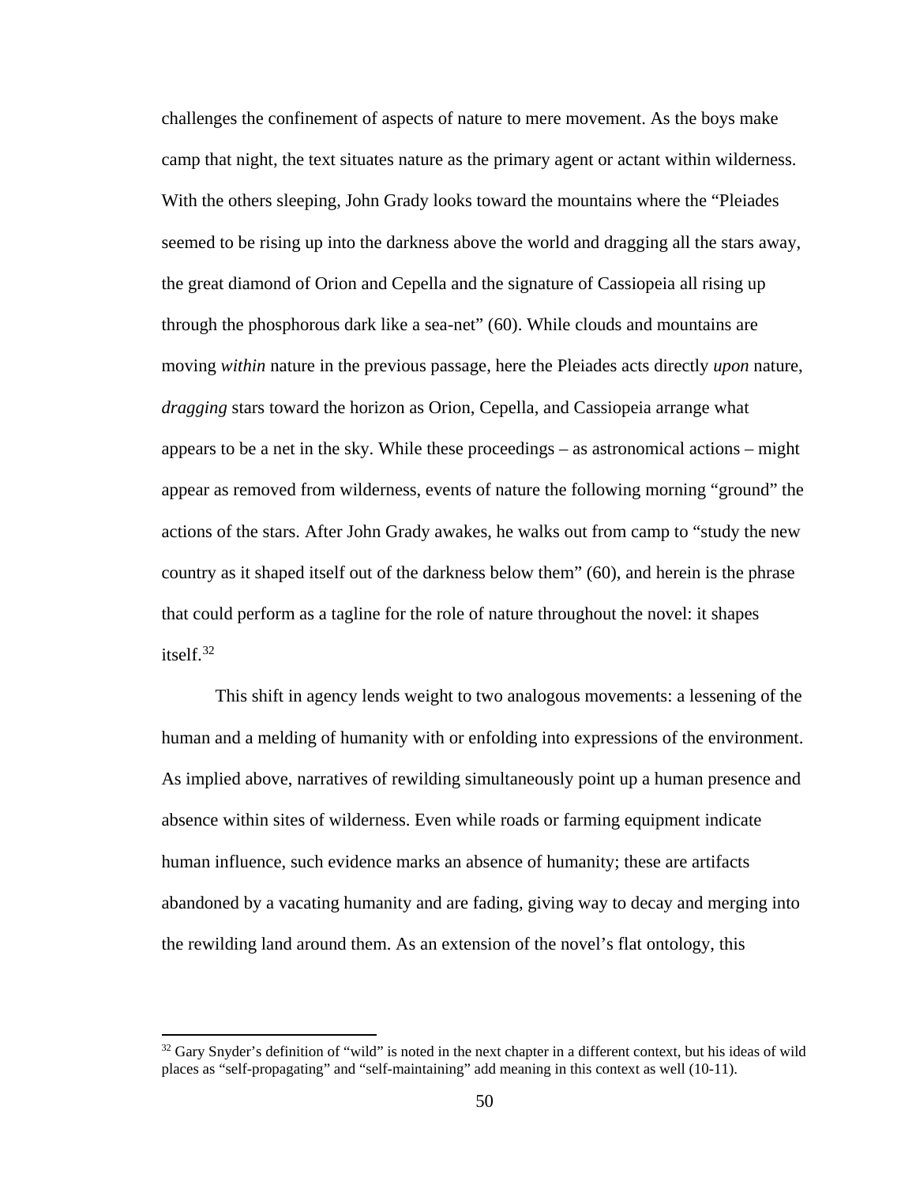challenges the confinement of aspects of nature to mere movement. As the boys make camp that night, the text situates nature as the primary agent or actant within wilderness. With the others sleeping, John Grady looks toward the mountains where the "Pleiades seemed to be rising up into the darkness above the world and dragging all the stars away, the great diamond of Orion and Cepella and the signature of Cassiopeia all rising up through the phosphorous dark like a sea-net" (60). While clouds and mountains are moving *within* nature in the previous passage, here the Pleiades acts directly *upon* nature, *dragging* stars toward the horizon as Orion, Cepella, and Cassiopeia arrange what appears to be a net in the sky. While these proceedings – as astronomical actions – might appear as removed from wilderness, events of nature the following morning "ground" the actions of the stars. After John Grady awakes, he walks out from camp to "study the new country as it shaped itself out of the darkness below them" (60), and herein is the phrase that could perform as a tagline for the role of nature throughout the novel: it shapes itself.[32]

This shift in agency lends weight to two analogous movements: a lessening of the human and a melding of humanity with or enfolding into expressions of the environment. As implied above, narratives of rewilding simultaneously point up a human presence and absence within sites of wilderness. Even while roads or farming equipment indicate human influence, such evidence marks an absence of humanity; these are artifacts abandoned by a vacating humanity and are fading, giving way to decay and merging into the rewilding land around them. As an extension of the novel's flat ontology, this

---

[32] Gary Snyder's definition of "wild" is noted in the next chapter in a different context, but his ideas of wild places as "self-propagating" and "self-maintaining" add meaning in this context as well (10-11).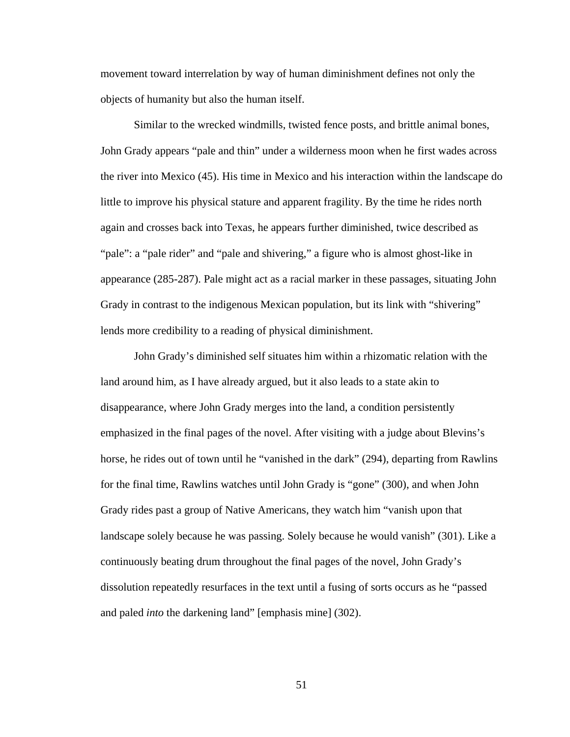movement toward interrelation by way of human diminishment defines not only the objects of humanity but also the human itself.

Similar to the wrecked windmills, twisted fence posts, and brittle animal bones, John Grady appears "pale and thin" under a wilderness moon when he first wades across the river into Mexico (45). His time in Mexico and his interaction within the landscape do little to improve his physical stature and apparent fragility. By the time he rides north again and crosses back into Texas, he appears further diminished, twice described as "pale": a "pale rider" and "pale and shivering," a figure who is almost ghost-like in appearance (285-287). Pale might act as a racial marker in these passages, situating John Grady in contrast to the indigenous Mexican population, but its link with "shivering" lends more credibility to a reading of physical diminishment.

John Grady's diminished self situates him within a rhizomatic relation with the land around him, as I have already argued, but it also leads to a state akin to disappearance, where John Grady merges into the land, a condition persistently emphasized in the final pages of the novel. After visiting with a judge about Blevins's horse, he rides out of town until he "vanished in the dark" (294), departing from Rawlins for the final time, Rawlins watches until John Grady is "gone" (300), and when John Grady rides past a group of Native Americans, they watch him "vanish upon that landscape solely because he was passing. Solely because he would vanish" (301). Like a continuously beating drum throughout the final pages of the novel, John Grady's dissolution repeatedly resurfaces in the text until a fusing of sorts occurs as he "passed and paled *into* the darkening land" [emphasis mine] (302).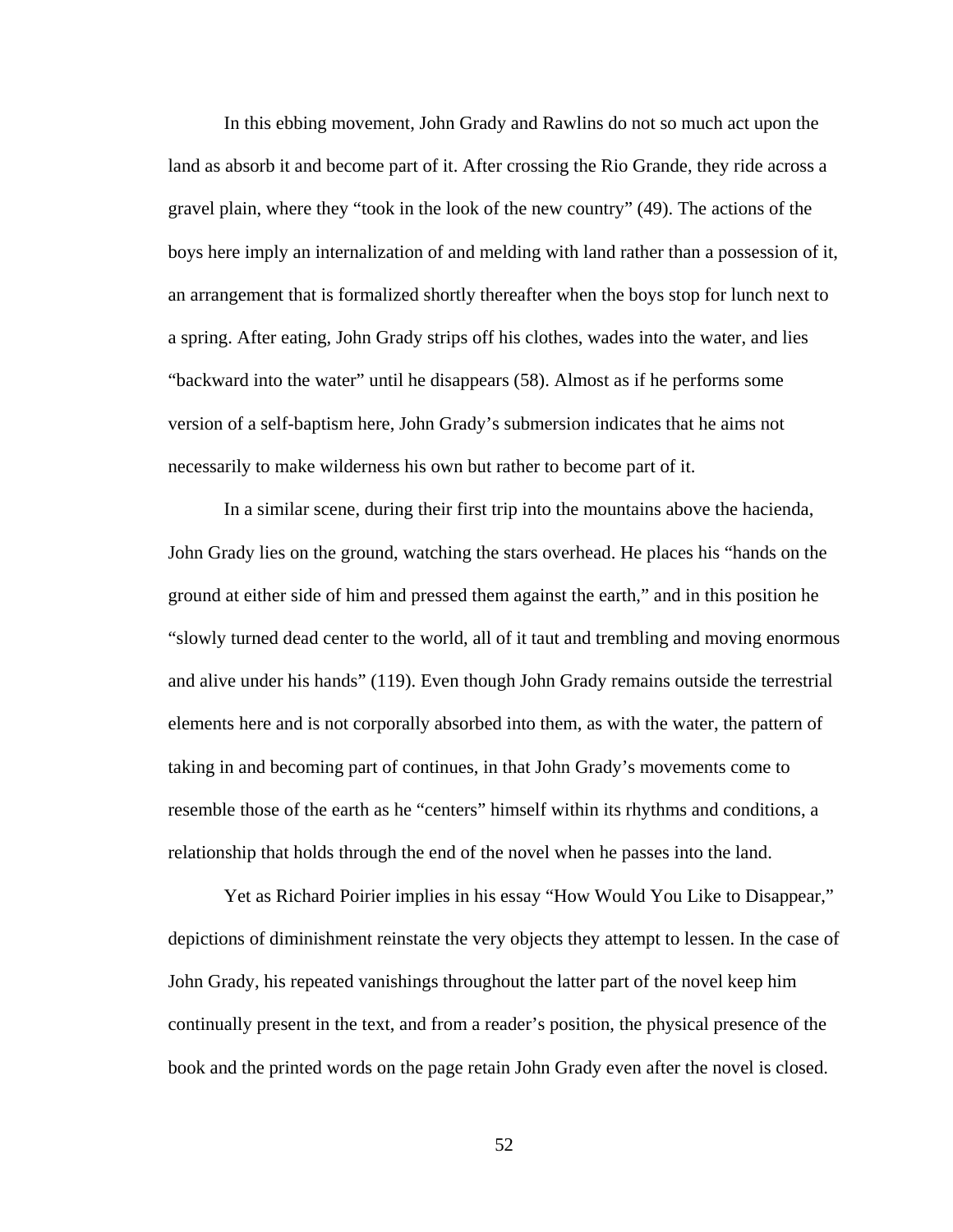In this ebbing movement, John Grady and Rawlins do not so much act upon the land as absorb it and become part of it. After crossing the Rio Grande, they ride across a gravel plain, where they "took in the look of the new country" (49). The actions of the boys here imply an internalization of and melding with land rather than a possession of it, an arrangement that is formalized shortly thereafter when the boys stop for lunch next to a spring. After eating, John Grady strips off his clothes, wades into the water, and lies "backward into the water" until he disappears (58). Almost as if he performs some version of a self-baptism here, John Grady's submersion indicates that he aims not necessarily to make wilderness his own but rather to become part of it.

In a similar scene, during their first trip into the mountains above the hacienda, John Grady lies on the ground, watching the stars overhead. He places his "hands on the ground at either side of him and pressed them against the earth," and in this position he "slowly turned dead center to the world, all of it taut and trembling and moving enormous and alive under his hands" (119). Even though John Grady remains outside the terrestrial elements here and is not corporally absorbed into them, as with the water, the pattern of taking in and becoming part of continues, in that John Grady's movements come to resemble those of the earth as he "centers" himself within its rhythms and conditions, a relationship that holds through the end of the novel when he passes into the land.

Yet as Richard Poirier implies in his essay "How Would You Like to Disappear," depictions of diminishment reinstate the very objects they attempt to lessen. In the case of John Grady, his repeated vanishings throughout the latter part of the novel keep him continually present in the text, and from a reader's position, the physical presence of the book and the printed words on the page retain John Grady even after the novel is closed.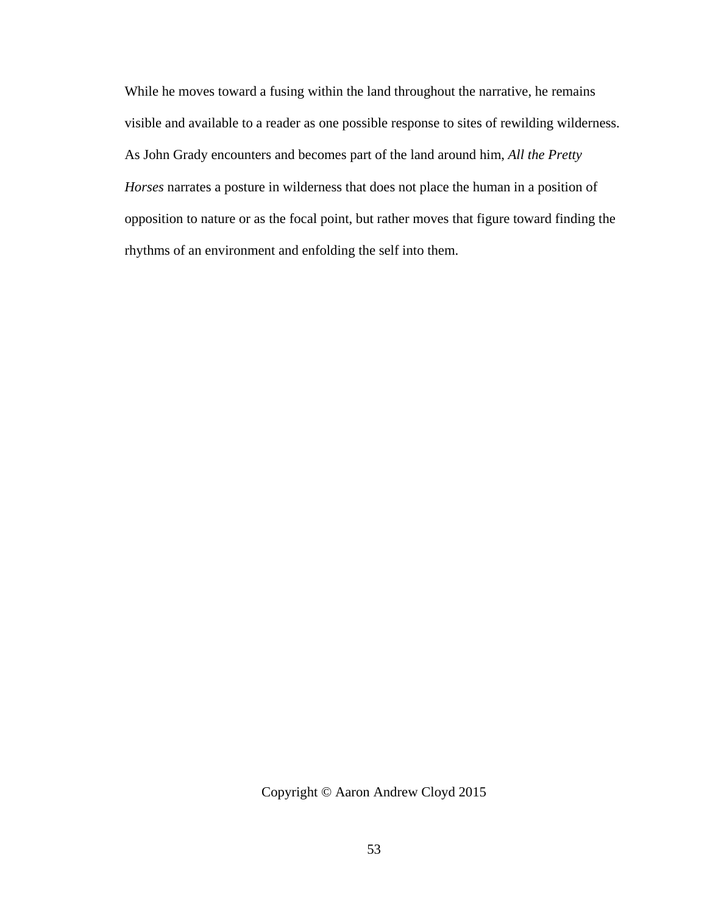While he moves toward a fusing within the land throughout the narrative, he remains visible and available to a reader as one possible response to sites of rewilding wilderness. As John Grady encounters and becomes part of the land around him, *All the Pretty Horses* narrates a posture in wilderness that does not place the human in a position of opposition to nature or as the focal point, but rather moves that figure toward finding the rhythms of an environment and enfolding the self into them.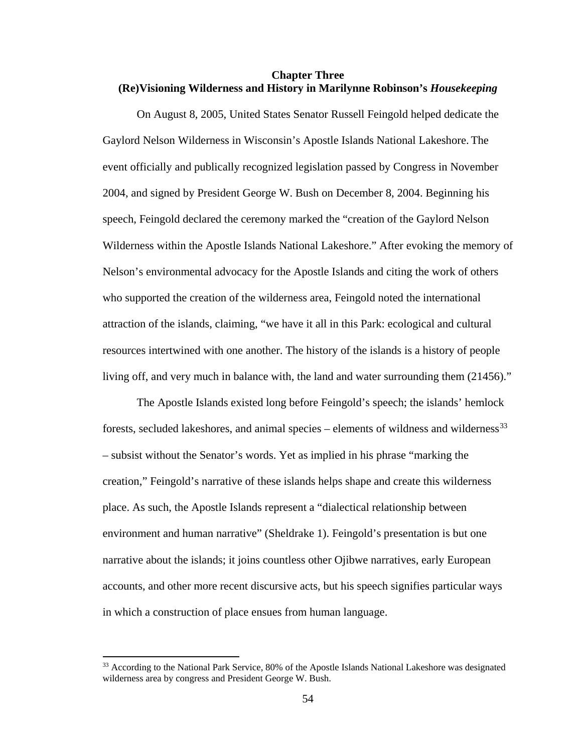# Chapter Three
## (Re)Visioning Wilderness and History in Marilynne Robinson's *Housekeeping*

On August 8, 2005, United States Senator Russell Feingold helped dedicate the Gaylord Nelson Wilderness in Wisconsin's Apostle Islands National Lakeshore. The event officially and publically recognized legislation passed by Congress in November 2004, and signed by President George W. Bush on December 8, 2004. Beginning his speech, Feingold declared the ceremony marked the "creation of the Gaylord Nelson Wilderness within the Apostle Islands National Lakeshore." After evoking the memory of Nelson's environmental advocacy for the Apostle Islands and citing the work of others who supported the creation of the wilderness area, Feingold noted the international attraction of the islands, claiming, "we have it all in this Park: ecological and cultural resources intertwined with one another. The history of the islands is a history of people living off, and very much in balance with, the land and water surrounding them (21456)."

The Apostle Islands existed long before Feingold's speech; the islands' hemlock forests, secluded lakeshores, and animal species – elements of wildness and wilderness[33] – subsist without the Senator's words. Yet as implied in his phrase "marking the creation," Feingold's narrative of these islands helps shape and create this wilderness place. As such, the Apostle Islands represent a "dialectical relationship between environment and human narrative" (Sheldrake 1). Feingold's presentation is but one narrative about the islands; it joins countless other Ojibwe narratives, early European accounts, and other more recent discursive acts, but his speech signifies particular ways in which a construction of place ensues from human language.

---

[33] According to the National Park Service, 80% of the Apostle Islands National Lakeshore was designated wilderness area by congress and President George W. Bush.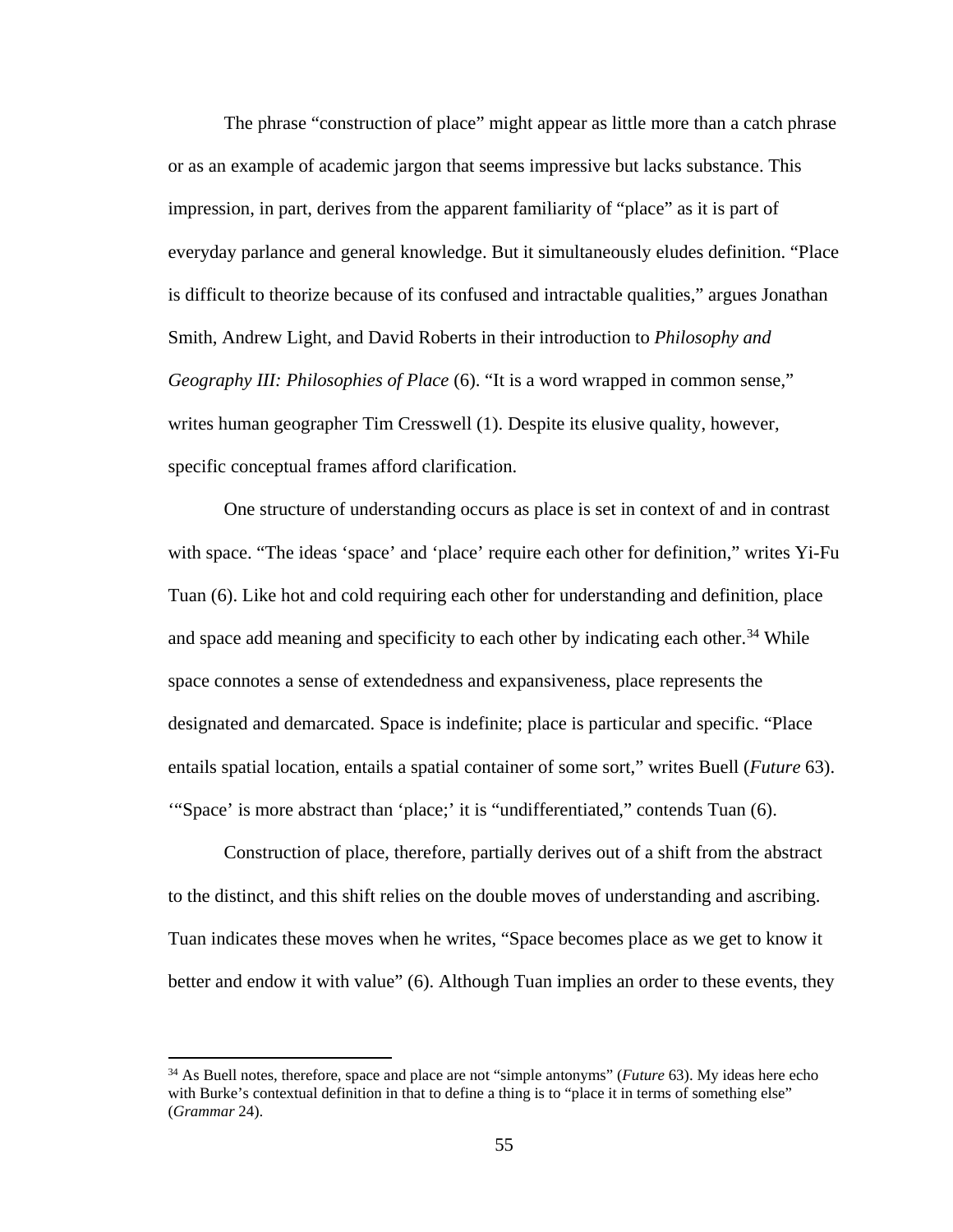The phrase "construction of place" might appear as little more than a catch phrase or as an example of academic jargon that seems impressive but lacks substance. This impression, in part, derives from the apparent familiarity of "place" as it is part of everyday parlance and general knowledge. But it simultaneously eludes definition. "Place is difficult to theorize because of its confused and intractable qualities," argues Jonathan Smith, Andrew Light, and David Roberts in their introduction to *Philosophy and Geography III: Philosophies of Place* (6). "It is a word wrapped in common sense," writes human geographer Tim Cresswell (1). Despite its elusive quality, however, specific conceptual frames afford clarification.

One structure of understanding occurs as place is set in context of and in contrast with space. "The ideas 'space' and 'place' require each other for definition," writes Yi-Fu Tuan (6). Like hot and cold requiring each other for understanding and definition, place and space add meaning and specificity to each other by indicating each other.[34] While space connotes a sense of extendedness and expansiveness, place represents the designated and demarcated. Space is indefinite; place is particular and specific. "Place entails spatial location, entails a spatial container of some sort," writes Buell (*Future* 63). '"Space' is more abstract than 'place;' it is "undifferentiated," contends Tuan (6).

Construction of place, therefore, partially derives out of a shift from the abstract to the distinct, and this shift relies on the double moves of understanding and ascribing. Tuan indicates these moves when he writes, "Space becomes place as we get to know it better and endow it with value" (6). Although Tuan implies an order to these events, they

[34] As Buell notes, therefore, space and place are not "simple antonyms" (*Future* 63). My ideas here echo with Burke's contextual definition in that to define a thing is to "place it in terms of something else" (*Grammar* 24).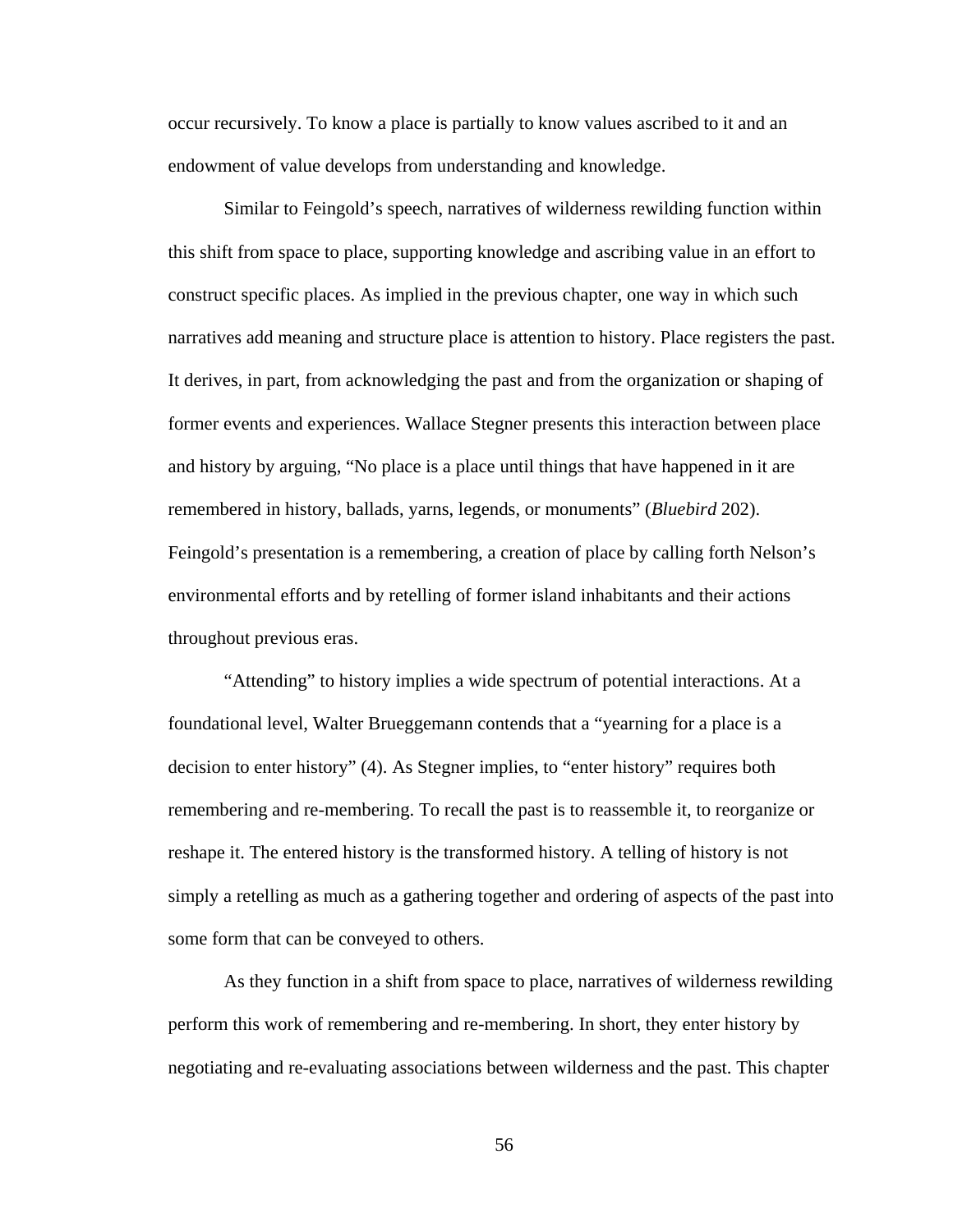occur recursively. To know a place is partially to know values ascribed to it and an endowment of value develops from understanding and knowledge.

Similar to Feingold's speech, narratives of wilderness rewilding function within this shift from space to place, supporting knowledge and ascribing value in an effort to construct specific places. As implied in the previous chapter, one way in which such narratives add meaning and structure place is attention to history. Place registers the past. It derives, in part, from acknowledging the past and from the organization or shaping of former events and experiences. Wallace Stegner presents this interaction between place and history by arguing, "No place is a place until things that have happened in it are remembered in history, ballads, yarns, legends, or monuments" (*Bluebird* 202). Feingold's presentation is a remembering, a creation of place by calling forth Nelson's environmental efforts and by retelling of former island inhabitants and their actions throughout previous eras.

"Attending" to history implies a wide spectrum of potential interactions. At a foundational level, Walter Brueggemann contends that a "yearning for a place is a decision to enter history" (4). As Stegner implies, to "enter history" requires both remembering and re-membering. To recall the past is to reassemble it, to reorganize or reshape it. The entered history is the transformed history. A telling of history is not simply a retelling as much as a gathering together and ordering of aspects of the past into some form that can be conveyed to others.

As they function in a shift from space to place, narratives of wilderness rewilding perform this work of remembering and re-membering. In short, they enter history by negotiating and re-evaluating associations between wilderness and the past. This chapter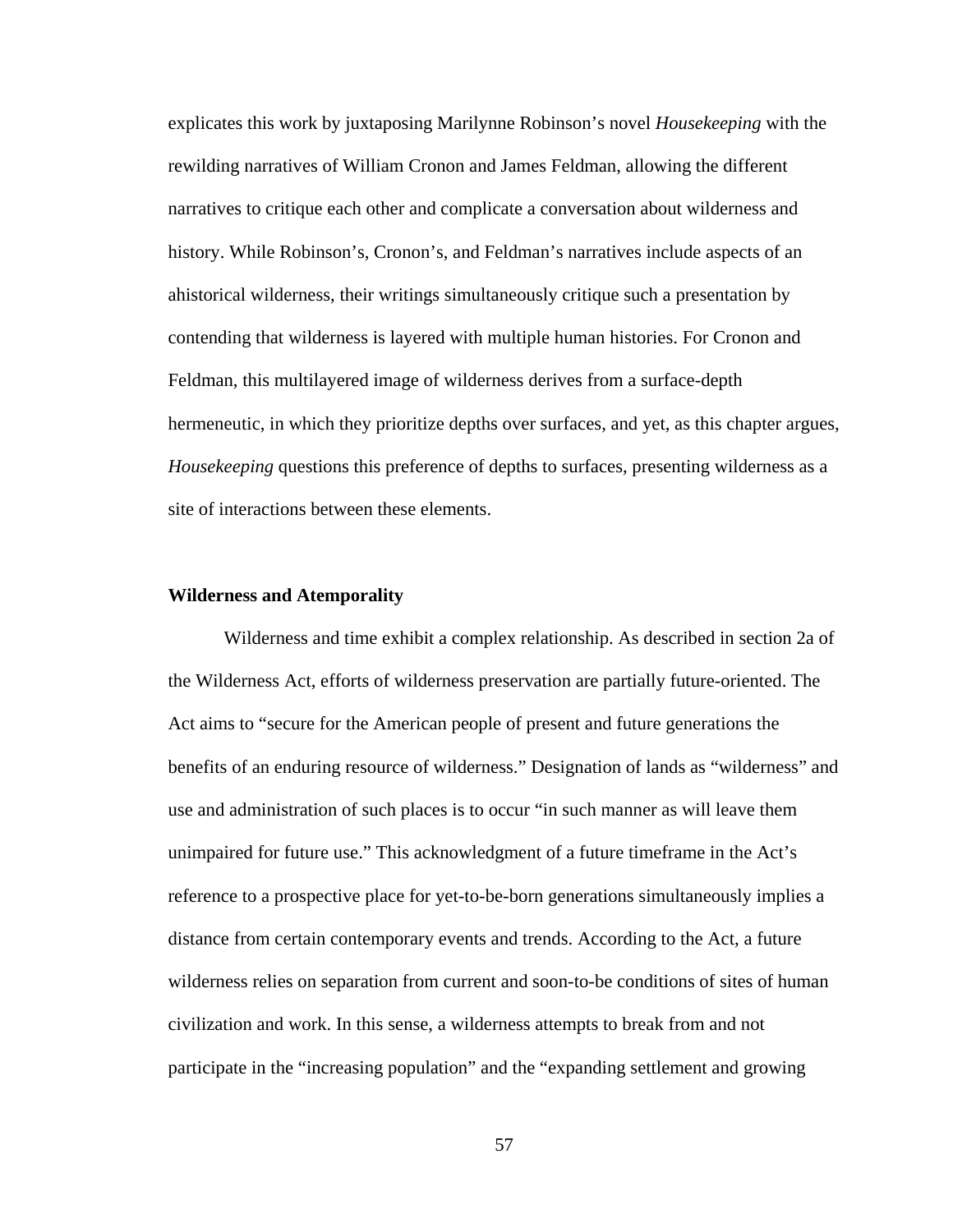explicates this work by juxtaposing Marilynne Robinson's novel *Housekeeping* with the rewilding narratives of William Cronon and James Feldman, allowing the different narratives to critique each other and complicate a conversation about wilderness and history. While Robinson's, Cronon's, and Feldman's narratives include aspects of an ahistorical wilderness, their writings simultaneously critique such a presentation by contending that wilderness is layered with multiple human histories. For Cronon and Feldman, this multilayered image of wilderness derives from a surface-depth hermeneutic, in which they prioritize depths over surfaces, and yet, as this chapter argues, *Housekeeping* questions this preference of depths to surfaces, presenting wilderness as a site of interactions between these elements.

## Wilderness and Atemporality

Wilderness and time exhibit a complex relationship. As described in section 2a of the Wilderness Act, efforts of wilderness preservation are partially future-oriented. The Act aims to "secure for the American people of present and future generations the benefits of an enduring resource of wilderness." Designation of lands as "wilderness" and use and administration of such places is to occur "in such manner as will leave them unimpaired for future use." This acknowledgment of a future timeframe in the Act's reference to a prospective place for yet-to-be-born generations simultaneously implies a distance from certain contemporary events and trends. According to the Act, a future wilderness relies on separation from current and soon-to-be conditions of sites of human civilization and work. In this sense, a wilderness attempts to break from and not participate in the "increasing population" and the "expanding settlement and growing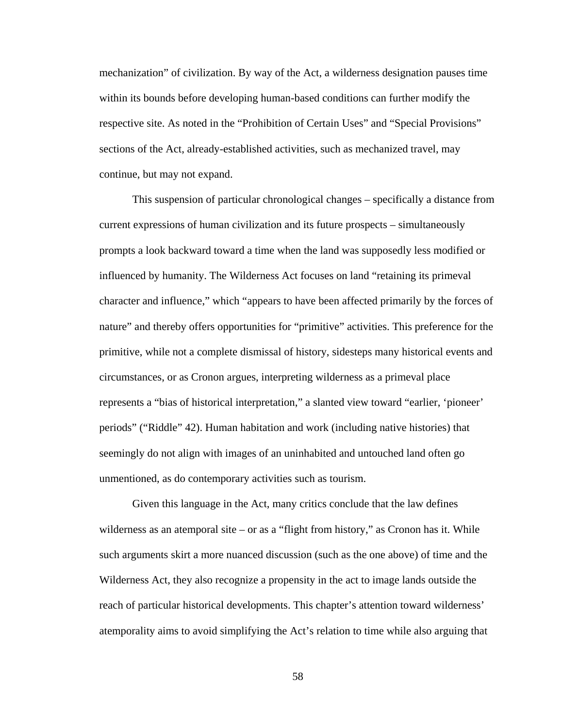mechanization" of civilization. By way of the Act, a wilderness designation pauses time within its bounds before developing human-based conditions can further modify the respective site. As noted in the "Prohibition of Certain Uses" and "Special Provisions" sections of the Act, already-established activities, such as mechanized travel, may continue, but may not expand.

This suspension of particular chronological changes – specifically a distance from current expressions of human civilization and its future prospects – simultaneously prompts a look backward toward a time when the land was supposedly less modified or influenced by humanity. The Wilderness Act focuses on land "retaining its primeval character and influence," which "appears to have been affected primarily by the forces of nature" and thereby offers opportunities for "primitive" activities. This preference for the primitive, while not a complete dismissal of history, sidesteps many historical events and circumstances, or as Cronon argues, interpreting wilderness as a primeval place represents a "bias of historical interpretation," a slanted view toward "earlier, 'pioneer' periods" ("Riddle" 42). Human habitation and work (including native histories) that seemingly do not align with images of an uninhabited and untouched land often go unmentioned, as do contemporary activities such as tourism.

Given this language in the Act, many critics conclude that the law defines wilderness as an atemporal site – or as a "flight from history," as Cronon has it. While such arguments skirt a more nuanced discussion (such as the one above) of time and the Wilderness Act, they also recognize a propensity in the act to image lands outside the reach of particular historical developments. This chapter's attention toward wilderness' atemporality aims to avoid simplifying the Act's relation to time while also arguing that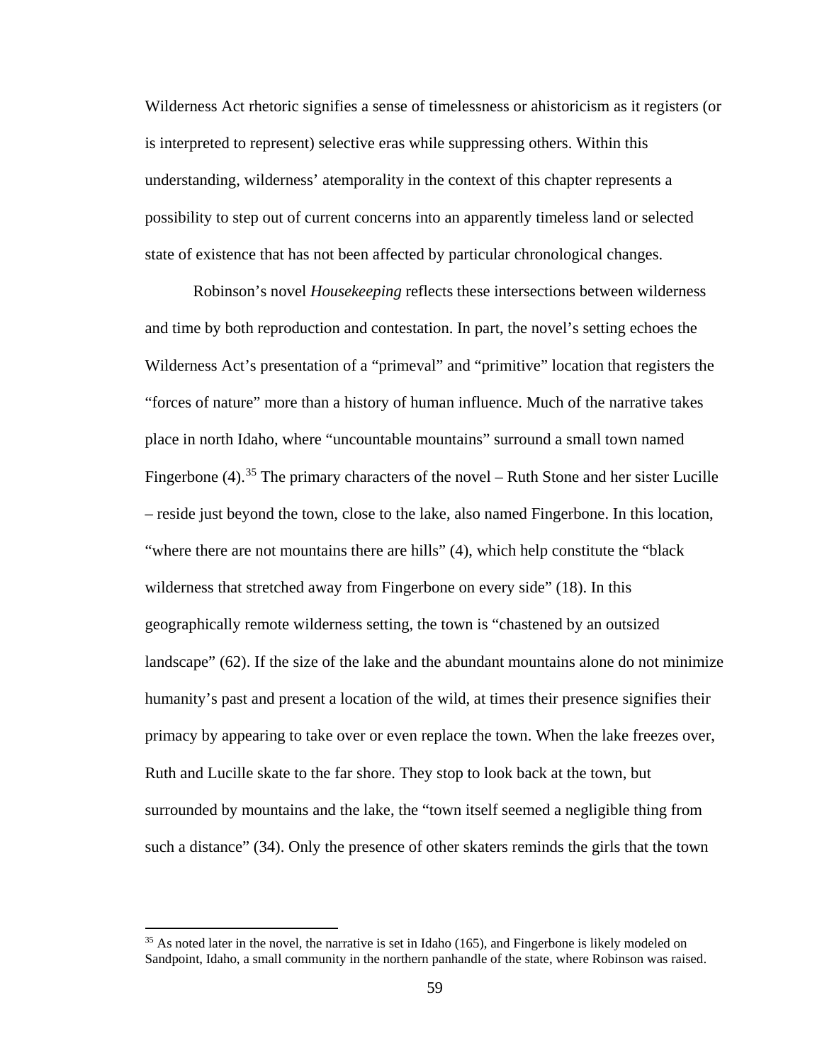Wilderness Act rhetoric signifies a sense of timelessness or ahistoricism as it registers (or is interpreted to represent) selective eras while suppressing others. Within this understanding, wilderness' atemporality in the context of this chapter represents a possibility to step out of current concerns into an apparently timeless land or selected state of existence that has not been affected by particular chronological changes.

Robinson's novel *Housekeeping* reflects these intersections between wilderness and time by both reproduction and contestation. In part, the novel's setting echoes the Wilderness Act's presentation of a "primeval" and "primitive" location that registers the "forces of nature" more than a history of human influence. Much of the narrative takes place in north Idaho, where "uncountable mountains" surround a small town named Fingerbone (4).[35] The primary characters of the novel – Ruth Stone and her sister Lucille – reside just beyond the town, close to the lake, also named Fingerbone. In this location, "where there are not mountains there are hills" (4), which help constitute the "black wilderness that stretched away from Fingerbone on every side" (18). In this geographically remote wilderness setting, the town is "chastened by an outsized landscape" (62). If the size of the lake and the abundant mountains alone do not minimize humanity's past and present a location of the wild, at times their presence signifies their primacy by appearing to take over or even replace the town. When the lake freezes over, Ruth and Lucille skate to the far shore. They stop to look back at the town, but surrounded by mountains and the lake, the "town itself seemed a negligible thing from such a distance" (34). Only the presence of other skaters reminds the girls that the town

[35] As noted later in the novel, the narrative is set in Idaho (165), and Fingerbone is likely modeled on Sandpoint, Idaho, a small community in the northern panhandle of the state, where Robinson was raised.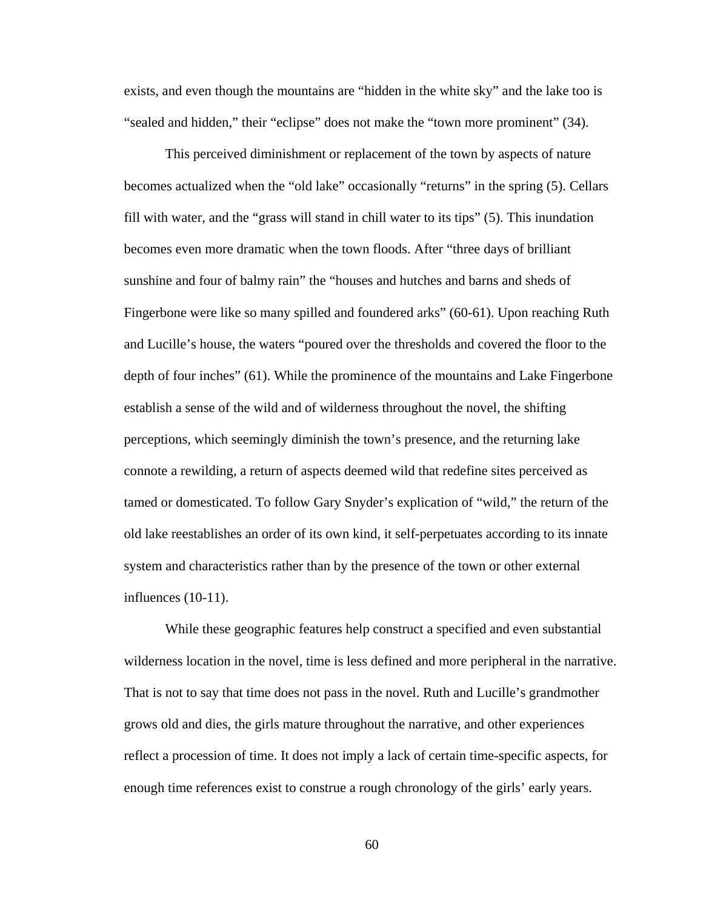exists, and even though the mountains are "hidden in the white sky" and the lake too is "sealed and hidden," their "eclipse" does not make the "town more prominent" (34).

This perceived diminishment or replacement of the town by aspects of nature becomes actualized when the "old lake" occasionally "returns" in the spring (5). Cellars fill with water, and the "grass will stand in chill water to its tips" (5). This inundation becomes even more dramatic when the town floods. After "three days of brilliant sunshine and four of balmy rain" the "houses and hutches and barns and sheds of Fingerbone were like so many spilled and foundered arks" (60-61). Upon reaching Ruth and Lucille's house, the waters "poured over the thresholds and covered the floor to the depth of four inches" (61). While the prominence of the mountains and Lake Fingerbone establish a sense of the wild and of wilderness throughout the novel, the shifting perceptions, which seemingly diminish the town's presence, and the returning lake connote a rewilding, a return of aspects deemed wild that redefine sites perceived as tamed or domesticated. To follow Gary Snyder's explication of "wild," the return of the old lake reestablishes an order of its own kind, it self-perpetuates according to its innate system and characteristics rather than by the presence of the town or other external influences (10-11).

While these geographic features help construct a specified and even substantial wilderness location in the novel, time is less defined and more peripheral in the narrative. That is not to say that time does not pass in the novel. Ruth and Lucille's grandmother grows old and dies, the girls mature throughout the narrative, and other experiences reflect a procession of time. It does not imply a lack of certain time-specific aspects, for enough time references exist to construe a rough chronology of the girls' early years.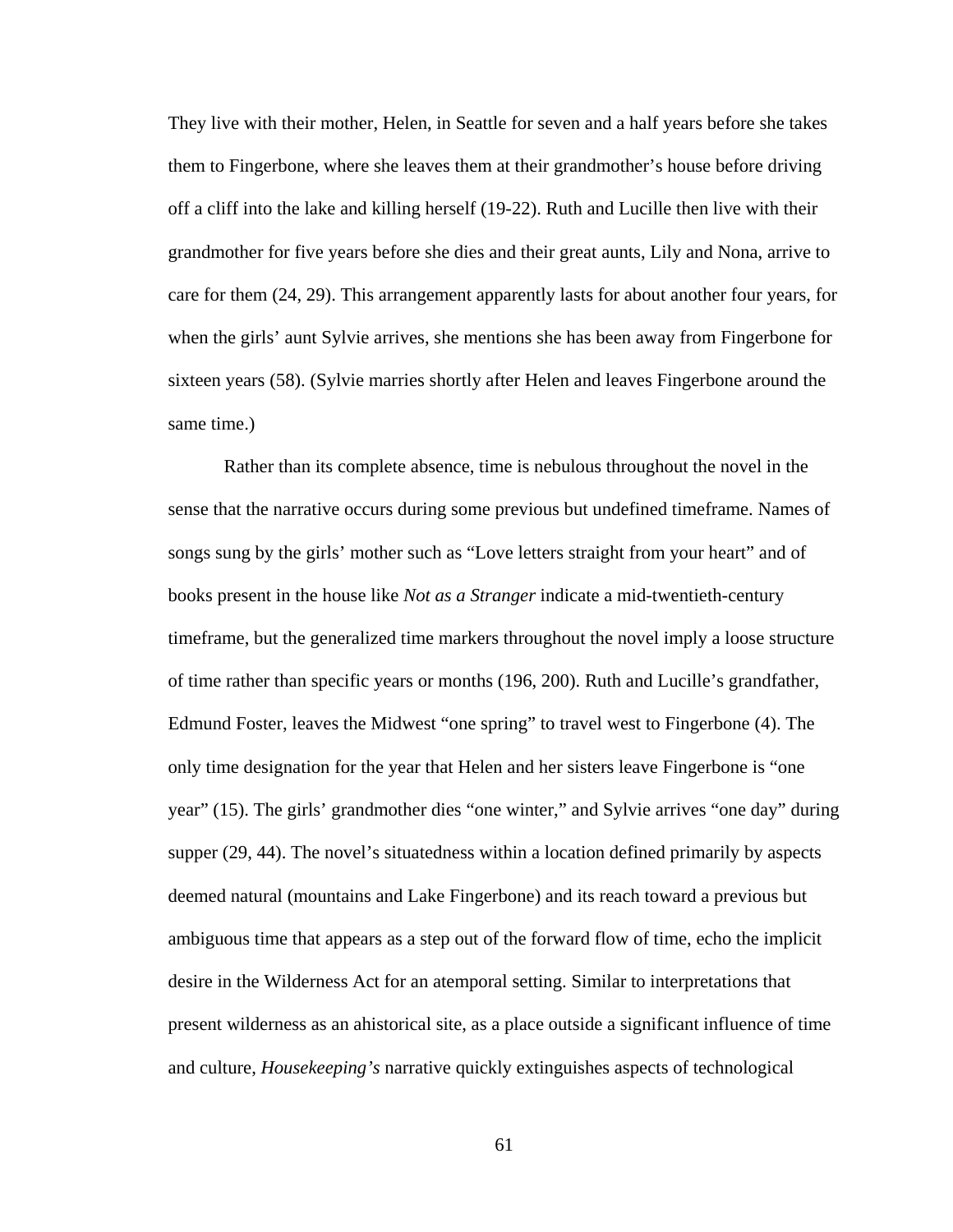They live with their mother, Helen, in Seattle for seven and a half years before she takes them to Fingerbone, where she leaves them at their grandmother's house before driving off a cliff into the lake and killing herself (19-22). Ruth and Lucille then live with their grandmother for five years before she dies and their great aunts, Lily and Nona, arrive to care for them (24, 29). This arrangement apparently lasts for about another four years, for when the girls' aunt Sylvie arrives, she mentions she has been away from Fingerbone for sixteen years (58). (Sylvie marries shortly after Helen and leaves Fingerbone around the same time.)

Rather than its complete absence, time is nebulous throughout the novel in the sense that the narrative occurs during some previous but undefined timeframe. Names of songs sung by the girls' mother such as "Love letters straight from your heart" and of books present in the house like *Not as a Stranger* indicate a mid-twentieth-century timeframe, but the generalized time markers throughout the novel imply a loose structure of time rather than specific years or months (196, 200). Ruth and Lucille's grandfather, Edmund Foster, leaves the Midwest "one spring" to travel west to Fingerbone (4). The only time designation for the year that Helen and her sisters leave Fingerbone is "one year" (15). The girls' grandmother dies "one winter," and Sylvie arrives "one day" during supper (29, 44). The novel's situatedness within a location defined primarily by aspects deemed natural (mountains and Lake Fingerbone) and its reach toward a previous but ambiguous time that appears as a step out of the forward flow of time, echo the implicit desire in the Wilderness Act for an atemporal setting. Similar to interpretations that present wilderness as an ahistorical site, as a place outside a significant influence of time and culture, *Housekeeping's* narrative quickly extinguishes aspects of technological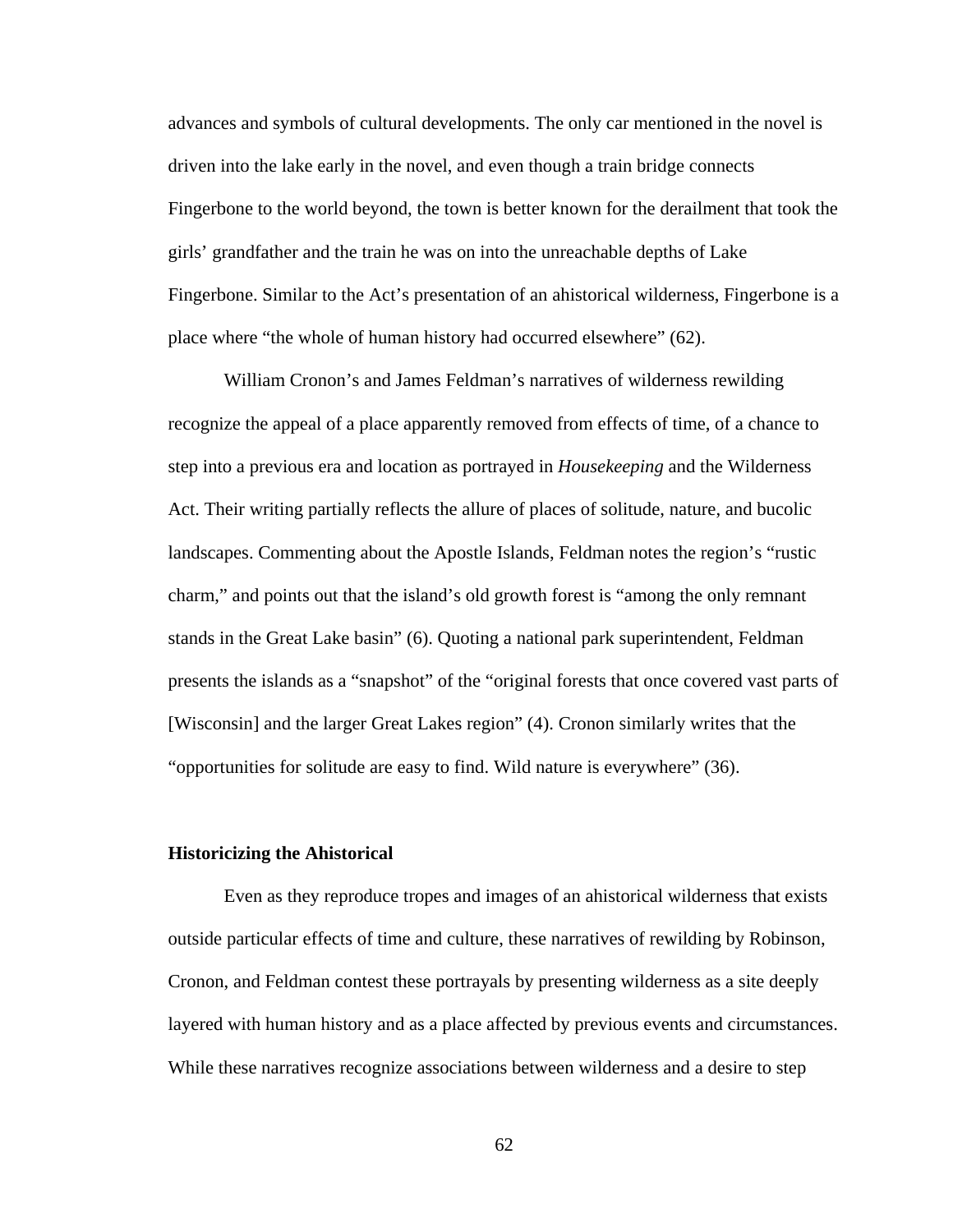advances and symbols of cultural developments. The only car mentioned in the novel is driven into the lake early in the novel, and even though a train bridge connects Fingerbone to the world beyond, the town is better known for the derailment that took the girls' grandfather and the train he was on into the unreachable depths of Lake Fingerbone. Similar to the Act's presentation of an ahistorical wilderness, Fingerbone is a place where "the whole of human history had occurred elsewhere" (62).

William Cronon's and James Feldman's narratives of wilderness rewilding recognize the appeal of a place apparently removed from effects of time, of a chance to step into a previous era and location as portrayed in *Housekeeping* and the Wilderness Act. Their writing partially reflects the allure of places of solitude, nature, and bucolic landscapes. Commenting about the Apostle Islands, Feldman notes the region's "rustic charm," and points out that the island's old growth forest is "among the only remnant stands in the Great Lake basin" (6). Quoting a national park superintendent, Feldman presents the islands as a "snapshot" of the "original forests that once covered vast parts of [Wisconsin] and the larger Great Lakes region" (4). Cronon similarly writes that the "opportunities for solitude are easy to find. Wild nature is everywhere" (36).

### Historicizing the Ahistorical

Even as they reproduce tropes and images of an ahistorical wilderness that exists outside particular effects of time and culture, these narratives of rewilding by Robinson, Cronon, and Feldman contest these portrayals by presenting wilderness as a site deeply layered with human history and as a place affected by previous events and circumstances. While these narratives recognize associations between wilderness and a desire to step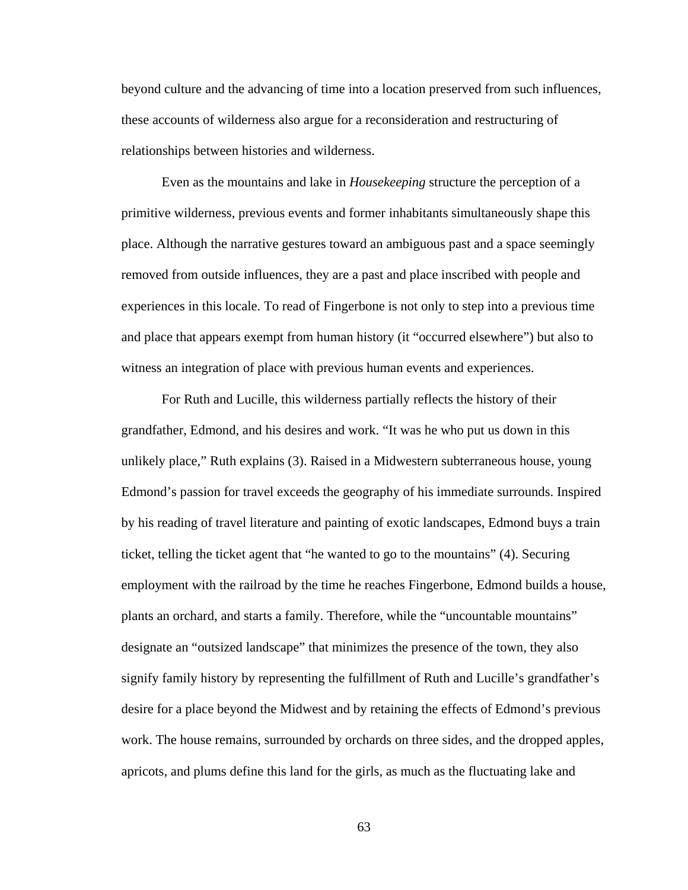beyond culture and the advancing of time into a location preserved from such influences, these accounts of wilderness also argue for a reconsideration and restructuring of relationships between histories and wilderness.

Even as the mountains and lake in *Housekeeping* structure the perception of a primitive wilderness, previous events and former inhabitants simultaneously shape this place. Although the narrative gestures toward an ambiguous past and a space seemingly removed from outside influences, they are a past and place inscribed with people and experiences in this locale. To read of Fingerbone is not only to step into a previous time and place that appears exempt from human history (it "occurred elsewhere") but also to witness an integration of place with previous human events and experiences.

For Ruth and Lucille, this wilderness partially reflects the history of their grandfather, Edmond, and his desires and work. "It was he who put us down in this unlikely place," Ruth explains (3). Raised in a Midwestern subterraneous house, young Edmond's passion for travel exceeds the geography of his immediate surrounds. Inspired by his reading of travel literature and painting of exotic landscapes, Edmond buys a train ticket, telling the ticket agent that "he wanted to go to the mountains" (4). Securing employment with the railroad by the time he reaches Fingerbone, Edmond builds a house, plants an orchard, and starts a family. Therefore, while the "uncountable mountains" designate an "outsized landscape" that minimizes the presence of the town, they also signify family history by representing the fulfillment of Ruth and Lucille's grandfather's desire for a place beyond the Midwest and by retaining the effects of Edmond's previous work. The house remains, surrounded by orchards on three sides, and the dropped apples, apricots, and plums define this land for the girls, as much as the fluctuating lake and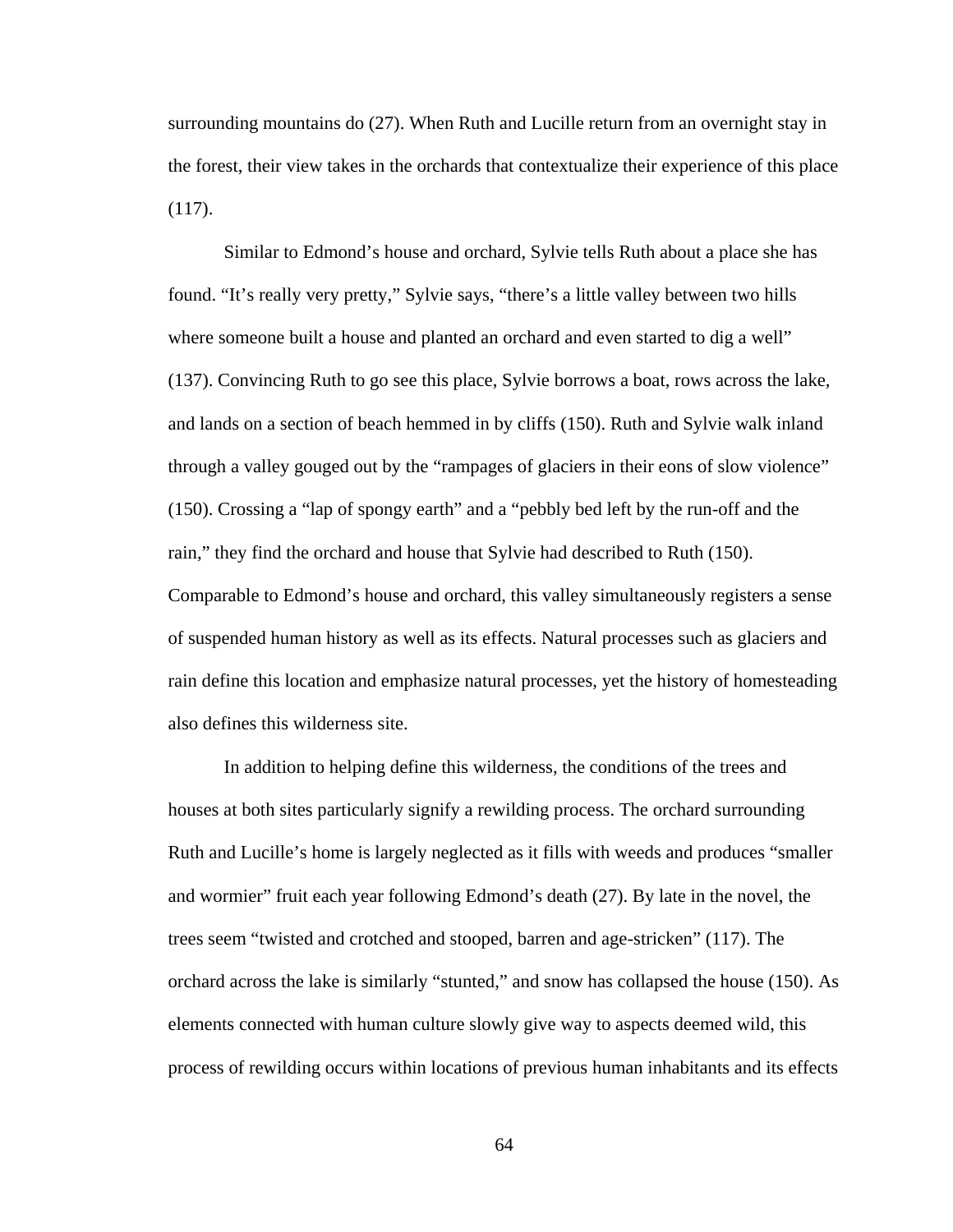surrounding mountains do (27). When Ruth and Lucille return from an overnight stay in the forest, their view takes in the orchards that contextualize their experience of this place (117).

Similar to Edmond's house and orchard, Sylvie tells Ruth about a place she has found. "It's really very pretty," Sylvie says, "there's a little valley between two hills where someone built a house and planted an orchard and even started to dig a well" (137). Convincing Ruth to go see this place, Sylvie borrows a boat, rows across the lake, and lands on a section of beach hemmed in by cliffs (150). Ruth and Sylvie walk inland through a valley gouged out by the "rampages of glaciers in their eons of slow violence" (150). Crossing a "lap of spongy earth" and a "pebbly bed left by the run-off and the rain," they find the orchard and house that Sylvie had described to Ruth (150). Comparable to Edmond's house and orchard, this valley simultaneously registers a sense of suspended human history as well as its effects. Natural processes such as glaciers and rain define this location and emphasize natural processes, yet the history of homesteading also defines this wilderness site.

In addition to helping define this wilderness, the conditions of the trees and houses at both sites particularly signify a rewilding process. The orchard surrounding Ruth and Lucille's home is largely neglected as it fills with weeds and produces "smaller and wormier" fruit each year following Edmond's death (27). By late in the novel, the trees seem "twisted and crotched and stooped, barren and age-stricken" (117). The orchard across the lake is similarly "stunted," and snow has collapsed the house (150). As elements connected with human culture slowly give way to aspects deemed wild, this process of rewilding occurs within locations of previous human inhabitants and its effects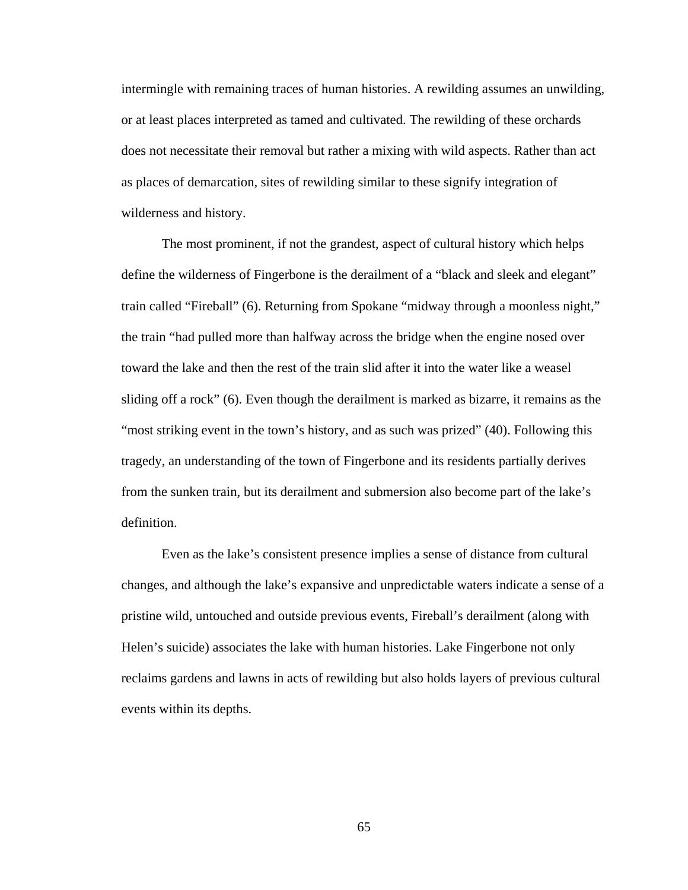intermingle with remaining traces of human histories. A rewilding assumes an unwilding, or at least places interpreted as tamed and cultivated. The rewilding of these orchards does not necessitate their removal but rather a mixing with wild aspects. Rather than act as places of demarcation, sites of rewilding similar to these signify integration of wilderness and history.

The most prominent, if not the grandest, aspect of cultural history which helps define the wilderness of Fingerbone is the derailment of a "black and sleek and elegant" train called "Fireball" (6). Returning from Spokane "midway through a moonless night," the train "had pulled more than halfway across the bridge when the engine nosed over toward the lake and then the rest of the train slid after it into the water like a weasel sliding off a rock" (6). Even though the derailment is marked as bizarre, it remains as the "most striking event in the town's history, and as such was prized" (40). Following this tragedy, an understanding of the town of Fingerbone and its residents partially derives from the sunken train, but its derailment and submersion also become part of the lake's definition.

Even as the lake's consistent presence implies a sense of distance from cultural changes, and although the lake's expansive and unpredictable waters indicate a sense of a pristine wild, untouched and outside previous events, Fireball's derailment (along with Helen's suicide) associates the lake with human histories. Lake Fingerbone not only reclaims gardens and lawns in acts of rewilding but also holds layers of previous cultural events within its depths.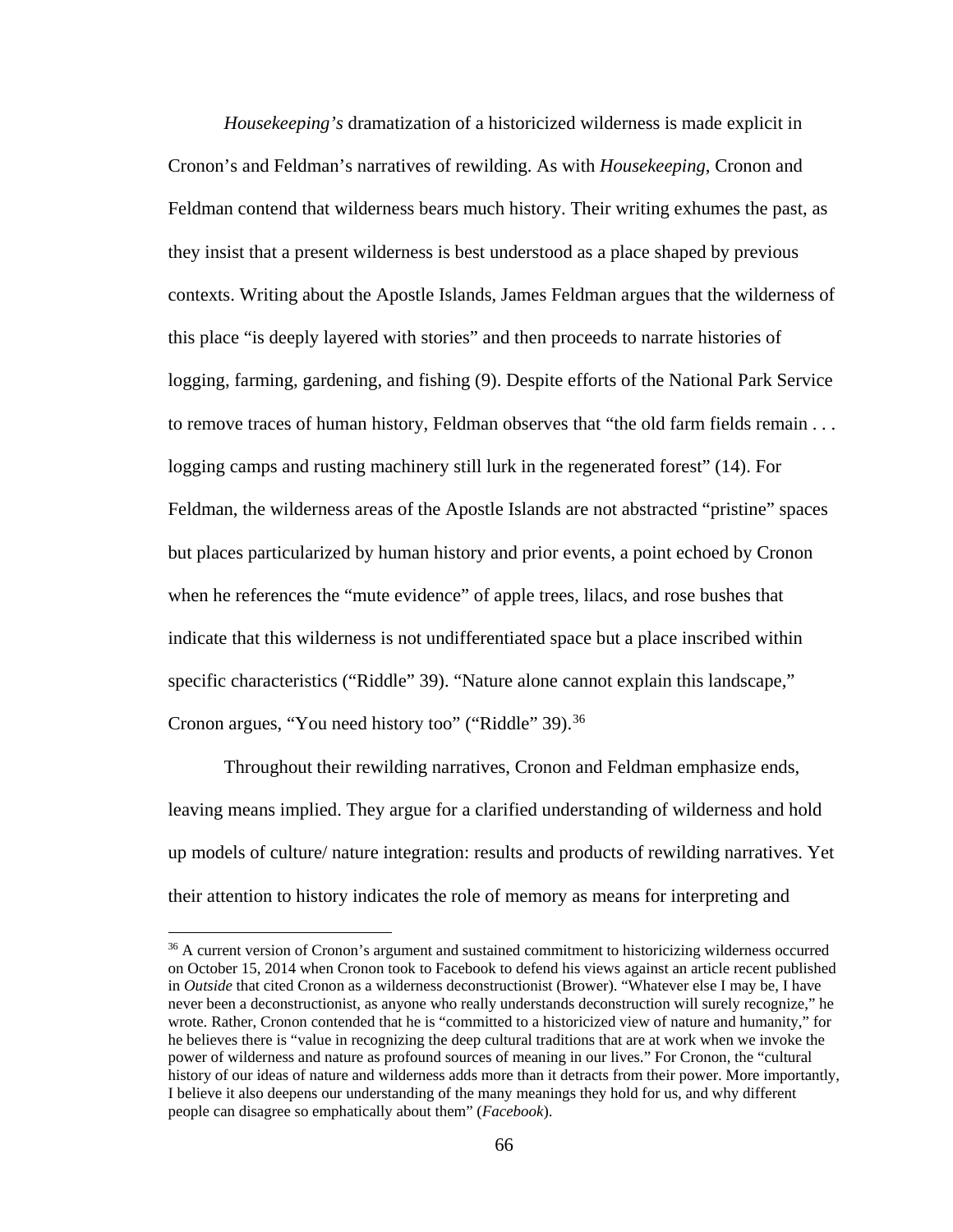*Housekeeping's* dramatization of a historicized wilderness is made explicit in Cronon's and Feldman's narratives of rewilding. As with *Housekeeping*, Cronon and Feldman contend that wilderness bears much history. Their writing exhumes the past, as they insist that a present wilderness is best understood as a place shaped by previous contexts. Writing about the Apostle Islands, James Feldman argues that the wilderness of this place "is deeply layered with stories" and then proceeds to narrate histories of logging, farming, gardening, and fishing (9). Despite efforts of the National Park Service to remove traces of human history, Feldman observes that "the old farm fields remain . . . logging camps and rusting machinery still lurk in the regenerated forest" (14). For Feldman, the wilderness areas of the Apostle Islands are not abstracted "pristine" spaces but places particularized by human history and prior events, a point echoed by Cronon when he references the "mute evidence" of apple trees, lilacs, and rose bushes that indicate that this wilderness is not undifferentiated space but a place inscribed within specific characteristics ("Riddle" 39). "Nature alone cannot explain this landscape," Cronon argues, "You need history too" ("Riddle" 39).[36]

Throughout their rewilding narratives, Cronon and Feldman emphasize ends, leaving means implied. They argue for a clarified understanding of wilderness and hold up models of culture/ nature integration: results and products of rewilding narratives. Yet their attention to history indicates the role of memory as means for interpreting and

[36] A current version of Cronon's argument and sustained commitment to historicizing wilderness occurred on October 15, 2014 when Cronon took to Facebook to defend his views against an article recent published in *Outside* that cited Cronon as a wilderness deconstructionist (Brower). "Whatever else I may be, I have never been a deconstructionist, as anyone who really understands deconstruction will surely recognize," he wrote. Rather, Cronon contended that he is "committed to a historicized view of nature and humanity," for he believes there is "value in recognizing the deep cultural traditions that are at work when we invoke the power of wilderness and nature as profound sources of meaning in our lives." For Cronon, the "cultural history of our ideas of nature and wilderness adds more than it detracts from their power. More importantly, I believe it also deepens our understanding of the many meanings they hold for us, and why different people can disagree so emphatically about them" (*Facebook*).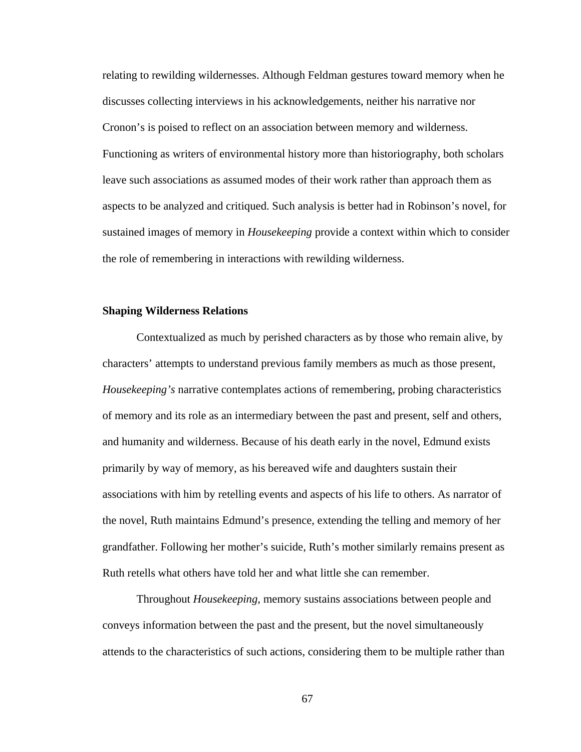relating to rewilding wildernesses. Although Feldman gestures toward memory when he discusses collecting interviews in his acknowledgements, neither his narrative nor Cronon's is poised to reflect on an association between memory and wilderness. Functioning as writers of environmental history more than historiography, both scholars leave such associations as assumed modes of their work rather than approach them as aspects to be analyzed and critiqued. Such analysis is better had in Robinson's novel, for sustained images of memory in *Housekeeping* provide a context within which to consider the role of remembering in interactions with rewilding wilderness.

**Shaping Wilderness Relations**

Contextualized as much by perished characters as by those who remain alive, by characters' attempts to understand previous family members as much as those present, *Housekeeping's* narrative contemplates actions of remembering, probing characteristics of memory and its role as an intermediary between the past and present, self and others, and humanity and wilderness. Because of his death early in the novel, Edmund exists primarily by way of memory, as his bereaved wife and daughters sustain their associations with him by retelling events and aspects of his life to others. As narrator of the novel, Ruth maintains Edmund's presence, extending the telling and memory of her grandfather. Following her mother's suicide, Ruth's mother similarly remains present as Ruth retells what others have told her and what little she can remember.

Throughout *Housekeeping*, memory sustains associations between people and conveys information between the past and the present, but the novel simultaneously attends to the characteristics of such actions, considering them to be multiple rather than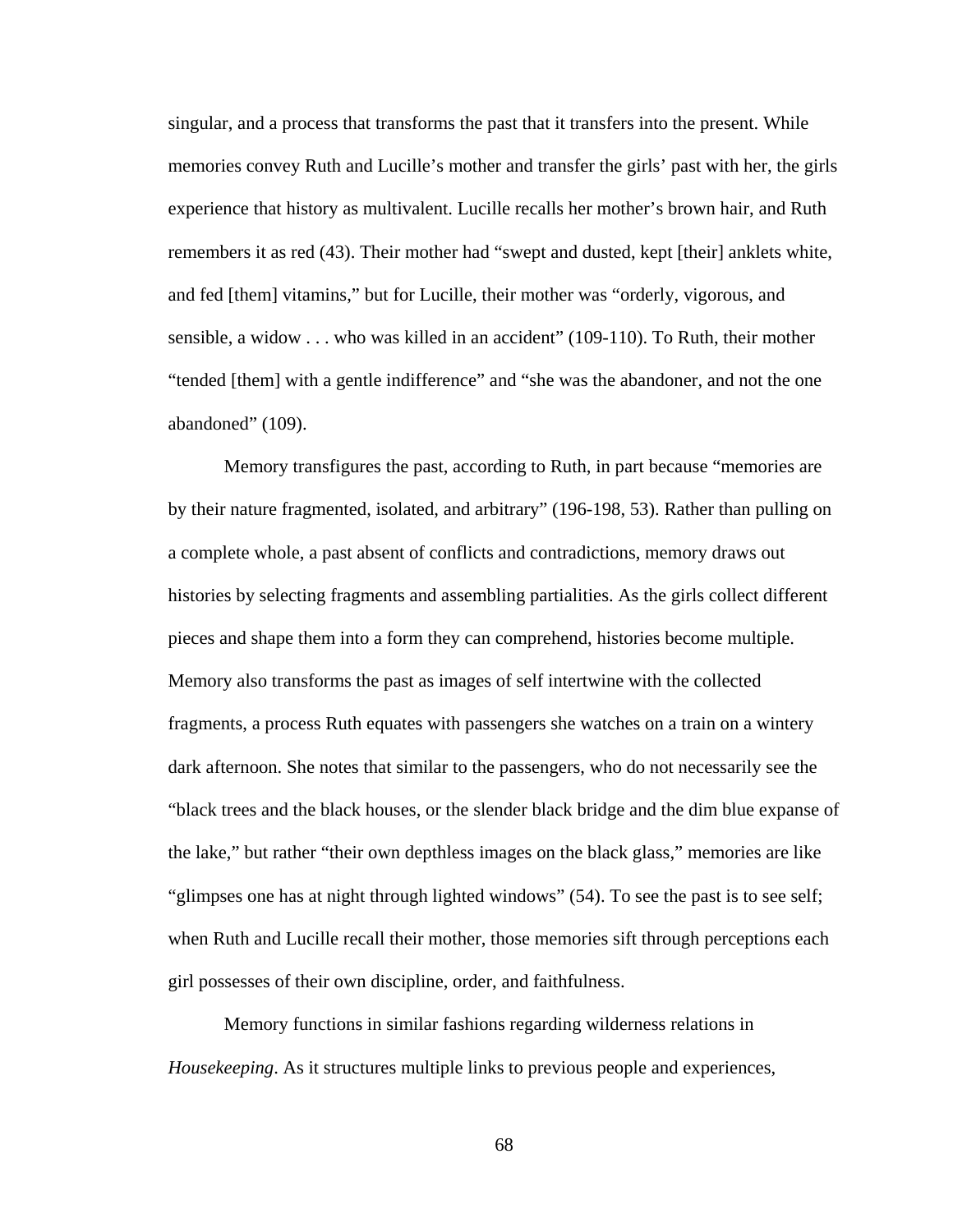singular, and a process that transforms the past that it transfers into the present. While memories convey Ruth and Lucille's mother and transfer the girls' past with her, the girls experience that history as multivalent. Lucille recalls her mother's brown hair, and Ruth remembers it as red (43). Their mother had "swept and dusted, kept [their] anklets white, and fed [them] vitamins," but for Lucille, their mother was "orderly, vigorous, and sensible, a widow . . . who was killed in an accident" (109-110). To Ruth, their mother "tended [them] with a gentle indifference" and "she was the abandoner, and not the one abandoned" (109).

Memory transfigures the past, according to Ruth, in part because "memories are by their nature fragmented, isolated, and arbitrary" (196-198, 53). Rather than pulling on a complete whole, a past absent of conflicts and contradictions, memory draws out histories by selecting fragments and assembling partialities. As the girls collect different pieces and shape them into a form they can comprehend, histories become multiple. Memory also transforms the past as images of self intertwine with the collected fragments, a process Ruth equates with passengers she watches on a train on a wintery dark afternoon. She notes that similar to the passengers, who do not necessarily see the "black trees and the black houses, or the slender black bridge and the dim blue expanse of the lake," but rather "their own depthless images on the black glass," memories are like "glimpses one has at night through lighted windows" (54). To see the past is to see self; when Ruth and Lucille recall their mother, those memories sift through perceptions each girl possesses of their own discipline, order, and faithfulness.

Memory functions in similar fashions regarding wilderness relations in *Housekeeping*. As it structures multiple links to previous people and experiences,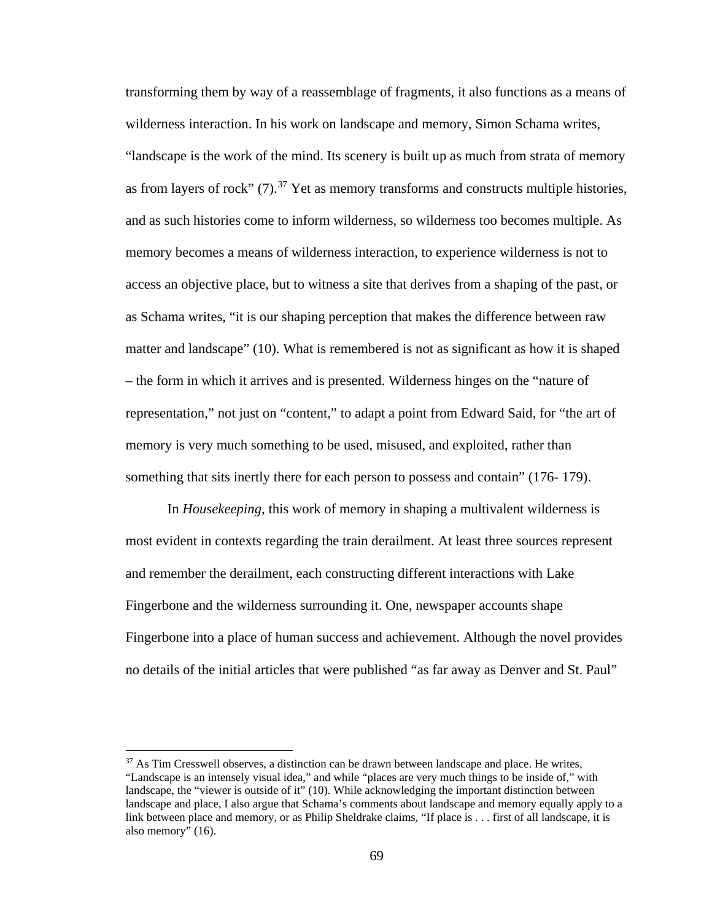transforming them by way of a reassemblage of fragments, it also functions as a means of wilderness interaction. In his work on landscape and memory, Simon Schama writes, "landscape is the work of the mind. Its scenery is built up as much from strata of memory as from layers of rock" (7).[37] Yet as memory transforms and constructs multiple histories, and as such histories come to inform wilderness, so wilderness too becomes multiple. As memory becomes a means of wilderness interaction, to experience wilderness is not to access an objective place, but to witness a site that derives from a shaping of the past, or as Schama writes, "it is our shaping perception that makes the difference between raw matter and landscape" (10). What is remembered is not as significant as how it is shaped – the form in which it arrives and is presented. Wilderness hinges on the "nature of representation," not just on "content," to adapt a point from Edward Said, for "the art of memory is very much something to be used, misused, and exploited, rather than something that sits inertly there for each person to possess and contain" (176- 179).

In *Housekeeping*, this work of memory in shaping a multivalent wilderness is most evident in contexts regarding the train derailment. At least three sources represent and remember the derailment, each constructing different interactions with Lake Fingerbone and the wilderness surrounding it. One, newspaper accounts shape Fingerbone into a place of human success and achievement. Although the novel provides no details of the initial articles that were published "as far away as Denver and St. Paul"

---

[37] As Tim Cresswell observes, a distinction can be drawn between landscape and place. He writes, "Landscape is an intensely visual idea," and while "places are very much things to be inside of," with landscape, the "viewer is outside of it" (10). While acknowledging the important distinction between landscape and place, I also argue that Schama's comments about landscape and memory equally apply to a link between place and memory, or as Philip Sheldrake claims, "If place is . . . first of all landscape, it is also memory" (16).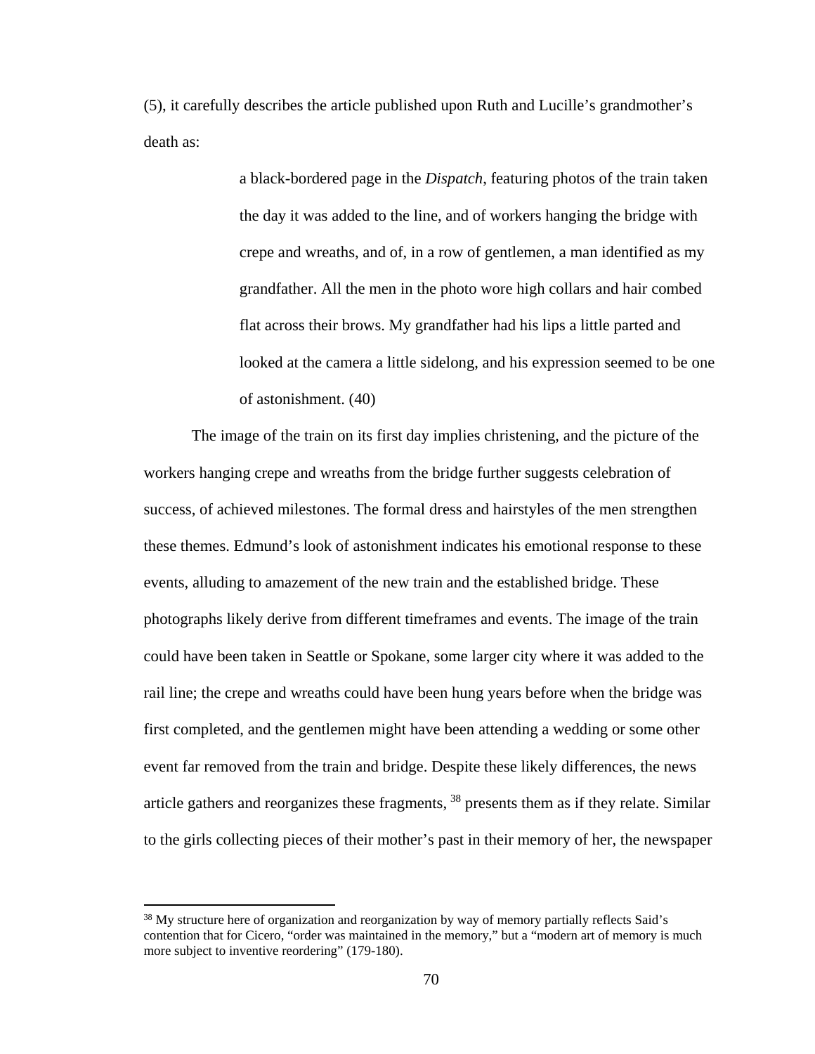(5), it carefully describes the article published upon Ruth and Lucille's grandmother's death as:

> a black-bordered page in the *Dispatch*, featuring photos of the train taken the day it was added to the line, and of workers hanging the bridge with crepe and wreaths, and of, in a row of gentlemen, a man identified as my grandfather. All the men in the photo wore high collars and hair combed flat across their brows. My grandfather had his lips a little parted and looked at the camera a little sidelong, and his expression seemed to be one of astonishment. (40)

The image of the train on its first day implies christening, and the picture of the workers hanging crepe and wreaths from the bridge further suggests celebration of success, of achieved milestones. The formal dress and hairstyles of the men strengthen these themes. Edmund's look of astonishment indicates his emotional response to these events, alluding to amazement of the new train and the established bridge. These photographs likely derive from different timeframes and events. The image of the train could have been taken in Seattle or Spokane, some larger city where it was added to the rail line; the crepe and wreaths could have been hung years before when the bridge was first completed, and the gentlemen might have been attending a wedding or some other event far removed from the train and bridge. Despite these likely differences, the news article gathers and reorganizes these fragments, [38] presents them as if they relate. Similar to the girls collecting pieces of their mother's past in their memory of her, the newspaper

[38] My structure here of organization and reorganization by way of memory partially reflects Said's contention that for Cicero, "order was maintained in the memory," but a "modern art of memory is much more subject to inventive reordering" (179-180).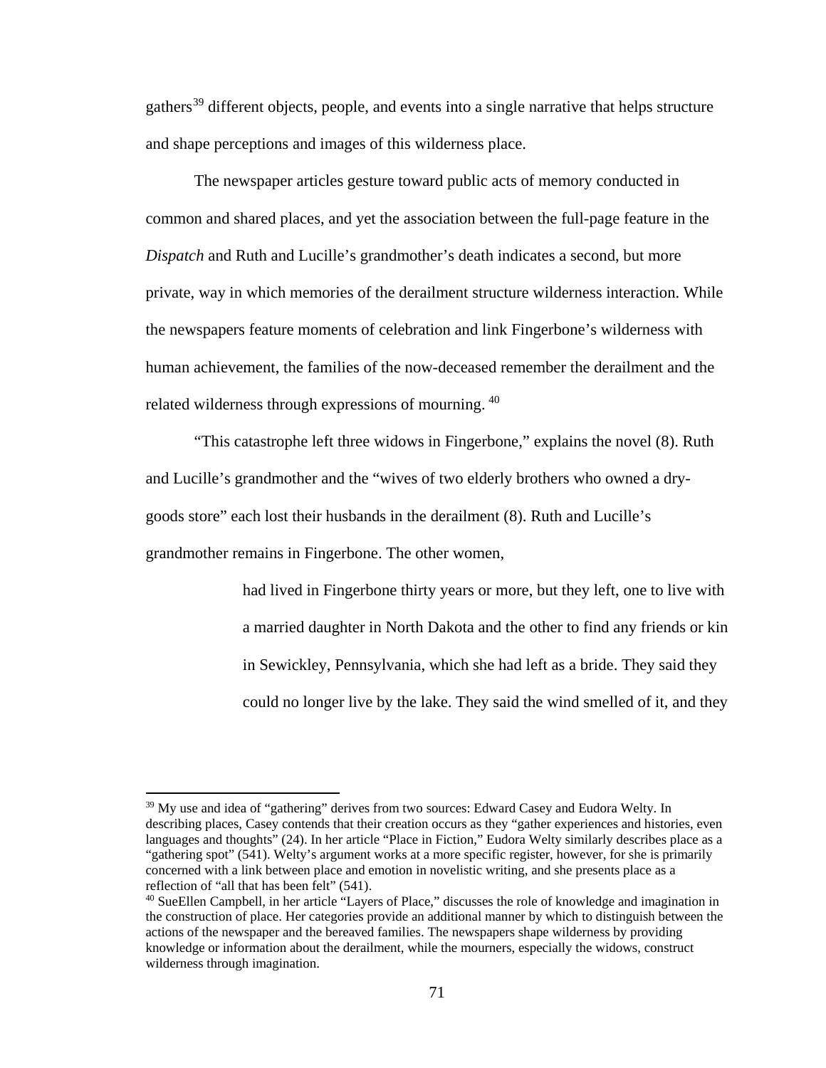gathers[39] different objects, people, and events into a single narrative that helps structure and shape perceptions and images of this wilderness place.

The newspaper articles gesture toward public acts of memory conducted in common and shared places, and yet the association between the full-page feature in the *Dispatch* and Ruth and Lucille's grandmother's death indicates a second, but more private, way in which memories of the derailment structure wilderness interaction. While the newspapers feature moments of celebration and link Fingerbone's wilderness with human achievement, the families of the now-deceased remember the derailment and the related wilderness through expressions of mourning. [40]

"This catastrophe left three widows in Fingerbone," explains the novel (8). Ruth and Lucille's grandmother and the "wives of two elderly brothers who owned a dry-goods store" each lost their husbands in the derailment (8). Ruth and Lucille's grandmother remains in Fingerbone. The other women,

> had lived in Fingerbone thirty years or more, but they left, one to live with a married daughter in North Dakota and the other to find any friends or kin in Sewickley, Pennsylvania, which she had left as a bride. They said they could no longer live by the lake. They said the wind smelled of it, and they

---

[39] My use and idea of "gathering" derives from two sources: Edward Casey and Eudora Welty. In describing places, Casey contends that their creation occurs as they "gather experiences and histories, even languages and thoughts" (24). In her article "Place in Fiction," Eudora Welty similarly describes place as a "gathering spot" (541). Welty's argument works at a more specific register, however, for she is primarily concerned with a link between place and emotion in novelistic writing, and she presents place as a reflection of "all that has been felt" (541).

[40] SueEllen Campbell, in her article "Layers of Place," discusses the role of knowledge and imagination in the construction of place. Her categories provide an additional manner by which to distinguish between the actions of the newspaper and the bereaved families. The newspapers shape wilderness by providing knowledge or information about the derailment, while the mourners, especially the widows, construct wilderness through imagination.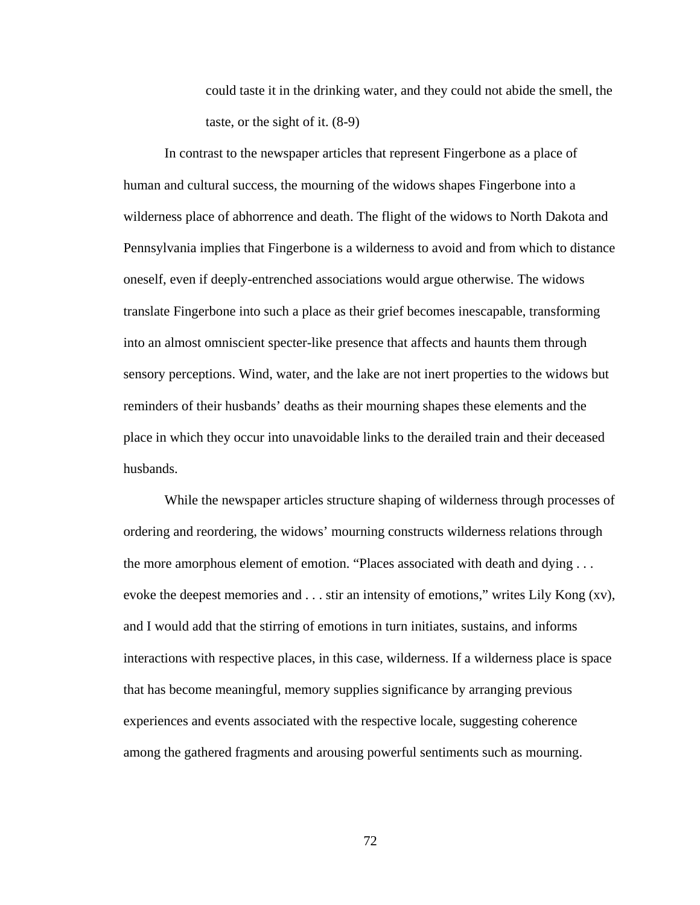> could taste it in the drinking water, and they could not abide the smell, the taste, or the sight of it. (8-9)

In contrast to the newspaper articles that represent Fingerbone as a place of human and cultural success, the mourning of the widows shapes Fingerbone into a wilderness place of abhorrence and death. The flight of the widows to North Dakota and Pennsylvania implies that Fingerbone is a wilderness to avoid and from which to distance oneself, even if deeply-entrenched associations would argue otherwise. The widows translate Fingerbone into such a place as their grief becomes inescapable, transforming into an almost omniscient specter-like presence that affects and haunts them through sensory perceptions. Wind, water, and the lake are not inert properties to the widows but reminders of their husbands' deaths as their mourning shapes these elements and the place in which they occur into unavoidable links to the derailed train and their deceased husbands.

While the newspaper articles structure shaping of wilderness through processes of ordering and reordering, the widows' mourning constructs wilderness relations through the more amorphous element of emotion. "Places associated with death and dying . . . evoke the deepest memories and . . . stir an intensity of emotions," writes Lily Kong (xv), and I would add that the stirring of emotions in turn initiates, sustains, and informs interactions with respective places, in this case, wilderness. If a wilderness place is space that has become meaningful, memory supplies significance by arranging previous experiences and events associated with the respective locale, suggesting coherence among the gathered fragments and arousing powerful sentiments such as mourning.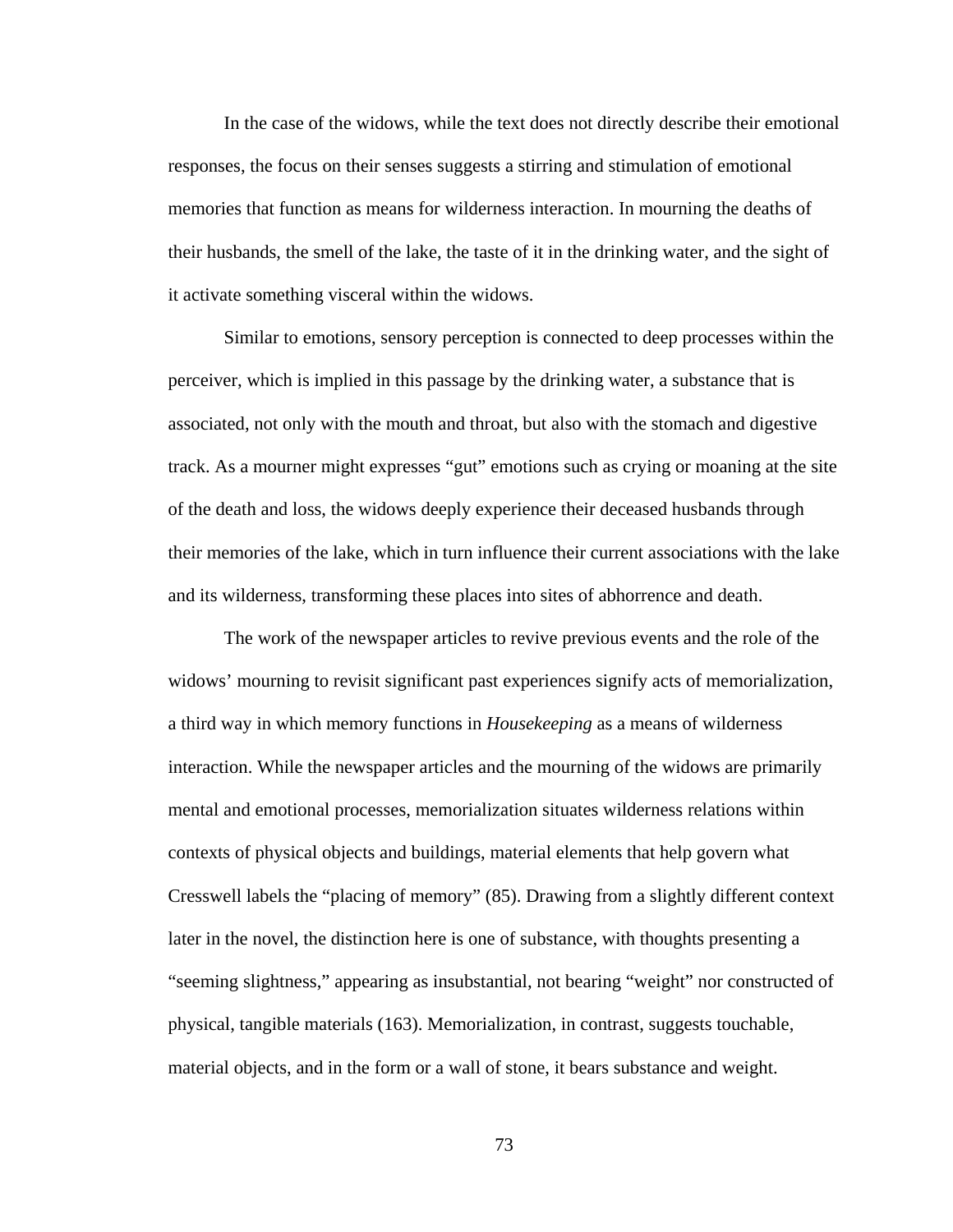In the case of the widows, while the text does not directly describe their emotional responses, the focus on their senses suggests a stirring and stimulation of emotional memories that function as means for wilderness interaction. In mourning the deaths of their husbands, the smell of the lake, the taste of it in the drinking water, and the sight of it activate something visceral within the widows.

Similar to emotions, sensory perception is connected to deep processes within the perceiver, which is implied in this passage by the drinking water, a substance that is associated, not only with the mouth and throat, but also with the stomach and digestive track. As a mourner might expresses "gut" emotions such as crying or moaning at the site of the death and loss, the widows deeply experience their deceased husbands through their memories of the lake, which in turn influence their current associations with the lake and its wilderness, transforming these places into sites of abhorrence and death.

The work of the newspaper articles to revive previous events and the role of the widows' mourning to revisit significant past experiences signify acts of memorialization, a third way in which memory functions in *Housekeeping* as a means of wilderness interaction. While the newspaper articles and the mourning of the widows are primarily mental and emotional processes, memorialization situates wilderness relations within contexts of physical objects and buildings, material elements that help govern what Cresswell labels the "placing of memory" (85). Drawing from a slightly different context later in the novel, the distinction here is one of substance, with thoughts presenting a "seeming slightness," appearing as insubstantial, not bearing "weight" nor constructed of physical, tangible materials (163). Memorialization, in contrast, suggests touchable, material objects, and in the form or a wall of stone, it bears substance and weight.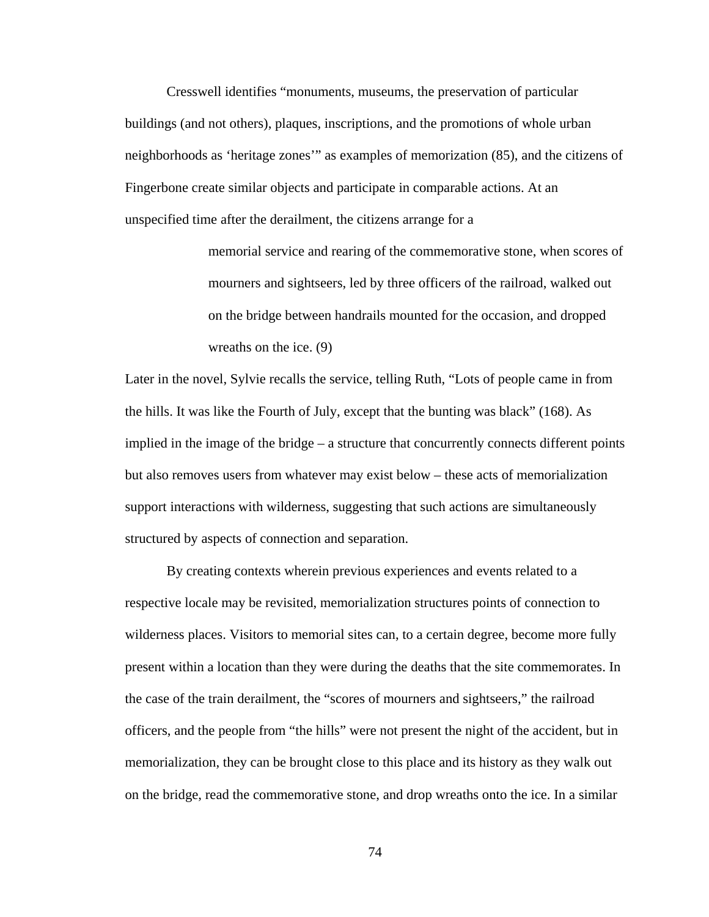Cresswell identifies “monuments, museums, the preservation of particular buildings (and not others), plaques, inscriptions, and the promotions of whole urban neighborhoods as ‘heritage zones’” as examples of memorization (85), and the citizens of Fingerbone create similar objects and participate in comparable actions. At an unspecified time after the derailment, the citizens arrange for a

> memorial service and rearing of the commemorative stone, when scores of mourners and sightseers, led by three officers of the railroad, walked out on the bridge between handrails mounted for the occasion, and dropped wreaths on the ice. (9)

Later in the novel, Sylvie recalls the service, telling Ruth, “Lots of people came in from the hills. It was like the Fourth of July, except that the bunting was black” (168). As implied in the image of the bridge – a structure that concurrently connects different points but also removes users from whatever may exist below – these acts of memorialization support interactions with wilderness, suggesting that such actions are simultaneously structured by aspects of connection and separation.

By creating contexts wherein previous experiences and events related to a respective locale may be revisited, memorialization structures points of connection to wilderness places. Visitors to memorial sites can, to a certain degree, become more fully present within a location than they were during the deaths that the site commemorates. In the case of the train derailment, the “scores of mourners and sightseers,” the railroad officers, and the people from “the hills” were not present the night of the accident, but in memorialization, they can be brought close to this place and its history as they walk out on the bridge, read the commemorative stone, and drop wreaths onto the ice. In a similar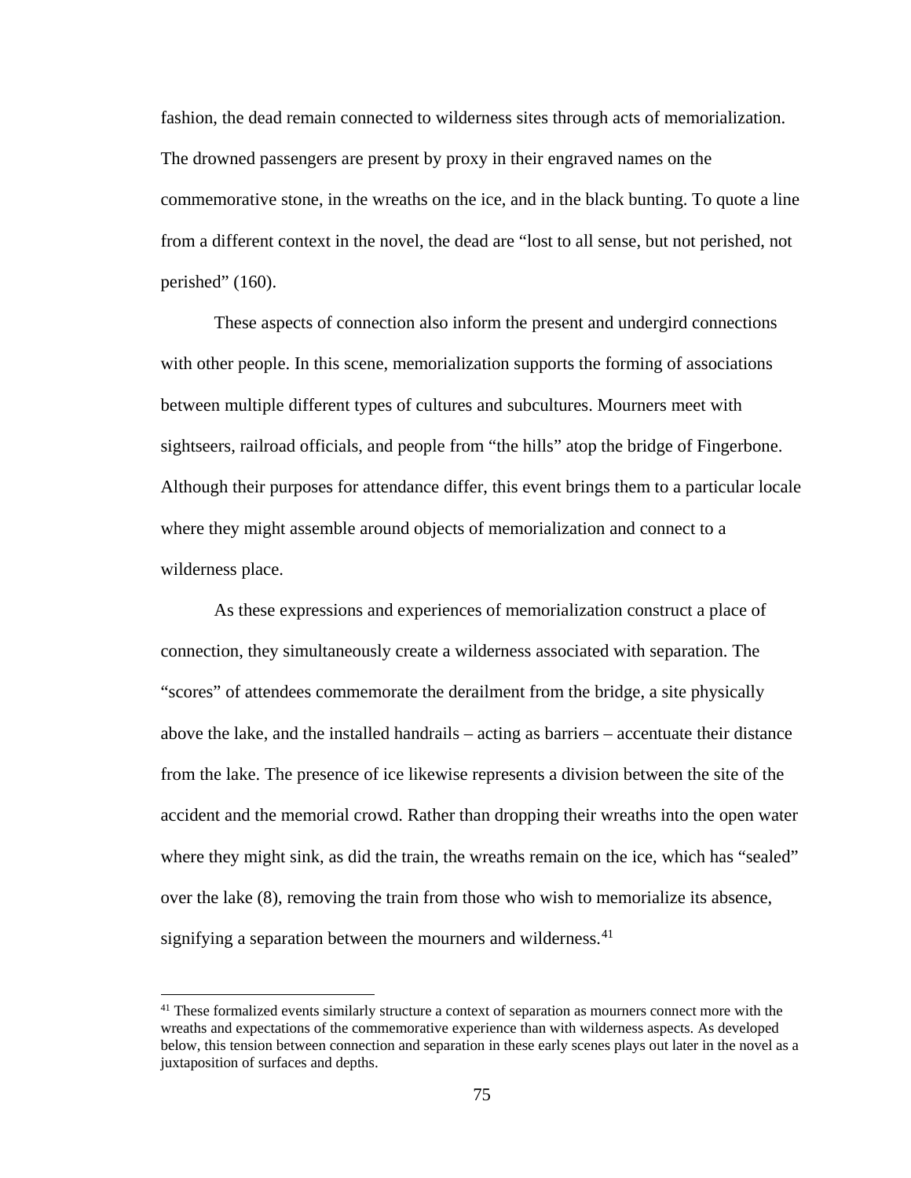fashion, the dead remain connected to wilderness sites through acts of memorialization. The drowned passengers are present by proxy in their engraved names on the commemorative stone, in the wreaths on the ice, and in the black bunting. To quote a line from a different context in the novel, the dead are “lost to all sense, but not perished, not perished” (160).

These aspects of connection also inform the present and undergird connections with other people. In this scene, memorialization supports the forming of associations between multiple different types of cultures and subcultures. Mourners meet with sightseers, railroad officials, and people from “the hills” atop the bridge of Fingerbone. Although their purposes for attendance differ, this event brings them to a particular locale where they might assemble around objects of memorialization and connect to a wilderness place.

As these expressions and experiences of memorialization construct a place of connection, they simultaneously create a wilderness associated with separation. The “scores” of attendees commemorate the derailment from the bridge, a site physically above the lake, and the installed handrails – acting as barriers – accentuate their distance from the lake. The presence of ice likewise represents a division between the site of the accident and the memorial crowd. Rather than dropping their wreaths into the open water where they might sink, as did the train, the wreaths remain on the ice, which has “sealed” over the lake (8), removing the train from those who wish to memorialize its absence, signifying a separation between the mourners and wilderness.[41]

---

[41] These formalized events similarly structure a context of separation as mourners connect more with the wreaths and expectations of the commemorative experience than with wilderness aspects. As developed below, this tension between connection and separation in these early scenes plays out later in the novel as a juxtaposition of surfaces and depths.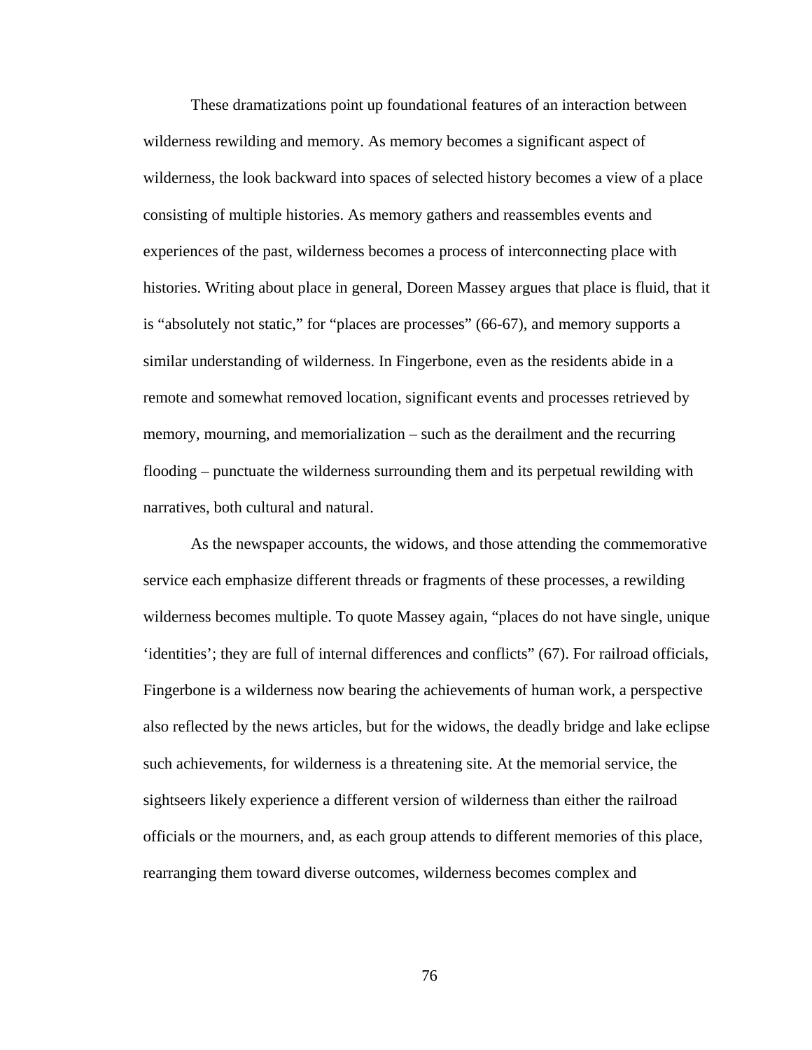These dramatizations point up foundational features of an interaction between wilderness rewilding and memory. As memory becomes a significant aspect of wilderness, the look backward into spaces of selected history becomes a view of a place consisting of multiple histories. As memory gathers and reassembles events and experiences of the past, wilderness becomes a process of interconnecting place with histories. Writing about place in general, Doreen Massey argues that place is fluid, that it is "absolutely not static," for "places are processes" (66-67), and memory supports a similar understanding of wilderness. In Fingerbone, even as the residents abide in a remote and somewhat removed location, significant events and processes retrieved by memory, mourning, and memorialization – such as the derailment and the recurring flooding – punctuate the wilderness surrounding them and its perpetual rewilding with narratives, both cultural and natural.

As the newspaper accounts, the widows, and those attending the commemorative service each emphasize different threads or fragments of these processes, a rewilding wilderness becomes multiple. To quote Massey again, "places do not have single, unique 'identities'; they are full of internal differences and conflicts" (67). For railroad officials, Fingerbone is a wilderness now bearing the achievements of human work, a perspective also reflected by the news articles, but for the widows, the deadly bridge and lake eclipse such achievements, for wilderness is a threatening site. At the memorial service, the sightseers likely experience a different version of wilderness than either the railroad officials or the mourners, and, as each group attends to different memories of this place, rearranging them toward diverse outcomes, wilderness becomes complex and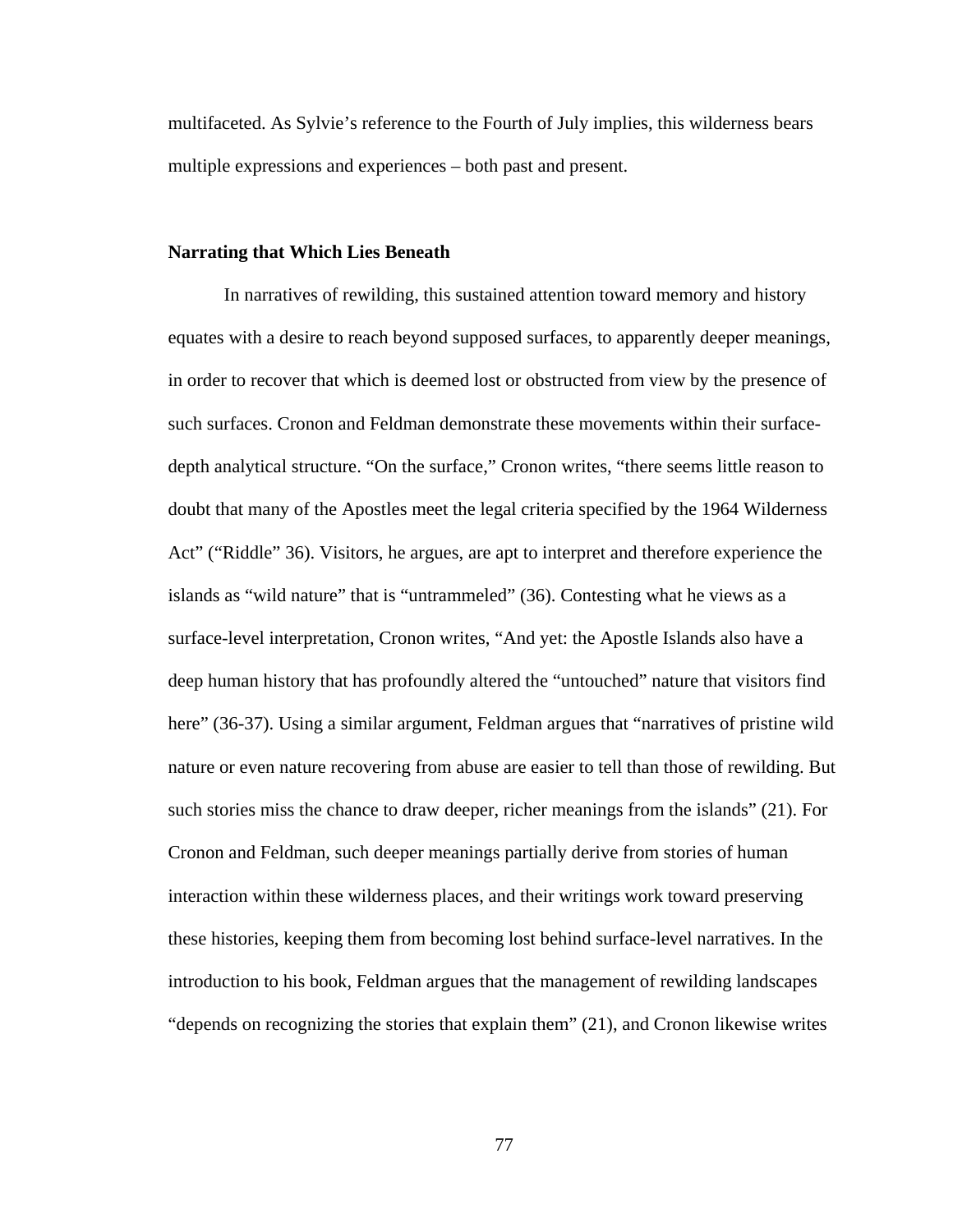multifaceted. As Sylvie's reference to the Fourth of July implies, this wilderness bears multiple expressions and experiences – both past and present.

### Narrating that Which Lies Beneath

In narratives of rewilding, this sustained attention toward memory and history equates with a desire to reach beyond supposed surfaces, to apparently deeper meanings, in order to recover that which is deemed lost or obstructed from view by the presence of such surfaces. Cronon and Feldman demonstrate these movements within their surface-depth analytical structure. "On the surface," Cronon writes, "there seems little reason to doubt that many of the Apostles meet the legal criteria specified by the 1964 Wilderness Act" ("Riddle" 36). Visitors, he argues, are apt to interpret and therefore experience the islands as "wild nature" that is "untrammeled" (36). Contesting what he views as a surface-level interpretation, Cronon writes, "And yet: the Apostle Islands also have a deep human history that has profoundly altered the "untouched" nature that visitors find here" (36-37). Using a similar argument, Feldman argues that "narratives of pristine wild nature or even nature recovering from abuse are easier to tell than those of rewilding. But such stories miss the chance to draw deeper, richer meanings from the islands" (21). For Cronon and Feldman, such deeper meanings partially derive from stories of human interaction within these wilderness places, and their writings work toward preserving these histories, keeping them from becoming lost behind surface-level narratives. In the introduction to his book, Feldman argues that the management of rewilding landscapes "depends on recognizing the stories that explain them" (21), and Cronon likewise writes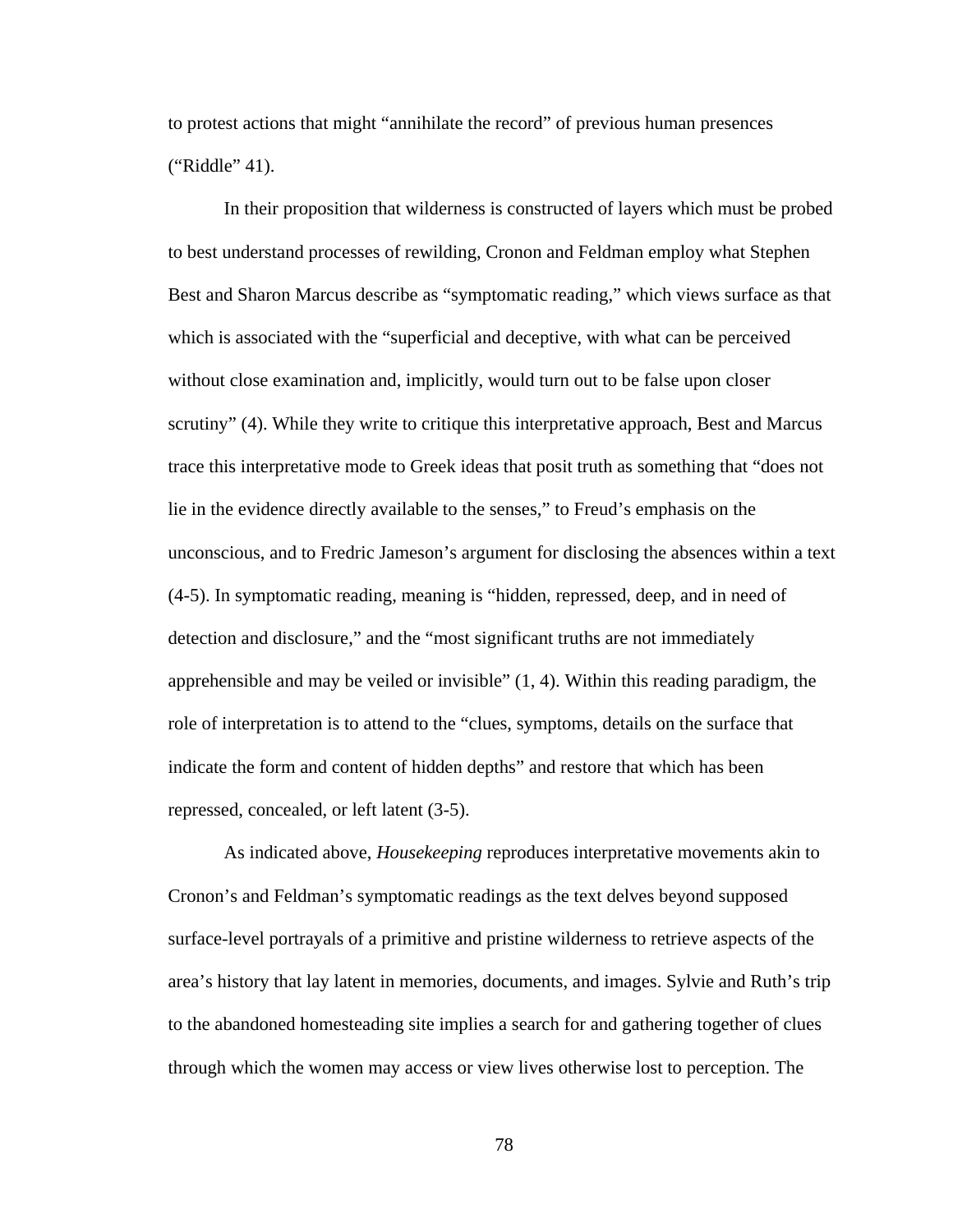to protest actions that might "annihilate the record" of previous human presences ("Riddle" 41).

In their proposition that wilderness is constructed of layers which must be probed to best understand processes of rewilding, Cronon and Feldman employ what Stephen Best and Sharon Marcus describe as "symptomatic reading," which views surface as that which is associated with the "superficial and deceptive, with what can be perceived without close examination and, implicitly, would turn out to be false upon closer scrutiny" (4). While they write to critique this interpretative approach, Best and Marcus trace this interpretative mode to Greek ideas that posit truth as something that "does not lie in the evidence directly available to the senses," to Freud's emphasis on the unconscious, and to Fredric Jameson's argument for disclosing the absences within a text (4-5). In symptomatic reading, meaning is "hidden, repressed, deep, and in need of detection and disclosure," and the "most significant truths are not immediately apprehensible and may be veiled or invisible" (1, 4). Within this reading paradigm, the role of interpretation is to attend to the "clues, symptoms, details on the surface that indicate the form and content of hidden depths" and restore that which has been repressed, concealed, or left latent (3-5).

As indicated above, *Housekeeping* reproduces interpretative movements akin to Cronon's and Feldman's symptomatic readings as the text delves beyond supposed surface-level portrayals of a primitive and pristine wilderness to retrieve aspects of the area's history that lay latent in memories, documents, and images. Sylvie and Ruth's trip to the abandoned homesteading site implies a search for and gathering together of clues through which the women may access or view lives otherwise lost to perception. The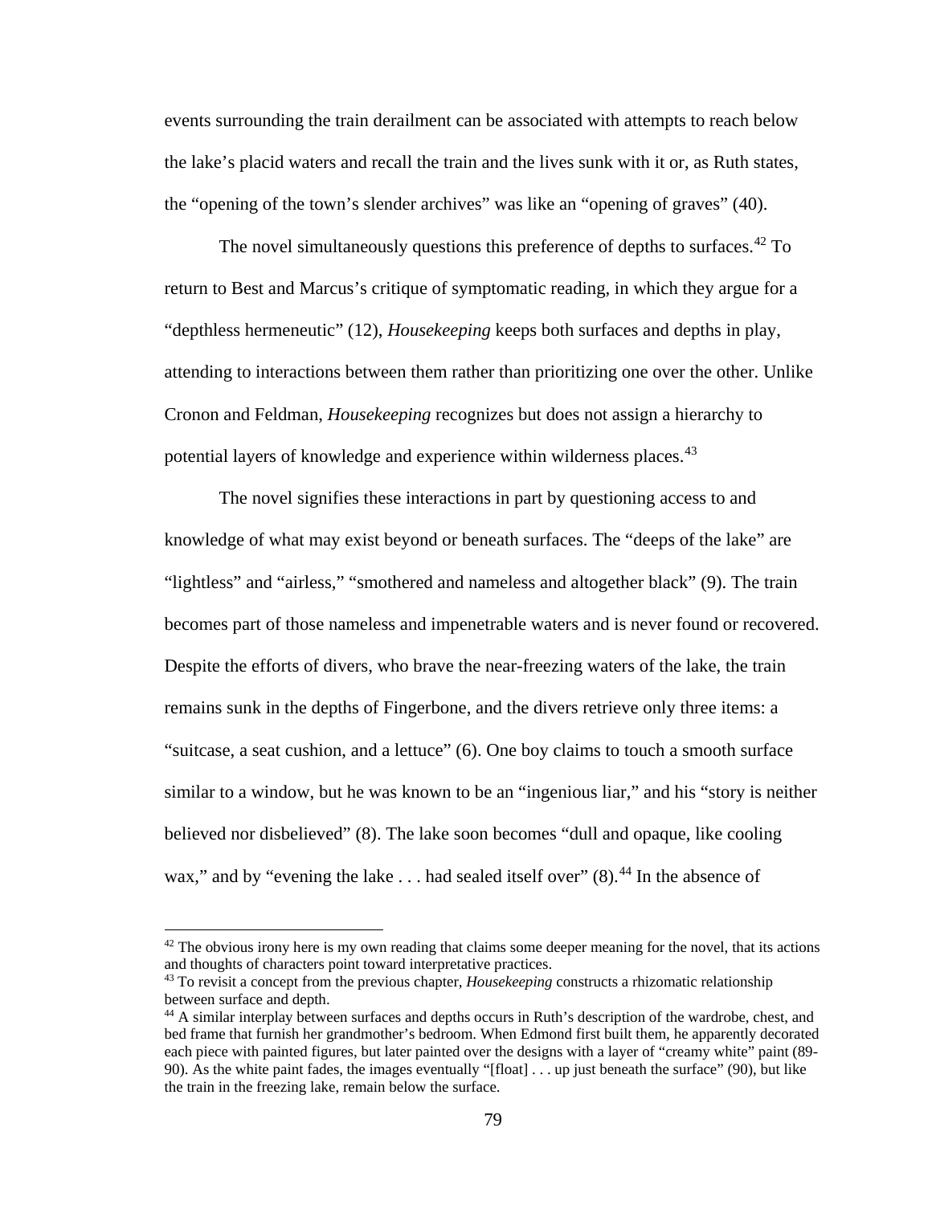events surrounding the train derailment can be associated with attempts to reach below the lake's placid waters and recall the train and the lives sunk with it or, as Ruth states, the "opening of the town's slender archives" was like an "opening of graves" (40).

The novel simultaneously questions this preference of depths to surfaces.[42] To return to Best and Marcus's critique of symptomatic reading, in which they argue for a "depthless hermeneutic" (12), *Housekeeping* keeps both surfaces and depths in play, attending to interactions between them rather than prioritizing one over the other. Unlike Cronon and Feldman, *Housekeeping* recognizes but does not assign a hierarchy to potential layers of knowledge and experience within wilderness places.[43]

The novel signifies these interactions in part by questioning access to and knowledge of what may exist beyond or beneath surfaces. The "deeps of the lake" are "lightless" and "airless," "smothered and nameless and altogether black" (9). The train becomes part of those nameless and impenetrable waters and is never found or recovered. Despite the efforts of divers, who brave the near-freezing waters of the lake, the train remains sunk in the depths of Fingerbone, and the divers retrieve only three items: a "suitcase, a seat cushion, and a lettuce" (6). One boy claims to touch a smooth surface similar to a window, but he was known to be an "ingenious liar," and his "story is neither believed nor disbelieved" (8). The lake soon becomes "dull and opaque, like cooling wax," and by "evening the lake . . . had sealed itself over" (8).[44] In the absence of

[42] The obvious irony here is my own reading that claims some deeper meaning for the novel, that its actions and thoughts of characters point toward interpretative practices.

[43] To revisit a concept from the previous chapter, *Housekeeping* constructs a rhizomatic relationship between surface and depth.

[44] A similar interplay between surfaces and depths occurs in Ruth's description of the wardrobe, chest, and bed frame that furnish her grandmother's bedroom. When Edmond first built them, he apparently decorated each piece with painted figures, but later painted over the designs with a layer of "creamy white" paint (89-90). As the white paint fades, the images eventually "[float] . . . up just beneath the surface" (90), but like the train in the freezing lake, remain below the surface.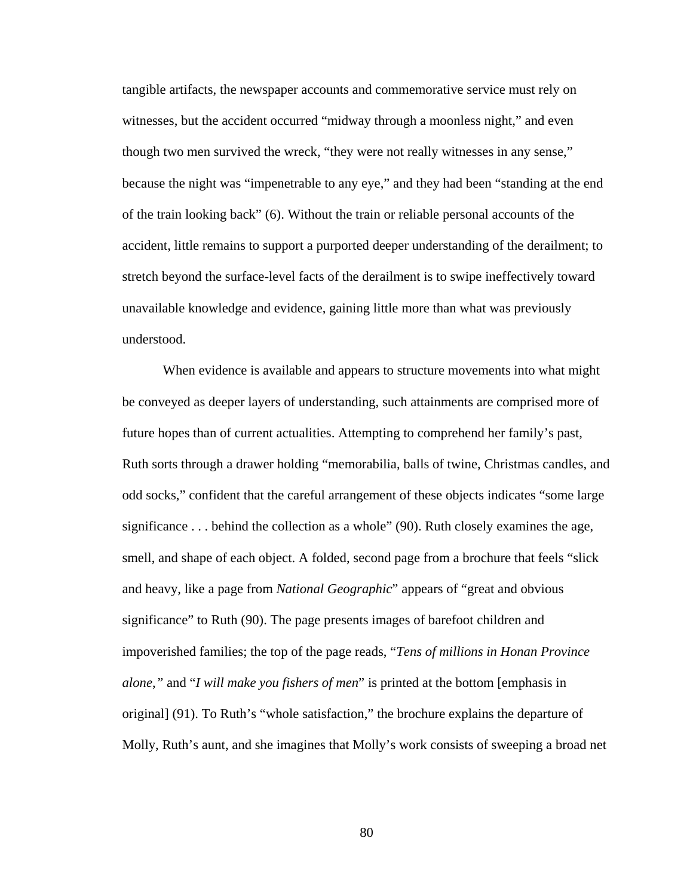tangible artifacts, the newspaper accounts and commemorative service must rely on witnesses, but the accident occurred “midway through a moonless night,” and even though two men survived the wreck, “they were not really witnesses in any sense,” because the night was “impenetrable to any eye,” and they had been “standing at the end of the train looking back” (6). Without the train or reliable personal accounts of the accident, little remains to support a purported deeper understanding of the derailment; to stretch beyond the surface-level facts of the derailment is to swipe ineffectively toward unavailable knowledge and evidence, gaining little more than what was previously understood.

When evidence is available and appears to structure movements into what might be conveyed as deeper layers of understanding, such attainments are comprised more of future hopes than of current actualities. Attempting to comprehend her family’s past, Ruth sorts through a drawer holding “memorabilia, balls of twine, Christmas candles, and odd socks,” confident that the careful arrangement of these objects indicates “some large significance . . . behind the collection as a whole” (90). Ruth closely examines the age, smell, and shape of each object. A folded, second page from a brochure that feels “slick and heavy, like a page from *National Geographic*” appears of “great and obvious significance” to Ruth (90). The page presents images of barefoot children and impoverished families; the top of the page reads, “*Tens of millions in Honan Province alone*,” and “*I will make you fishers of men*” is printed at the bottom [emphasis in original] (91). To Ruth’s “whole satisfaction,” the brochure explains the departure of Molly, Ruth’s aunt, and she imagines that Molly’s work consists of sweeping a broad net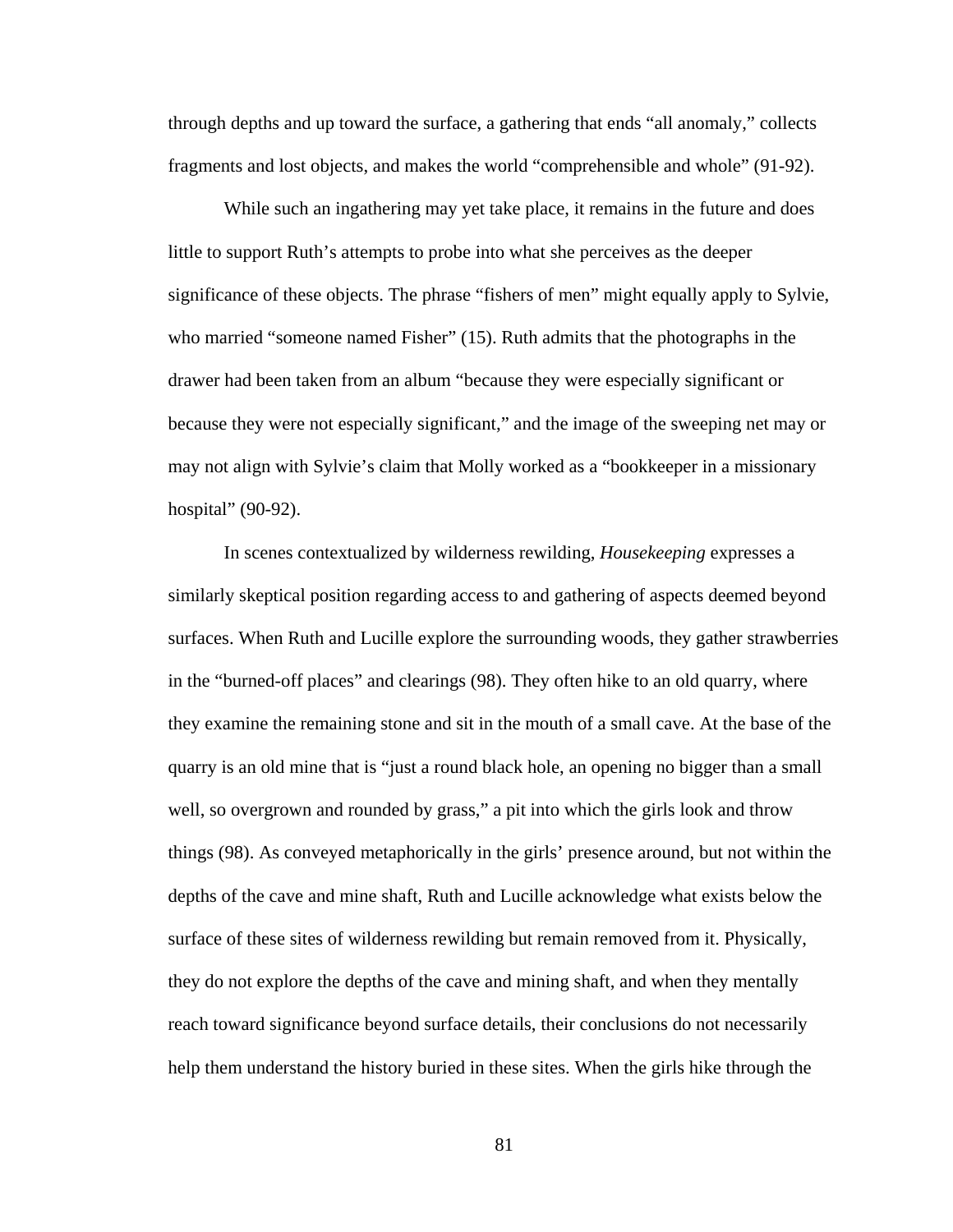through depths and up toward the surface, a gathering that ends "all anomaly," collects fragments and lost objects, and makes the world "comprehensible and whole" (91-92).

While such an ingathering may yet take place, it remains in the future and does little to support Ruth's attempts to probe into what she perceives as the deeper significance of these objects. The phrase "fishers of men" might equally apply to Sylvie, who married "someone named Fisher" (15). Ruth admits that the photographs in the drawer had been taken from an album "because they were especially significant or because they were not especially significant," and the image of the sweeping net may or may not align with Sylvie's claim that Molly worked as a "bookkeeper in a missionary hospital" (90-92).

In scenes contextualized by wilderness rewilding, *Housekeeping* expresses a similarly skeptical position regarding access to and gathering of aspects deemed beyond surfaces. When Ruth and Lucille explore the surrounding woods, they gather strawberries in the "burned-off places" and clearings (98). They often hike to an old quarry, where they examine the remaining stone and sit in the mouth of a small cave. At the base of the quarry is an old mine that is "just a round black hole, an opening no bigger than a small well, so overgrown and rounded by grass," a pit into which the girls look and throw things (98). As conveyed metaphorically in the girls' presence around, but not within the depths of the cave and mine shaft, Ruth and Lucille acknowledge what exists below the surface of these sites of wilderness rewilding but remain removed from it. Physically, they do not explore the depths of the cave and mining shaft, and when they mentally reach toward significance beyond surface details, their conclusions do not necessarily help them understand the history buried in these sites. When the girls hike through the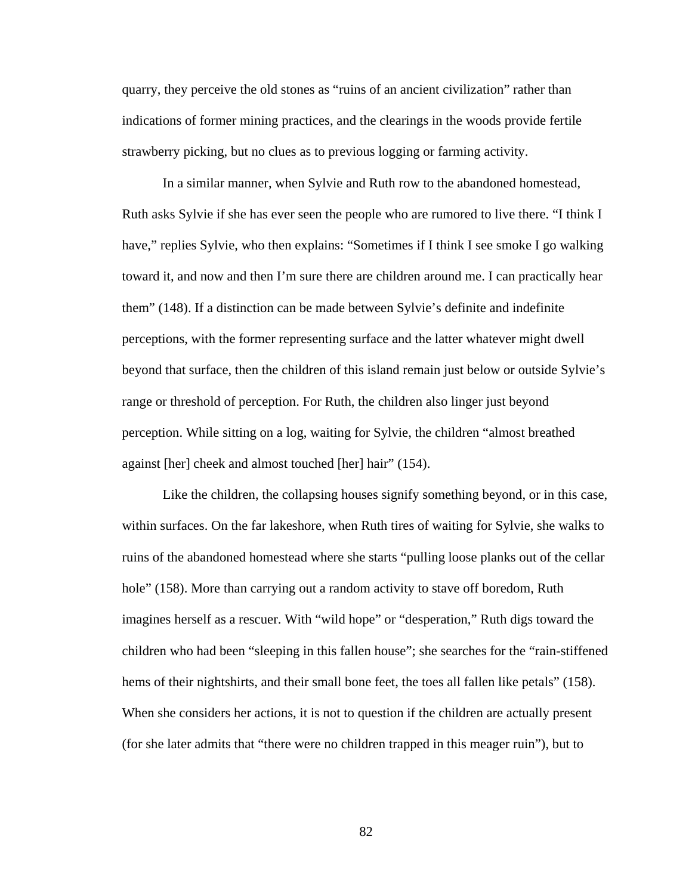quarry, they perceive the old stones as "ruins of an ancient civilization" rather than indications of former mining practices, and the clearings in the woods provide fertile strawberry picking, but no clues as to previous logging or farming activity.

In a similar manner, when Sylvie and Ruth row to the abandoned homestead, Ruth asks Sylvie if she has ever seen the people who are rumored to live there. "I think I have," replies Sylvie, who then explains: "Sometimes if I think I see smoke I go walking toward it, and now and then I'm sure there are children around me. I can practically hear them" (148). If a distinction can be made between Sylvie's definite and indefinite perceptions, with the former representing surface and the latter whatever might dwell beyond that surface, then the children of this island remain just below or outside Sylvie's range or threshold of perception. For Ruth, the children also linger just beyond perception. While sitting on a log, waiting for Sylvie, the children "almost breathed against [her] cheek and almost touched [her] hair" (154).

Like the children, the collapsing houses signify something beyond, or in this case, within surfaces. On the far lakeshore, when Ruth tires of waiting for Sylvie, she walks to ruins of the abandoned homestead where she starts "pulling loose planks out of the cellar hole" (158). More than carrying out a random activity to stave off boredom, Ruth imagines herself as a rescuer. With "wild hope" or "desperation," Ruth digs toward the children who had been "sleeping in this fallen house"; she searches for the "rain-stiffened hems of their nightshirts, and their small bone feet, the toes all fallen like petals" (158). When she considers her actions, it is not to question if the children are actually present (for she later admits that "there were no children trapped in this meager ruin"), but to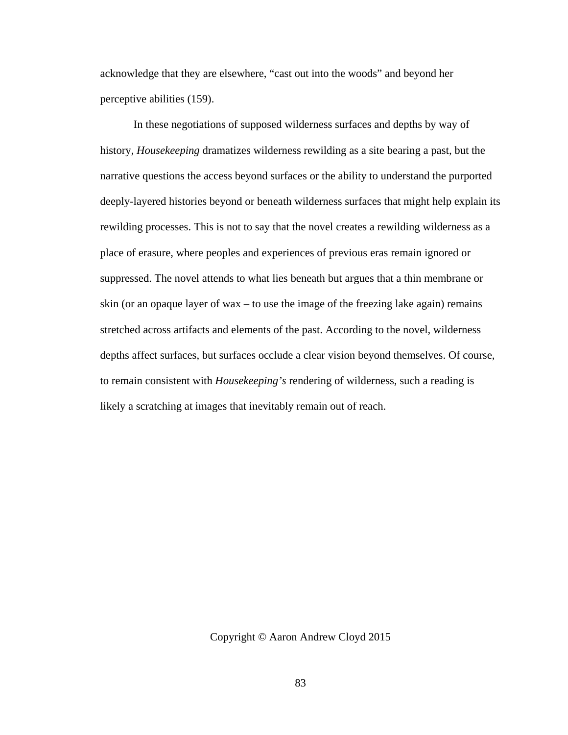acknowledge that they are elsewhere, "cast out into the woods" and beyond her perceptive abilities (159).

In these negotiations of supposed wilderness surfaces and depths by way of history, *Housekeeping* dramatizes wilderness rewilding as a site bearing a past, but the narrative questions the access beyond surfaces or the ability to understand the purported deeply-layered histories beyond or beneath wilderness surfaces that might help explain its rewilding processes. This is not to say that the novel creates a rewilding wilderness as a place of erasure, where peoples and experiences of previous eras remain ignored or suppressed. The novel attends to what lies beneath but argues that a thin membrane or skin (or an opaque layer of wax – to use the image of the freezing lake again) remains stretched across artifacts and elements of the past. According to the novel, wilderness depths affect surfaces, but surfaces occlude a clear vision beyond themselves. Of course, to remain consistent with *Housekeeping's* rendering of wilderness, such a reading is likely a scratching at images that inevitably remain out of reach.

Copyright © Aaron Andrew Cloyd 2015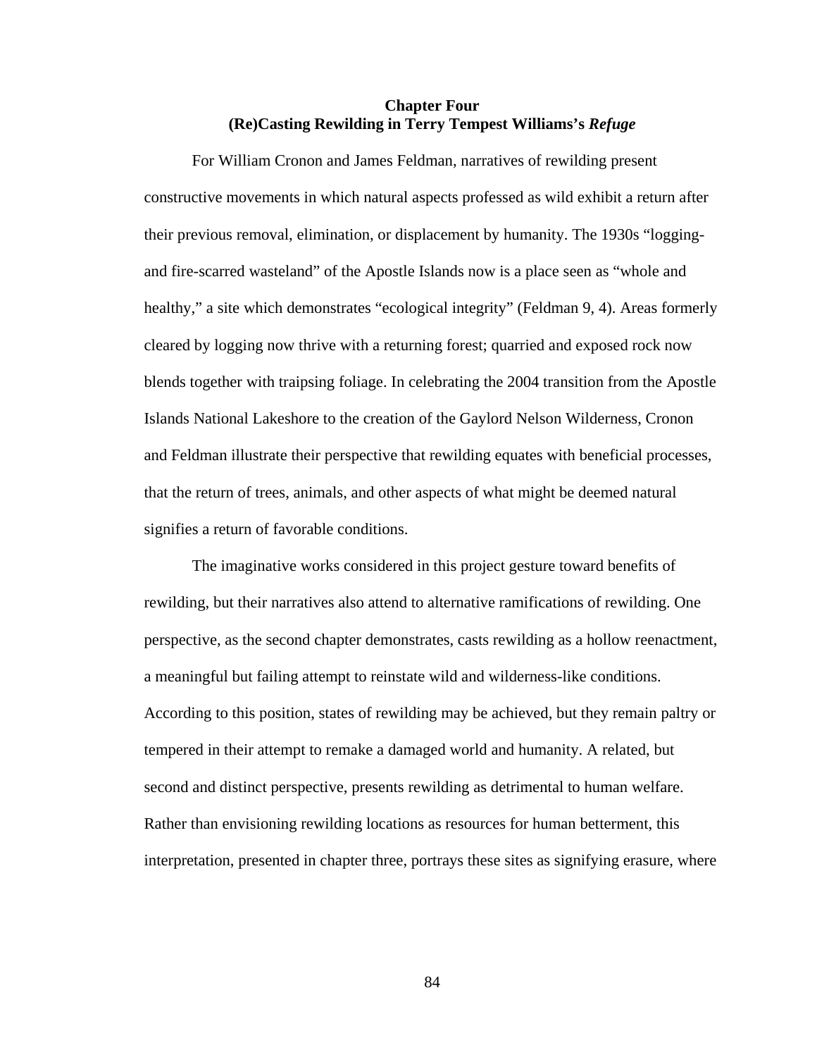## Chapter Four
## (Re)Casting Rewilding in Terry Tempest Williams's *Refuge*

For William Cronon and James Feldman, narratives of rewilding present constructive movements in which natural aspects professed as wild exhibit a return after their previous removal, elimination, or displacement by humanity. The 1930s "logging- and fire-scarred wasteland" of the Apostle Islands now is a place seen as "whole and healthy," a site which demonstrates "ecological integrity" (Feldman 9, 4). Areas formerly cleared by logging now thrive with a returning forest; quarried and exposed rock now blends together with traipsing foliage. In celebrating the 2004 transition from the Apostle Islands National Lakeshore to the creation of the Gaylord Nelson Wilderness, Cronon and Feldman illustrate their perspective that rewilding equates with beneficial processes, that the return of trees, animals, and other aspects of what might be deemed natural signifies a return of favorable conditions.

The imaginative works considered in this project gesture toward benefits of rewilding, but their narratives also attend to alternative ramifications of rewilding. One perspective, as the second chapter demonstrates, casts rewilding as a hollow reenactment, a meaningful but failing attempt to reinstate wild and wilderness-like conditions. According to this position, states of rewilding may be achieved, but they remain paltry or tempered in their attempt to remake a damaged world and humanity. A related, but second and distinct perspective, presents rewilding as detrimental to human welfare. Rather than envisioning rewilding locations as resources for human betterment, this interpretation, presented in chapter three, portrays these sites as signifying erasure, where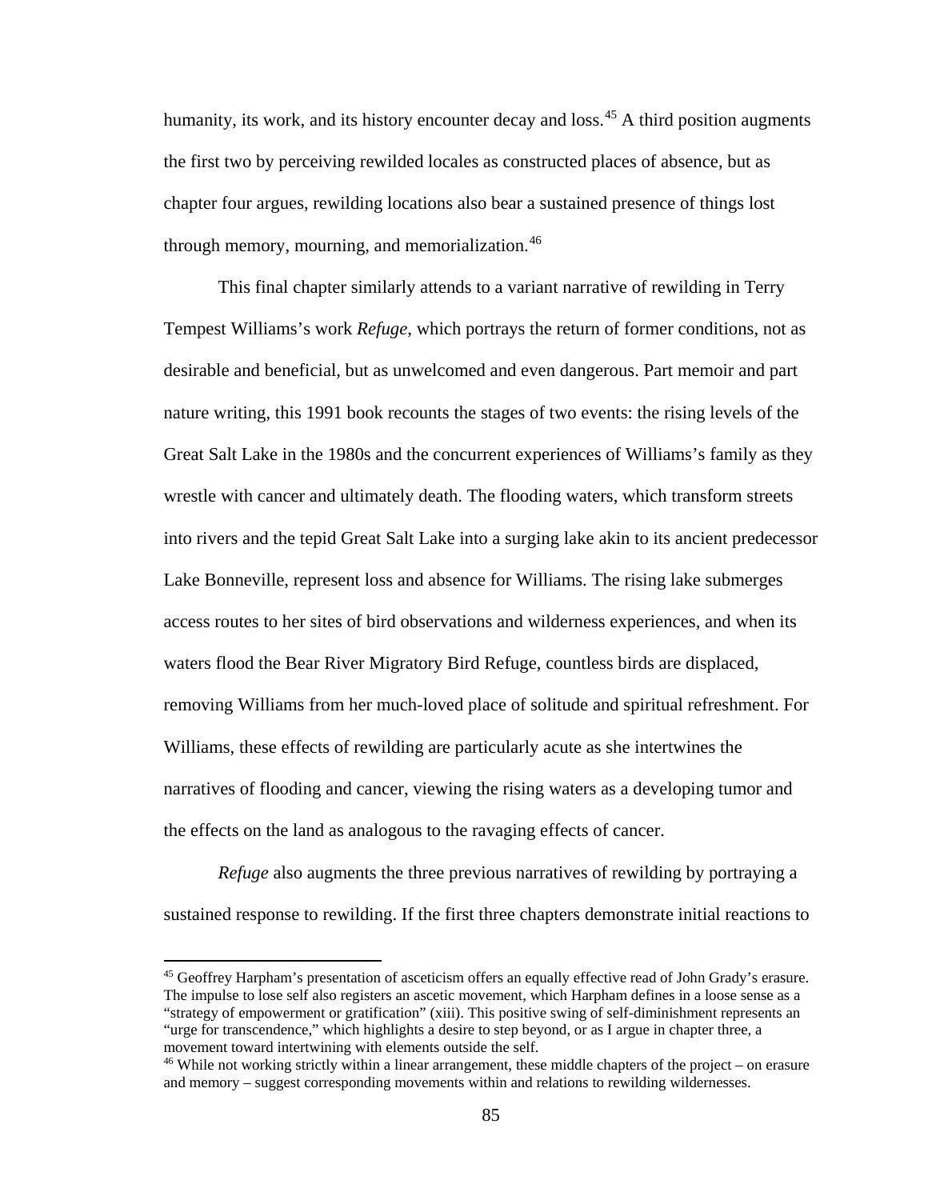humanity, its work, and its history encounter decay and loss.[45] A third position augments the first two by perceiving rewilded locales as constructed places of absence, but as chapter four argues, rewilding locations also bear a sustained presence of things lost through memory, mourning, and memorialization.[46]

This final chapter similarly attends to a variant narrative of rewilding in Terry Tempest Williams's work *Refuge*, which portrays the return of former conditions, not as desirable and beneficial, but as unwelcomed and even dangerous. Part memoir and part nature writing, this 1991 book recounts the stages of two events: the rising levels of the Great Salt Lake in the 1980s and the concurrent experiences of Williams's family as they wrestle with cancer and ultimately death. The flooding waters, which transform streets into rivers and the tepid Great Salt Lake into a surging lake akin to its ancient predecessor Lake Bonneville, represent loss and absence for Williams. The rising lake submerges access routes to her sites of bird observations and wilderness experiences, and when its waters flood the Bear River Migratory Bird Refuge, countless birds are displaced, removing Williams from her much-loved place of solitude and spiritual refreshment. For Williams, these effects of rewilding are particularly acute as she intertwines the narratives of flooding and cancer, viewing the rising waters as a developing tumor and the effects on the land as analogous to the ravaging effects of cancer.

*Refuge* also augments the three previous narratives of rewilding by portraying a sustained response to rewilding. If the first three chapters demonstrate initial reactions to

---

[45] Geoffrey Harpham's presentation of asceticism offers an equally effective read of John Grady's erasure. The impulse to lose self also registers an ascetic movement, which Harpham defines in a loose sense as a "strategy of empowerment or gratification" (xiii). This positive swing of self-diminishment represents an "urge for transcendence," which highlights a desire to step beyond, or as I argue in chapter three, a movement toward intertwining with elements outside the self.

[46] While not working strictly within a linear arrangement, these middle chapters of the project – on erasure and memory – suggest corresponding movements within and relations to rewilding wildernesses.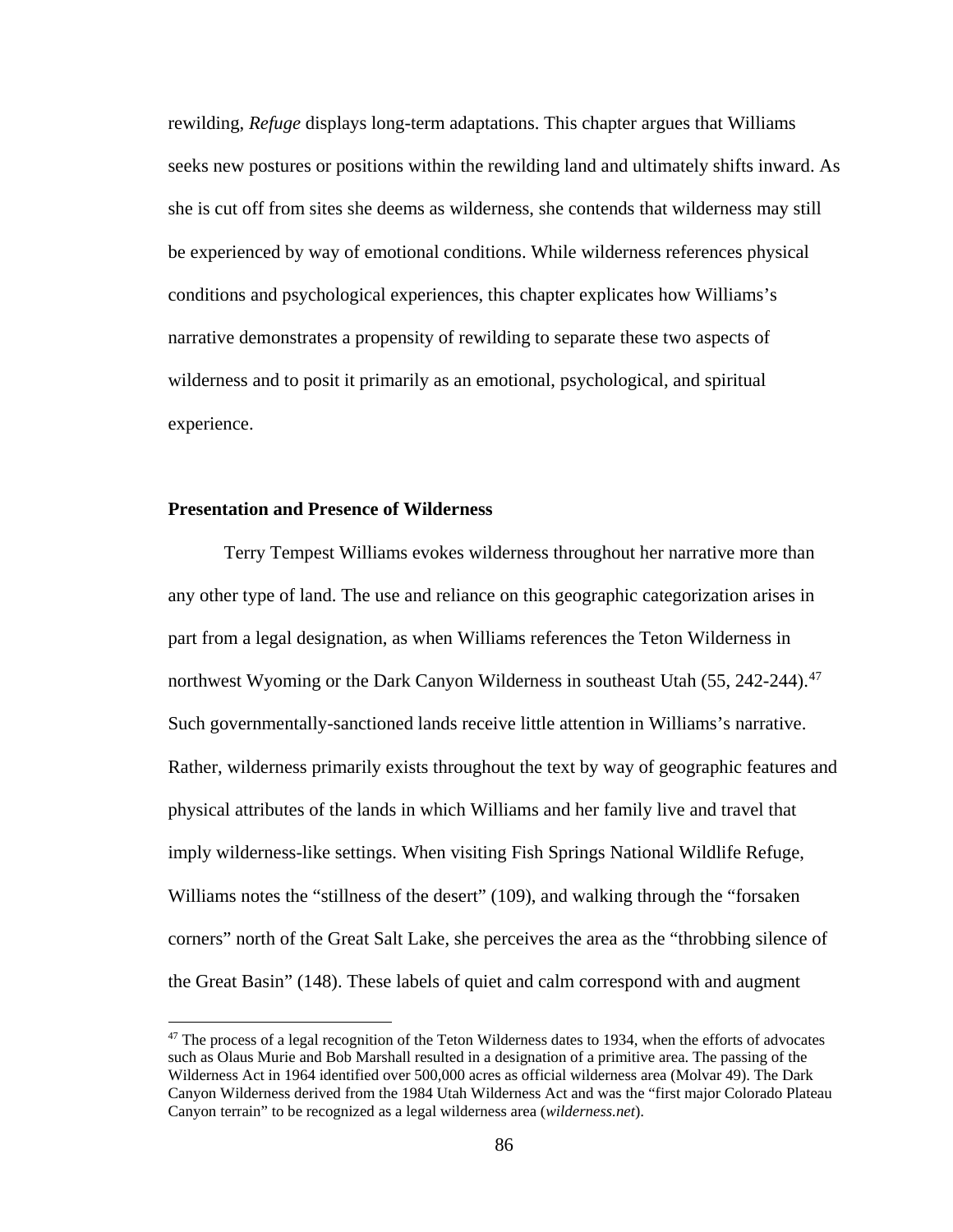rewilding, *Refuge* displays long-term adaptations. This chapter argues that Williams seeks new postures or positions within the rewilding land and ultimately shifts inward. As she is cut off from sites she deems as wilderness, she contends that wilderness may still be experienced by way of emotional conditions. While wilderness references physical conditions and psychological experiences, this chapter explicates how Williams's narrative demonstrates a propensity of rewilding to separate these two aspects of wilderness and to posit it primarily as an emotional, psychological, and spiritual experience.

**Presentation and Presence of Wilderness**

Terry Tempest Williams evokes wilderness throughout her narrative more than any other type of land. The use and reliance on this geographic categorization arises in part from a legal designation, as when Williams references the Teton Wilderness in northwest Wyoming or the Dark Canyon Wilderness in southeast Utah (55, 242-244).[47] Such governmentally-sanctioned lands receive little attention in Williams's narrative. Rather, wilderness primarily exists throughout the text by way of geographic features and physical attributes of the lands in which Williams and her family live and travel that imply wilderness-like settings. When visiting Fish Springs National Wildlife Refuge, Williams notes the "stillness of the desert" (109), and walking through the "forsaken corners" north of the Great Salt Lake, she perceives the area as the "throbbing silence of the Great Basin" (148). These labels of quiet and calm correspond with and augment

[47] The process of a legal recognition of the Teton Wilderness dates to 1934, when the efforts of advocates such as Olaus Murie and Bob Marshall resulted in a designation of a primitive area. The passing of the Wilderness Act in 1964 identified over 500,000 acres as official wilderness area (Molvar 49). The Dark Canyon Wilderness derived from the 1984 Utah Wilderness Act and was the "first major Colorado Plateau Canyon terrain" to be recognized as a legal wilderness area (*wilderness.net*).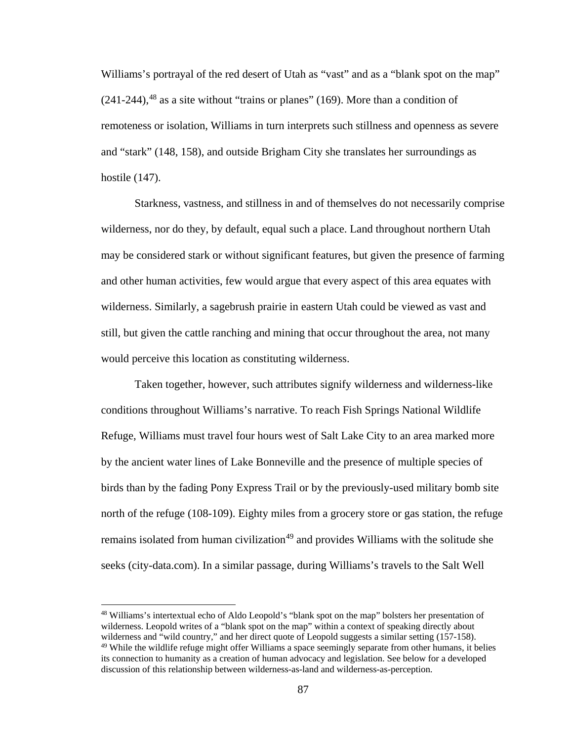Williams's portrayal of the red desert of Utah as "vast" and as a "blank spot on the map" (241-244),[48] as a site without "trains or planes" (169). More than a condition of remoteness or isolation, Williams in turn interprets such stillness and openness as severe and "stark" (148, 158), and outside Brigham City she translates her surroundings as hostile (147).

Starkness, vastness, and stillness in and of themselves do not necessarily comprise wilderness, nor do they, by default, equal such a place. Land throughout northern Utah may be considered stark or without significant features, but given the presence of farming and other human activities, few would argue that every aspect of this area equates with wilderness. Similarly, a sagebrush prairie in eastern Utah could be viewed as vast and still, but given the cattle ranching and mining that occur throughout the area, not many would perceive this location as constituting wilderness.

Taken together, however, such attributes signify wilderness and wilderness-like conditions throughout Williams's narrative. To reach Fish Springs National Wildlife Refuge, Williams must travel four hours west of Salt Lake City to an area marked more by the ancient water lines of Lake Bonneville and the presence of multiple species of birds than by the fading Pony Express Trail or by the previously-used military bomb site north of the refuge (108-109). Eighty miles from a grocery store or gas station, the refuge remains isolated from human civilization[49] and provides Williams with the solitude she seeks (city-data.com). In a similar passage, during Williams's travels to the Salt Well

---

[48] Williams's intertextual echo of Aldo Leopold's "blank spot on the map" bolsters her presentation of wilderness. Leopold writes of a "blank spot on the map" within a context of speaking directly about wilderness and "wild country," and her direct quote of Leopold suggests a similar setting (157-158).

[49] While the wildlife refuge might offer Williams a space seemingly separate from other humans, it belies its connection to humanity as a creation of human advocacy and legislation. See below for a developed discussion of this relationship between wilderness-as-land and wilderness-as-perception.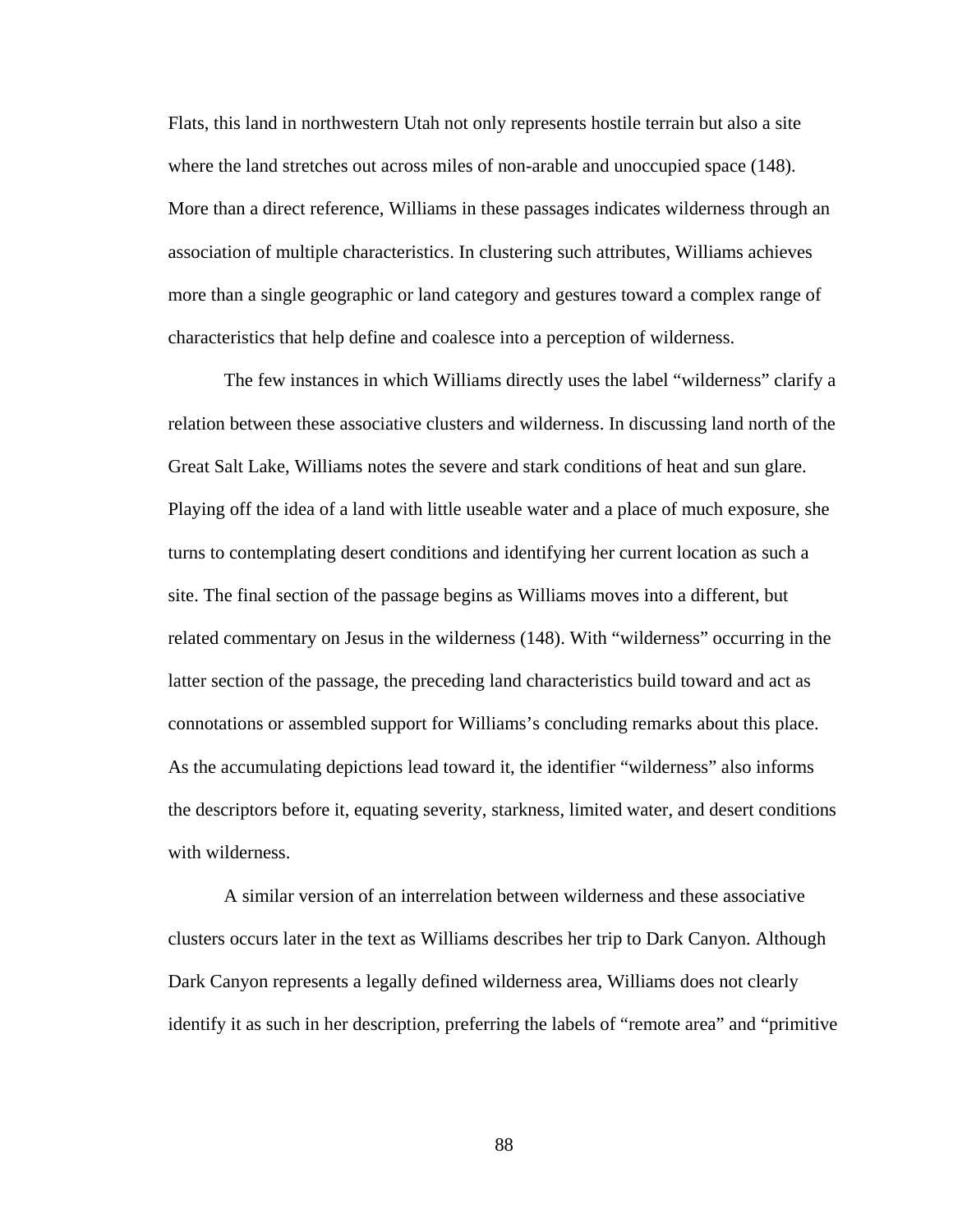Flats, this land in northwestern Utah not only represents hostile terrain but also a site where the land stretches out across miles of non-arable and unoccupied space (148). More than a direct reference, Williams in these passages indicates wilderness through an association of multiple characteristics. In clustering such attributes, Williams achieves more than a single geographic or land category and gestures toward a complex range of characteristics that help define and coalesce into a perception of wilderness.

The few instances in which Williams directly uses the label "wilderness" clarify a relation between these associative clusters and wilderness. In discussing land north of the Great Salt Lake, Williams notes the severe and stark conditions of heat and sun glare. Playing off the idea of a land with little useable water and a place of much exposure, she turns to contemplating desert conditions and identifying her current location as such a site. The final section of the passage begins as Williams moves into a different, but related commentary on Jesus in the wilderness (148). With "wilderness" occurring in the latter section of the passage, the preceding land characteristics build toward and act as connotations or assembled support for Williams's concluding remarks about this place. As the accumulating depictions lead toward it, the identifier "wilderness" also informs the descriptors before it, equating severity, starkness, limited water, and desert conditions with wilderness.

A similar version of an interrelation between wilderness and these associative clusters occurs later in the text as Williams describes her trip to Dark Canyon. Although Dark Canyon represents a legally defined wilderness area, Williams does not clearly identify it as such in her description, preferring the labels of "remote area" and "primitive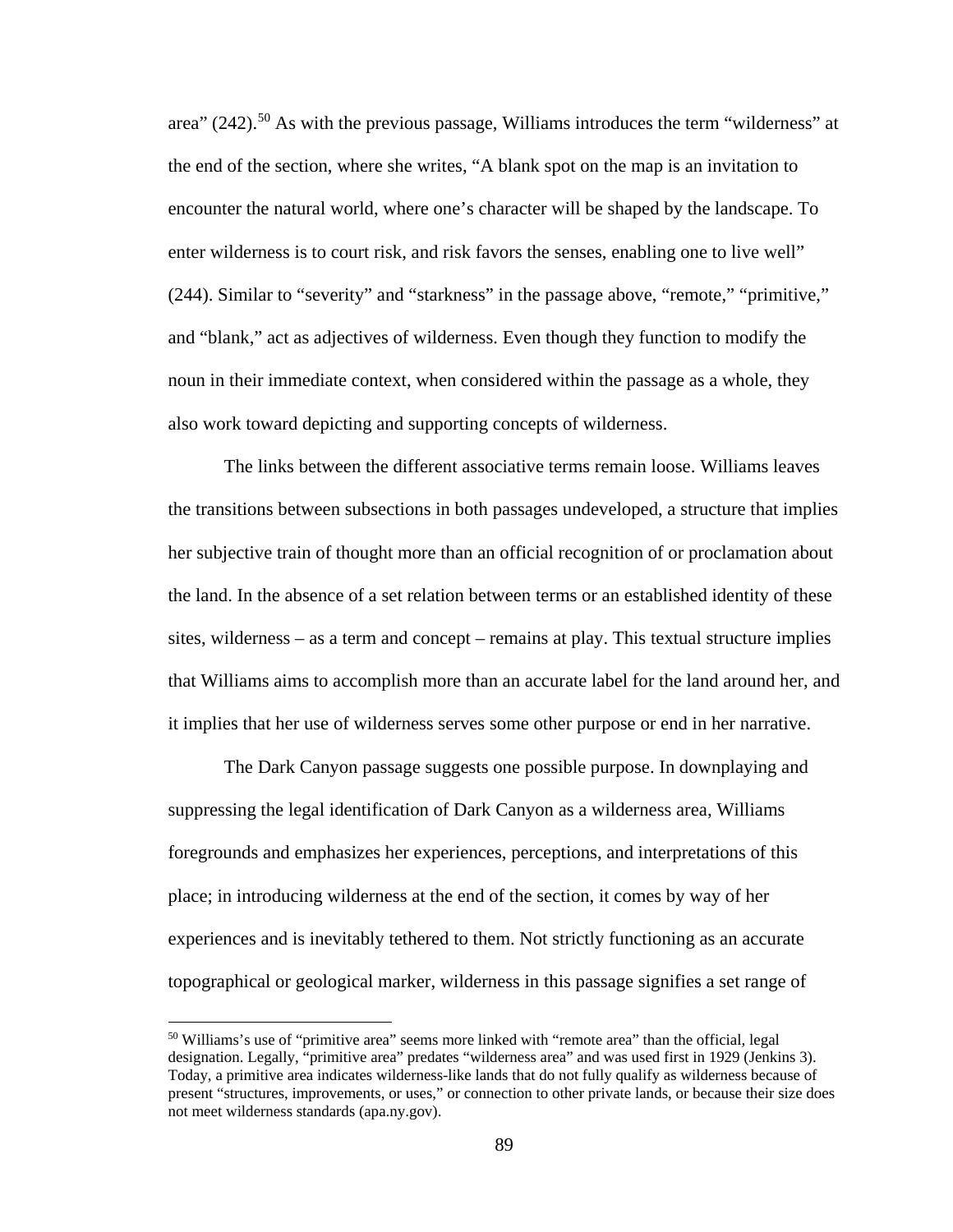area" (242).[50] As with the previous passage, Williams introduces the term "wilderness" at the end of the section, where she writes, "A blank spot on the map is an invitation to encounter the natural world, where one's character will be shaped by the landscape. To enter wilderness is to court risk, and risk favors the senses, enabling one to live well" (244). Similar to "severity" and "starkness" in the passage above, "remote," "primitive," and "blank," act as adjectives of wilderness. Even though they function to modify the noun in their immediate context, when considered within the passage as a whole, they also work toward depicting and supporting concepts of wilderness.

The links between the different associative terms remain loose. Williams leaves the transitions between subsections in both passages undeveloped, a structure that implies her subjective train of thought more than an official recognition of or proclamation about the land. In the absence of a set relation between terms or an established identity of these sites, wilderness – as a term and concept – remains at play. This textual structure implies that Williams aims to accomplish more than an accurate label for the land around her, and it implies that her use of wilderness serves some other purpose or end in her narrative.

The Dark Canyon passage suggests one possible purpose. In downplaying and suppressing the legal identification of Dark Canyon as a wilderness area, Williams foregrounds and emphasizes her experiences, perceptions, and interpretations of this place; in introducing wilderness at the end of the section, it comes by way of her experiences and is inevitably tethered to them. Not strictly functioning as an accurate topographical or geological marker, wilderness in this passage signifies a set range of

[50] Williams's use of "primitive area" seems more linked with "remote area" than the official, legal designation. Legally, "primitive area" predates "wilderness area" and was used first in 1929 (Jenkins 3). Today, a primitive area indicates wilderness-like lands that do not fully qualify as wilderness because of present "structures, improvements, or uses," or connection to other private lands, or because their size does not meet wilderness standards (apa.ny.gov).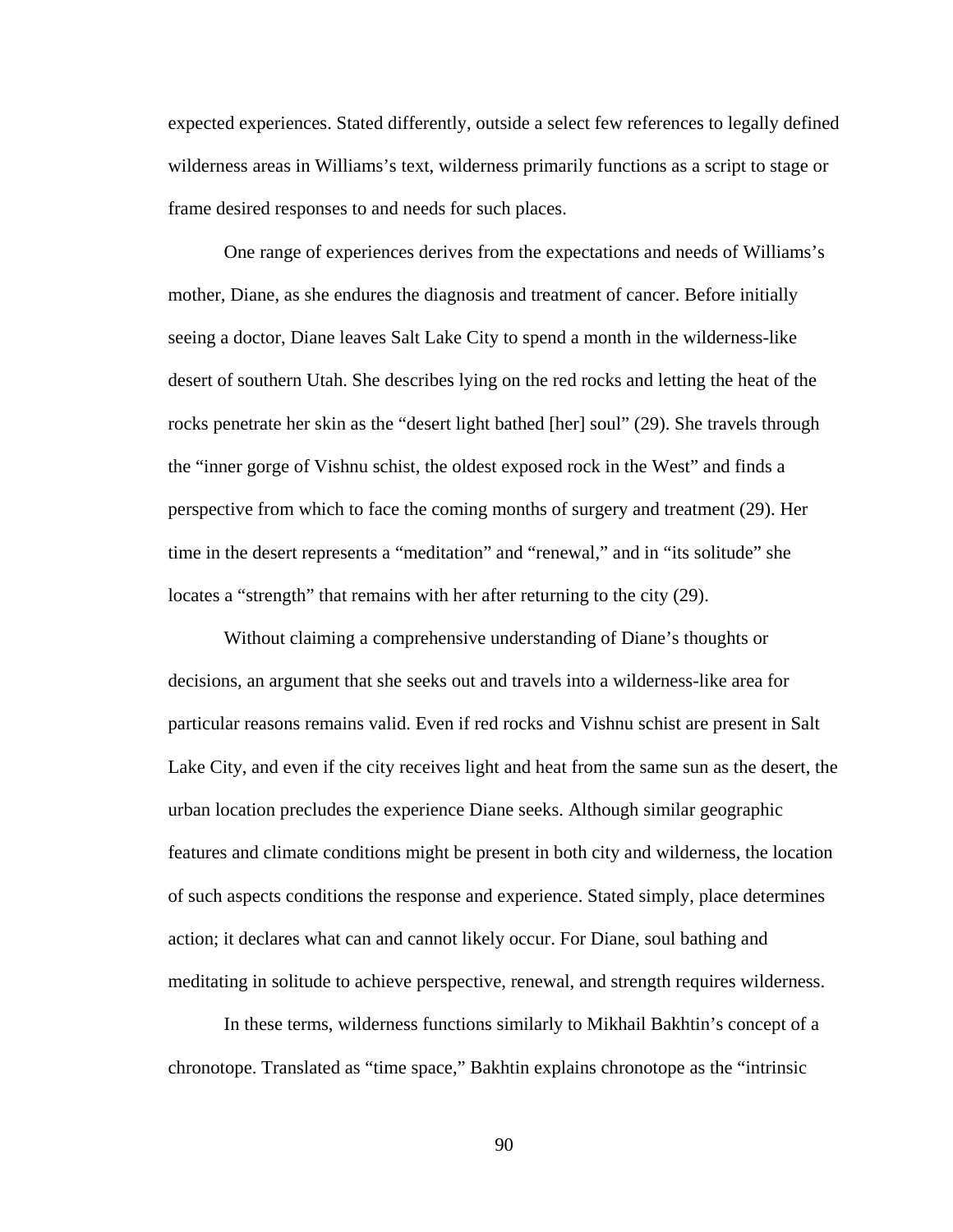expected experiences. Stated differently, outside a select few references to legally defined wilderness areas in Williams's text, wilderness primarily functions as a script to stage or frame desired responses to and needs for such places.

One range of experiences derives from the expectations and needs of Williams's mother, Diane, as she endures the diagnosis and treatment of cancer. Before initially seeing a doctor, Diane leaves Salt Lake City to spend a month in the wilderness-like desert of southern Utah. She describes lying on the red rocks and letting the heat of the rocks penetrate her skin as the "desert light bathed [her] soul" (29). She travels through the "inner gorge of Vishnu schist, the oldest exposed rock in the West" and finds a perspective from which to face the coming months of surgery and treatment (29). Her time in the desert represents a "meditation" and "renewal," and in "its solitude" she locates a "strength" that remains with her after returning to the city (29).

Without claiming a comprehensive understanding of Diane's thoughts or decisions, an argument that she seeks out and travels into a wilderness-like area for particular reasons remains valid. Even if red rocks and Vishnu schist are present in Salt Lake City, and even if the city receives light and heat from the same sun as the desert, the urban location precludes the experience Diane seeks. Although similar geographic features and climate conditions might be present in both city and wilderness, the location of such aspects conditions the response and experience. Stated simply, place determines action; it declares what can and cannot likely occur. For Diane, soul bathing and meditating in solitude to achieve perspective, renewal, and strength requires wilderness.

In these terms, wilderness functions similarly to Mikhail Bakhtin's concept of a chronotope. Translated as "time space," Bakhtin explains chronotope as the "intrinsic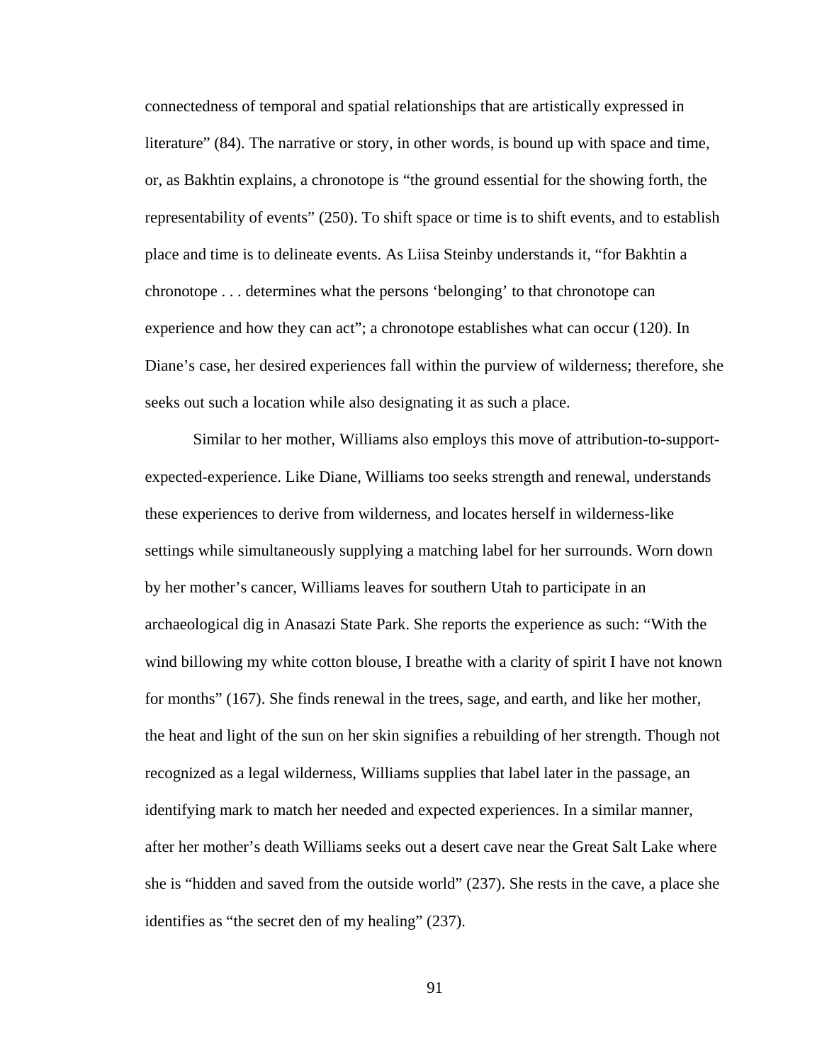connectedness of temporal and spatial relationships that are artistically expressed in literature" (84). The narrative or story, in other words, is bound up with space and time, or, as Bakhtin explains, a chronotope is "the ground essential for the showing forth, the representability of events" (250). To shift space or time is to shift events, and to establish place and time is to delineate events. As Liisa Steinby understands it, "for Bakhtin a chronotope . . . determines what the persons 'belonging' to that chronotope can experience and how they can act"; a chronotope establishes what can occur (120). In Diane's case, her desired experiences fall within the purview of wilderness; therefore, she seeks out such a location while also designating it as such a place.

Similar to her mother, Williams also employs this move of attribution-to-support-expected-experience. Like Diane, Williams too seeks strength and renewal, understands these experiences to derive from wilderness, and locates herself in wilderness-like settings while simultaneously supplying a matching label for her surrounds. Worn down by her mother's cancer, Williams leaves for southern Utah to participate in an archaeological dig in Anasazi State Park. She reports the experience as such: "With the wind billowing my white cotton blouse, I breathe with a clarity of spirit I have not known for months" (167). She finds renewal in the trees, sage, and earth, and like her mother, the heat and light of the sun on her skin signifies a rebuilding of her strength. Though not recognized as a legal wilderness, Williams supplies that label later in the passage, an identifying mark to match her needed and expected experiences. In a similar manner, after her mother's death Williams seeks out a desert cave near the Great Salt Lake where she is "hidden and saved from the outside world" (237). She rests in the cave, a place she identifies as "the secret den of my healing" (237).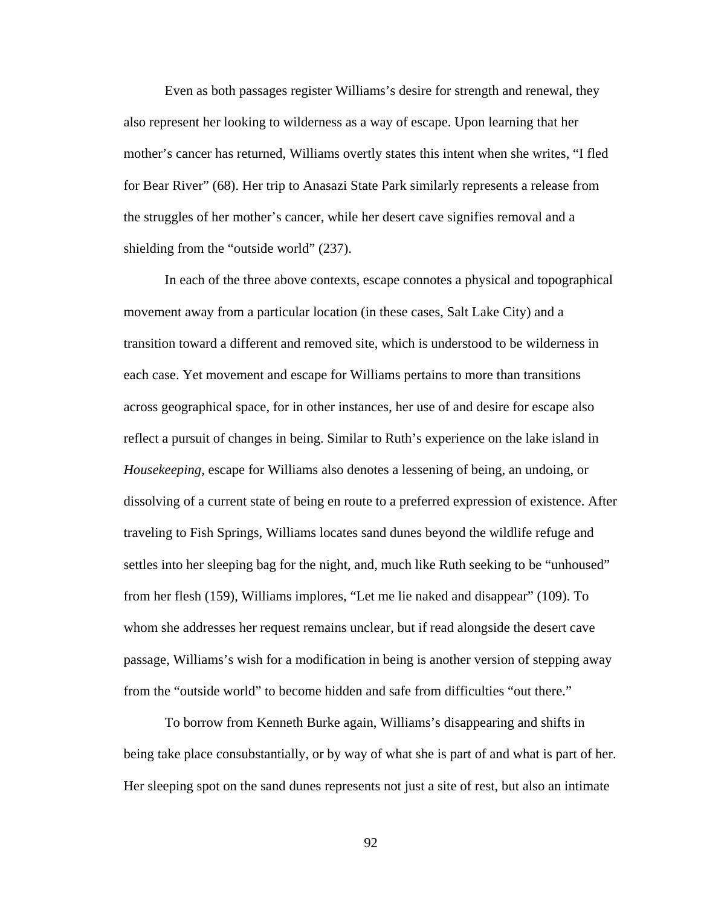Even as both passages register Williams's desire for strength and renewal, they also represent her looking to wilderness as a way of escape. Upon learning that her mother's cancer has returned, Williams overtly states this intent when she writes, "I fled for Bear River" (68). Her trip to Anasazi State Park similarly represents a release from the struggles of her mother's cancer, while her desert cave signifies removal and a shielding from the "outside world" (237).

In each of the three above contexts, escape connotes a physical and topographical movement away from a particular location (in these cases, Salt Lake City) and a transition toward a different and removed site, which is understood to be wilderness in each case. Yet movement and escape for Williams pertains to more than transitions across geographical space, for in other instances, her use of and desire for escape also reflect a pursuit of changes in being. Similar to Ruth's experience on the lake island in *Housekeeping*, escape for Williams also denotes a lessening of being, an undoing, or dissolving of a current state of being en route to a preferred expression of existence. After traveling to Fish Springs, Williams locates sand dunes beyond the wildlife refuge and settles into her sleeping bag for the night, and, much like Ruth seeking to be "unhoused" from her flesh (159), Williams implores, "Let me lie naked and disappear" (109). To whom she addresses her request remains unclear, but if read alongside the desert cave passage, Williams's wish for a modification in being is another version of stepping away from the "outside world" to become hidden and safe from difficulties "out there."

To borrow from Kenneth Burke again, Williams's disappearing and shifts in being take place consubstantially, or by way of what she is part of and what is part of her. Her sleeping spot on the sand dunes represents not just a site of rest, but also an intimate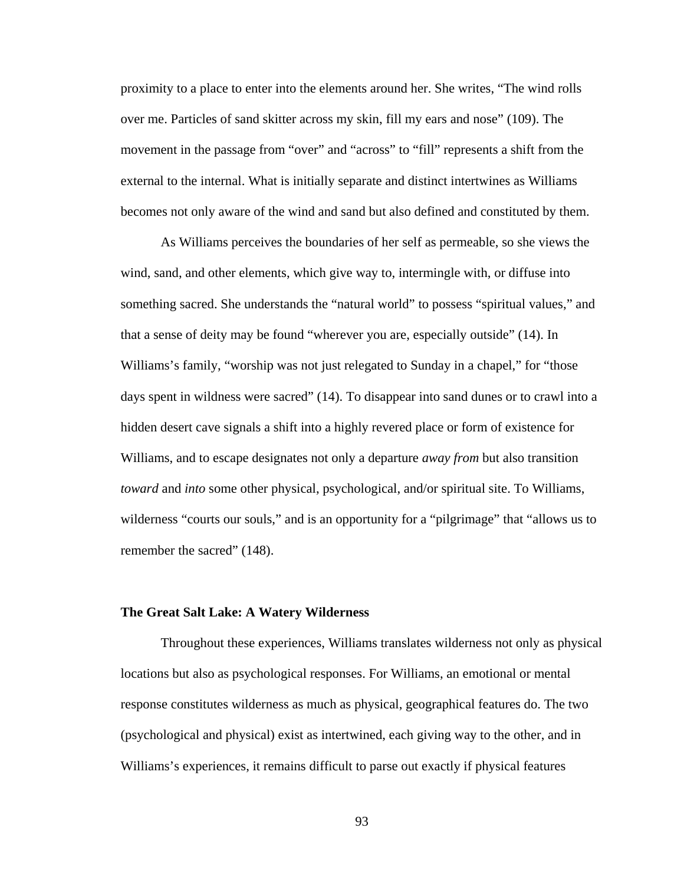proximity to a place to enter into the elements around her. She writes, "The wind rolls over me. Particles of sand skitter across my skin, fill my ears and nose" (109). The movement in the passage from "over" and "across" to "fill" represents a shift from the external to the internal. What is initially separate and distinct intertwines as Williams becomes not only aware of the wind and sand but also defined and constituted by them.

As Williams perceives the boundaries of her self as permeable, so she views the wind, sand, and other elements, which give way to, intermingle with, or diffuse into something sacred. She understands the "natural world" to possess "spiritual values," and that a sense of deity may be found "wherever you are, especially outside" (14). In Williams's family, "worship was not just relegated to Sunday in a chapel," for "those days spent in wildness were sacred" (14). To disappear into sand dunes or to crawl into a hidden desert cave signals a shift into a highly revered place or form of existence for Williams, and to escape designates not only a departure *away from* but also transition *toward* and *into* some other physical, psychological, and/or spiritual site. To Williams, wilderness "courts our souls," and is an opportunity for a "pilgrimage" that "allows us to remember the sacred" (148).

**The Great Salt Lake: A Watery Wilderness**

Throughout these experiences, Williams translates wilderness not only as physical locations but also as psychological responses. For Williams, an emotional or mental response constitutes wilderness as much as physical, geographical features do. The two (psychological and physical) exist as intertwined, each giving way to the other, and in Williams's experiences, it remains difficult to parse out exactly if physical features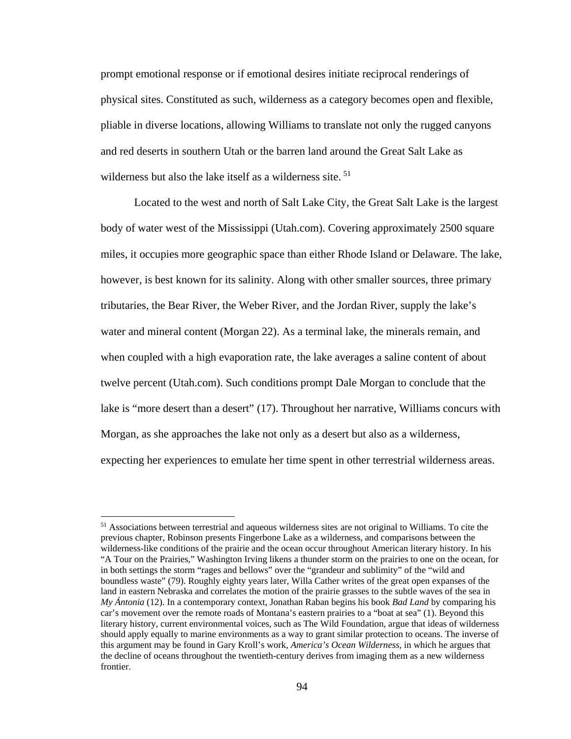prompt emotional response or if emotional desires initiate reciprocal renderings of physical sites. Constituted as such, wilderness as a category becomes open and flexible, pliable in diverse locations, allowing Williams to translate not only the rugged canyons and red deserts in southern Utah or the barren land around the Great Salt Lake as wilderness but also the lake itself as a wilderness site. [51]

Located to the west and north of Salt Lake City, the Great Salt Lake is the largest body of water west of the Mississippi (Utah.com). Covering approximately 2500 square miles, it occupies more geographic space than either Rhode Island or Delaware. The lake, however, is best known for its salinity. Along with other smaller sources, three primary tributaries, the Bear River, the Weber River, and the Jordan River, supply the lake's water and mineral content (Morgan 22). As a terminal lake, the minerals remain, and when coupled with a high evaporation rate, the lake averages a saline content of about twelve percent (Utah.com). Such conditions prompt Dale Morgan to conclude that the lake is "more desert than a desert" (17). Throughout her narrative, Williams concurs with Morgan, as she approaches the lake not only as a desert but also as a wilderness, expecting her experiences to emulate her time spent in other terrestrial wilderness areas.

---

[51] Associations between terrestrial and aqueous wilderness sites are not original to Williams. To cite the previous chapter, Robinson presents Fingerbone Lake as a wilderness, and comparisons between the wilderness-like conditions of the prairie and the ocean occur throughout American literary history. In his "A Tour on the Prairies," Washington Irving likens a thunder storm on the prairies to one on the ocean, for in both settings the storm "rages and bellows" over the "grandeur and sublimity" of the "wild and boundless waste" (79). Roughly eighty years later, Willa Cather writes of the great open expanses of the land in eastern Nebraska and correlates the motion of the prairie grasses to the subtle waves of the sea in *My Ántonia* (12). In a contemporary context, Jonathan Raban begins his book *Bad Land* by comparing his car's movement over the remote roads of Montana's eastern prairies to a "boat at sea" (1). Beyond this literary history, current environmental voices, such as The Wild Foundation, argue that ideas of wilderness should apply equally to marine environments as a way to grant similar protection to oceans. The inverse of this argument may be found in Gary Kroll's work, *America's Ocean Wilderness*, in which he argues that the decline of oceans throughout the twentieth-century derives from imaging them as a new wilderness frontier.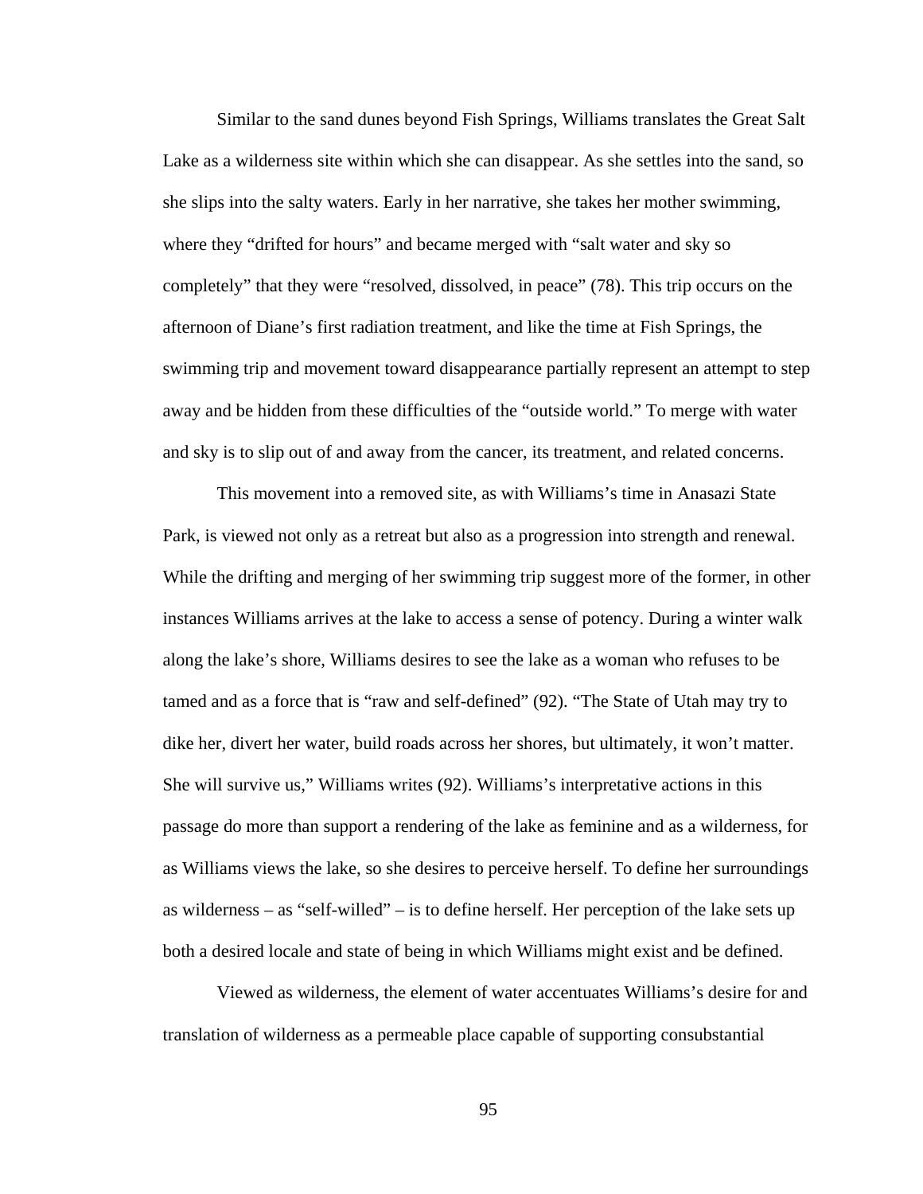Similar to the sand dunes beyond Fish Springs, Williams translates the Great Salt Lake as a wilderness site within which she can disappear. As she settles into the sand, so she slips into the salty waters. Early in her narrative, she takes her mother swimming, where they "drifted for hours" and became merged with "salt water and sky so completely" that they were "resolved, dissolved, in peace" (78). This trip occurs on the afternoon of Diane's first radiation treatment, and like the time at Fish Springs, the swimming trip and movement toward disappearance partially represent an attempt to step away and be hidden from these difficulties of the "outside world." To merge with water and sky is to slip out of and away from the cancer, its treatment, and related concerns.

This movement into a removed site, as with Williams's time in Anasazi State Park, is viewed not only as a retreat but also as a progression into strength and renewal. While the drifting and merging of her swimming trip suggest more of the former, in other instances Williams arrives at the lake to access a sense of potency. During a winter walk along the lake's shore, Williams desires to see the lake as a woman who refuses to be tamed and as a force that is "raw and self-defined" (92). "The State of Utah may try to dike her, divert her water, build roads across her shores, but ultimately, it won't matter. She will survive us," Williams writes (92). Williams's interpretative actions in this passage do more than support a rendering of the lake as feminine and as a wilderness, for as Williams views the lake, so she desires to perceive herself. To define her surroundings as wilderness – as "self-willed" – is to define herself. Her perception of the lake sets up both a desired locale and state of being in which Williams might exist and be defined.

Viewed as wilderness, the element of water accentuates Williams's desire for and translation of wilderness as a permeable place capable of supporting consubstantial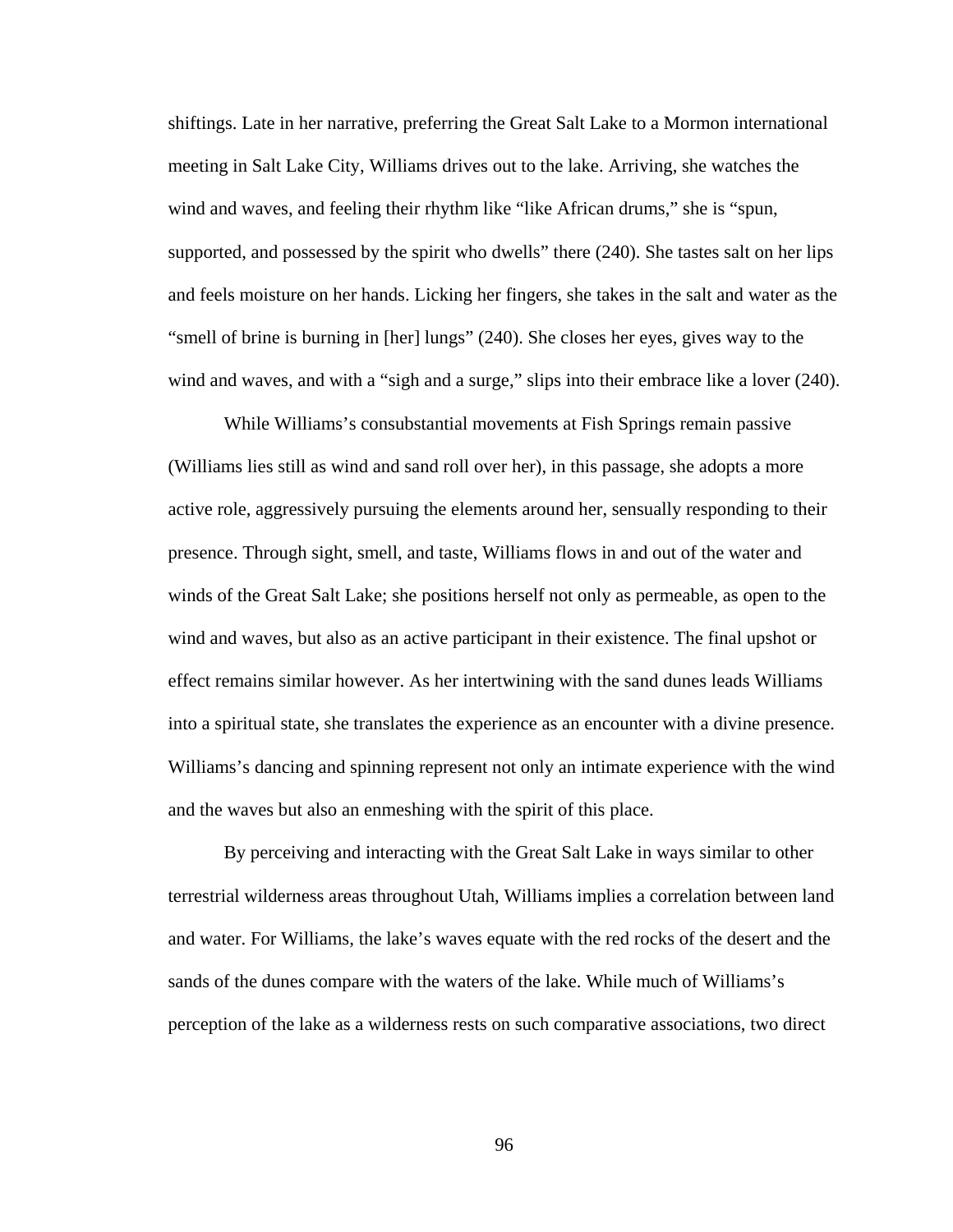shiftings. Late in her narrative, preferring the Great Salt Lake to a Mormon international meeting in Salt Lake City, Williams drives out to the lake. Arriving, she watches the wind and waves, and feeling their rhythm like "like African drums," she is "spun, supported, and possessed by the spirit who dwells" there (240). She tastes salt on her lips and feels moisture on her hands. Licking her fingers, she takes in the salt and water as the "smell of brine is burning in [her] lungs" (240). She closes her eyes, gives way to the wind and waves, and with a "sigh and a surge," slips into their embrace like a lover (240).

While Williams's consubstantial movements at Fish Springs remain passive (Williams lies still as wind and sand roll over her), in this passage, she adopts a more active role, aggressively pursuing the elements around her, sensually responding to their presence. Through sight, smell, and taste, Williams flows in and out of the water and winds of the Great Salt Lake; she positions herself not only as permeable, as open to the wind and waves, but also as an active participant in their existence. The final upshot or effect remains similar however. As her intertwining with the sand dunes leads Williams into a spiritual state, she translates the experience as an encounter with a divine presence. Williams's dancing and spinning represent not only an intimate experience with the wind and the waves but also an enmeshing with the spirit of this place.

By perceiving and interacting with the Great Salt Lake in ways similar to other terrestrial wilderness areas throughout Utah, Williams implies a correlation between land and water. For Williams, the lake's waves equate with the red rocks of the desert and the sands of the dunes compare with the waters of the lake. While much of Williams's perception of the lake as a wilderness rests on such comparative associations, two direct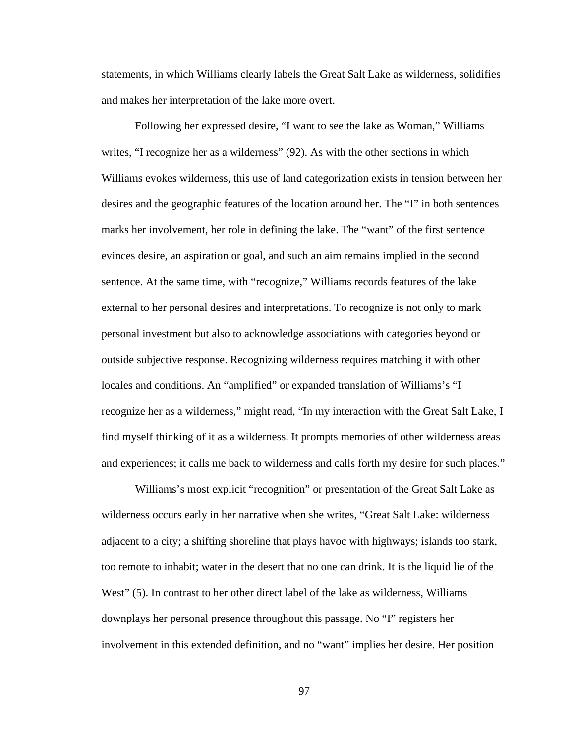statements, in which Williams clearly labels the Great Salt Lake as wilderness, solidifies and makes her interpretation of the lake more overt.

Following her expressed desire, “I want to see the lake as Woman,” Williams writes, “I recognize her as a wilderness” (92). As with the other sections in which Williams evokes wilderness, this use of land categorization exists in tension between her desires and the geographic features of the location around her. The “I” in both sentences marks her involvement, her role in defining the lake. The “want” of the first sentence evinces desire, an aspiration or goal, and such an aim remains implied in the second sentence. At the same time, with “recognize,” Williams records features of the lake external to her personal desires and interpretations. To recognize is not only to mark personal investment but also to acknowledge associations with categories beyond or outside subjective response. Recognizing wilderness requires matching it with other locales and conditions. An “amplified” or expanded translation of Williams’s “I recognize her as a wilderness,” might read, “In my interaction with the Great Salt Lake, I find myself thinking of it as a wilderness. It prompts memories of other wilderness areas and experiences; it calls me back to wilderness and calls forth my desire for such places.”

Williams’s most explicit “recognition” or presentation of the Great Salt Lake as wilderness occurs early in her narrative when she writes, “Great Salt Lake: wilderness adjacent to a city; a shifting shoreline that plays havoc with highways; islands too stark, too remote to inhabit; water in the desert that no one can drink. It is the liquid lie of the West” (5). In contrast to her other direct label of the lake as wilderness, Williams downplays her personal presence throughout this passage. No “I” registers her involvement in this extended definition, and no “want” implies her desire. Her position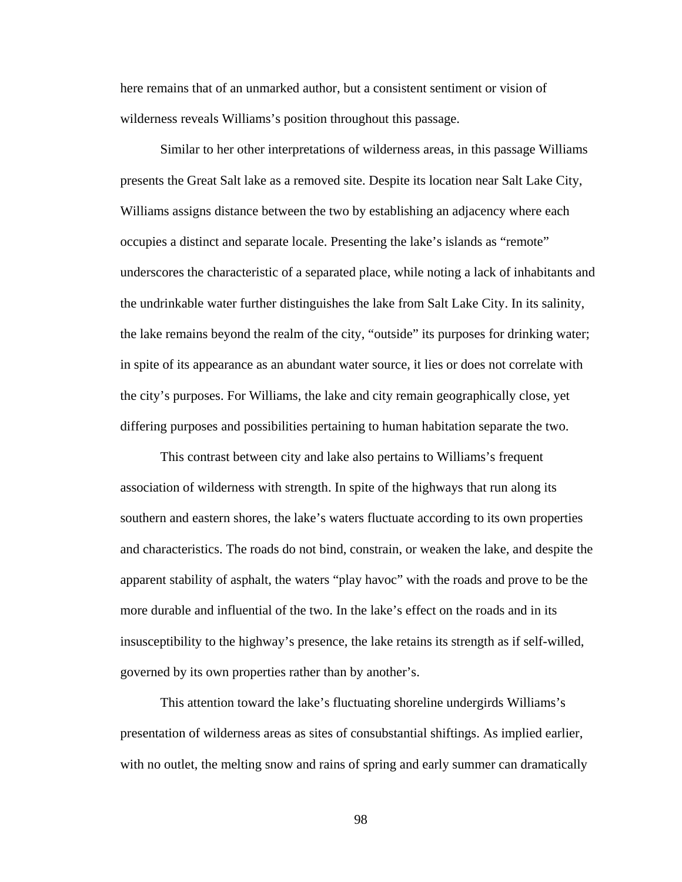here remains that of an unmarked author, but a consistent sentiment or vision of wilderness reveals Williams's position throughout this passage.

Similar to her other interpretations of wilderness areas, in this passage Williams presents the Great Salt lake as a removed site. Despite its location near Salt Lake City, Williams assigns distance between the two by establishing an adjacency where each occupies a distinct and separate locale. Presenting the lake's islands as "remote" underscores the characteristic of a separated place, while noting a lack of inhabitants and the undrinkable water further distinguishes the lake from Salt Lake City. In its salinity, the lake remains beyond the realm of the city, "outside" its purposes for drinking water; in spite of its appearance as an abundant water source, it lies or does not correlate with the city's purposes. For Williams, the lake and city remain geographically close, yet differing purposes and possibilities pertaining to human habitation separate the two.

This contrast between city and lake also pertains to Williams's frequent association of wilderness with strength. In spite of the highways that run along its southern and eastern shores, the lake's waters fluctuate according to its own properties and characteristics. The roads do not bind, constrain, or weaken the lake, and despite the apparent stability of asphalt, the waters "play havoc" with the roads and prove to be the more durable and influential of the two. In the lake's effect on the roads and in its insusceptibility to the highway's presence, the lake retains its strength as if self-willed, governed by its own properties rather than by another's.

This attention toward the lake's fluctuating shoreline undergirds Williams's presentation of wilderness areas as sites of consubstantial shiftings. As implied earlier, with no outlet, the melting snow and rains of spring and early summer can dramatically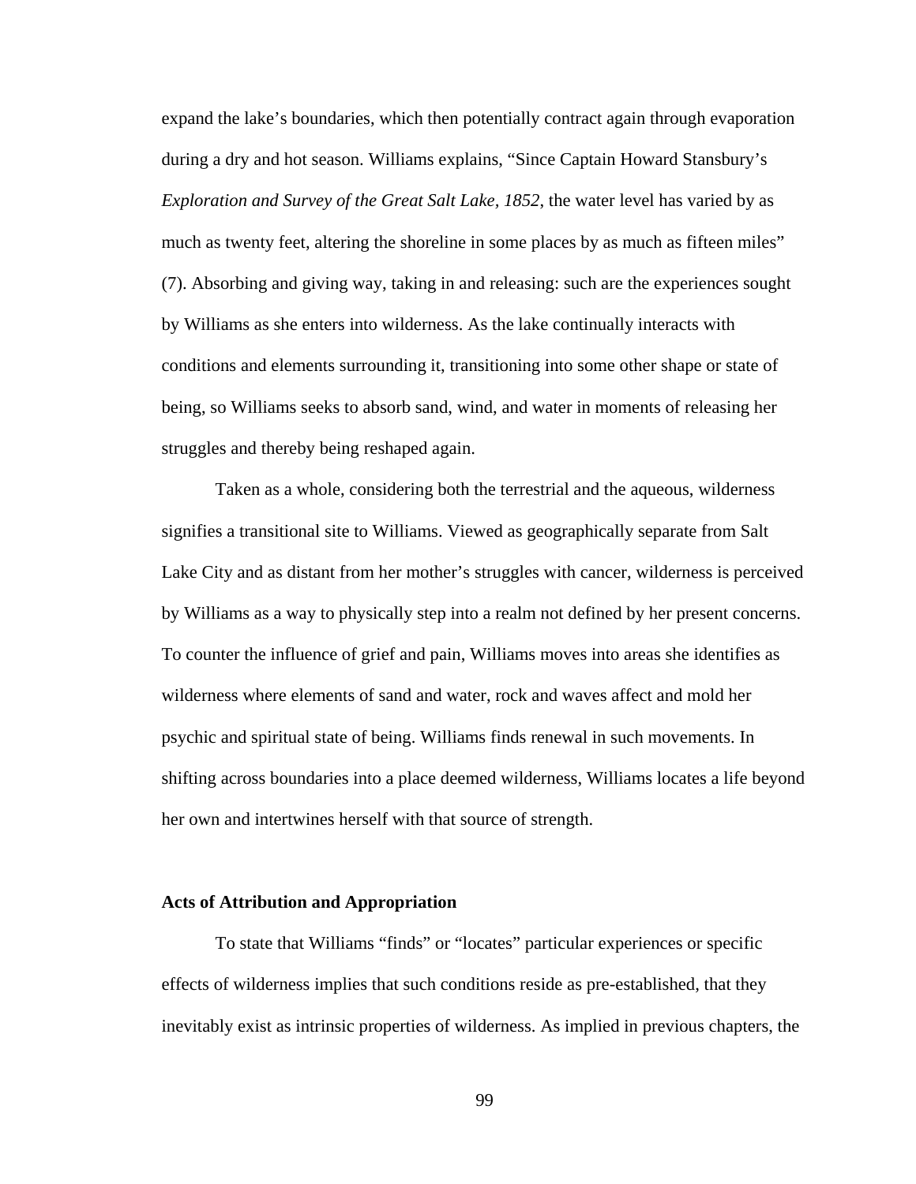expand the lake's boundaries, which then potentially contract again through evaporation during a dry and hot season. Williams explains, "Since Captain Howard Stansbury's *Exploration and Survey of the Great Salt Lake, 1852*, the water level has varied by as much as twenty feet, altering the shoreline in some places by as much as fifteen miles" (7). Absorbing and giving way, taking in and releasing: such are the experiences sought by Williams as she enters into wilderness. As the lake continually interacts with conditions and elements surrounding it, transitioning into some other shape or state of being, so Williams seeks to absorb sand, wind, and water in moments of releasing her struggles and thereby being reshaped again.

Taken as a whole, considering both the terrestrial and the aqueous, wilderness signifies a transitional site to Williams. Viewed as geographically separate from Salt Lake City and as distant from her mother's struggles with cancer, wilderness is perceived by Williams as a way to physically step into a realm not defined by her present concerns. To counter the influence of grief and pain, Williams moves into areas she identifies as wilderness where elements of sand and water, rock and waves affect and mold her psychic and spiritual state of being. Williams finds renewal in such movements. In shifting across boundaries into a place deemed wilderness, Williams locates a life beyond her own and intertwines herself with that source of strength.

### Acts of Attribution and Appropriation

To state that Williams "finds" or "locates" particular experiences or specific effects of wilderness implies that such conditions reside as pre-established, that they inevitably exist as intrinsic properties of wilderness. As implied in previous chapters, the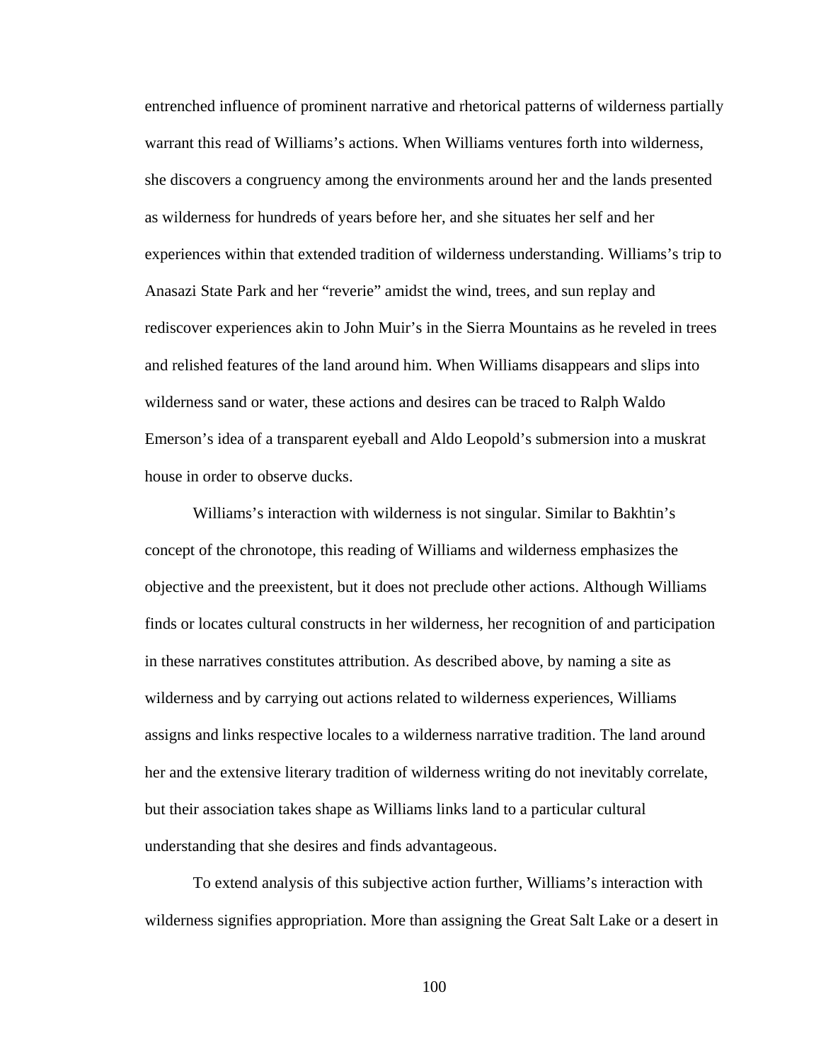entrenched influence of prominent narrative and rhetorical patterns of wilderness partially warrant this read of Williams's actions. When Williams ventures forth into wilderness, she discovers a congruency among the environments around her and the lands presented as wilderness for hundreds of years before her, and she situates her self and her experiences within that extended tradition of wilderness understanding. Williams's trip to Anasazi State Park and her "reverie" amidst the wind, trees, and sun replay and rediscover experiences akin to John Muir's in the Sierra Mountains as he reveled in trees and relished features of the land around him. When Williams disappears and slips into wilderness sand or water, these actions and desires can be traced to Ralph Waldo Emerson's idea of a transparent eyeball and Aldo Leopold's submersion into a muskrat house in order to observe ducks.

Williams's interaction with wilderness is not singular. Similar to Bakhtin's concept of the chronotope, this reading of Williams and wilderness emphasizes the objective and the preexistent, but it does not preclude other actions. Although Williams finds or locates cultural constructs in her wilderness, her recognition of and participation in these narratives constitutes attribution. As described above, by naming a site as wilderness and by carrying out actions related to wilderness experiences, Williams assigns and links respective locales to a wilderness narrative tradition. The land around her and the extensive literary tradition of wilderness writing do not inevitably correlate, but their association takes shape as Williams links land to a particular cultural understanding that she desires and finds advantageous.

To extend analysis of this subjective action further, Williams's interaction with wilderness signifies appropriation. More than assigning the Great Salt Lake or a desert in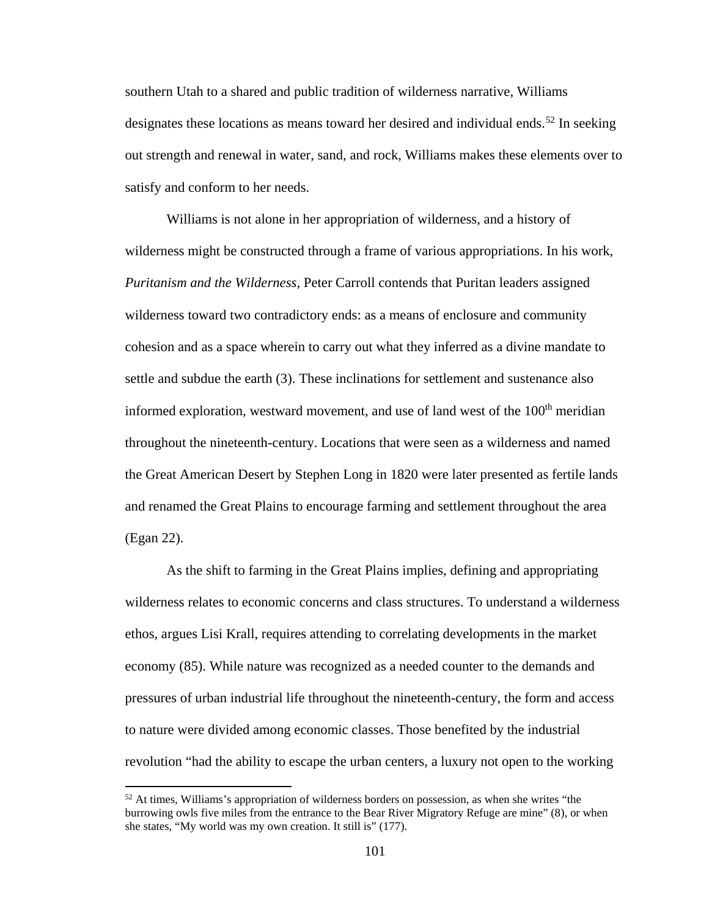southern Utah to a shared and public tradition of wilderness narrative, Williams designates these locations as means toward her desired and individual ends.[52] In seeking out strength and renewal in water, sand, and rock, Williams makes these elements over to satisfy and conform to her needs.

Williams is not alone in her appropriation of wilderness, and a history of wilderness might be constructed through a frame of various appropriations. In his work, *Puritanism and the Wilderness*, Peter Carroll contends that Puritan leaders assigned wilderness toward two contradictory ends: as a means of enclosure and community cohesion and as a space wherein to carry out what they inferred as a divine mandate to settle and subdue the earth (3). These inclinations for settlement and sustenance also informed exploration, westward movement, and use of land west of the 100th meridian throughout the nineteenth-century. Locations that were seen as a wilderness and named the Great American Desert by Stephen Long in 1820 were later presented as fertile lands and renamed the Great Plains to encourage farming and settlement throughout the area (Egan 22).

As the shift to farming in the Great Plains implies, defining and appropriating wilderness relates to economic concerns and class structures. To understand a wilderness ethos, argues Lisi Krall, requires attending to correlating developments in the market economy (85). While nature was recognized as a needed counter to the demands and pressures of urban industrial life throughout the nineteenth-century, the form and access to nature were divided among economic classes. Those benefited by the industrial revolution "had the ability to escape the urban centers, a luxury not open to the working

---

[52] At times, Williams's appropriation of wilderness borders on possession, as when she writes "the burrowing owls five miles from the entrance to the Bear River Migratory Refuge are mine" (8), or when she states, "My world was my own creation. It still is" (177).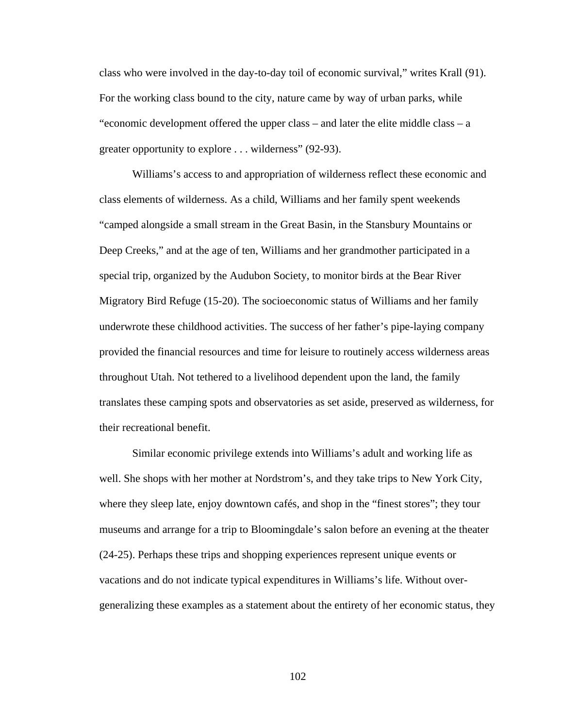class who were involved in the day-to-day toil of economic survival," writes Krall (91). For the working class bound to the city, nature came by way of urban parks, while "economic development offered the upper class – and later the elite middle class – a greater opportunity to explore . . . wilderness" (92-93).

Williams's access to and appropriation of wilderness reflect these economic and class elements of wilderness. As a child, Williams and her family spent weekends "camped alongside a small stream in the Great Basin, in the Stansbury Mountains or Deep Creeks," and at the age of ten, Williams and her grandmother participated in a special trip, organized by the Audubon Society, to monitor birds at the Bear River Migratory Bird Refuge (15-20). The socioeconomic status of Williams and her family underwrote these childhood activities. The success of her father's pipe-laying company provided the financial resources and time for leisure to routinely access wilderness areas throughout Utah. Not tethered to a livelihood dependent upon the land, the family translates these camping spots and observatories as set aside, preserved as wilderness, for their recreational benefit.

Similar economic privilege extends into Williams's adult and working life as well. She shops with her mother at Nordstrom's, and they take trips to New York City, where they sleep late, enjoy downtown cafés, and shop in the "finest stores"; they tour museums and arrange for a trip to Bloomingdale's salon before an evening at the theater (24-25). Perhaps these trips and shopping experiences represent unique events or vacations and do not indicate typical expenditures in Williams's life. Without over-generalizing these examples as a statement about the entirety of her economic status, they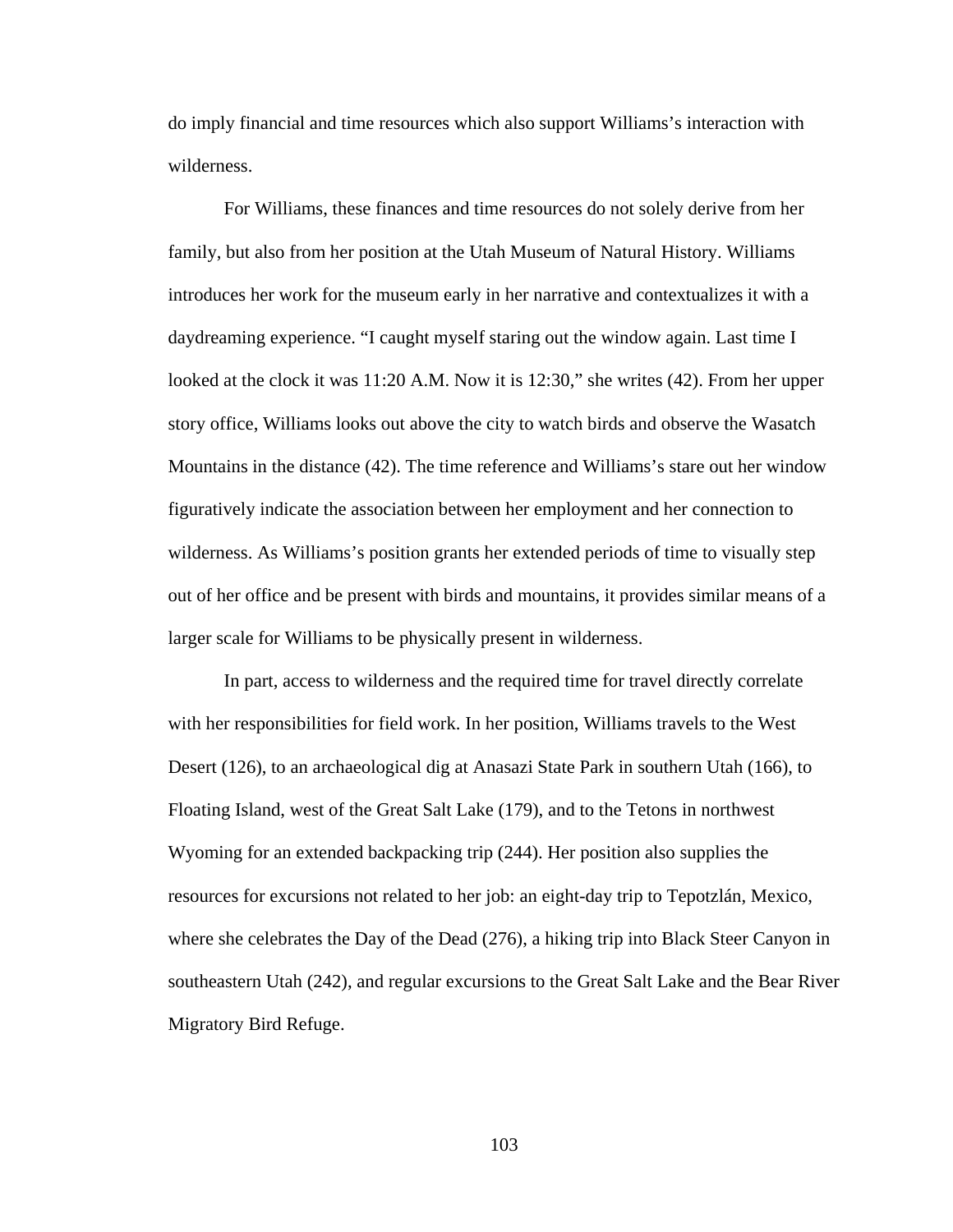do imply financial and time resources which also support Williams's interaction with wilderness.

For Williams, these finances and time resources do not solely derive from her family, but also from her position at the Utah Museum of Natural History. Williams introduces her work for the museum early in her narrative and contextualizes it with a daydreaming experience. "I caught myself staring out the window again. Last time I looked at the clock it was 11:20 A.M. Now it is 12:30," she writes (42). From her upper story office, Williams looks out above the city to watch birds and observe the Wasatch Mountains in the distance (42). The time reference and Williams's stare out her window figuratively indicate the association between her employment and her connection to wilderness. As Williams's position grants her extended periods of time to visually step out of her office and be present with birds and mountains, it provides similar means of a larger scale for Williams to be physically present in wilderness.

In part, access to wilderness and the required time for travel directly correlate with her responsibilities for field work. In her position, Williams travels to the West Desert (126), to an archaeological dig at Anasazi State Park in southern Utah (166), to Floating Island, west of the Great Salt Lake (179), and to the Tetons in northwest Wyoming for an extended backpacking trip (244). Her position also supplies the resources for excursions not related to her job: an eight-day trip to Tepotzlán, Mexico, where she celebrates the Day of the Dead (276), a hiking trip into Black Steer Canyon in southeastern Utah (242), and regular excursions to the Great Salt Lake and the Bear River Migratory Bird Refuge.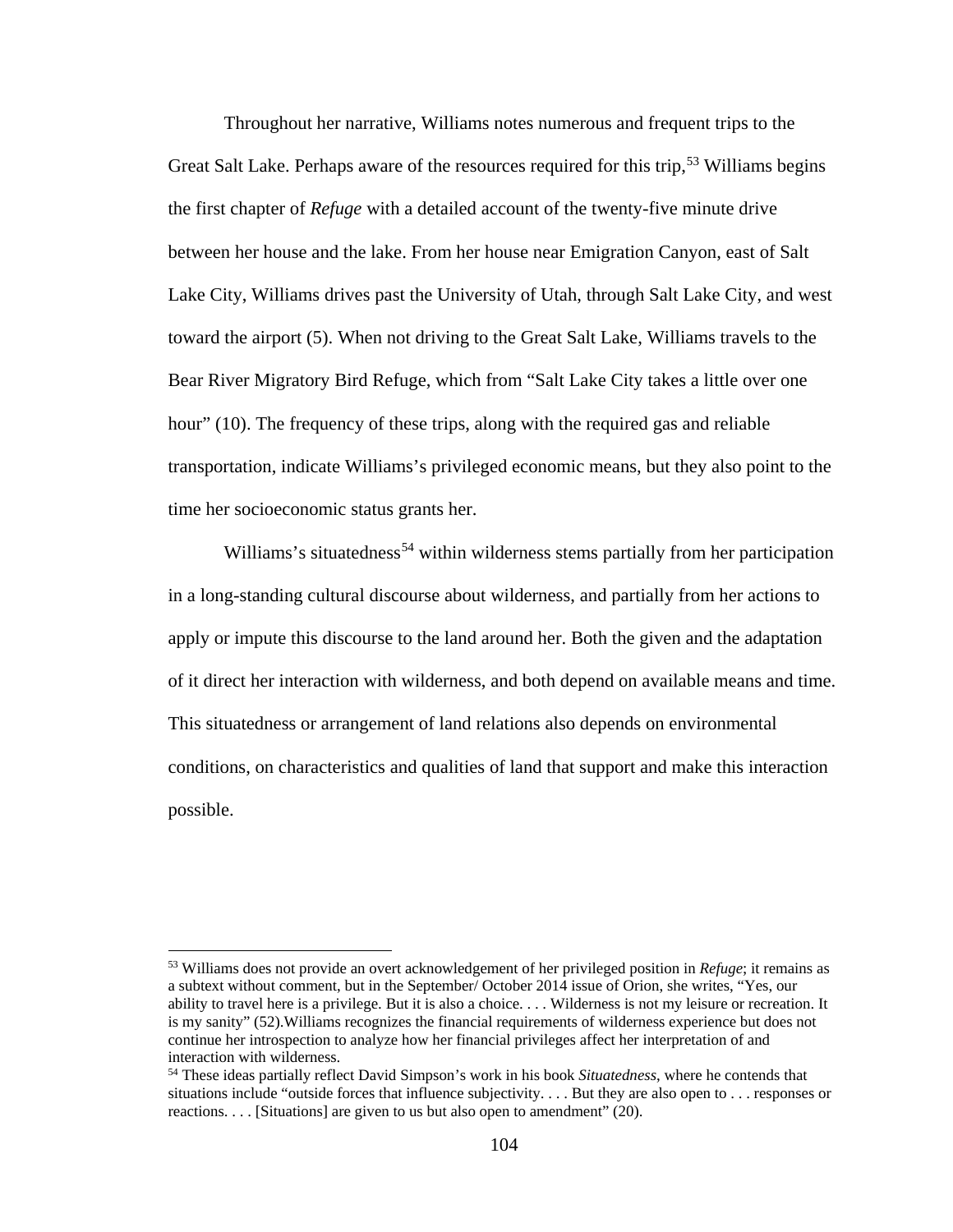Throughout her narrative, Williams notes numerous and frequent trips to the Great Salt Lake. Perhaps aware of the resources required for this trip,[53] Williams begins the first chapter of *Refuge* with a detailed account of the twenty-five minute drive between her house and the lake. From her house near Emigration Canyon, east of Salt Lake City, Williams drives past the University of Utah, through Salt Lake City, and west toward the airport (5). When not driving to the Great Salt Lake, Williams travels to the Bear River Migratory Bird Refuge, which from "Salt Lake City takes a little over one hour" (10). The frequency of these trips, along with the required gas and reliable transportation, indicate Williams's privileged economic means, but they also point to the time her socioeconomic status grants her.

Williams's situatedness[54] within wilderness stems partially from her participation in a long-standing cultural discourse about wilderness, and partially from her actions to apply or impute this discourse to the land around her. Both the given and the adaptation of it direct her interaction with wilderness, and both depend on available means and time. This situatedness or arrangement of land relations also depends on environmental conditions, on characteristics and qualities of land that support and make this interaction possible.

---

[53] Williams does not provide an overt acknowledgement of her privileged position in *Refuge*; it remains as a subtext without comment, but in the September/ October 2014 issue of Orion, she writes, "Yes, our ability to travel here is a privilege. But it is also a choice. . . . Wilderness is not my leisure or recreation. It is my sanity" (52).Williams recognizes the financial requirements of wilderness experience but does not continue her introspection to analyze how her financial privileges affect her interpretation of and interaction with wilderness.

[54] These ideas partially reflect David Simpson's work in his book *Situatedness*, where he contends that situations include "outside forces that influence subjectivity. . . . But they are also open to . . . responses or reactions. . . . [Situations] are given to us but also open to amendment" (20).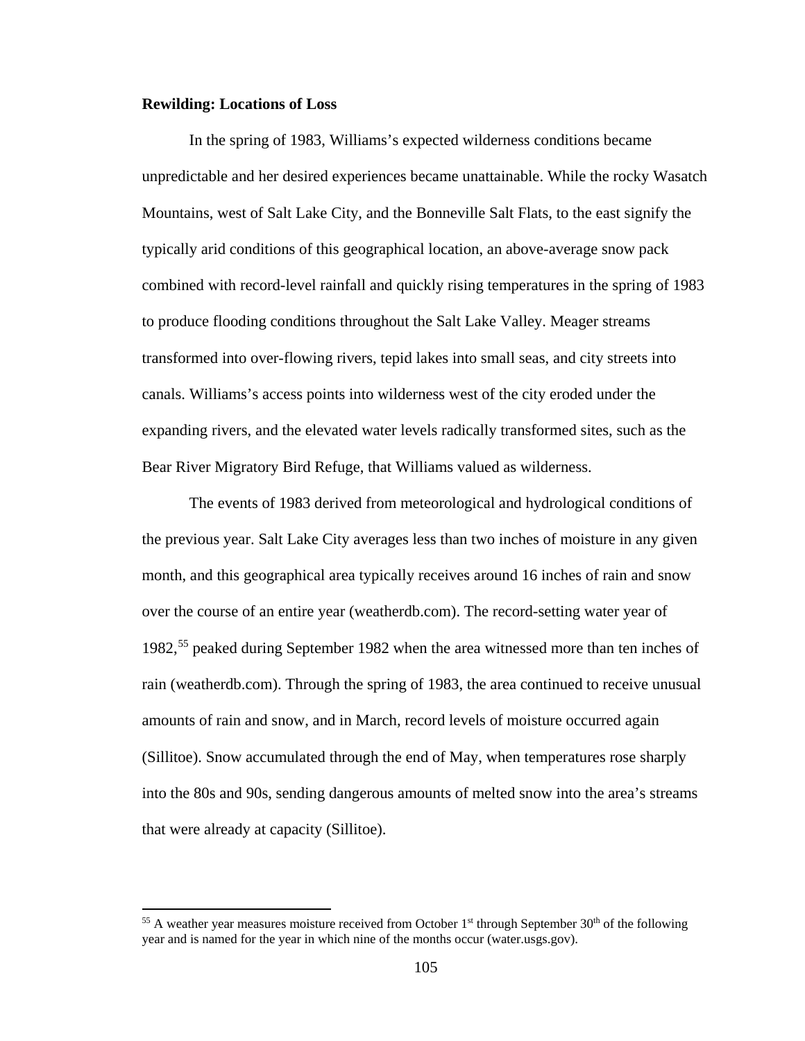**Rewilding: Locations of Loss**

In the spring of 1983, Williams's expected wilderness conditions became unpredictable and her desired experiences became unattainable. While the rocky Wasatch Mountains, west of Salt Lake City, and the Bonneville Salt Flats, to the east signify the typically arid conditions of this geographical location, an above-average snow pack combined with record-level rainfall and quickly rising temperatures in the spring of 1983 to produce flooding conditions throughout the Salt Lake Valley. Meager streams transformed into over-flowing rivers, tepid lakes into small seas, and city streets into canals. Williams's access points into wilderness west of the city eroded under the expanding rivers, and the elevated water levels radically transformed sites, such as the Bear River Migratory Bird Refuge, that Williams valued as wilderness.

The events of 1983 derived from meteorological and hydrological conditions of the previous year. Salt Lake City averages less than two inches of moisture in any given month, and this geographical area typically receives around 16 inches of rain and snow over the course of an entire year (weatherdb.com). The record-setting water year of 1982,[55] peaked during September 1982 when the area witnessed more than ten inches of rain (weatherdb.com). Through the spring of 1983, the area continued to receive unusual amounts of rain and snow, and in March, record levels of moisture occurred again (Sillitoe). Snow accumulated through the end of May, when temperatures rose sharply into the 80s and 90s, sending dangerous amounts of melted snow into the area's streams that were already at capacity (Sillitoe).

---

[55] A weather year measures moisture received from October 1st through September 30th of the following year and is named for the year in which nine of the months occur (water.usgs.gov).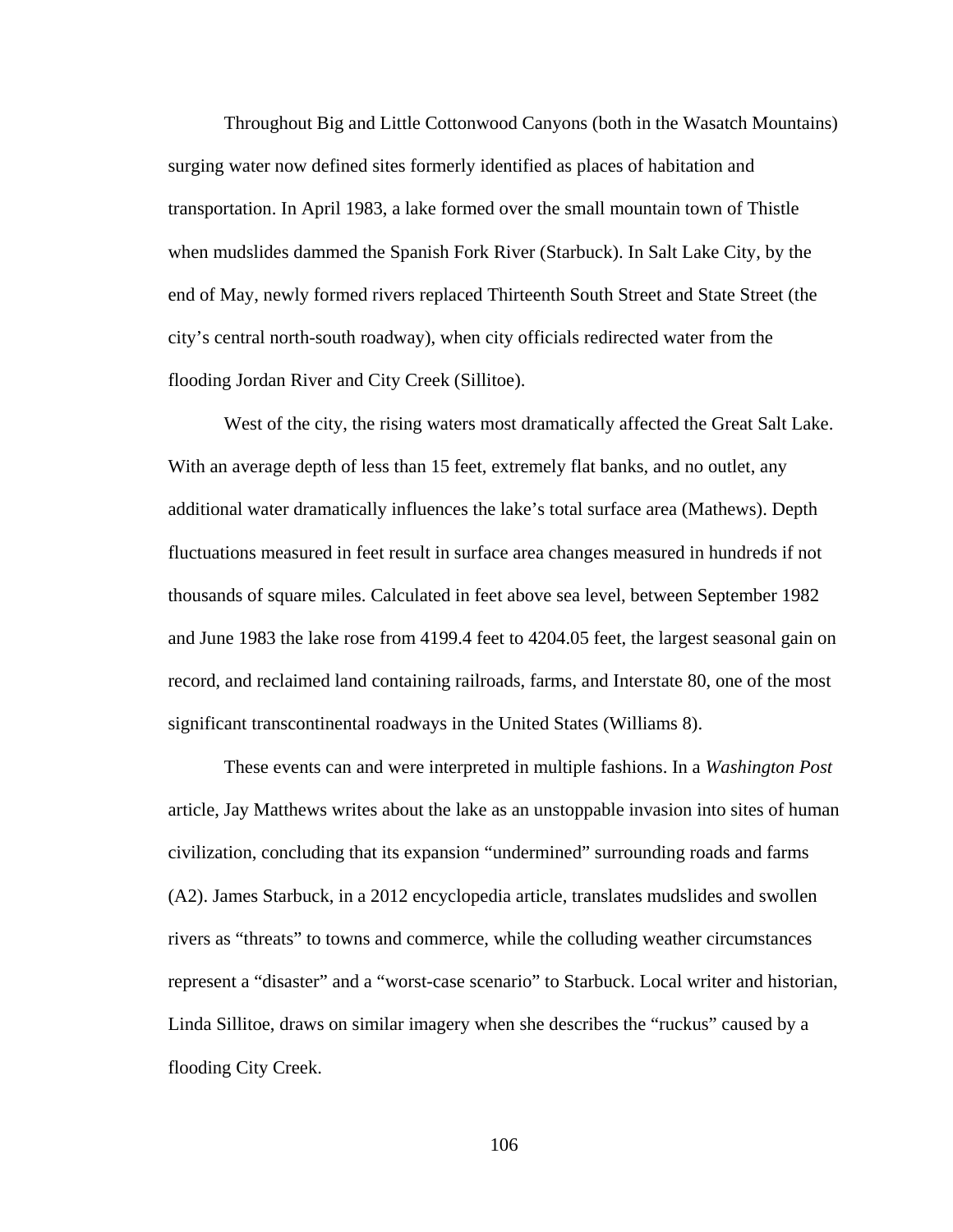Throughout Big and Little Cottonwood Canyons (both in the Wasatch Mountains) surging water now defined sites formerly identified as places of habitation and transportation. In April 1983, a lake formed over the small mountain town of Thistle when mudslides dammed the Spanish Fork River (Starbuck). In Salt Lake City, by the end of May, newly formed rivers replaced Thirteenth South Street and State Street (the city's central north-south roadway), when city officials redirected water from the flooding Jordan River and City Creek (Sillitoe).

West of the city, the rising waters most dramatically affected the Great Salt Lake. With an average depth of less than 15 feet, extremely flat banks, and no outlet, any additional water dramatically influences the lake's total surface area (Mathews). Depth fluctuations measured in feet result in surface area changes measured in hundreds if not thousands of square miles. Calculated in feet above sea level, between September 1982 and June 1983 the lake rose from 4199.4 feet to 4204.05 feet, the largest seasonal gain on record, and reclaimed land containing railroads, farms, and Interstate 80, one of the most significant transcontinental roadways in the United States (Williams 8).

These events can and were interpreted in multiple fashions. In a *Washington Post* article, Jay Matthews writes about the lake as an unstoppable invasion into sites of human civilization, concluding that its expansion "undermined" surrounding roads and farms (A2). James Starbuck, in a 2012 encyclopedia article, translates mudslides and swollen rivers as "threats" to towns and commerce, while the colluding weather circumstances represent a "disaster" and a "worst-case scenario" to Starbuck. Local writer and historian, Linda Sillitoe, draws on similar imagery when she describes the "ruckus" caused by a flooding City Creek.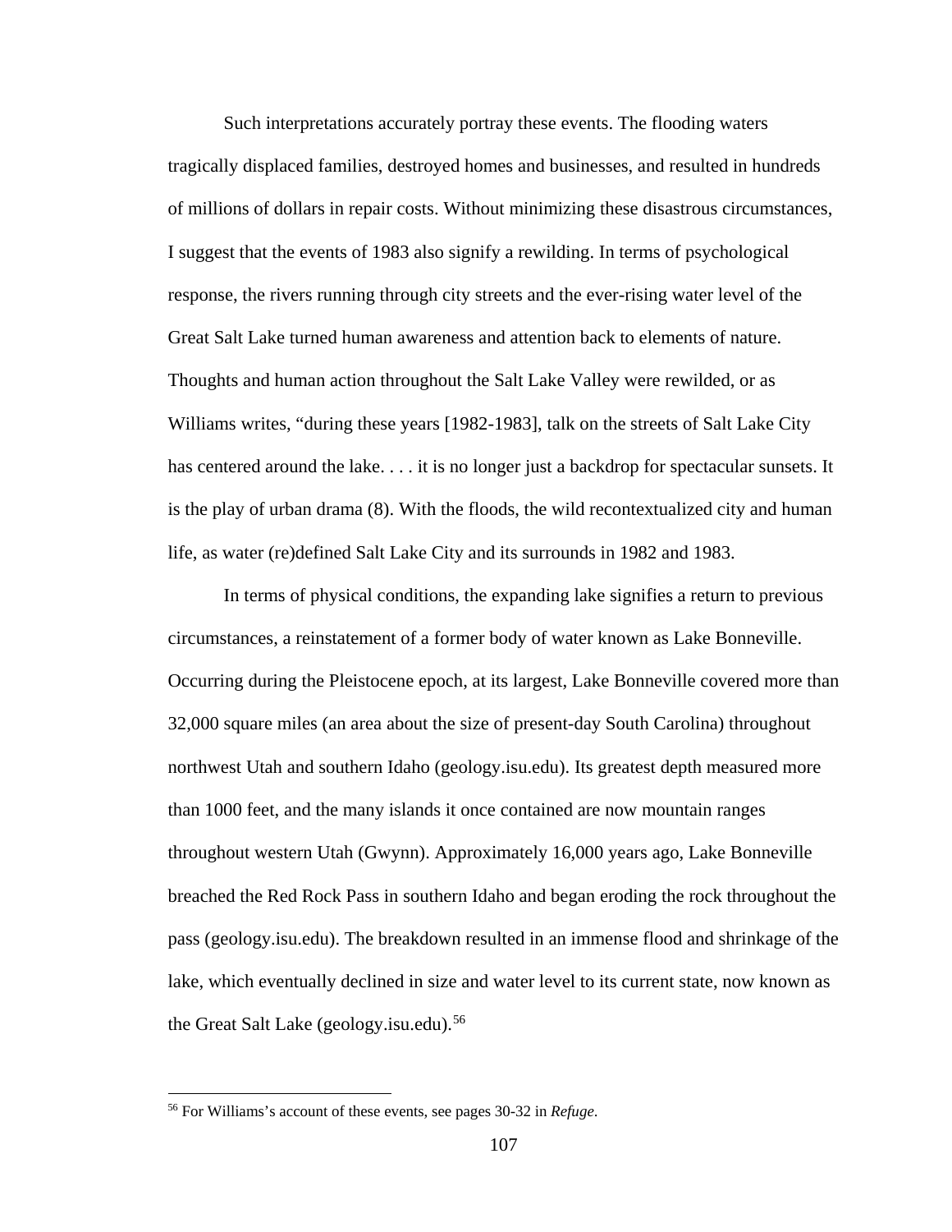Such interpretations accurately portray these events. The flooding waters tragically displaced families, destroyed homes and businesses, and resulted in hundreds of millions of dollars in repair costs. Without minimizing these disastrous circumstances, I suggest that the events of 1983 also signify a rewilding. In terms of psychological response, the rivers running through city streets and the ever-rising water level of the Great Salt Lake turned human awareness and attention back to elements of nature. Thoughts and human action throughout the Salt Lake Valley were rewilded, or as Williams writes, "during these years [1982-1983], talk on the streets of Salt Lake City has centered around the lake. . . . it is no longer just a backdrop for spectacular sunsets. It is the play of urban drama (8). With the floods, the wild recontextualized city and human life, as water (re)defined Salt Lake City and its surrounds in 1982 and 1983.

In terms of physical conditions, the expanding lake signifies a return to previous circumstances, a reinstatement of a former body of water known as Lake Bonneville. Occurring during the Pleistocene epoch, at its largest, Lake Bonneville covered more than 32,000 square miles (an area about the size of present-day South Carolina) throughout northwest Utah and southern Idaho (geology.isu.edu). Its greatest depth measured more than 1000 feet, and the many islands it once contained are now mountain ranges throughout western Utah (Gwynn). Approximately 16,000 years ago, Lake Bonneville breached the Red Rock Pass in southern Idaho and began eroding the rock throughout the pass (geology.isu.edu). The breakdown resulted in an immense flood and shrinkage of the lake, which eventually declined in size and water level to its current state, now known as the Great Salt Lake (geology.isu.edu).[56]

[56] For Williams's account of these events, see pages 30-32 in *Refuge*.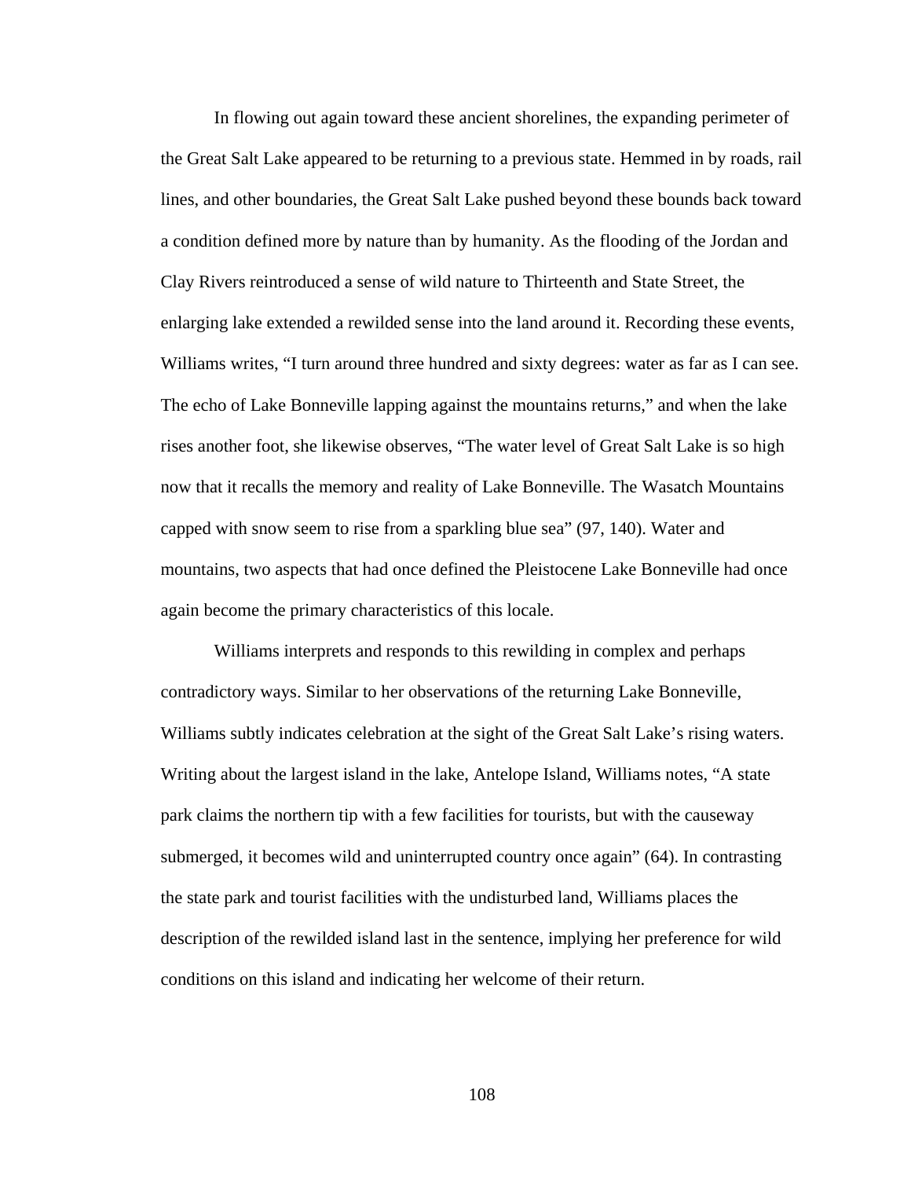In flowing out again toward these ancient shorelines, the expanding perimeter of the Great Salt Lake appeared to be returning to a previous state. Hemmed in by roads, rail lines, and other boundaries, the Great Salt Lake pushed beyond these bounds back toward a condition defined more by nature than by humanity. As the flooding of the Jordan and Clay Rivers reintroduced a sense of wild nature to Thirteenth and State Street, the enlarging lake extended a rewilded sense into the land around it. Recording these events, Williams writes, "I turn around three hundred and sixty degrees: water as far as I can see. The echo of Lake Bonneville lapping against the mountains returns," and when the lake rises another foot, she likewise observes, "The water level of Great Salt Lake is so high now that it recalls the memory and reality of Lake Bonneville. The Wasatch Mountains capped with snow seem to rise from a sparkling blue sea" (97, 140). Water and mountains, two aspects that had once defined the Pleistocene Lake Bonneville had once again become the primary characteristics of this locale.

Williams interprets and responds to this rewilding in complex and perhaps contradictory ways. Similar to her observations of the returning Lake Bonneville, Williams subtly indicates celebration at the sight of the Great Salt Lake's rising waters. Writing about the largest island in the lake, Antelope Island, Williams notes, "A state park claims the northern tip with a few facilities for tourists, but with the causeway submerged, it becomes wild and uninterrupted country once again" (64). In contrasting the state park and tourist facilities with the undisturbed land, Williams places the description of the rewilded island last in the sentence, implying her preference for wild conditions on this island and indicating her welcome of their return.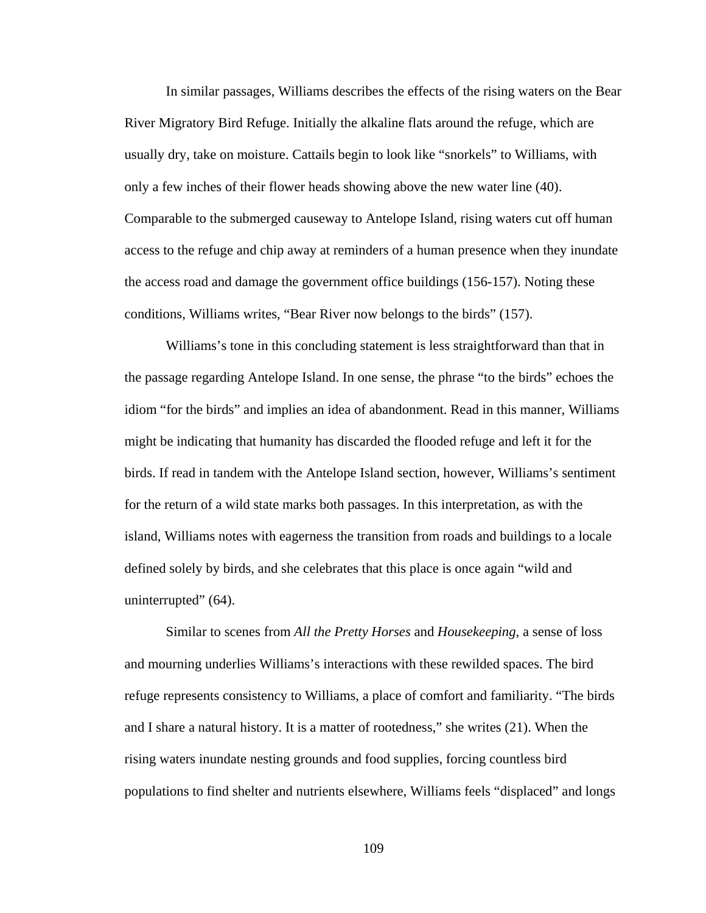In similar passages, Williams describes the effects of the rising waters on the Bear River Migratory Bird Refuge. Initially the alkaline flats around the refuge, which are usually dry, take on moisture. Cattails begin to look like "snorkels" to Williams, with only a few inches of their flower heads showing above the new water line (40). Comparable to the submerged causeway to Antelope Island, rising waters cut off human access to the refuge and chip away at reminders of a human presence when they inundate the access road and damage the government office buildings (156-157). Noting these conditions, Williams writes, "Bear River now belongs to the birds" (157).

Williams's tone in this concluding statement is less straightforward than that in the passage regarding Antelope Island. In one sense, the phrase "to the birds" echoes the idiom "for the birds" and implies an idea of abandonment. Read in this manner, Williams might be indicating that humanity has discarded the flooded refuge and left it for the birds. If read in tandem with the Antelope Island section, however, Williams's sentiment for the return of a wild state marks both passages. In this interpretation, as with the island, Williams notes with eagerness the transition from roads and buildings to a locale defined solely by birds, and she celebrates that this place is once again "wild and uninterrupted" (64).

Similar to scenes from *All the Pretty Horses* and *Housekeeping*, a sense of loss and mourning underlies Williams's interactions with these rewilded spaces. The bird refuge represents consistency to Williams, a place of comfort and familiarity. "The birds and I share a natural history. It is a matter of rootedness," she writes (21). When the rising waters inundate nesting grounds and food supplies, forcing countless bird populations to find shelter and nutrients elsewhere, Williams feels "displaced" and longs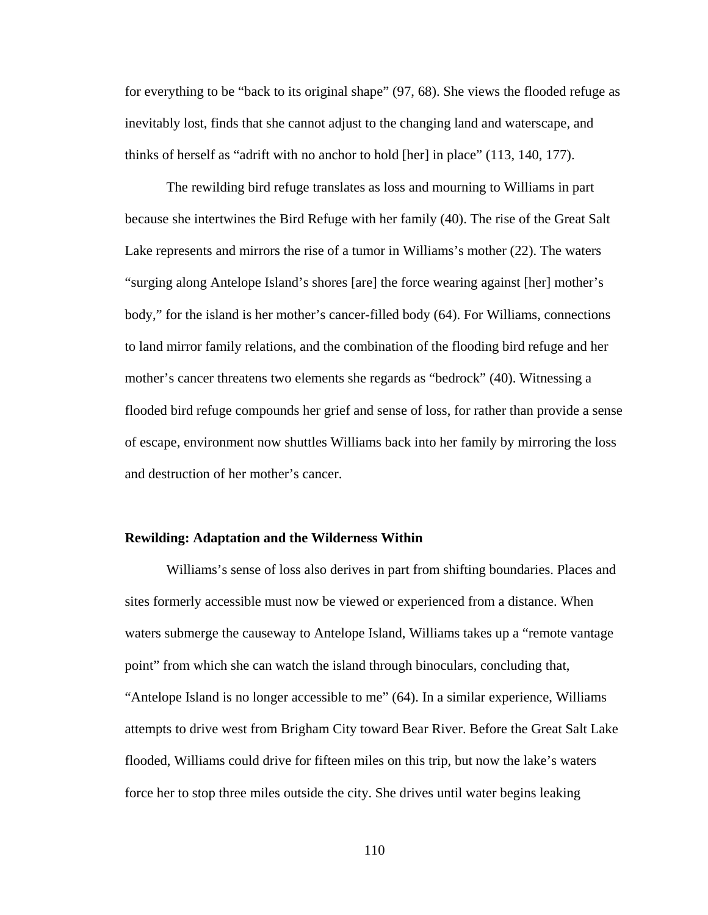for everything to be "back to its original shape" (97, 68). She views the flooded refuge as inevitably lost, finds that she cannot adjust to the changing land and waterscape, and thinks of herself as "adrift with no anchor to hold [her] in place" (113, 140, 177).

The rewilding bird refuge translates as loss and mourning to Williams in part because she intertwines the Bird Refuge with her family (40). The rise of the Great Salt Lake represents and mirrors the rise of a tumor in Williams's mother (22). The waters "surging along Antelope Island's shores [are] the force wearing against [her] mother's body," for the island is her mother's cancer-filled body (64). For Williams, connections to land mirror family relations, and the combination of the flooding bird refuge and her mother's cancer threatens two elements she regards as "bedrock" (40). Witnessing a flooded bird refuge compounds her grief and sense of loss, for rather than provide a sense of escape, environment now shuttles Williams back into her family by mirroring the loss and destruction of her mother's cancer.

### Rewilding: Adaptation and the Wilderness Within

Williams's sense of loss also derives in part from shifting boundaries. Places and sites formerly accessible must now be viewed or experienced from a distance. When waters submerge the causeway to Antelope Island, Williams takes up a "remote vantage point" from which she can watch the island through binoculars, concluding that, "Antelope Island is no longer accessible to me" (64). In a similar experience, Williams attempts to drive west from Brigham City toward Bear River. Before the Great Salt Lake flooded, Williams could drive for fifteen miles on this trip, but now the lake's waters force her to stop three miles outside the city. She drives until water begins leaking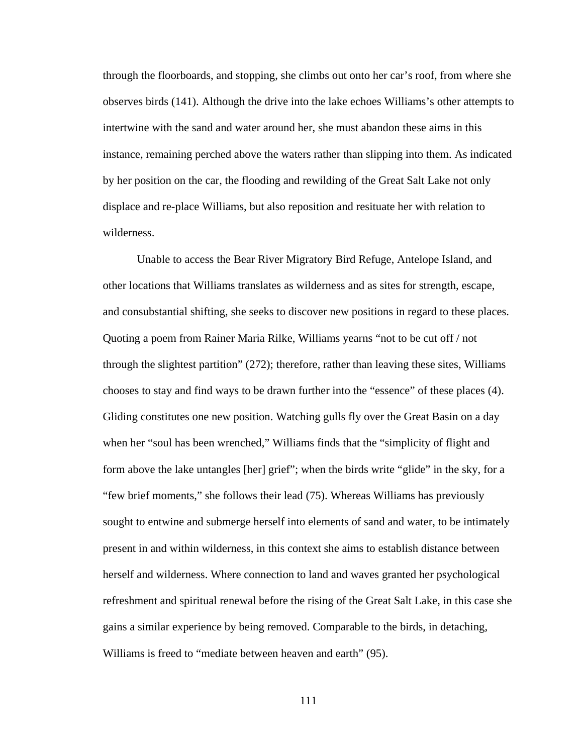through the floorboards, and stopping, she climbs out onto her car's roof, from where she observes birds (141). Although the drive into the lake echoes Williams's other attempts to intertwine with the sand and water around her, she must abandon these aims in this instance, remaining perched above the waters rather than slipping into them. As indicated by her position on the car, the flooding and rewilding of the Great Salt Lake not only displace and re-place Williams, but also reposition and resituate her with relation to wilderness.

Unable to access the Bear River Migratory Bird Refuge, Antelope Island, and other locations that Williams translates as wilderness and as sites for strength, escape, and consubstantial shifting, she seeks to discover new positions in regard to these places. Quoting a poem from Rainer Maria Rilke, Williams yearns "not to be cut off / not through the slightest partition" (272); therefore, rather than leaving these sites, Williams chooses to stay and find ways to be drawn further into the "essence" of these places (4). Gliding constitutes one new position. Watching gulls fly over the Great Basin on a day when her "soul has been wrenched," Williams finds that the "simplicity of flight and form above the lake untangles [her] grief"; when the birds write "glide" in the sky, for a "few brief moments," she follows their lead (75). Whereas Williams has previously sought to entwine and submerge herself into elements of sand and water, to be intimately present in and within wilderness, in this context she aims to establish distance between herself and wilderness. Where connection to land and waves granted her psychological refreshment and spiritual renewal before the rising of the Great Salt Lake, in this case she gains a similar experience by being removed. Comparable to the birds, in detaching, Williams is freed to "mediate between heaven and earth" (95).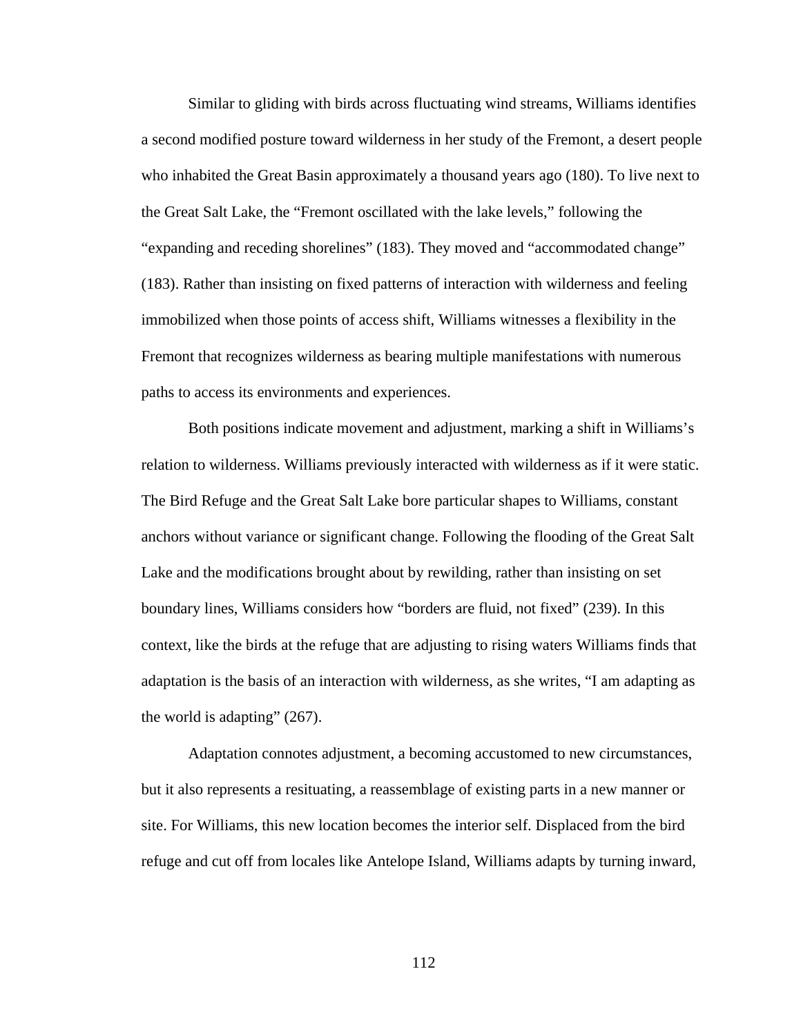Similar to gliding with birds across fluctuating wind streams, Williams identifies a second modified posture toward wilderness in her study of the Fremont, a desert people who inhabited the Great Basin approximately a thousand years ago (180). To live next to the Great Salt Lake, the "Fremont oscillated with the lake levels," following the "expanding and receding shorelines" (183). They moved and "accommodated change" (183). Rather than insisting on fixed patterns of interaction with wilderness and feeling immobilized when those points of access shift, Williams witnesses a flexibility in the Fremont that recognizes wilderness as bearing multiple manifestations with numerous paths to access its environments and experiences.

Both positions indicate movement and adjustment, marking a shift in Williams's relation to wilderness. Williams previously interacted with wilderness as if it were static. The Bird Refuge and the Great Salt Lake bore particular shapes to Williams, constant anchors without variance or significant change. Following the flooding of the Great Salt Lake and the modifications brought about by rewilding, rather than insisting on set boundary lines, Williams considers how "borders are fluid, not fixed" (239). In this context, like the birds at the refuge that are adjusting to rising waters Williams finds that adaptation is the basis of an interaction with wilderness, as she writes, "I am adapting as the world is adapting" (267).

Adaptation connotes adjustment, a becoming accustomed to new circumstances, but it also represents a resituating, a reassemblage of existing parts in a new manner or site. For Williams, this new location becomes the interior self. Displaced from the bird refuge and cut off from locales like Antelope Island, Williams adapts by turning inward,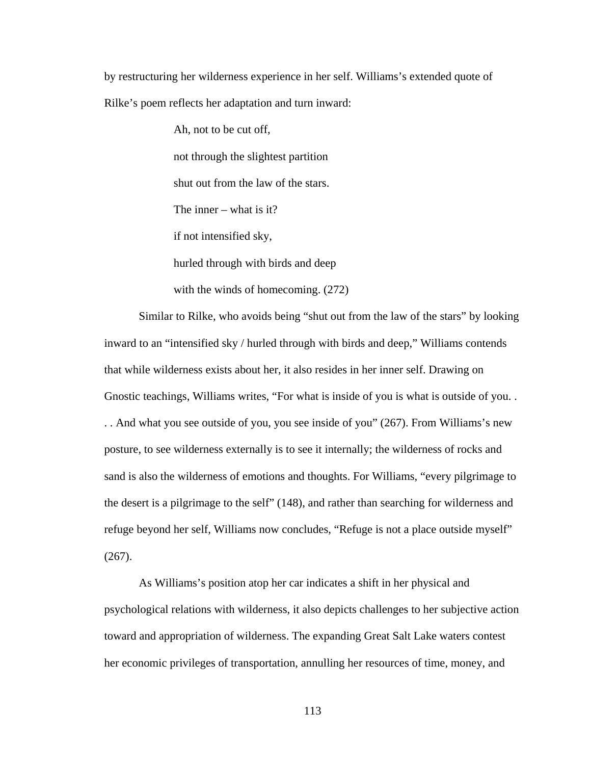by restructuring her wilderness experience in her self. Williams's extended quote of Rilke's poem reflects her adaptation and turn inward:

> Ah, not to be cut off,
>
> not through the slightest partition
>
> shut out from the law of the stars.
>
> The inner – what is it?
>
> if not intensified sky,
>
> hurled through with birds and deep
>
> with the winds of homecoming. (272)

Similar to Rilke, who avoids being "shut out from the law of the stars" by looking inward to an "intensified sky / hurled through with birds and deep," Williams contends that while wilderness exists about her, it also resides in her inner self. Drawing on Gnostic teachings, Williams writes, "For what is inside of you is what is outside of you. . . . And what you see outside of you, you see inside of you" (267). From Williams's new posture, to see wilderness externally is to see it internally; the wilderness of rocks and sand is also the wilderness of emotions and thoughts. For Williams, "every pilgrimage to the desert is a pilgrimage to the self" (148), and rather than searching for wilderness and refuge beyond her self, Williams now concludes, "Refuge is not a place outside myself" (267).

As Williams's position atop her car indicates a shift in her physical and psychological relations with wilderness, it also depicts challenges to her subjective action toward and appropriation of wilderness. The expanding Great Salt Lake waters contest her economic privileges of transportation, annulling her resources of time, money, and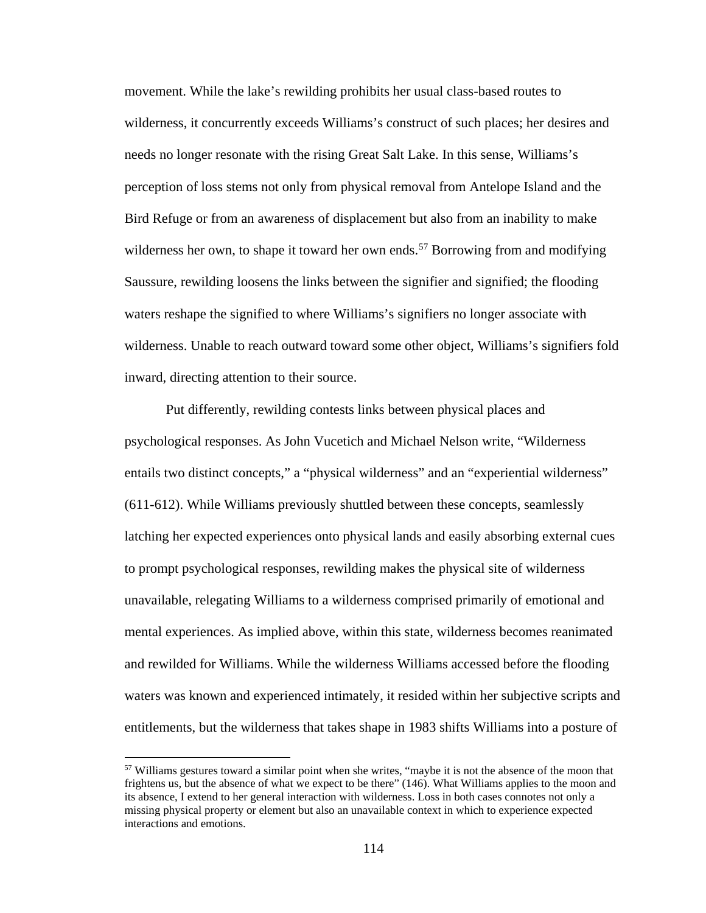movement. While the lake's rewilding prohibits her usual class-based routes to wilderness, it concurrently exceeds Williams's construct of such places; her desires and needs no longer resonate with the rising Great Salt Lake. In this sense, Williams's perception of loss stems not only from physical removal from Antelope Island and the Bird Refuge or from an awareness of displacement but also from an inability to make wilderness her own, to shape it toward her own ends.[57] Borrowing from and modifying Saussure, rewilding loosens the links between the signifier and signified; the flooding waters reshape the signified to where Williams's signifiers no longer associate with wilderness. Unable to reach outward toward some other object, Williams's signifiers fold inward, directing attention to their source.

Put differently, rewilding contests links between physical places and psychological responses. As John Vucetich and Michael Nelson write, "Wilderness entails two distinct concepts," a "physical wilderness" and an "experiential wilderness" (611-612). While Williams previously shuttled between these concepts, seamlessly latching her expected experiences onto physical lands and easily absorbing external cues to prompt psychological responses, rewilding makes the physical site of wilderness unavailable, relegating Williams to a wilderness comprised primarily of emotional and mental experiences. As implied above, within this state, wilderness becomes reanimated and rewilded for Williams. While the wilderness Williams accessed before the flooding waters was known and experienced intimately, it resided within her subjective scripts and entitlements, but the wilderness that takes shape in 1983 shifts Williams into a posture of

[57] Williams gestures toward a similar point when she writes, "maybe it is not the absence of the moon that frightens us, but the absence of what we expect to be there" (146). What Williams applies to the moon and its absence, I extend to her general interaction with wilderness. Loss in both cases connotes not only a missing physical property or element but also an unavailable context in which to experience expected interactions and emotions.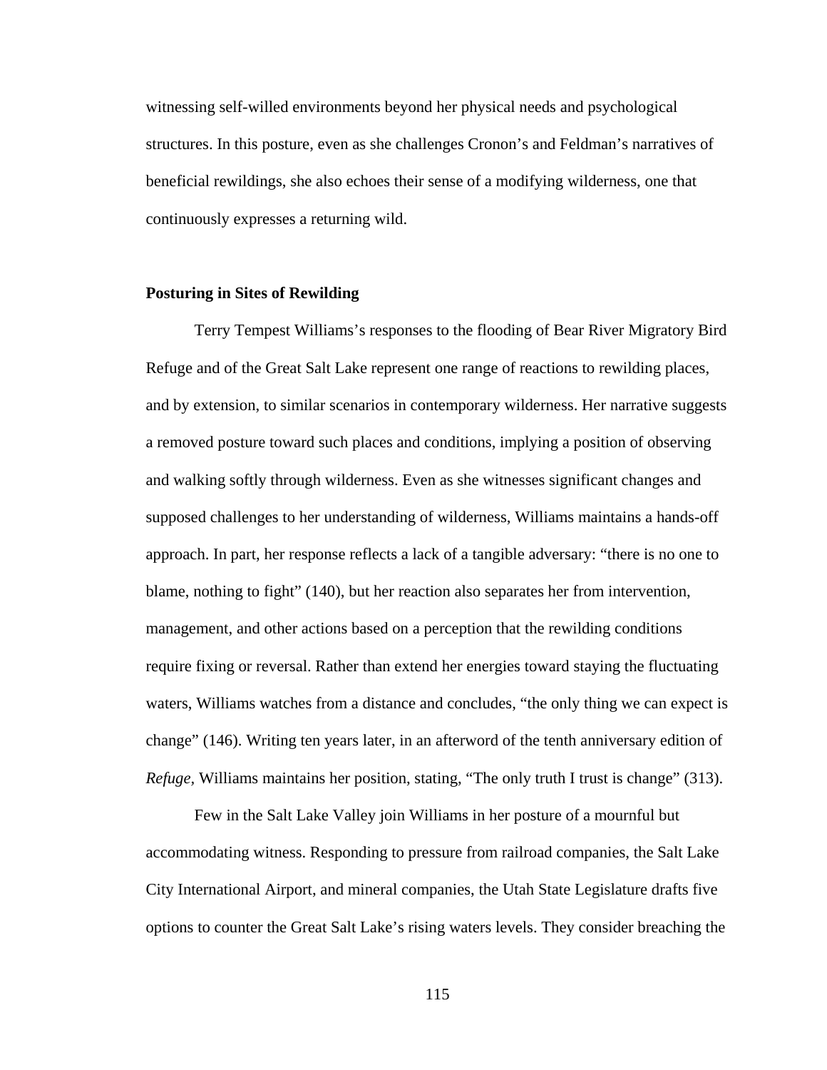witnessing self-willed environments beyond her physical needs and psychological structures. In this posture, even as she challenges Cronon's and Feldman's narratives of beneficial rewildings, she also echoes their sense of a modifying wilderness, one that continuously expresses a returning wild.

**Posturing in Sites of Rewilding**

Terry Tempest Williams's responses to the flooding of Bear River Migratory Bird Refuge and of the Great Salt Lake represent one range of reactions to rewilding places, and by extension, to similar scenarios in contemporary wilderness. Her narrative suggests a removed posture toward such places and conditions, implying a position of observing and walking softly through wilderness. Even as she witnesses significant changes and supposed challenges to her understanding of wilderness, Williams maintains a hands-off approach. In part, her response reflects a lack of a tangible adversary: "there is no one to blame, nothing to fight" (140), but her reaction also separates her from intervention, management, and other actions based on a perception that the rewilding conditions require fixing or reversal. Rather than extend her energies toward staying the fluctuating waters, Williams watches from a distance and concludes, "the only thing we can expect is change" (146). Writing ten years later, in an afterword of the tenth anniversary edition of *Refuge,* Williams maintains her position, stating, "The only truth I trust is change" (313).

Few in the Salt Lake Valley join Williams in her posture of a mournful but accommodating witness. Responding to pressure from railroad companies, the Salt Lake City International Airport, and mineral companies, the Utah State Legislature drafts five options to counter the Great Salt Lake's rising waters levels. They consider breaching the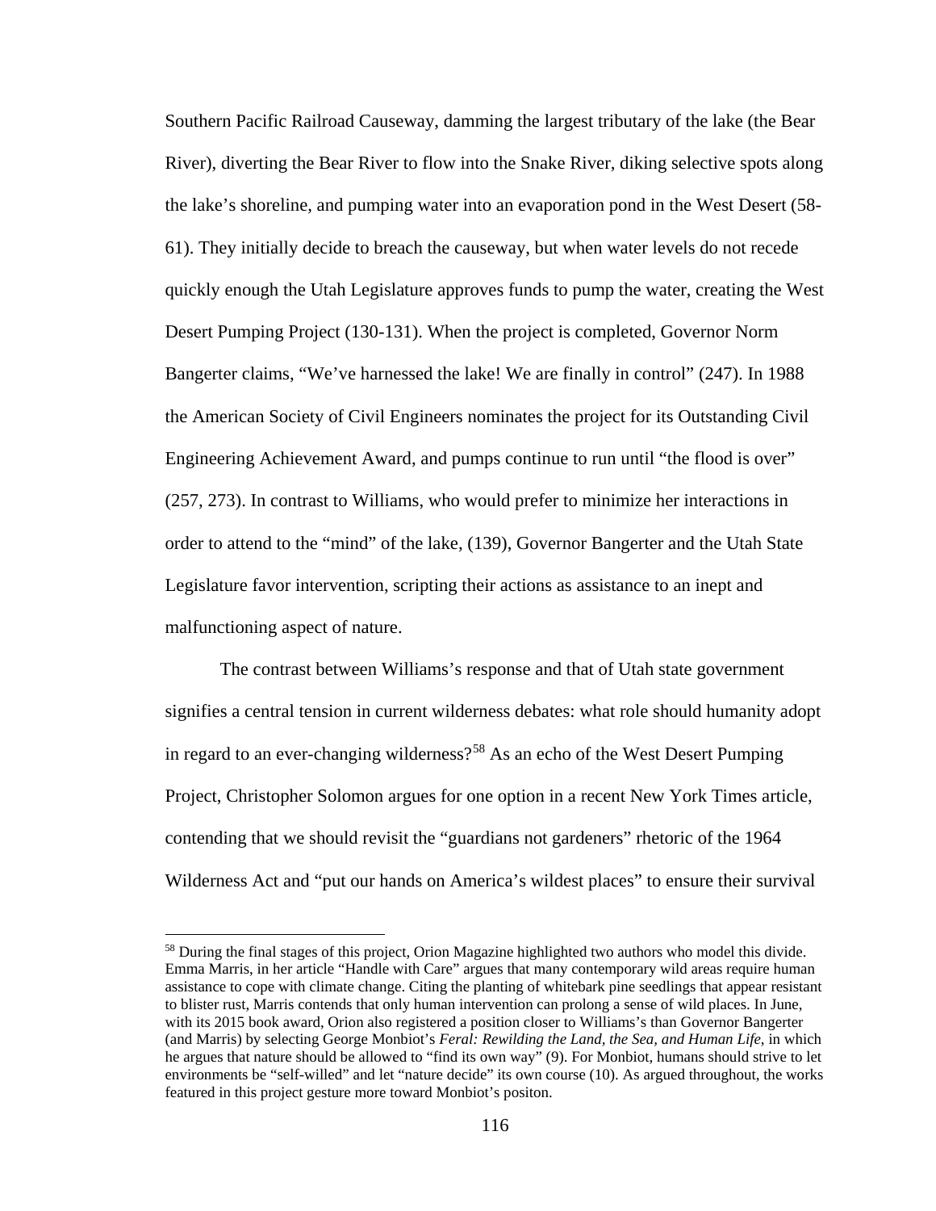Southern Pacific Railroad Causeway, damming the largest tributary of the lake (the Bear River), diverting the Bear River to flow into the Snake River, diking selective spots along the lake's shoreline, and pumping water into an evaporation pond in the West Desert (58-61). They initially decide to breach the causeway, but when water levels do not recede quickly enough the Utah Legislature approves funds to pump the water, creating the West Desert Pumping Project (130-131). When the project is completed, Governor Norm Bangerter claims, "We've harnessed the lake! We are finally in control" (247). In 1988 the American Society of Civil Engineers nominates the project for its Outstanding Civil Engineering Achievement Award, and pumps continue to run until "the flood is over" (257, 273). In contrast to Williams, who would prefer to minimize her interactions in order to attend to the "mind" of the lake, (139), Governor Bangerter and the Utah State Legislature favor intervention, scripting their actions as assistance to an inept and malfunctioning aspect of nature.

The contrast between Williams's response and that of Utah state government signifies a central tension in current wilderness debates: what role should humanity adopt in regard to an ever-changing wilderness?[58] As an echo of the West Desert Pumping Project, Christopher Solomon argues for one option in a recent New York Times article, contending that we should revisit the "guardians not gardeners" rhetoric of the 1964 Wilderness Act and "put our hands on America's wildest places" to ensure their survival

---

[58] During the final stages of this project, Orion Magazine highlighted two authors who model this divide. Emma Marris, in her article "Handle with Care" argues that many contemporary wild areas require human assistance to cope with climate change. Citing the planting of whitebark pine seedlings that appear resistant to blister rust, Marris contends that only human intervention can prolong a sense of wild places. In June, with its 2015 book award, Orion also registered a position closer to Williams's than Governor Bangerter (and Marris) by selecting George Monbiot's *Feral: Rewilding the Land, the Sea, and Human Life,* in which he argues that nature should be allowed to "find its own way" (9). For Monbiot, humans should strive to let environments be "self-willed" and let "nature decide" its own course (10). As argued throughout, the works featured in this project gesture more toward Monbiot's positon.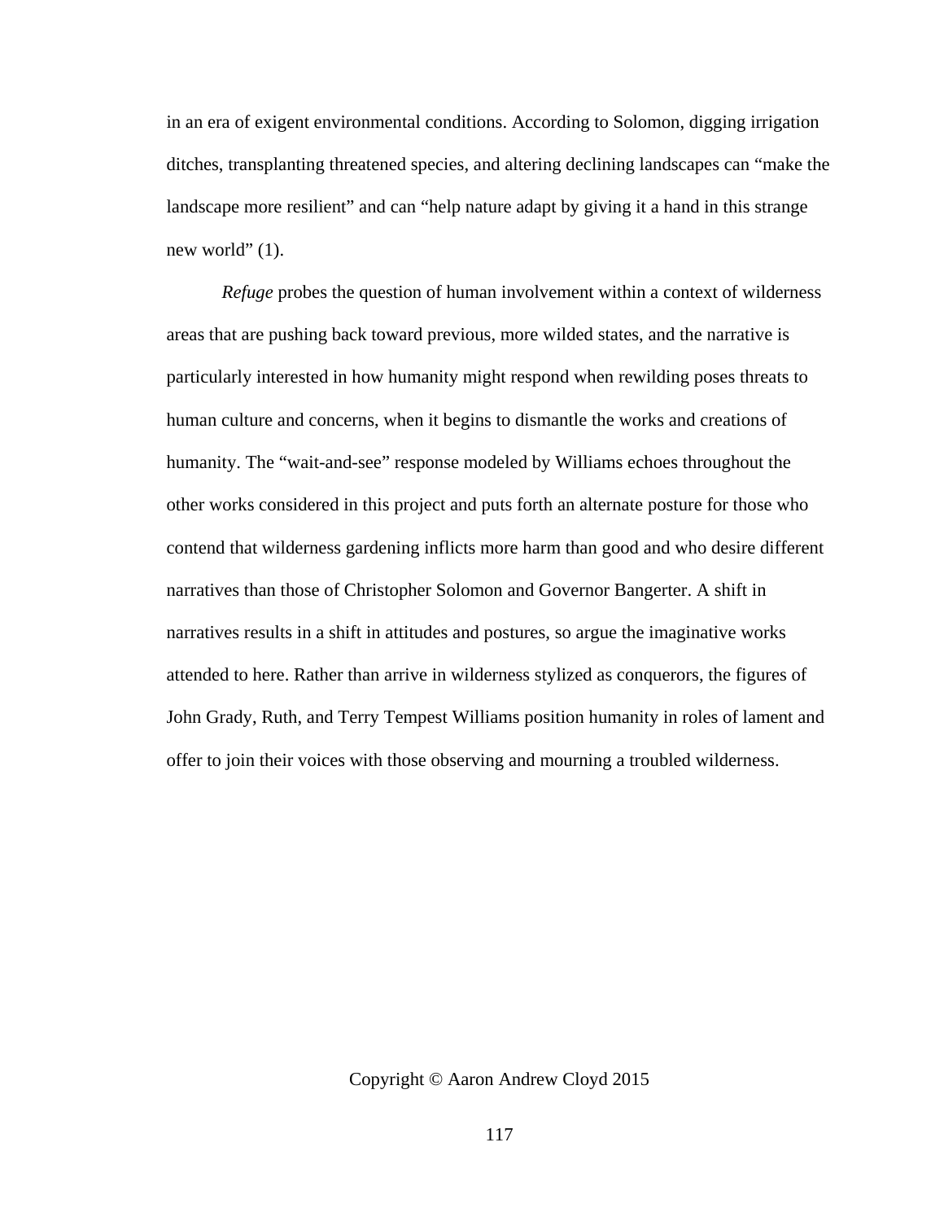in an era of exigent environmental conditions. According to Solomon, digging irrigation ditches, transplanting threatened species, and altering declining landscapes can "make the landscape more resilient" and can "help nature adapt by giving it a hand in this strange new world" (1).

*Refuge* probes the question of human involvement within a context of wilderness areas that are pushing back toward previous, more wilded states, and the narrative is particularly interested in how humanity might respond when rewilding poses threats to human culture and concerns, when it begins to dismantle the works and creations of humanity. The "wait-and-see" response modeled by Williams echoes throughout the other works considered in this project and puts forth an alternate posture for those who contend that wilderness gardening inflicts more harm than good and who desire different narratives than those of Christopher Solomon and Governor Bangerter. A shift in narratives results in a shift in attitudes and postures, so argue the imaginative works attended to here. Rather than arrive in wilderness stylized as conquerors, the figures of John Grady, Ruth, and Terry Tempest Williams position humanity in roles of lament and offer to join their voices with those observing and mourning a troubled wilderness.

Copyright © Aaron Andrew Cloyd 2015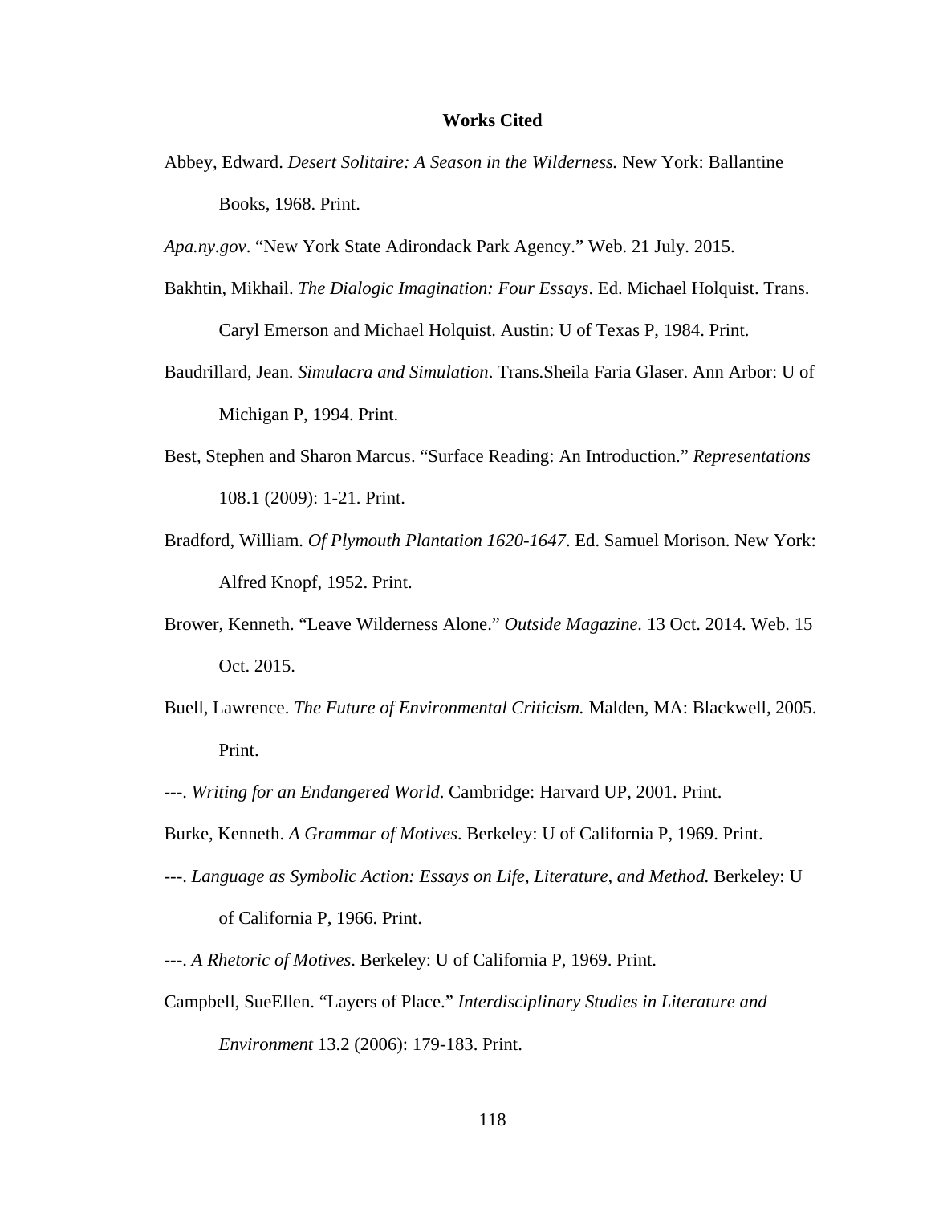## Works Cited

Abbey, Edward. *Desert Solitaire: A Season in the Wilderness.* New York: Ballantine Books, 1968. Print.

*Apa.ny.gov*. "New York State Adirondack Park Agency." Web. 21 July. 2015.

Bakhtin, Mikhail. *The Dialogic Imagination: Four Essays*. Ed. Michael Holquist. Trans. Caryl Emerson and Michael Holquist. Austin: U of Texas P, 1984. Print.

Baudrillard, Jean. *Simulacra and Simulation*. Trans.Sheila Faria Glaser. Ann Arbor: U of Michigan P, 1994. Print.

Best, Stephen and Sharon Marcus. "Surface Reading: An Introduction." *Representations* 108.1 (2009): 1-21. Print.

Bradford, William. *Of Plymouth Plantation 1620-1647*. Ed. Samuel Morison. New York: Alfred Knopf, 1952. Print.

Brower, Kenneth. "Leave Wilderness Alone." *Outside Magazine.* 13 Oct. 2014. Web. 15 Oct. 2015.

Buell, Lawrence. *The Future of Environmental Criticism.* Malden, MA: Blackwell, 2005. Print.

---. *Writing for an Endangered World*. Cambridge: Harvard UP, 2001. Print.

Burke, Kenneth. *A Grammar of Motives*. Berkeley: U of California P, 1969. Print.

---. *Language as Symbolic Action: Essays on Life, Literature, and Method.* Berkeley: U of California P, 1966. Print.

---. *A Rhetoric of Motives*. Berkeley: U of California P, 1969. Print.

Campbell, SueEllen. "Layers of Place." *Interdisciplinary Studies in Literature and Environment* 13.2 (2006): 179-183. Print.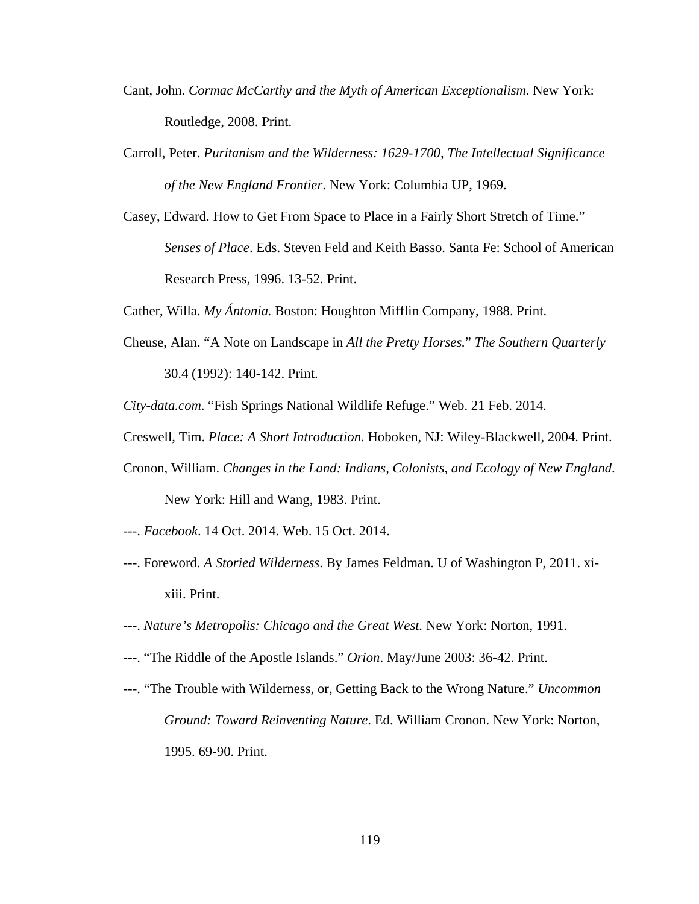Cant, John. *Cormac McCarthy and the Myth of American Exceptionalism*. New York: Routledge, 2008. Print.

Carroll, Peter. *Puritanism and the Wilderness: 1629-1700, The Intellectual Significance of the New England Frontier*. New York: Columbia UP, 1969.

Casey, Edward. How to Get From Space to Place in a Fairly Short Stretch of Time." *Senses of Place*. Eds. Steven Feld and Keith Basso. Santa Fe: School of American Research Press, 1996. 13-52. Print.

Cather, Willa. *My Ántonia.* Boston: Houghton Mifflin Company, 1988. Print.

Cheuse, Alan. "A Note on Landscape in *All the Pretty Horses.*" *The Southern Quarterly* 30.4 (1992): 140-142. Print.

*City-data.com*. "Fish Springs National Wildlife Refuge." Web. 21 Feb. 2014.

Creswell, Tim. *Place: A Short Introduction.* Hoboken, NJ: Wiley-Blackwell, 2004. Print.

Cronon, William. *Changes in the Land: Indians, Colonists, and Ecology of New England*. New York: Hill and Wang, 1983. Print.

---. *Facebook*. 14 Oct. 2014. Web. 15 Oct. 2014.

---. Foreword. *A Storied Wilderness*. By James Feldman. U of Washington P, 2011. xi-xiii. Print.

---. *Nature's Metropolis: Chicago and the Great West.* New York: Norton, 1991.

---. "The Riddle of the Apostle Islands." *Orion*. May/June 2003: 36-42. Print.

---. "The Trouble with Wilderness, or, Getting Back to the Wrong Nature." *Uncommon Ground: Toward Reinventing Nature*. Ed. William Cronon. New York: Norton, 1995. 69-90. Print.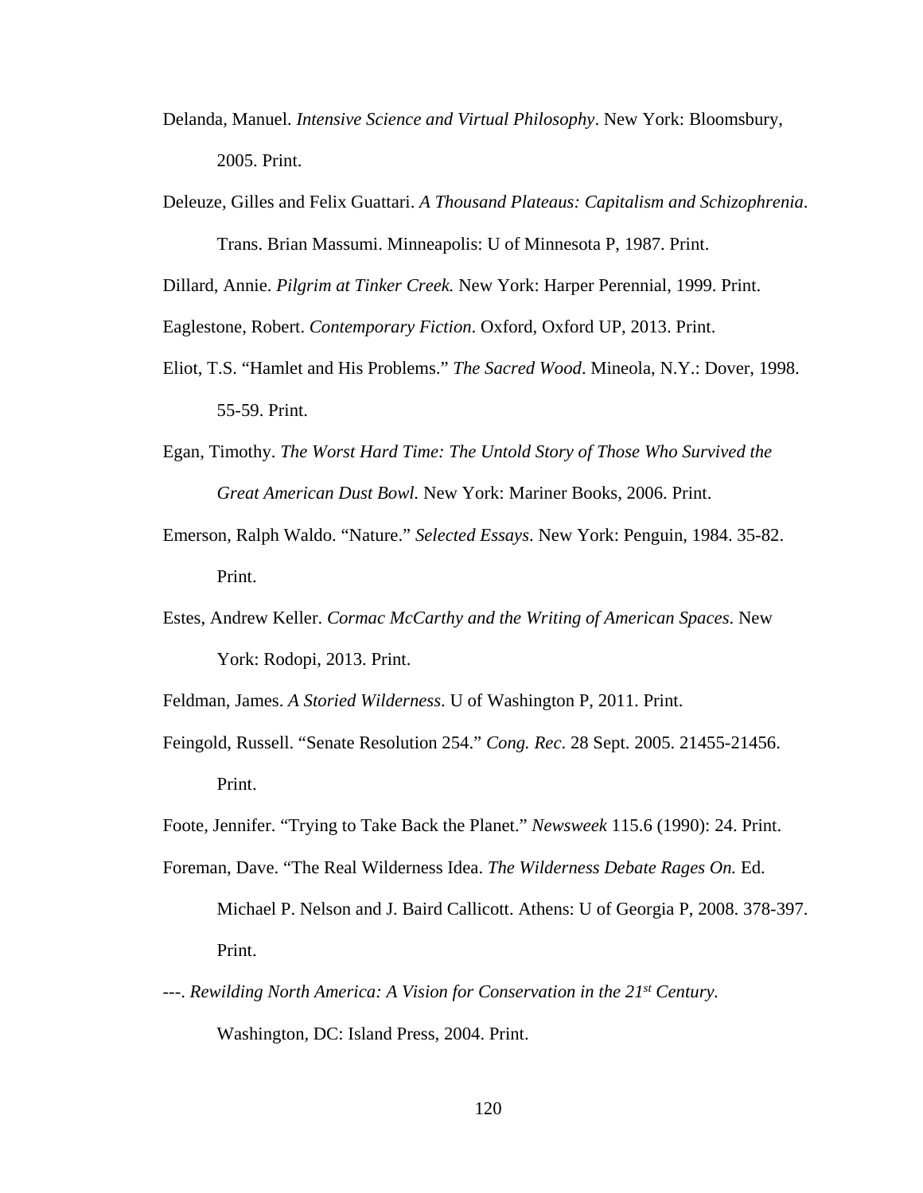Delanda, Manuel. *Intensive Science and Virtual Philosophy*. New York: Bloomsbury, 2005. Print.

Deleuze, Gilles and Felix Guattari. *A Thousand Plateaus: Capitalism and Schizophrenia*. Trans. Brian Massumi. Minneapolis: U of Minnesota P, 1987. Print.

Dillard, Annie. *Pilgrim at Tinker Creek.* New York: Harper Perennial, 1999. Print.

Eaglestone, Robert. *Contemporary Fiction*. Oxford, Oxford UP, 2013. Print.

Eliot, T.S. "Hamlet and His Problems." *The Sacred Wood*. Mineola, N.Y.: Dover, 1998. 55-59. Print.

Egan, Timothy. *The Worst Hard Time: The Untold Story of Those Who Survived the Great American Dust Bowl.* New York: Mariner Books, 2006. Print.

Emerson, Ralph Waldo. "Nature." *Selected Essays*. New York: Penguin, 1984. 35-82. Print.

Estes, Andrew Keller. *Cormac McCarthy and the Writing of American Spaces*. New York: Rodopi, 2013. Print.

Feldman, James. *A Storied Wilderness*. U of Washington P, 2011. Print.

Feingold, Russell. "Senate Resolution 254." *Cong. Rec*. 28 Sept. 2005. 21455-21456. Print.

Foote, Jennifer. "Trying to Take Back the Planet." *Newsweek* 115.6 (1990): 24. Print.

Foreman, Dave. "The Real Wilderness Idea. *The Wilderness Debate Rages On.* Ed. Michael P. Nelson and J. Baird Callicott. Athens: U of Georgia P, 2008. 378-397. Print.

---. *Rewilding North America: A Vision for Conservation in the 21st Century.* Washington, DC: Island Press, 2004. Print.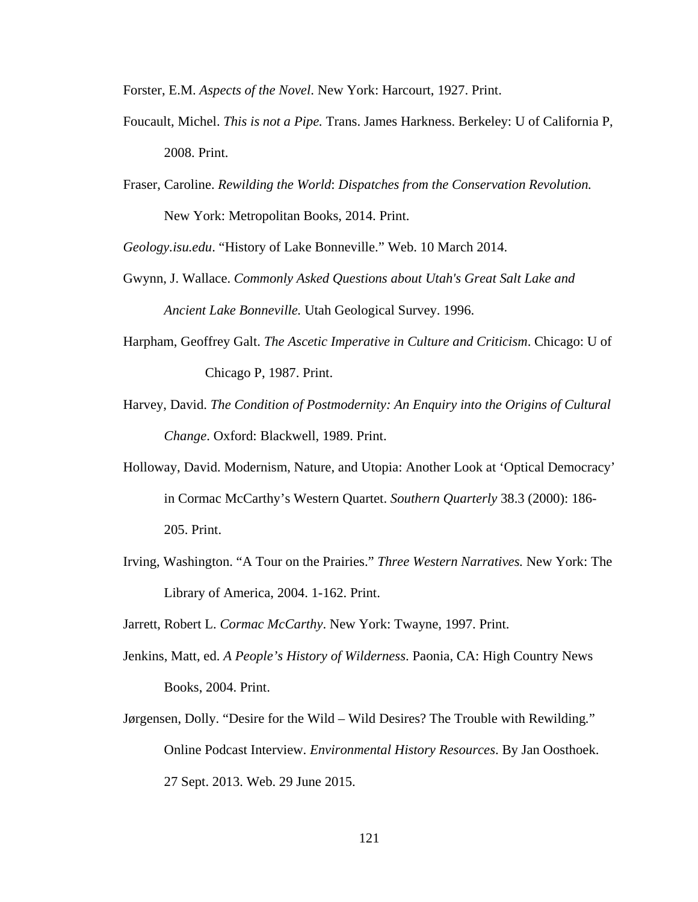Forster, E.M. *Aspects of the Novel*. New York: Harcourt, 1927. Print.

Foucault, Michel. *This is not a Pipe.* Trans. James Harkness. Berkeley: U of California P, 2008. Print.

Fraser, Caroline. *Rewilding the World*: *Dispatches from the Conservation Revolution.* New York: Metropolitan Books, 2014. Print.

*Geology.isu.edu*. "History of Lake Bonneville." Web. 10 March 2014.

Gwynn, J. Wallace. *Commonly Asked Questions about Utah's Great Salt Lake and Ancient Lake Bonneville.* Utah Geological Survey. 1996.

Harpham, Geoffrey Galt. *The Ascetic Imperative in Culture and Criticism*. Chicago: U of Chicago P, 1987. Print.

Harvey, David. *The Condition of Postmodernity: An Enquiry into the Origins of Cultural Change*. Oxford: Blackwell, 1989. Print.

Holloway, David. Modernism, Nature, and Utopia: Another Look at 'Optical Democracy' in Cormac McCarthy's Western Quartet. *Southern Quarterly* 38.3 (2000): 186-205. Print.

Irving, Washington. "A Tour on the Prairies." *Three Western Narratives.* New York: The Library of America, 2004. 1-162. Print.

Jarrett, Robert L. *Cormac McCarthy*. New York: Twayne, 1997. Print.

Jenkins, Matt, ed. *A People's History of Wilderness*. Paonia, CA: High Country News Books, 2004. Print.

Jørgensen, Dolly. "Desire for the Wild – Wild Desires? The Trouble with Rewilding." Online Podcast Interview. *Environmental History Resources*. By Jan Oosthoek. 27 Sept. 2013. Web. 29 June 2015.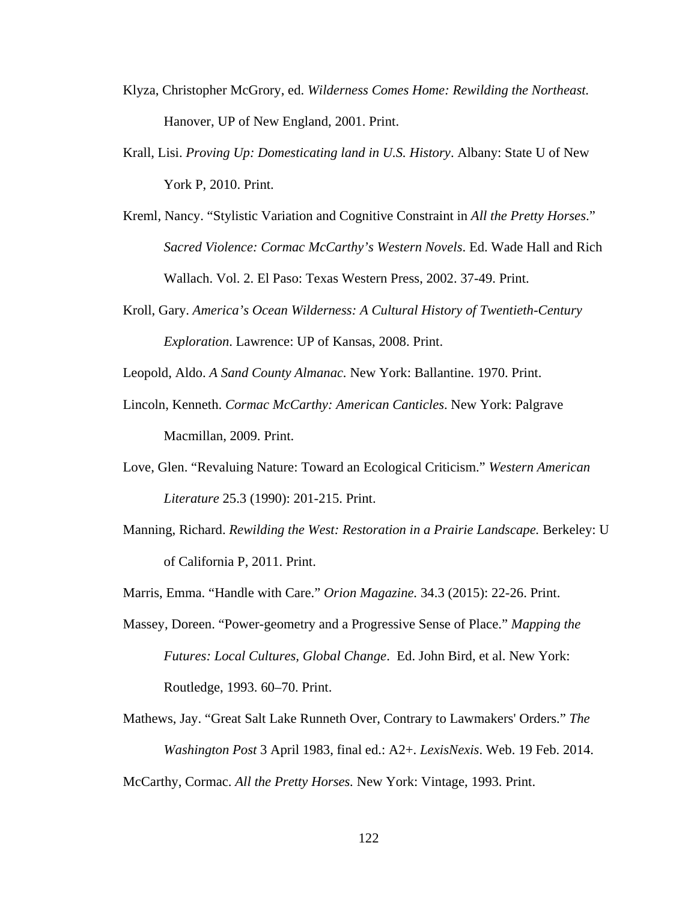Klyza, Christopher McGrory, ed. *Wilderness Comes Home: Rewilding the Northeast.* Hanover, UP of New England, 2001. Print.

Krall, Lisi. *Proving Up: Domesticating land in U.S. History*. Albany: State U of New York P, 2010. Print.

Kreml, Nancy. "Stylistic Variation and Cognitive Constraint in *All the Pretty Horses*." *Sacred Violence: Cormac McCarthy's Western Novels*. Ed. Wade Hall and Rich Wallach. Vol. 2. El Paso: Texas Western Press, 2002. 37-49. Print.

Kroll, Gary. *America's Ocean Wilderness: A Cultural History of Twentieth-Century Exploration*. Lawrence: UP of Kansas, 2008. Print.

Leopold, Aldo. *A Sand County Almanac.* New York: Ballantine. 1970. Print.

Lincoln, Kenneth. *Cormac McCarthy: American Canticles*. New York: Palgrave Macmillan, 2009. Print.

Love, Glen. "Revaluing Nature: Toward an Ecological Criticism." *Western American Literature* 25.3 (1990): 201-215. Print.

Manning, Richard. *Rewilding the West: Restoration in a Prairie Landscape.* Berkeley: U of California P, 2011. Print.

Marris, Emma. "Handle with Care." *Orion Magazine.* 34.3 (2015): 22-26. Print.

Massey, Doreen. "Power-geometry and a Progressive Sense of Place." *Mapping the Futures: Local Cultures, Global Change*. Ed. John Bird, et al. New York: Routledge, 1993. 60–70. Print.

Mathews, Jay. "Great Salt Lake Runneth Over, Contrary to Lawmakers' Orders." *The Washington Post* 3 April 1983, final ed.: A2+. *LexisNexis*. Web. 19 Feb. 2014.

McCarthy, Cormac. *All the Pretty Horses.* New York: Vintage, 1993. Print.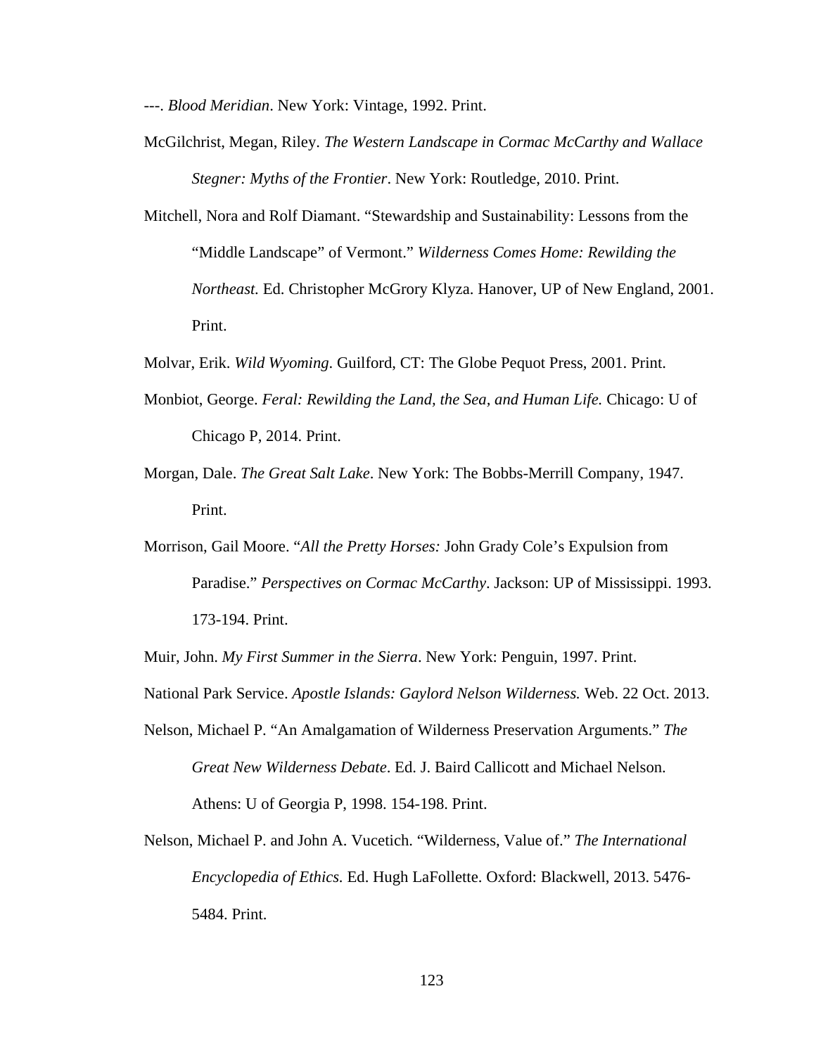---. *Blood Meridian*. New York: Vintage, 1992. Print.

McGilchrist, Megan, Riley. *The Western Landscape in Cormac McCarthy and Wallace Stegner: Myths of the Frontier*. New York: Routledge, 2010. Print.

Mitchell, Nora and Rolf Diamant. "Stewardship and Sustainability: Lessons from the "Middle Landscape" of Vermont." *Wilderness Comes Home: Rewilding the Northeast.* Ed. Christopher McGrory Klyza. Hanover, UP of New England, 2001. Print.

Molvar, Erik. *Wild Wyoming*. Guilford, CT: The Globe Pequot Press, 2001. Print.

Monbiot, George. *Feral: Rewilding the Land, the Sea, and Human Life.* Chicago: U of Chicago P, 2014. Print.

Morgan, Dale. *The Great Salt Lake*. New York: The Bobbs-Merrill Company, 1947. Print.

Morrison, Gail Moore. "*All the Pretty Horses:* John Grady Cole's Expulsion from Paradise." *Perspectives on Cormac McCarthy*. Jackson: UP of Mississippi. 1993. 173-194. Print.

Muir, John. *My First Summer in the Sierra*. New York: Penguin, 1997. Print.

National Park Service. *Apostle Islands: Gaylord Nelson Wilderness.* Web. 22 Oct. 2013.

Nelson, Michael P. "An Amalgamation of Wilderness Preservation Arguments." *The Great New Wilderness Debate*. Ed. J. Baird Callicott and Michael Nelson. Athens: U of Georgia P, 1998. 154-198. Print.

Nelson, Michael P. and John A. Vucetich. "Wilderness, Value of." *The International Encyclopedia of Ethics.* Ed. Hugh LaFollette. Oxford: Blackwell, 2013. 5476-5484. Print.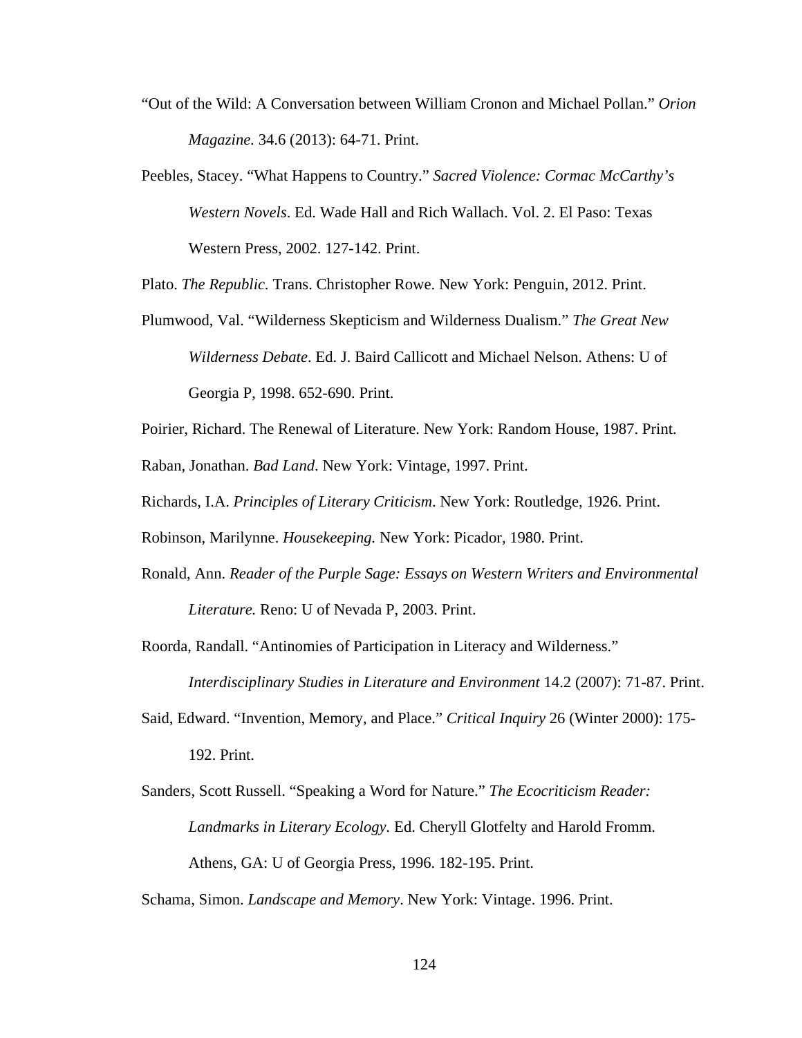“Out of the Wild: A Conversation between William Cronon and Michael Pollan.” *Orion Magazine.* 34.6 (2013): 64-71. Print.

Peebles, Stacey. “What Happens to Country.” *Sacred Violence: Cormac McCarthy’s Western Novels*. Ed. Wade Hall and Rich Wallach. Vol. 2. El Paso: Texas Western Press, 2002. 127-142. Print.

Plato. *The Republic.* Trans. Christopher Rowe. New York: Penguin, 2012. Print.

Plumwood, Val. “Wilderness Skepticism and Wilderness Dualism.” *The Great New Wilderness Debate*. Ed. J. Baird Callicott and Michael Nelson. Athens: U of Georgia P, 1998. 652-690. Print.

Poirier, Richard. The Renewal of Literature. New York: Random House, 1987. Print.

Raban, Jonathan. *Bad Land*. New York: Vintage, 1997. Print.

Richards, I.A. *Principles of Literary Criticism*. New York: Routledge, 1926. Print.

Robinson, Marilynne. *Housekeeping.* New York: Picador, 1980. Print.

Ronald, Ann. *Reader of the Purple Sage: Essays on Western Writers and Environmental Literature.* Reno: U of Nevada P, 2003. Print.

Roorda, Randall. “Antinomies of Participation in Literacy and Wilderness.” *Interdisciplinary Studies in Literature and Environment* 14.2 (2007): 71-87. Print.

Said, Edward. “Invention, Memory, and Place.” *Critical Inquiry* 26 (Winter 2000): 175-192. Print.

Sanders, Scott Russell. “Speaking a Word for Nature.” *The Ecocriticism Reader: Landmarks in Literary Ecology.* Ed. Cheryll Glotfelty and Harold Fromm. Athens, GA: U of Georgia Press, 1996. 182-195. Print.

Schama, Simon. *Landscape and Memory*. New York: Vintage. 1996. Print.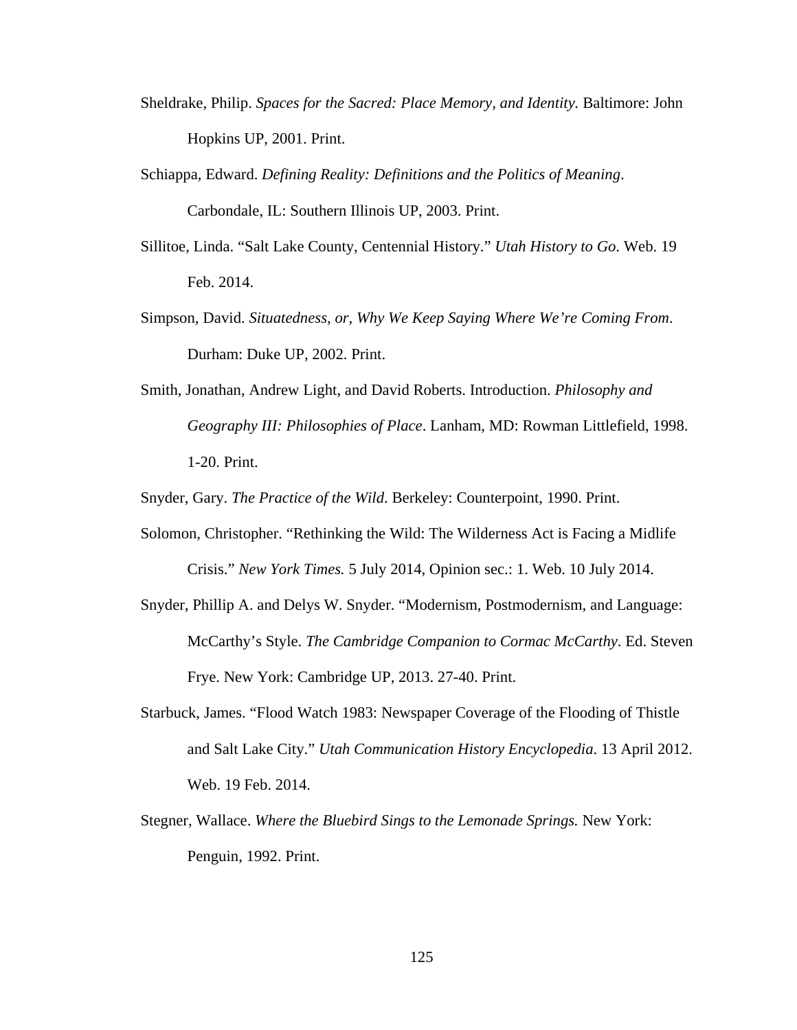Sheldrake, Philip. *Spaces for the Sacred: Place Memory, and Identity.* Baltimore: John Hopkins UP, 2001. Print.

Schiappa, Edward. *Defining Reality: Definitions and the Politics of Meaning*. Carbondale, IL: Southern Illinois UP, 2003. Print.

Sillitoe, Linda. "Salt Lake County, Centennial History." *Utah History to Go*. Web. 19 Feb. 2014.

Simpson, David. *Situatedness, or, Why We Keep Saying Where We're Coming From*. Durham: Duke UP, 2002. Print.

Smith, Jonathan, Andrew Light, and David Roberts. Introduction. *Philosophy and Geography III: Philosophies of Place*. Lanham, MD: Rowman Littlefield, 1998. 1-20. Print.

Snyder, Gary. *The Practice of the Wild*. Berkeley: Counterpoint, 1990. Print.

Solomon, Christopher. "Rethinking the Wild: The Wilderness Act is Facing a Midlife Crisis." *New York Times.* 5 July 2014, Opinion sec.: 1. Web. 10 July 2014.

Snyder, Phillip A. and Delys W. Snyder. "Modernism, Postmodernism, and Language: McCarthy's Style. *The Cambridge Companion to Cormac McCarthy*. Ed. Steven Frye. New York: Cambridge UP, 2013. 27-40. Print.

Starbuck, James. "Flood Watch 1983: Newspaper Coverage of the Flooding of Thistle and Salt Lake City." *Utah Communication History Encyclopedia*. 13 April 2012. Web. 19 Feb. 2014.

Stegner, Wallace. *Where the Bluebird Sings to the Lemonade Springs.* New York: Penguin, 1992. Print.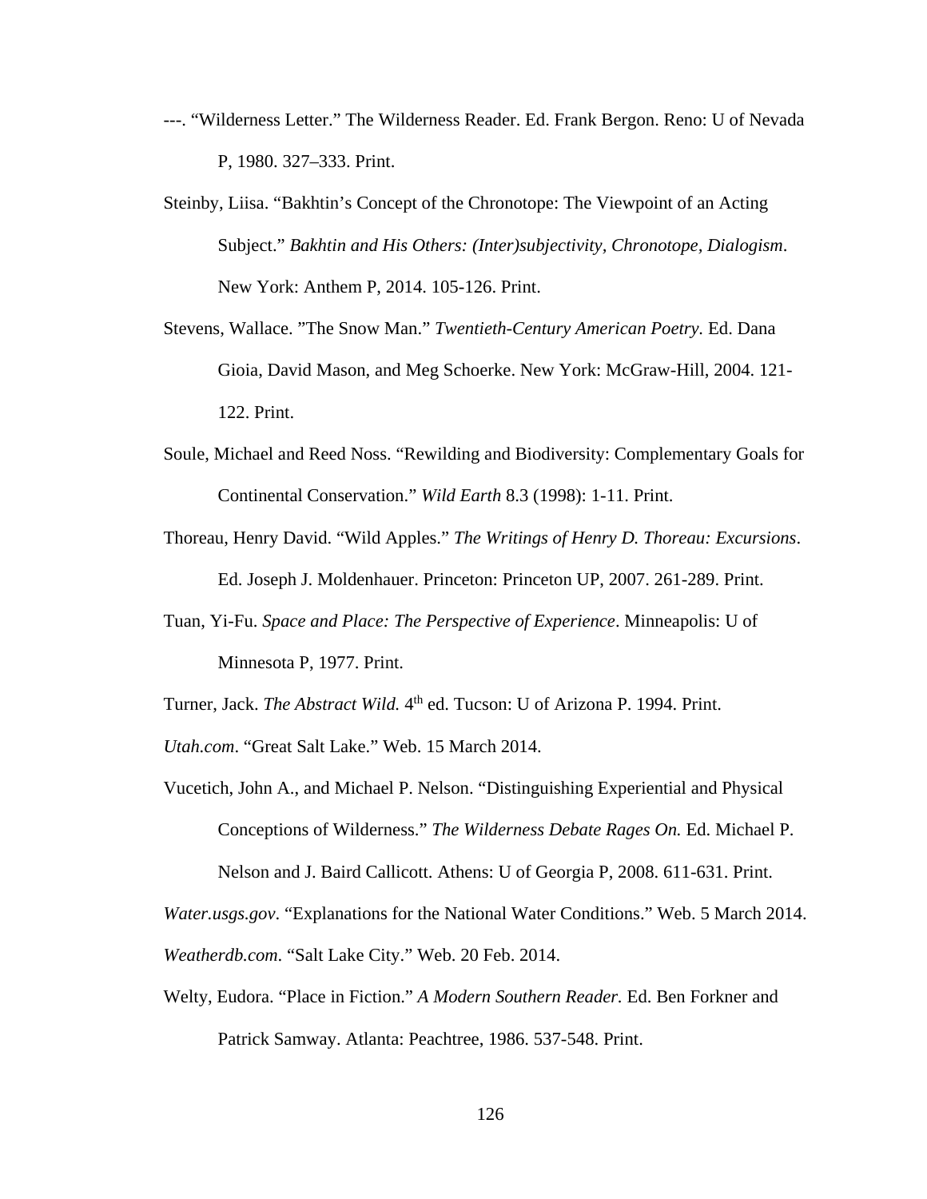---. "Wilderness Letter." The Wilderness Reader. Ed. Frank Bergon. Reno: U of Nevada P, 1980. 327–333. Print.

Steinby, Liisa. "Bakhtin's Concept of the Chronotope: The Viewpoint of an Acting Subject." *Bakhtin and His Others: (Inter)subjectivity, Chronotope, Dialogism*. New York: Anthem P, 2014. 105-126. Print.

Stevens, Wallace. "The Snow Man." *Twentieth-Century American Poetry.* Ed. Dana Gioia, David Mason, and Meg Schoerke. New York: McGraw-Hill, 2004. 121-122. Print.

Soule, Michael and Reed Noss. "Rewilding and Biodiversity: Complementary Goals for Continental Conservation." *Wild Earth* 8.3 (1998): 1-11. Print.

Thoreau, Henry David. "Wild Apples." *The Writings of Henry D. Thoreau: Excursions*. Ed. Joseph J. Moldenhauer. Princeton: Princeton UP, 2007. 261-289. Print.

Tuan, Yi-Fu. *Space and Place: The Perspective of Experience*. Minneapolis: U of Minnesota P, 1977. Print.

Turner, Jack. *The Abstract Wild.* 4th ed. Tucson: U of Arizona P. 1994. Print.

*Utah.com*. "Great Salt Lake." Web. 15 March 2014.

Vucetich, John A., and Michael P. Nelson. "Distinguishing Experiential and Physical Conceptions of Wilderness." *The Wilderness Debate Rages On.* Ed. Michael P. Nelson and J. Baird Callicott. Athens: U of Georgia P, 2008. 611-631. Print.

*Water.usgs.gov*. "Explanations for the National Water Conditions." Web. 5 March 2014.

*Weatherdb.com.* "Salt Lake City." Web. 20 Feb. 2014.

Welty, Eudora. "Place in Fiction." *A Modern Southern Reader.* Ed. Ben Forkner and Patrick Samway. Atlanta: Peachtree, 1986. 537-548. Print.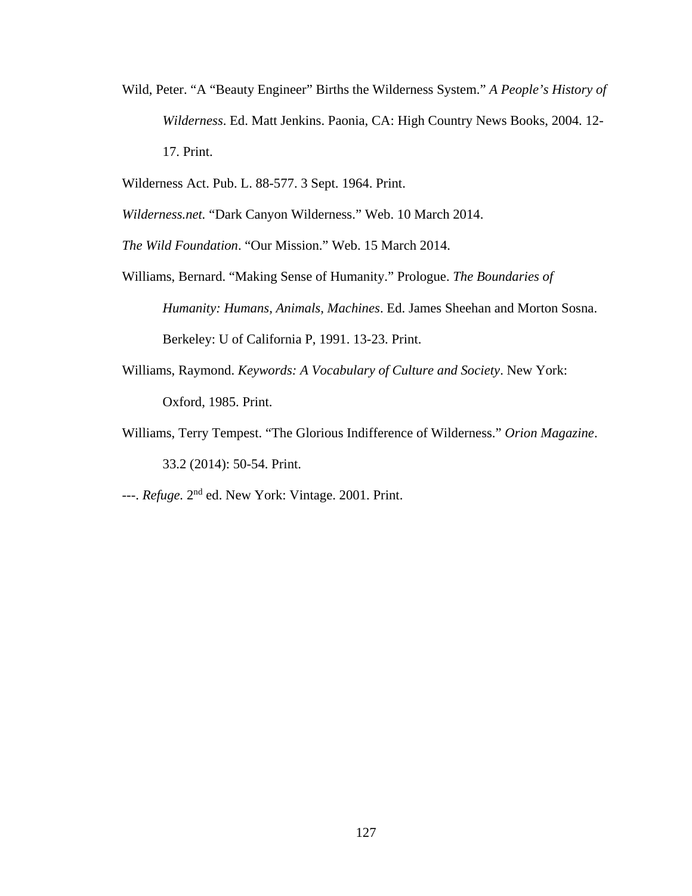Wild, Peter. "A "Beauty Engineer" Births the Wilderness System." *A People's History of Wilderness*. Ed. Matt Jenkins. Paonia, CA: High Country News Books, 2004. 12-17. Print.

Wilderness Act. Pub. L. 88-577. 3 Sept. 1964. Print.

*Wilderness.net*. "Dark Canyon Wilderness." Web. 10 March 2014.

*The Wild Foundation*. "Our Mission." Web. 15 March 2014.

Williams, Bernard. "Making Sense of Humanity." Prologue. *The Boundaries of Humanity: Humans, Animals, Machines*. Ed. James Sheehan and Morton Sosna. Berkeley: U of California P, 1991. 13-23. Print.

Williams, Raymond. *Keywords: A Vocabulary of Culture and Society*. New York: Oxford, 1985. Print.

Williams, Terry Tempest. "The Glorious Indifference of Wilderness." *Orion Magazine*. 33.2 (2014): 50-54. Print.

---. *Refuge*. 2nd ed. New York: Vintage. 2001. Print.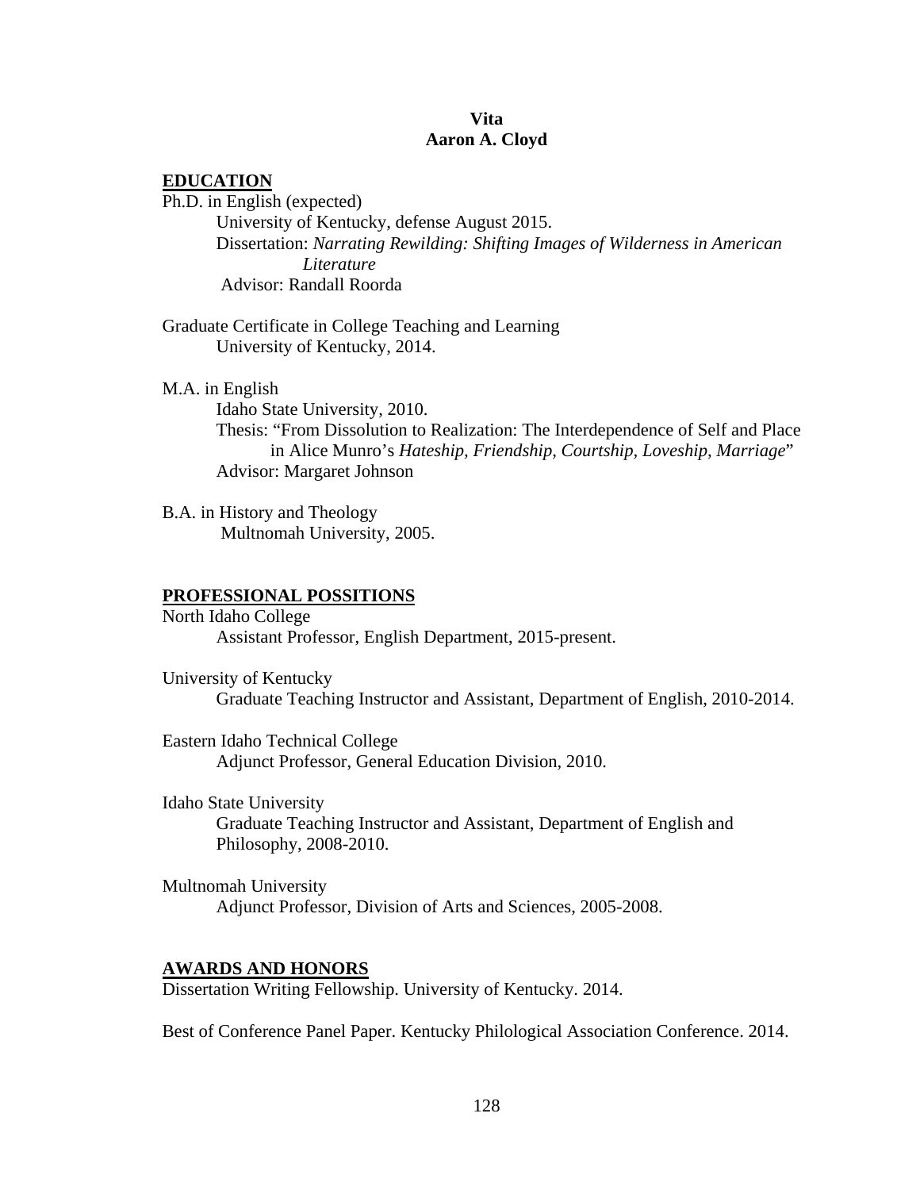# Vita
# Aaron A. Cloyd

## EDUCATION

Ph.D. in English (expected)
University of Kentucky, defense August 2015.
Dissertation: *Narrating Rewilding: Shifting Images of Wilderness in American Literature*
Advisor: Randall Roorda

Graduate Certificate in College Teaching and Learning
University of Kentucky, 2014.

M.A. in English
Idaho State University, 2010.
Thesis: "From Dissolution to Realization: The Interdependence of Self and Place in Alice Munro's *Hateship, Friendship, Courtship, Loveship, Marriage*"
Advisor: Margaret Johnson

B.A. in History and Theology
Multnomah University, 2005.

## PROFESSIONAL POSSITIONS

North Idaho College
Assistant Professor, English Department, 2015-present.

University of Kentucky
Graduate Teaching Instructor and Assistant, Department of English, 2010-2014.

Eastern Idaho Technical College
Adjunct Professor, General Education Division, 2010.

Idaho State University
Graduate Teaching Instructor and Assistant, Department of English and Philosophy, 2008-2010.

Multnomah University
Adjunct Professor, Division of Arts and Sciences, 2005-2008.

## AWARDS AND HONORS

Dissertation Writing Fellowship. University of Kentucky. 2014.

Best of Conference Panel Paper. Kentucky Philological Association Conference. 2014.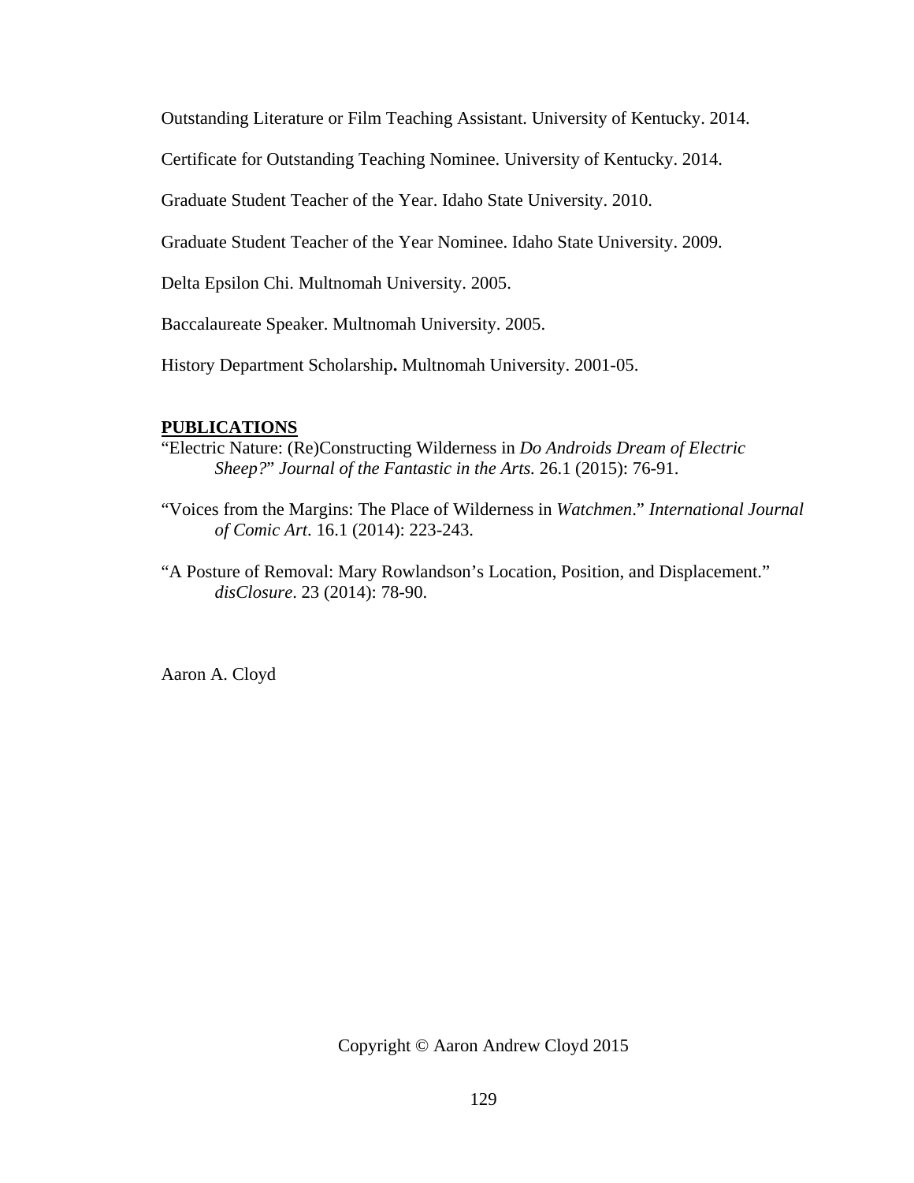Outstanding Literature or Film Teaching Assistant. University of Kentucky. 2014.

Certificate for Outstanding Teaching Nominee. University of Kentucky. 2014.

Graduate Student Teacher of the Year. Idaho State University. 2010.

Graduate Student Teacher of the Year Nominee. Idaho State University. 2009.

Delta Epsilon Chi. Multnomah University. 2005.

Baccalaureate Speaker. Multnomah University. 2005.

History Department Scholarship**.** Multnomah University. 2001-05.

**PUBLICATIONS**

"Electric Nature: (Re)Constructing Wilderness in *Do Androids Dream of Electric Sheep?*" *Journal of the Fantastic in the Arts*. 26.1 (2015): 76-91.

"Voices from the Margins: The Place of Wilderness in *Watchmen*." *International Journal of Comic Art*. 16.1 (2014): 223-243.

"A Posture of Removal: Mary Rowlandson's Location, Position, and Displacement." *disClosure*. 23 (2014): 78-90.

Aaron A. Cloyd

Copyright © Aaron Andrew Cloyd 2015